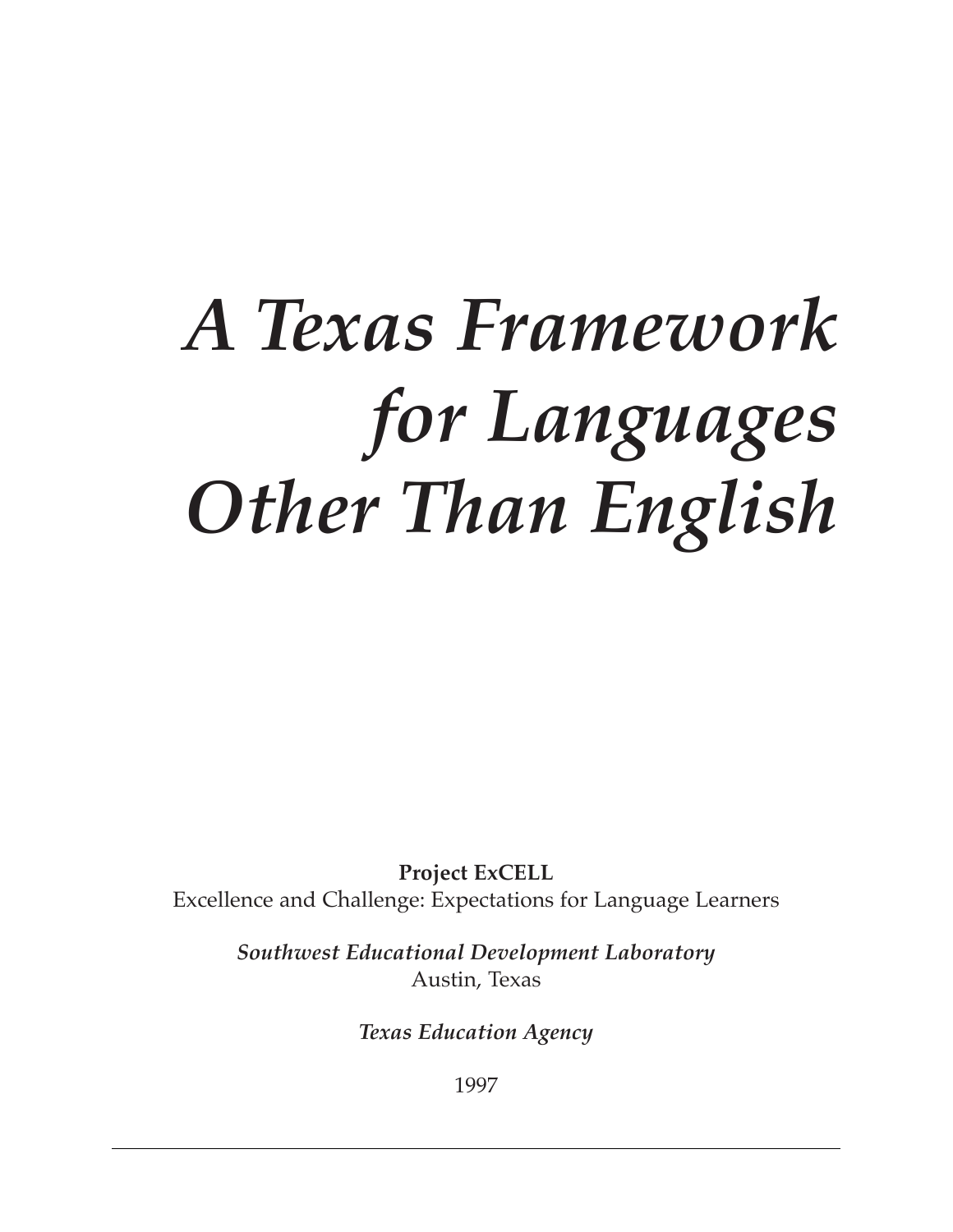# *A Texas Framework for Languages Other Than English*

**Project ExCELL**
Excellence and Challenge: Expectations for Language Learners

***Southwest Educational Development Laboratory***
Austin, Texas

***Texas Education Agency***

1997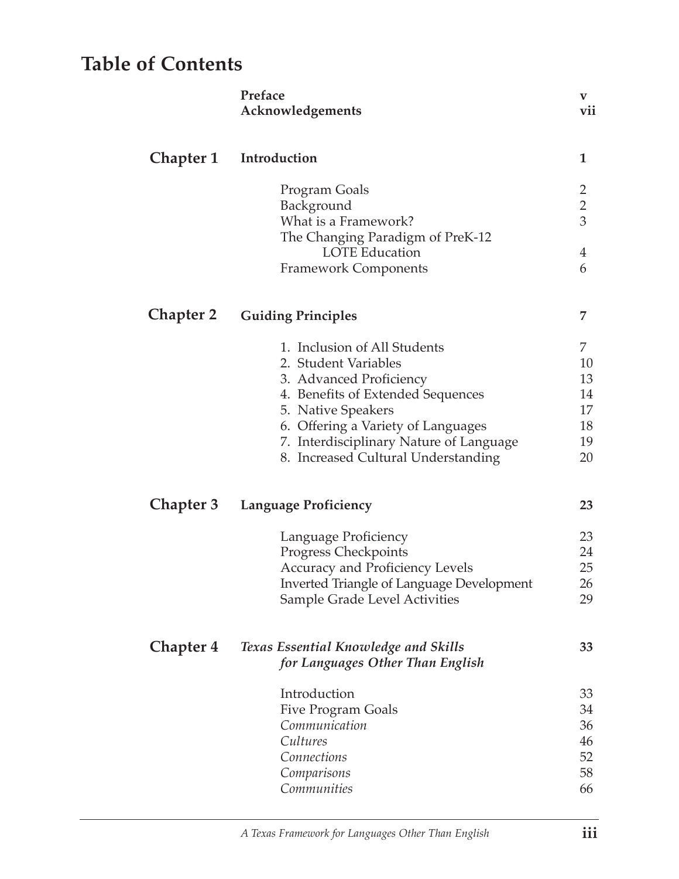# Table of Contents

| | | |
|---|---|---|
| | **Preface** | **v** |
| | **Acknowledgements** | **vii** |
| **Chapter 1** | **Introduction** | **1** |
| | Program Goals | 2 |
| | Background | 2 |
| | What is a Framework? | 3 |
| | The Changing Paradigm of PreK-12 LOTE Education | 4 |
| | Framework Components | 6 |
| **Chapter 2** | **Guiding Principles** | **7** |
| | 1. Inclusion of All Students | 7 |
| | 2. Student Variables | 10 |
| | 3. Advanced Proficiency | 13 |
| | 4. Benefits of Extended Sequences | 14 |
| | 5. Native Speakers | 17 |
| | 6. Offering a Variety of Languages | 18 |
| | 7. Interdisciplinary Nature of Language | 19 |
| | 8. Increased Cultural Understanding | 20 |
| **Chapter 3** | **Language Proficiency** | **23** |
| | Language Proficiency | 23 |
| | Progress Checkpoints | 24 |
| | Accuracy and Proficiency Levels | 25 |
| | Inverted Triangle of Language Development | 26 |
| | Sample Grade Level Activities | 29 |
| **Chapter 4** | ***Texas Essential Knowledge and Skills for Languages Other Than English*** | **33** |
| | Introduction | 33 |
| | Five Program Goals | 34 |
| | *Communication* | 36 |
| | *Cultures* | 46 |
| | *Connections* | 52 |
| | *Comparisons* | 58 |
| | *Communities* | 66 |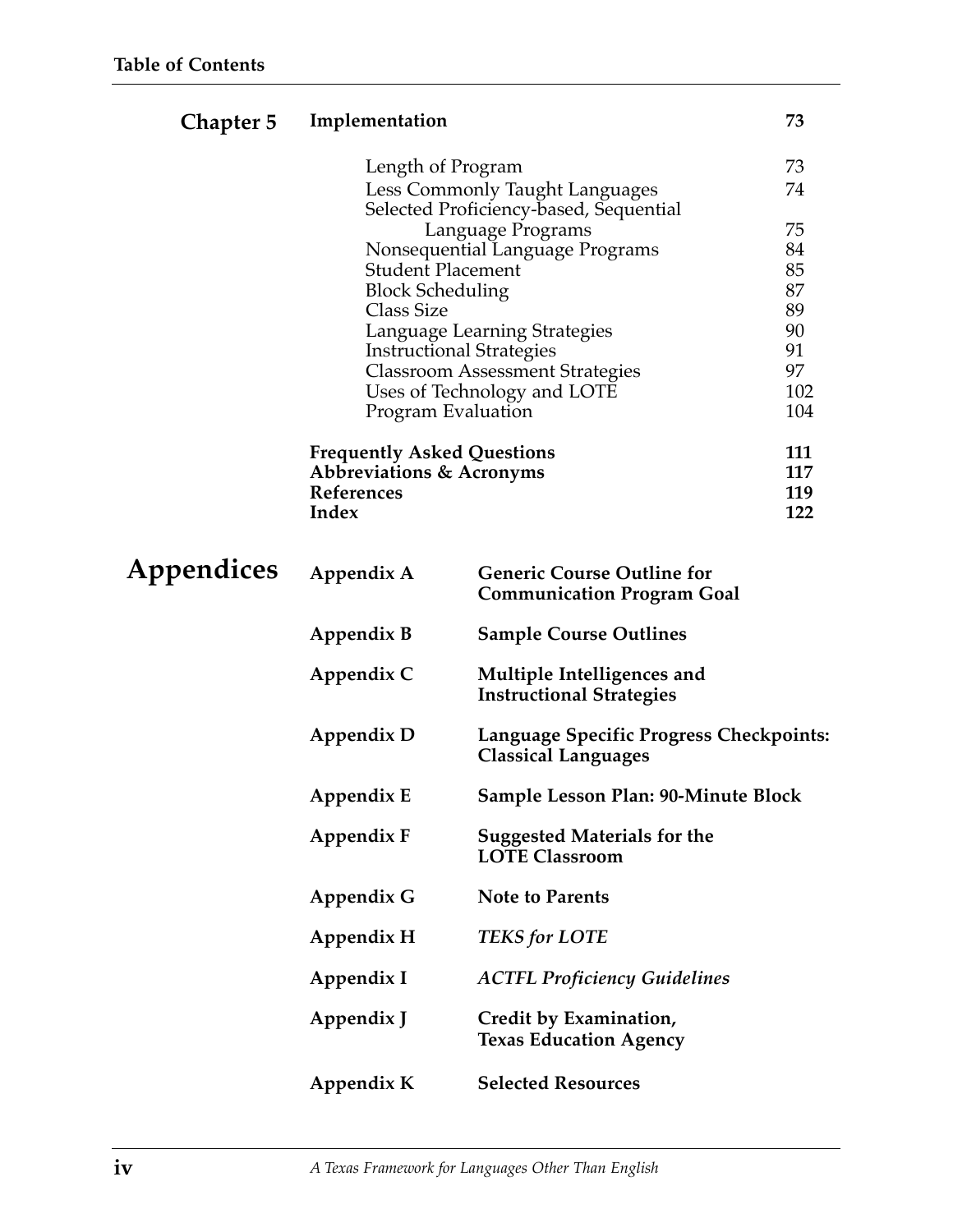**Table of Contents**

| | | |
|---|---|---|
| **Chapter 5** | **Implementation** | **73** |
| | Length of Program | 73 |
| | Less Commonly Taught Languages | 74 |
| | Selected Proficiency-based, Sequential Language Programs | 75 |
| | Nonsequential Language Programs | 84 |
| | Student Placement | 85 |
| | Block Scheduling | 87 |
| | Class Size | 89 |
| | Language Learning Strategies | 90 |
| | Instructional Strategies | 91 |
| | Classroom Assessment Strategies | 97 |
| | Uses of Technology and LOTE | 102 |
| | Program Evaluation | 104 |
| | **Frequently Asked Questions** | **111** |
| | **Abbreviations & Acronyms** | **117** |
| | **References** | **119** |
| | **Index** | **122** |

## Appendices

| | |
|---|---|
| **Appendix A** | **Generic Course Outline for Communication Program Goal** |
| **Appendix B** | **Sample Course Outlines** |
| **Appendix C** | **Multiple Intelligences and Instructional Strategies** |
| **Appendix D** | **Language Specific Progress Checkpoints: Classical Languages** |
| **Appendix E** | **Sample Lesson Plan: 90-Minute Block** |
| **Appendix F** | **Suggested Materials for the LOTE Classroom** |
| **Appendix G** | **Note to Parents** |
| **Appendix H** | ***TEKS for LOTE*** |
| **Appendix I** | ***ACTFL Proficiency Guidelines*** |
| **Appendix J** | **Credit by Examination, Texas Education Agency** |
| **Appendix K** | **Selected Resources** |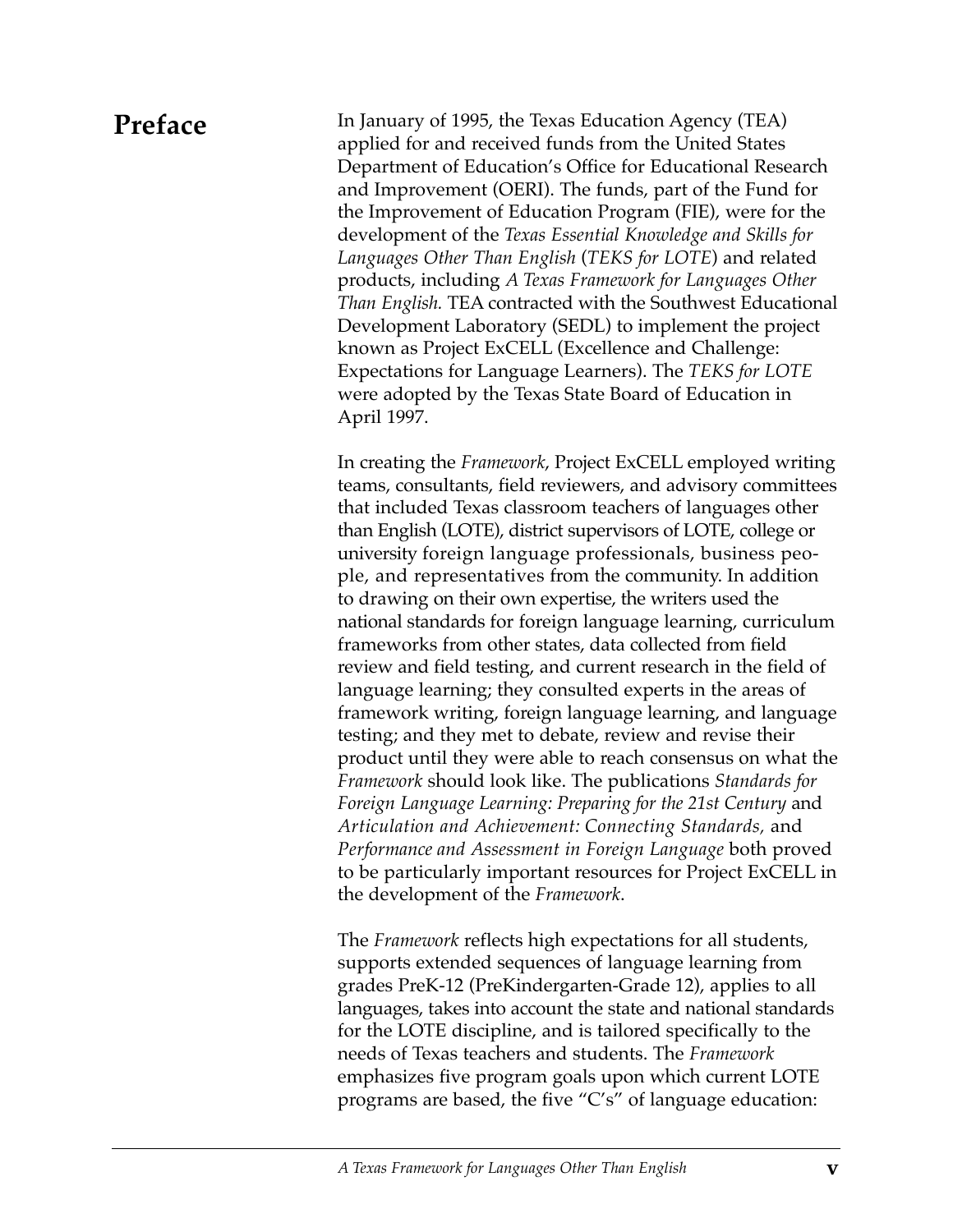# Preface

In January of 1995, the Texas Education Agency (TEA) applied for and received funds from the United States Department of Education's Office for Educational Research and Improvement (OERI). The funds, part of the Fund for the Improvement of Education Program (FIE), were for the development of the *Texas Essential Knowledge and Skills for Languages Other Than English* (*TEKS for LOTE*) and related products, including *A Texas Framework for Languages Other Than English.* TEA contracted with the Southwest Educational Development Laboratory (SEDL) to implement the project known as Project ExCELL (Excellence and Challenge: Expectations for Language Learners). The *TEKS for LOTE* were adopted by the Texas State Board of Education in April 1997.

In creating the *Framework*, Project ExCELL employed writing teams, consultants, field reviewers, and advisory committees that included Texas classroom teachers of languages other than English (LOTE), district supervisors of LOTE, college or university foreign language professionals, business people, and representatives from the community. In addition to drawing on their own expertise, the writers used the national standards for foreign language learning, curriculum frameworks from other states, data collected from field review and field testing, and current research in the field of language learning; they consulted experts in the areas of framework writing, foreign language learning, and language testing; and they met to debate, review and revise their product until they were able to reach consensus on what the *Framework* should look like. The publications *Standards for Foreign Language Learning: Preparing for the 21st Century* and *Articulation and Achievement: Connecting Standards,* and *Performance and Assessment in Foreign Language* both proved to be particularly important resources for Project ExCELL in the development of the *Framework*.

The *Framework* reflects high expectations for all students, supports extended sequences of language learning from grades PreK-12 (PreKindergarten-Grade 12), applies to all languages, takes into account the state and national standards for the LOTE discipline, and is tailored specifically to the needs of Texas teachers and students. The *Framework* emphasizes five program goals upon which current LOTE programs are based, the five "C's" of language education: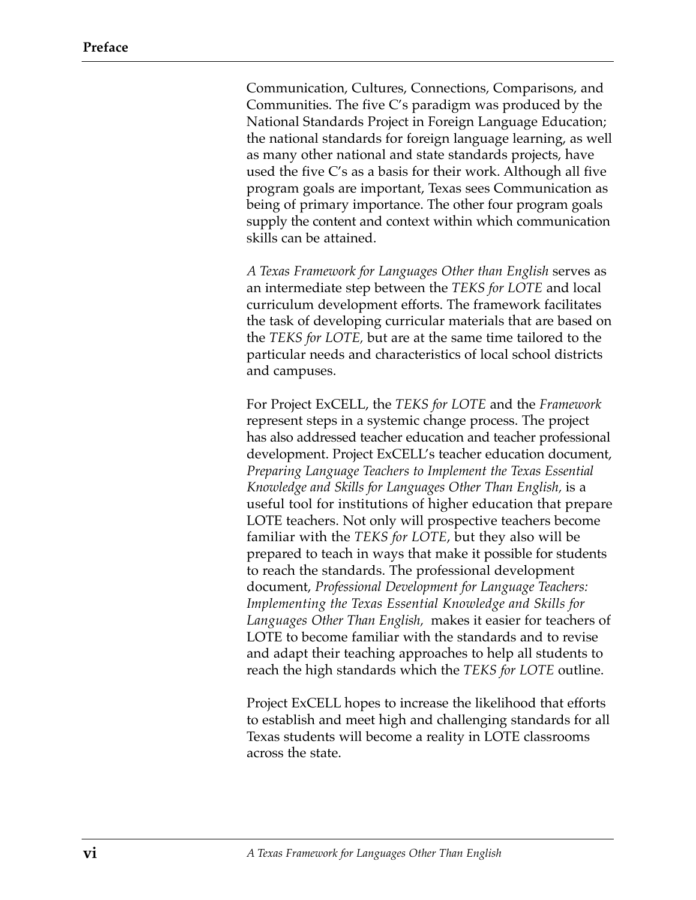Communication, Cultures, Connections, Comparisons, and Communities. The five C's paradigm was produced by the National Standards Project in Foreign Language Education; the national standards for foreign language learning, as well as many other national and state standards projects, have used the five C's as a basis for their work. Although all five program goals are important, Texas sees Communication as being of primary importance. The other four program goals supply the content and context within which communication skills can be attained.

*A Texas Framework for Languages Other than English* serves as an intermediate step between the *TEKS for LOTE* and local curriculum development efforts. The framework facilitates the task of developing curricular materials that are based on the *TEKS for LOTE*, but are at the same time tailored to the particular needs and characteristics of local school districts and campuses.

For Project ExCELL, the *TEKS for LOTE* and the *Framework* represent steps in a systemic change process. The project has also addressed teacher education and teacher professional development. Project ExCELL's teacher education document, *Preparing Language Teachers to Implement the Texas Essential Knowledge and Skills for Languages Other Than English,* is a useful tool for institutions of higher education that prepare LOTE teachers. Not only will prospective teachers become familiar with the *TEKS for LOTE*, but they also will be prepared to teach in ways that make it possible for students to reach the standards. The professional development document, *Professional Development for Language Teachers: Implementing the Texas Essential Knowledge and Skills for Languages Other Than English,* makes it easier for teachers of LOTE to become familiar with the standards and to revise and adapt their teaching approaches to help all students to reach the high standards which the *TEKS for LOTE* outline.

Project ExCELL hopes to increase the likelihood that efforts to establish and meet high and challenging standards for all Texas students will become a reality in LOTE classrooms across the state.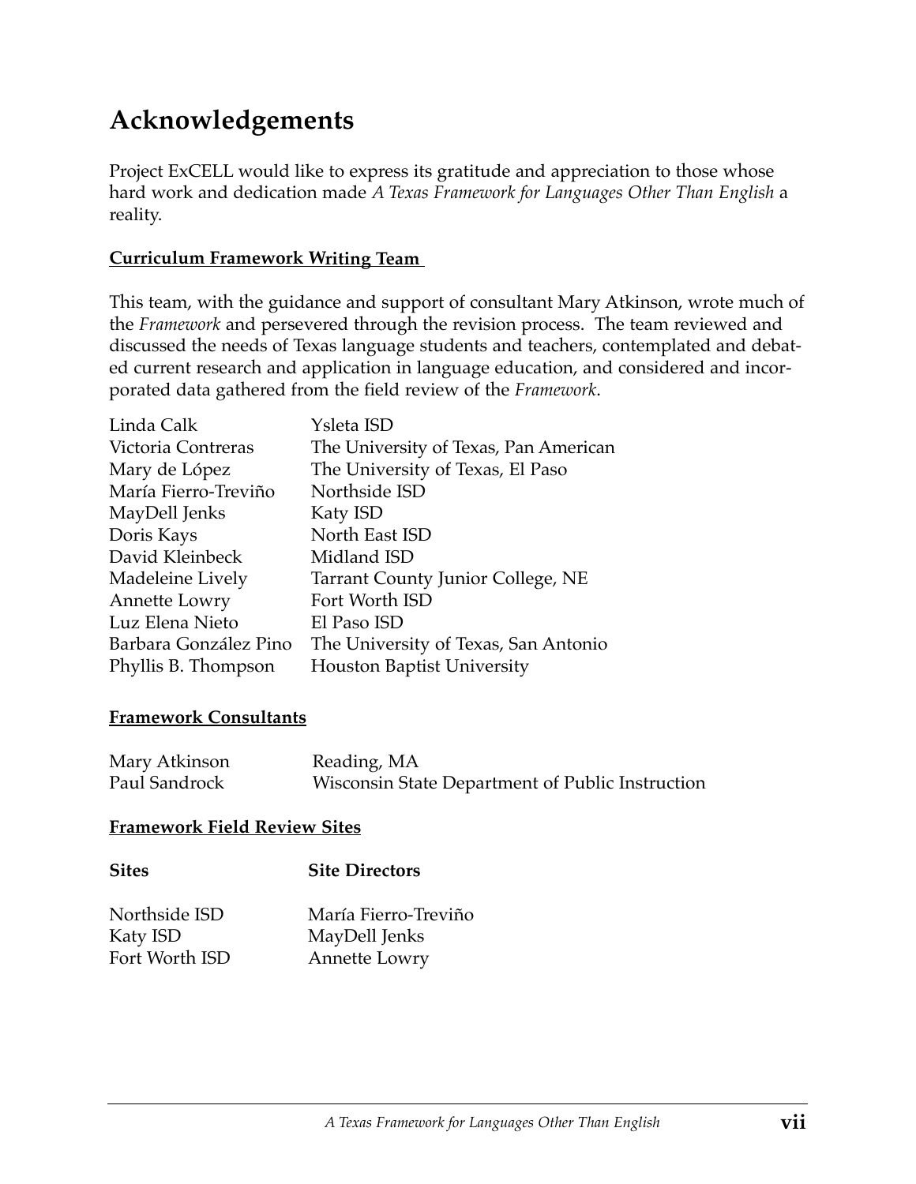# Acknowledgements

Project ExCELL would like to express its gratitude and appreciation to those whose hard work and dedication made *A Texas Framework for Languages Other Than English* a reality.

**Curriculum Framework Writing Team**

This team, with the guidance and support of consultant Mary Atkinson, wrote much of the *Framework* and persevered through the revision process. The team reviewed and discussed the needs of Texas language students and teachers, contemplated and debated current research and application in language education, and considered and incorporated data gathered from the field review of the *Framework*.

| | |
|---|---|
| Linda Calk | Ysleta ISD |
| Victoria Contreras | The University of Texas, Pan American |
| Mary de López | The University of Texas, El Paso |
| María Fierro-Treviño | Northside ISD |
| MayDell Jenks | Katy ISD |
| Doris Kays | North East ISD |
| David Kleinbeck | Midland ISD |
| Madeleine Lively | Tarrant County Junior College, NE |
| Annette Lowry | Fort Worth ISD |
| Luz Elena Nieto | El Paso ISD |
| Barbara González Pino | The University of Texas, San Antonio |
| Phyllis B. Thompson | Houston Baptist University |

**Framework Consultants**

| | |
|---|---|
| Mary Atkinson | Reading, MA |
| Paul Sandrock | Wisconsin State Department of Public Instruction |

**Framework Field Review Sites**

| **Sites** | **Site Directors** |
|---|---|
| Northside ISD | María Fierro-Treviño |
| Katy ISD | MayDell Jenks |
| Fort Worth ISD | Annette Lowry |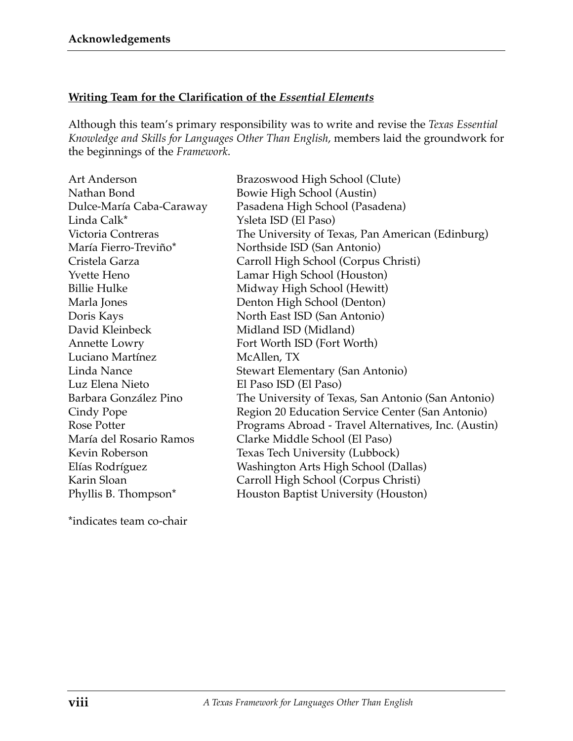## Acknowledgements

**Writing Team for the Clarification of the *Essential Elements***

Although this team's primary responsibility was to write and revise the *Texas Essential Knowledge and Skills for Languages Other Than English*, members laid the groundwork for the beginnings of the *Framework*.

| | |
|---|---|
| Art Anderson | Brazoswood High School (Clute) |
| Nathan Bond | Bowie High School (Austin) |
| Dulce-María Caba-Caraway | Pasadena High School (Pasadena) |
| Linda Calk* | Ysleta ISD (El Paso) |
| Victoria Contreras | The University of Texas, Pan American (Edinburg) |
| María Fierro-Treviño* | Northside ISD (San Antonio) |
| Cristela Garza | Carroll High School (Corpus Christi) |
| Yvette Heno | Lamar High School (Houston) |
| Billie Hulke | Midway High School (Hewitt) |
| Marla Jones | Denton High School (Denton) |
| Doris Kays | North East ISD (San Antonio) |
| David Kleinbeck | Midland ISD (Midland) |
| Annette Lowry | Fort Worth ISD (Fort Worth) |
| Luciano Martínez | McAllen, TX |
| Linda Nance | Stewart Elementary (San Antonio) |
| Luz Elena Nieto | El Paso ISD (El Paso) |
| Barbara González Pino | The University of Texas, San Antonio (San Antonio) |
| Cindy Pope | Region 20 Education Service Center (San Antonio) |
| Rose Potter | Programs Abroad - Travel Alternatives, Inc. (Austin) |
| María del Rosario Ramos | Clarke Middle School (El Paso) |
| Kevin Roberson | Texas Tech University (Lubbock) |
| Elías Rodríguez | Washington Arts High School (Dallas) |
| Karin Sloan | Carroll High School (Corpus Christi) |
| Phyllis B. Thompson* | Houston Baptist University (Houston) |

*indicates team co-chair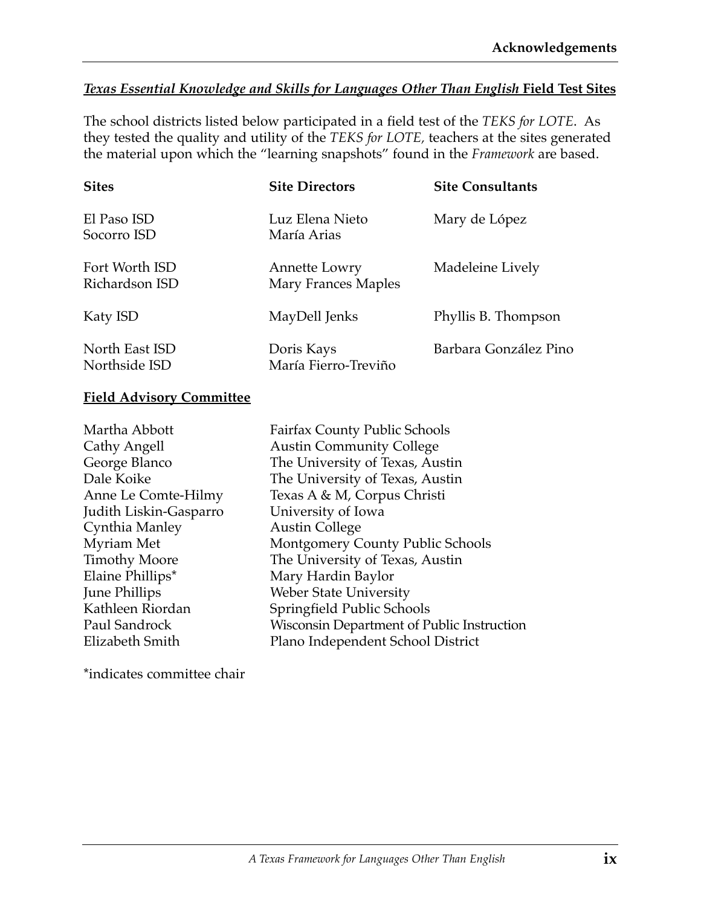## *Texas Essential Knowledge and Skills for Languages Other Than English* Field Test Sites

The school districts listed below participated in a field test of the *TEKS for LOTE*. As they tested the quality and utility of the *TEKS for LOTE*, teachers at the sites generated the material upon which the "learning snapshots" found in the *Framework* are based.

| Sites | Site Directors | Site Consultants |
|---|---|---|
| El Paso ISD<br>Socorro ISD | Luz Elena Nieto<br>María Arias | Mary de López |
| Fort Worth ISD<br>Richardson ISD | Annette Lowry<br>Mary Frances Maples | Madeleine Lively |
| Katy ISD | MayDell Jenks | Phyllis B. Thompson |
| North East ISD<br>Northside ISD | Doris Kays<br>María Fierro-Treviño | Barbara González Pino |

## Field Advisory Committee

| | |
|---|---|
| Martha Abbott | Fairfax County Public Schools |
| Cathy Angell | Austin Community College |
| George Blanco | The University of Texas, Austin |
| Dale Koike | The University of Texas, Austin |
| Anne Le Comte-Hilmy | Texas A & M, Corpus Christi |
| Judith Liskin-Gasparro | University of Iowa |
| Cynthia Manley | Austin College |
| Myriam Met | Montgomery County Public Schools |
| Timothy Moore | The University of Texas, Austin |
| Elaine Phillips* | Mary Hardin Baylor |
| June Phillips | Weber State University |
| Kathleen Riordan | Springfield Public Schools |
| Paul Sandrock | Wisconsin Department of Public Instruction |
| Elizabeth Smith | Plano Independent School District |

*indicates committee chair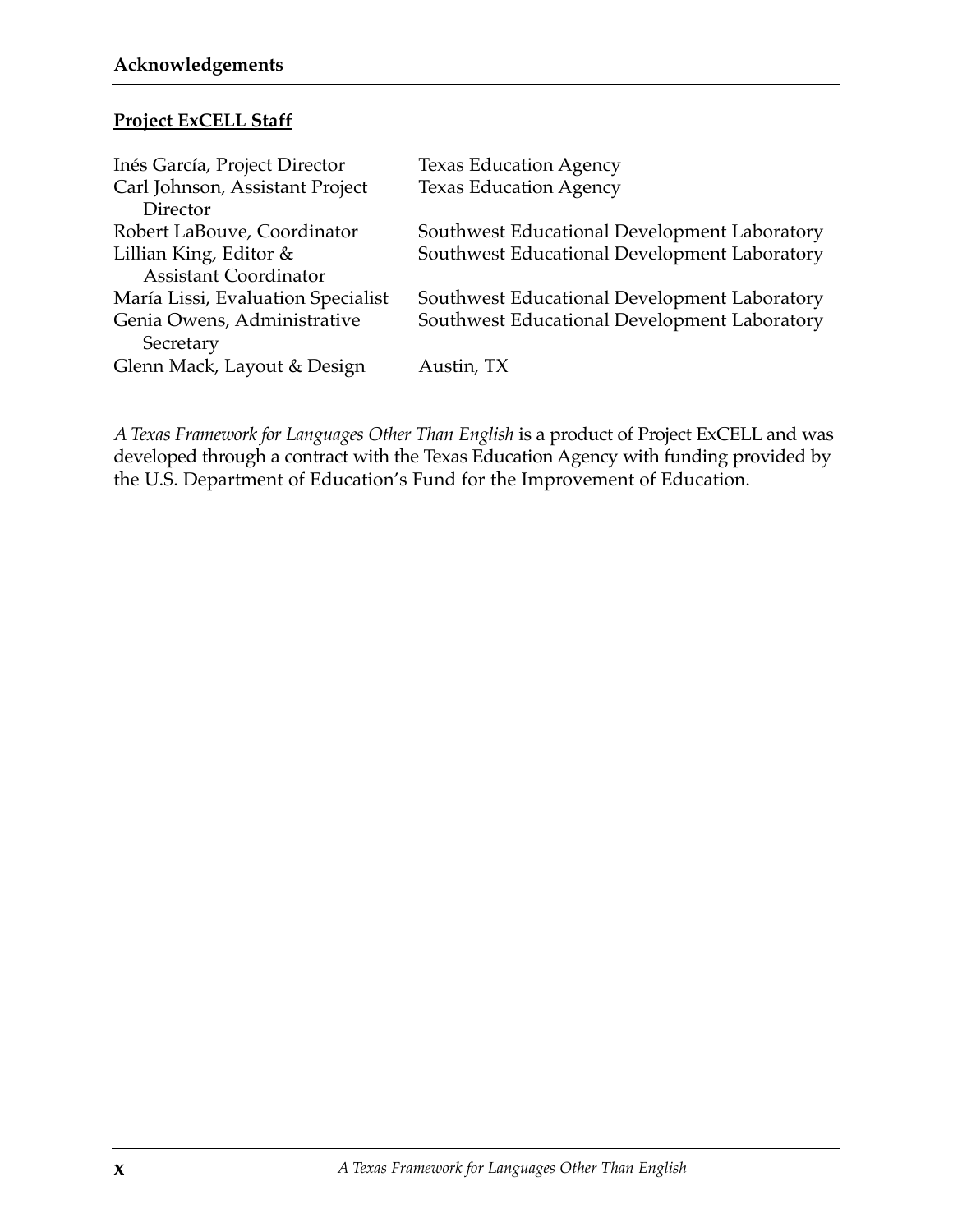## Acknowledgements

**Project ExCELL Staff**

| | |
|---|---|
| Inés García, Project Director | Texas Education Agency |
| Carl Johnson, Assistant Project Director | Texas Education Agency |
| Robert LaBouve, Coordinator | Southwest Educational Development Laboratory |
| Lillian King, Editor & Assistant Coordinator | Southwest Educational Development Laboratory |
| María Lissi, Evaluation Specialist | Southwest Educational Development Laboratory |
| Genia Owens, Administrative Secretary | Southwest Educational Development Laboratory |
| Glenn Mack, Layout & Design | Austin, TX |

*A Texas Framework for Languages Other Than English* is a product of Project ExCELL and was developed through a contract with the Texas Education Agency with funding provided by the U.S. Department of Education's Fund for the Improvement of Education.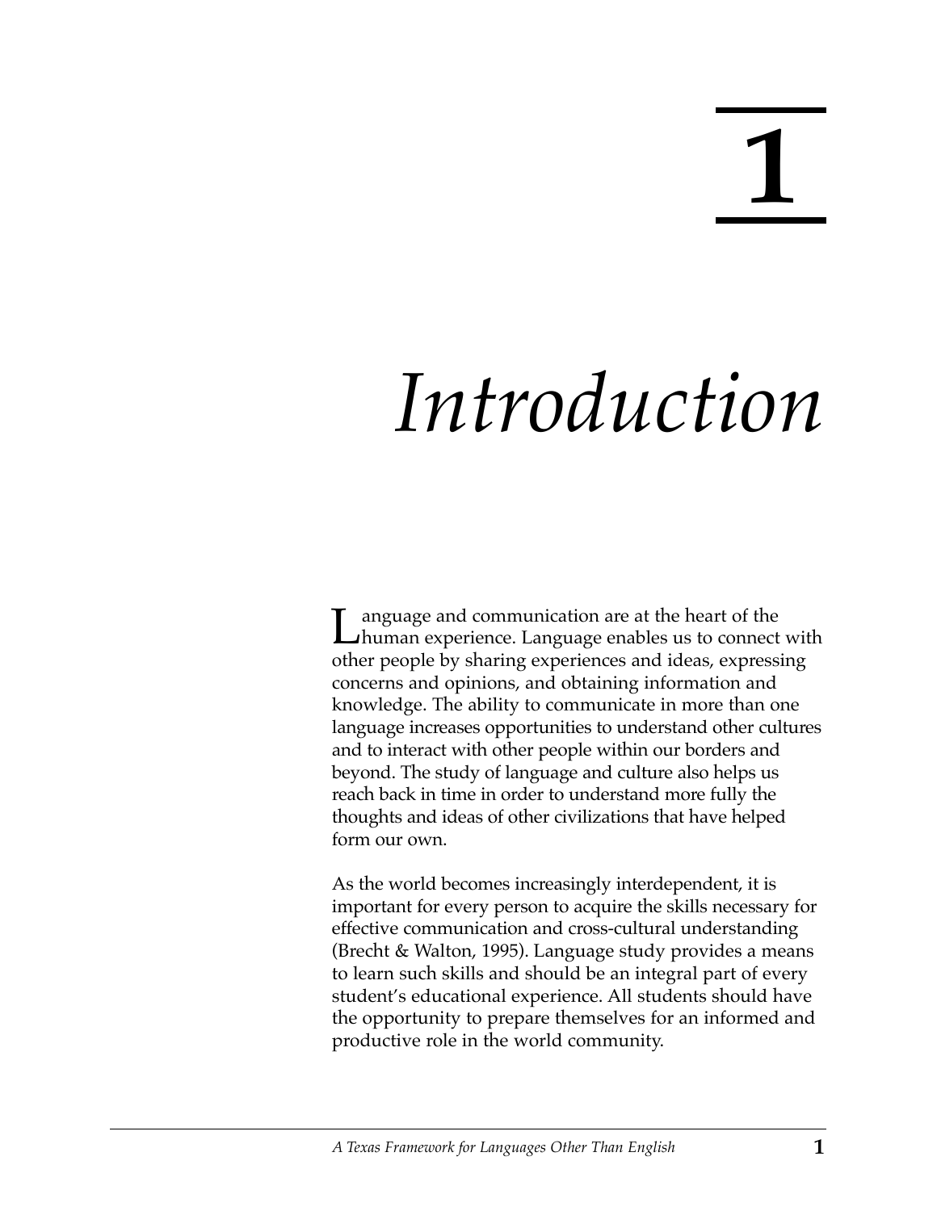# 1

# *Introduction*

Language and communication are at the heart of the human experience. Language enables us to connect with other people by sharing experiences and ideas, expressing concerns and opinions, and obtaining information and knowledge. The ability to communicate in more than one language increases opportunities to understand other cultures and to interact with other people within our borders and beyond. The study of language and culture also helps us reach back in time in order to understand more fully the thoughts and ideas of other civilizations that have helped form our own.

As the world becomes increasingly interdependent, it is important for every person to acquire the skills necessary for effective communication and cross-cultural understanding (Brecht & Walton, 1995). Language study provides a means to learn such skills and should be an integral part of every student's educational experience. All students should have the opportunity to prepare themselves for an informed and productive role in the world community.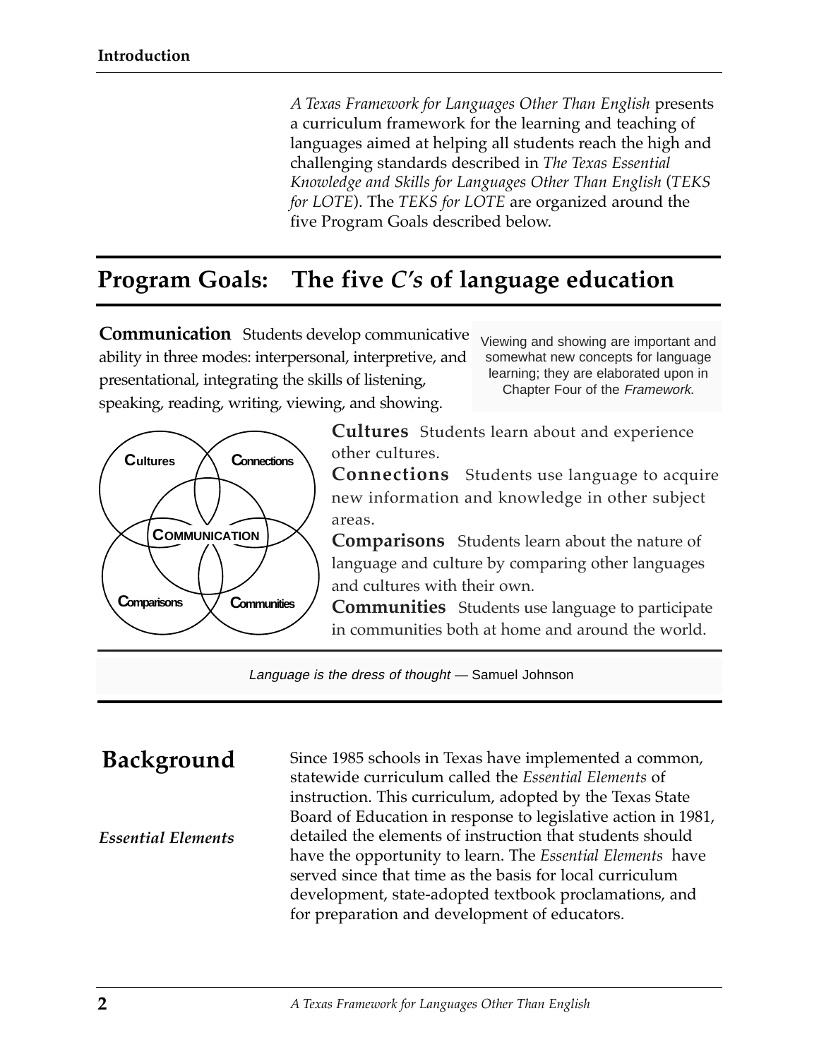*A Texas Framework for Languages Other Than English* presents a curriculum framework for the learning and teaching of languages aimed at helping all students reach the high and challenging standards described in *The Texas Essential Knowledge and Skills for Languages Other Than English* (*TEKS for LOTE*). The *TEKS for LOTE* are organized around the five Program Goals described below.

## Program Goals: The five *C's* of language education

**Communication** Students develop communicative ability in three modes: interpersonal, interpretive, and presentational, integrating the skills of listening, speaking, reading, writing, viewing, and showing.

Viewing and showing are important and somewhat new concepts for language learning; they are elaborated upon in Chapter Four of the *Framework*.

Cultures
Connections
COMMUNICATION
Comparisons
Communities

**Cultures** Students learn about and experience other cultures.

**Connections** Students use language to acquire new information and knowledge in other subject areas.

**Comparisons** Students learn about the nature of language and culture by comparing other languages and cultures with their own.

**Communities** Students use language to participate in communities both at home and around the world.

*Language is the dress of thought* — Samuel Johnson

## Background

### *Essential Elements*

Since 1985 schools in Texas have implemented a common, statewide curriculum called the *Essential Elements* of instruction. This curriculum, adopted by the Texas State Board of Education in response to legislative action in 1981, detailed the elements of instruction that students should have the opportunity to learn. The *Essential Elements* have served since that time as the basis for local curriculum development, state-adopted textbook proclamations, and for preparation and development of educators.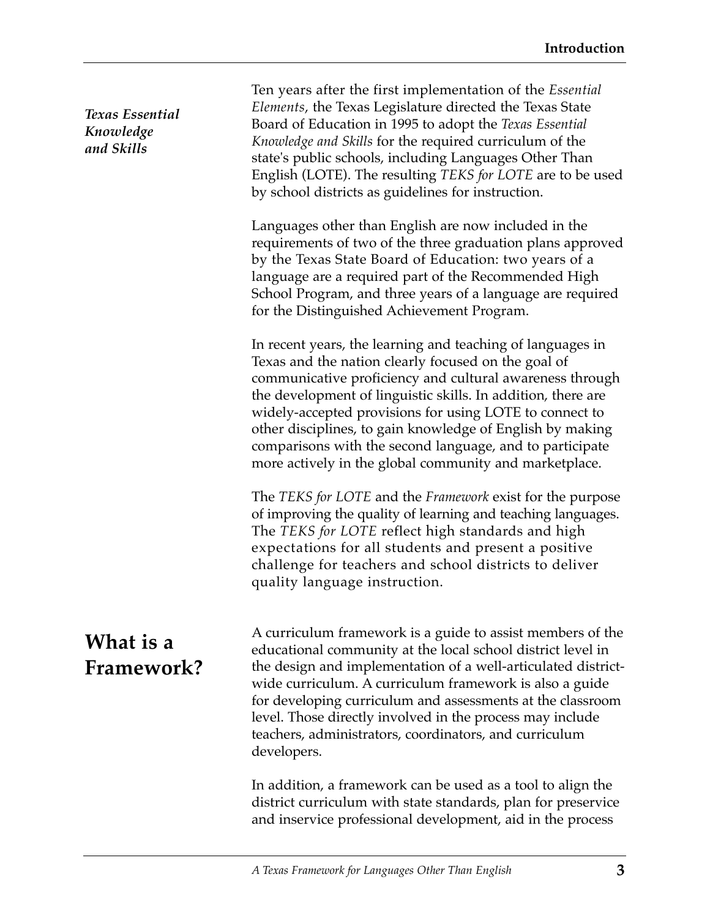***Texas Essential Knowledge and Skills***

Ten years after the first implementation of the *Essential Elements*, the Texas Legislature directed the Texas State Board of Education in 1995 to adopt the *Texas Essential Knowledge and Skills* for the required curriculum of the state's public schools, including Languages Other Than English (LOTE). The resulting *TEKS for LOTE* are to be used by school districts as guidelines for instruction.

Languages other than English are now included in the requirements of two of the three graduation plans approved by the Texas State Board of Education: two years of a language are a required part of the Recommended High School Program, and three years of a language are required for the Distinguished Achievement Program.

In recent years, the learning and teaching of languages in Texas and the nation clearly focused on the goal of communicative proficiency and cultural awareness through the development of linguistic skills. In addition, there are widely-accepted provisions for using LOTE to connect to other disciplines, to gain knowledge of English by making comparisons with the second language, and to participate more actively in the global community and marketplace.

The *TEKS for LOTE* and the *Framework* exist for the purpose of improving the quality of learning and teaching languages. The *TEKS for LOTE* reflect high standards and high expectations for all students and present a positive challenge for teachers and school districts to deliver quality language instruction.

## What is a Framework?

A curriculum framework is a guide to assist members of the educational community at the local school district level in the design and implementation of a well-articulated district-wide curriculum. A curriculum framework is also a guide for developing curriculum and assessments at the classroom level. Those directly involved in the process may include teachers, administrators, coordinators, and curriculum developers.

In addition, a framework can be used as a tool to align the district curriculum with state standards, plan for preservice and inservice professional development, aid in the process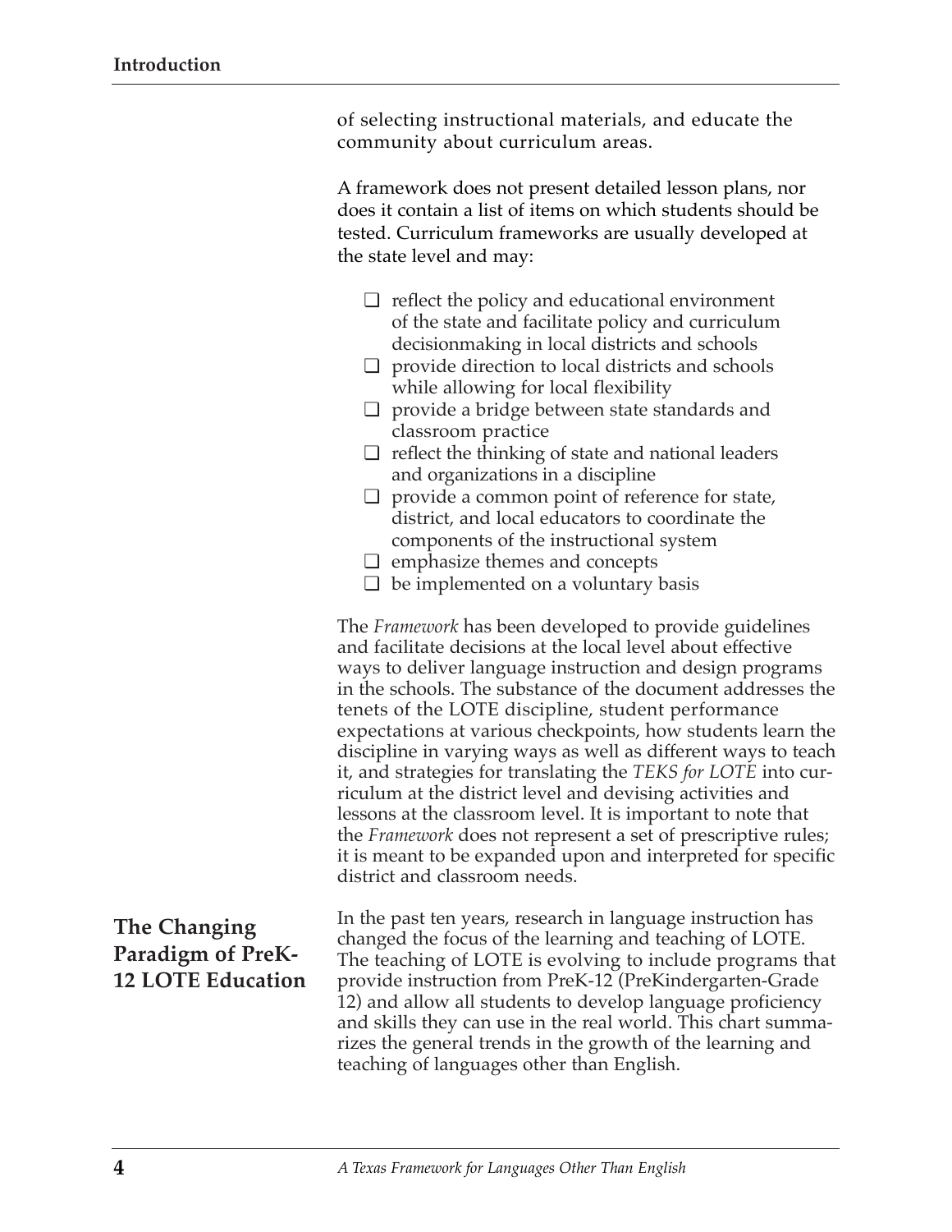of selecting instructional materials, and educate the community about curriculum areas.

A framework does not present detailed lesson plans, nor does it contain a list of items on which students should be tested. Curriculum frameworks are usually developed at the state level and may:

- ❑ reflect the policy and educational environment of the state and facilitate policy and curriculum decisionmaking in local districts and schools
- ❑ provide direction to local districts and schools while allowing for local flexibility
- ❑ provide a bridge between state standards and classroom practice
- ❑ reflect the thinking of state and national leaders and organizations in a discipline
- ❑ provide a common point of reference for state, district, and local educators to coordinate the components of the instructional system
- ❑ emphasize themes and concepts
- ❑ be implemented on a voluntary basis

The *Framework* has been developed to provide guidelines and facilitate decisions at the local level about effective ways to deliver language instruction and design programs in the schools. The substance of the document addresses the tenets of the LOTE discipline, student performance expectations at various checkpoints, how students learn the discipline in varying ways as well as different ways to teach it, and strategies for translating the *TEKS for LOTE* into curriculum at the district level and devising activities and lessons at the classroom level. It is important to note that the *Framework* does not represent a set of prescriptive rules; it is meant to be expanded upon and interpreted for specific district and classroom needs.

## The Changing Paradigm of PreK-12 LOTE Education

In the past ten years, research in language instruction has changed the focus of the learning and teaching of LOTE. The teaching of LOTE is evolving to include programs that provide instruction from PreK-12 (PreKindergarten-Grade 12) and allow all students to develop language proficiency and skills they can use in the real world. This chart summarizes the general trends in the growth of the learning and teaching of languages other than English.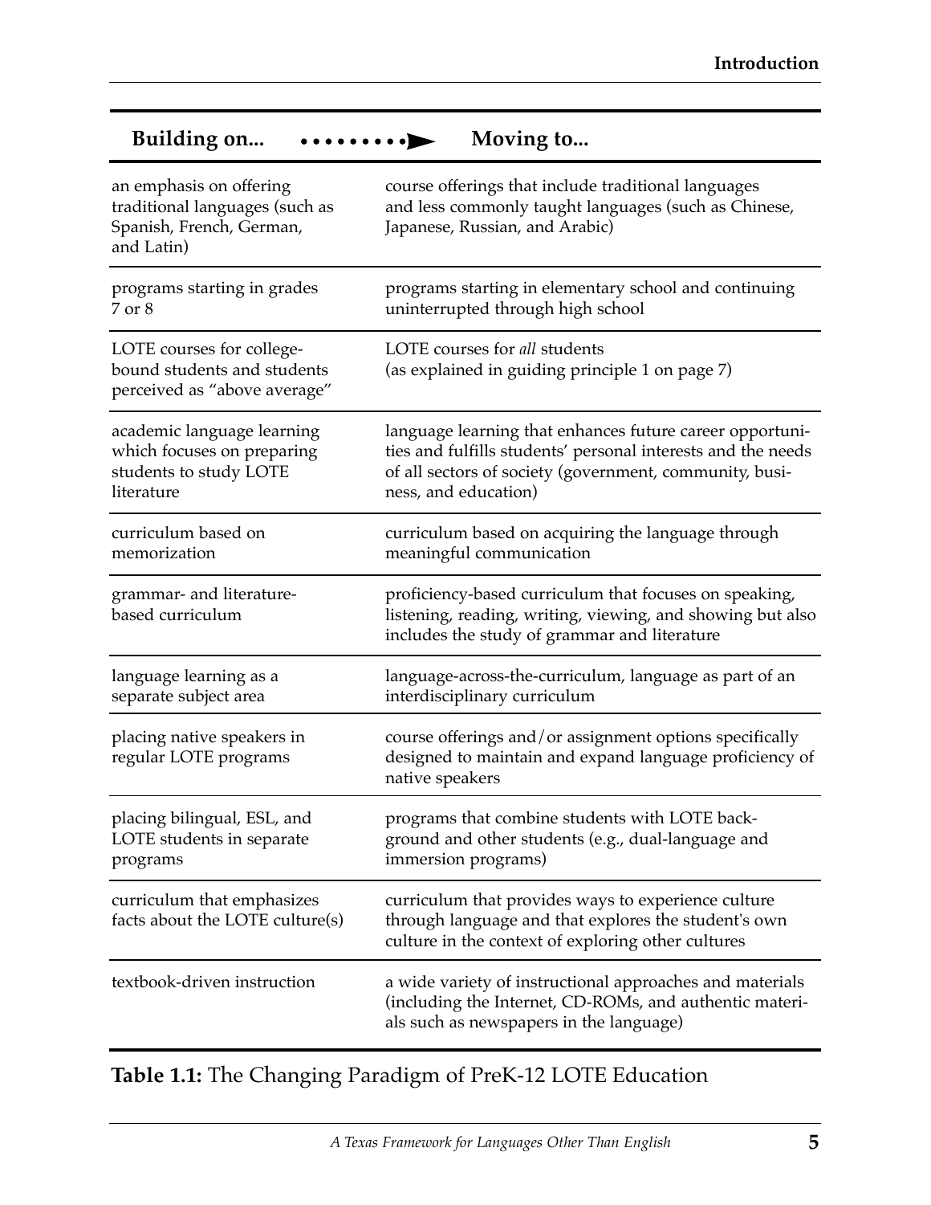| Building on... | Moving to... |
|---|---|
| an emphasis on offering traditional languages (such as Spanish, French, German, and Latin) | course offerings that include traditional languages and less commonly taught languages (such as Chinese, Japanese, Russian, and Arabic) |
| programs starting in grades 7 or 8 | programs starting in elementary school and continuing uninterrupted through high school |
| LOTE courses for college-bound students and students perceived as "above average" | LOTE courses for *all* students (as explained in guiding principle 1 on page 7) |
| academic language learning which focuses on preparing students to study LOTE literature | language learning that enhances future career opportunities and fulfills students' personal interests and the needs of all sectors of society (government, community, business, and education) |
| curriculum based on memorization | curriculum based on acquiring the language through meaningful communication |
| grammar- and literature-based curriculum | proficiency-based curriculum that focuses on speaking, listening, reading, writing, viewing, and showing but also includes the study of grammar and literature |
| language learning as a separate subject area | language-across-the-curriculum, language as part of an interdisciplinary curriculum |
| placing native speakers in regular LOTE programs | course offerings and/or assignment options specifically designed to maintain and expand language proficiency of native speakers |
| placing bilingual, ESL, and LOTE students in separate programs | programs that combine students with LOTE background and other students (e.g., dual-language and immersion programs) |
| curriculum that emphasizes facts about the LOTE culture(s) | curriculum that provides ways to experience culture through language and that explores the student's own culture in the context of exploring other cultures |
| textbook-driven instruction | a wide variety of instructional approaches and materials (including the Internet, CD-ROMs, and authentic materials such as newspapers in the language) |

**Table 1.1:** The Changing Paradigm of PreK-12 LOTE Education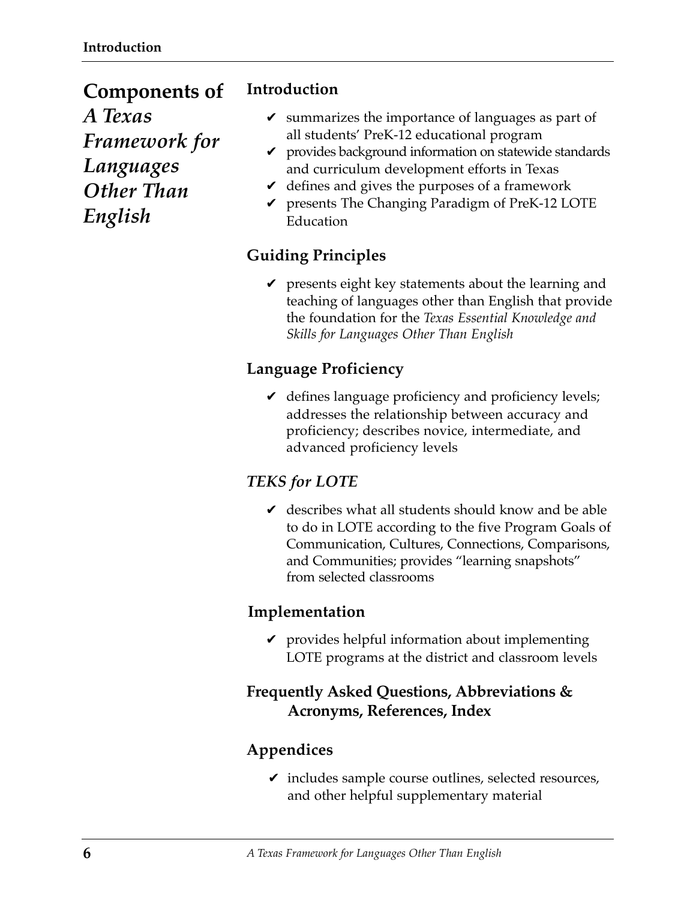# Components of *A Texas Framework for Languages Other Than English*

## Introduction

- ✔ summarizes the importance of languages as part of all students' PreK-12 educational program
- ✔ provides background information on statewide standards and curriculum development efforts in Texas
- ✔ defines and gives the purposes of a framework
- ✔ presents The Changing Paradigm of PreK-12 LOTE Education

## Guiding Principles

- ✔ presents eight key statements about the learning and teaching of languages other than English that provide the foundation for the *Texas Essential Knowledge and Skills for Languages Other Than English*

## Language Proficiency

- ✔ defines language proficiency and proficiency levels; addresses the relationship between accuracy and proficiency; describes novice, intermediate, and advanced proficiency levels

## *TEKS for LOTE*

- ✔ describes what all students should know and be able to do in LOTE according to the five Program Goals of Communication, Cultures, Connections, Comparisons, and Communities; provides "learning snapshots" from selected classrooms

## Implementation

- ✔ provides helpful information about implementing LOTE programs at the district and classroom levels

## Frequently Asked Questions, Abbreviations & Acronyms, References, Index

## Appendices

- ✔ includes sample course outlines, selected resources, and other helpful supplementary material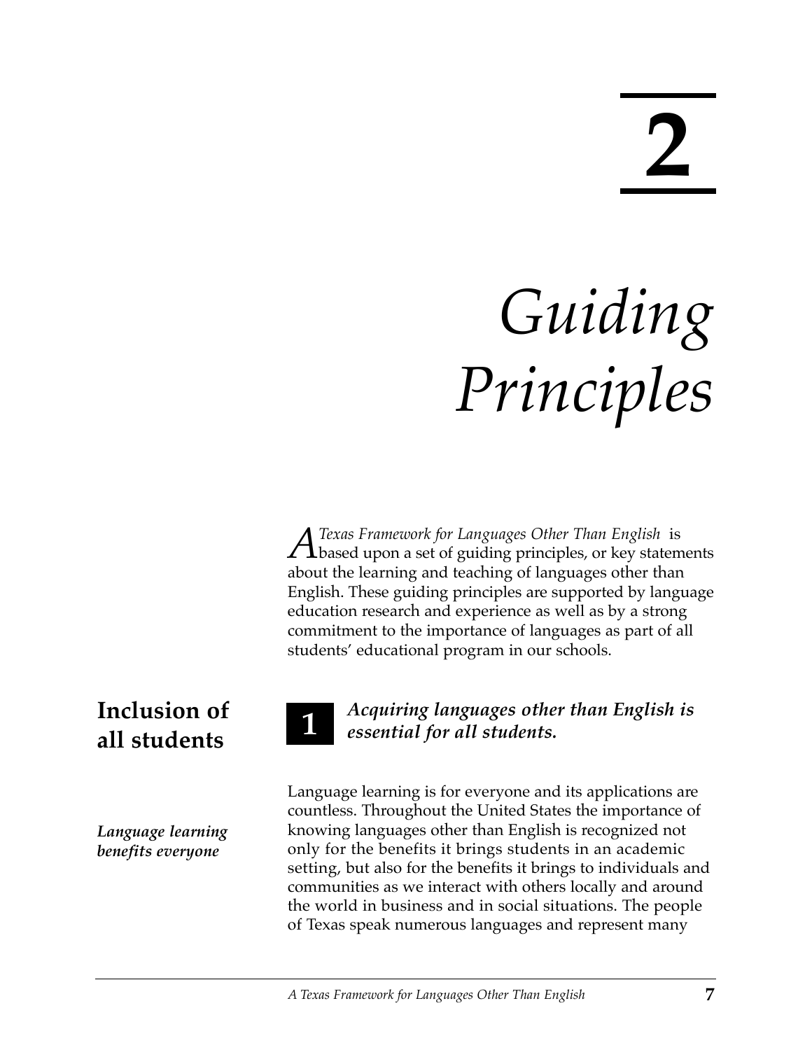# 2

# Guiding Principles

*A Texas Framework for Languages Other Than English* is based upon a set of guiding principles, or key statements about the learning and teaching of languages other than English. These guiding principles are supported by language education research and experience as well as by a strong commitment to the importance of languages as part of all students' educational program in our schools.

## Inclusion of all students

**1** ***Acquiring languages other than English is essential for all students.***

***Language learning benefits everyone***

Language learning is for everyone and its applications are countless. Throughout the United States the importance of knowing languages other than English is recognized not only for the benefits it brings students in an academic setting, but also for the benefits it brings to individuals and communities as we interact with others locally and around the world in business and in social situations. The people of Texas speak numerous languages and represent many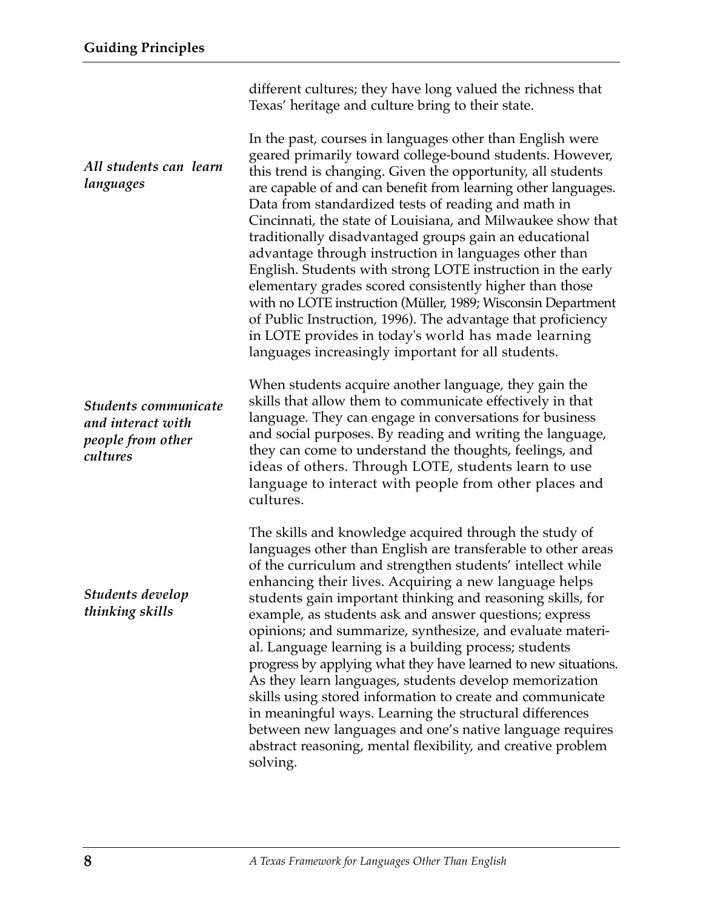different cultures; they have long valued the richness that Texas' heritage and culture bring to their state.

*All students can learn languages*

In the past, courses in languages other than English were geared primarily toward college-bound students. However, this trend is changing. Given the opportunity, all students are capable of and can benefit from learning other languages. Data from standardized tests of reading and math in Cincinnati, the state of Louisiana, and Milwaukee show that traditionally disadvantaged groups gain an educational advantage through instruction in languages other than English. Students with strong LOTE instruction in the early elementary grades scored consistently higher than those with no LOTE instruction (Müller, 1989; Wisconsin Department of Public Instruction, 1996). The advantage that proficiency in LOTE provides in today's world has made learning languages increasingly important for all students.

*Students communicate and interact with people from other cultures*

When students acquire another language, they gain the skills that allow them to communicate effectively in that language. They can engage in conversations for business and social purposes. By reading and writing the language, they can come to understand the thoughts, feelings, and ideas of others. Through LOTE, students learn to use language to interact with people from other places and cultures.

*Students develop thinking skills*

The skills and knowledge acquired through the study of languages other than English are transferable to other areas of the curriculum and strengthen students' intellect while enhancing their lives. Acquiring a new language helps students gain important thinking and reasoning skills, for example, as students ask and answer questions; express opinions; and summarize, synthesize, and evaluate material. Language learning is a building process; students progress by applying what they have learned to new situations. As they learn languages, students develop memorization skills using stored information to create and communicate in meaningful ways. Learning the structural differences between new languages and one's native language requires abstract reasoning, mental flexibility, and creative problem solving.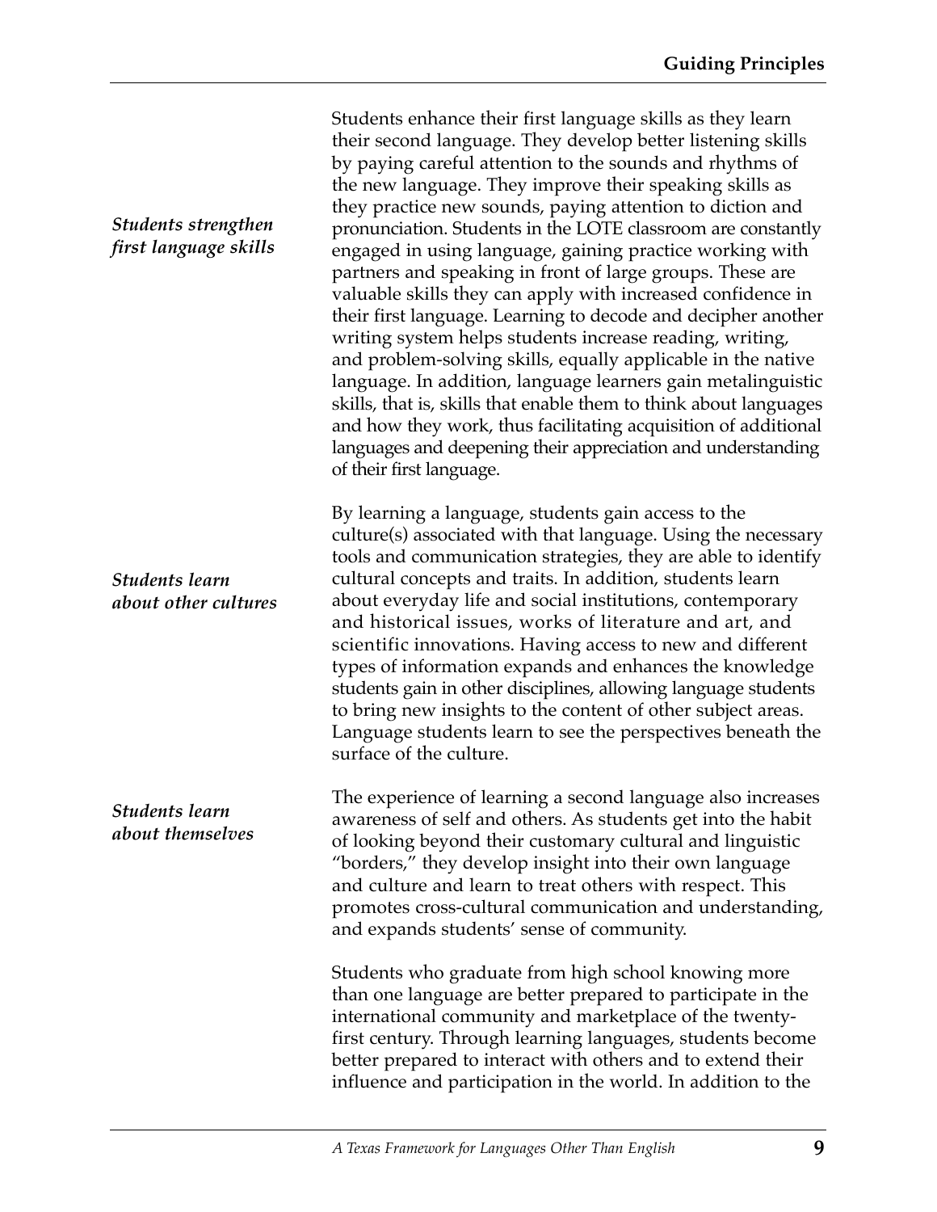*Students strengthen first language skills*

Students enhance their first language skills as they learn their second language. They develop better listening skills by paying careful attention to the sounds and rhythms of the new language. They improve their speaking skills as they practice new sounds, paying attention to diction and pronunciation. Students in the LOTE classroom are constantly engaged in using language, gaining practice working with partners and speaking in front of large groups. These are valuable skills they can apply with increased confidence in their first language. Learning to decode and decipher another writing system helps students increase reading, writing, and problem-solving skills, equally applicable in the native language. In addition, language learners gain metalinguistic skills, that is, skills that enable them to think about languages and how they work, thus facilitating acquisition of additional languages and deepening their appreciation and understanding of their first language.

*Students learn about other cultures*

By learning a language, students gain access to the culture(s) associated with that language. Using the necessary tools and communication strategies, they are able to identify cultural concepts and traits. In addition, students learn about everyday life and social institutions, contemporary and historical issues, works of literature and art, and scientific innovations. Having access to new and different types of information expands and enhances the knowledge students gain in other disciplines, allowing language students to bring new insights to the content of other subject areas. Language students learn to see the perspectives beneath the surface of the culture.

*Students learn about themselves*

The experience of learning a second language also increases awareness of self and others. As students get into the habit of looking beyond their customary cultural and linguistic "borders," they develop insight into their own language and culture and learn to treat others with respect. This promotes cross-cultural communication and understanding, and expands students' sense of community.

Students who graduate from high school knowing more than one language are better prepared to participate in the international community and marketplace of the twenty-first century. Through learning languages, students become better prepared to interact with others and to extend their influence and participation in the world. In addition to the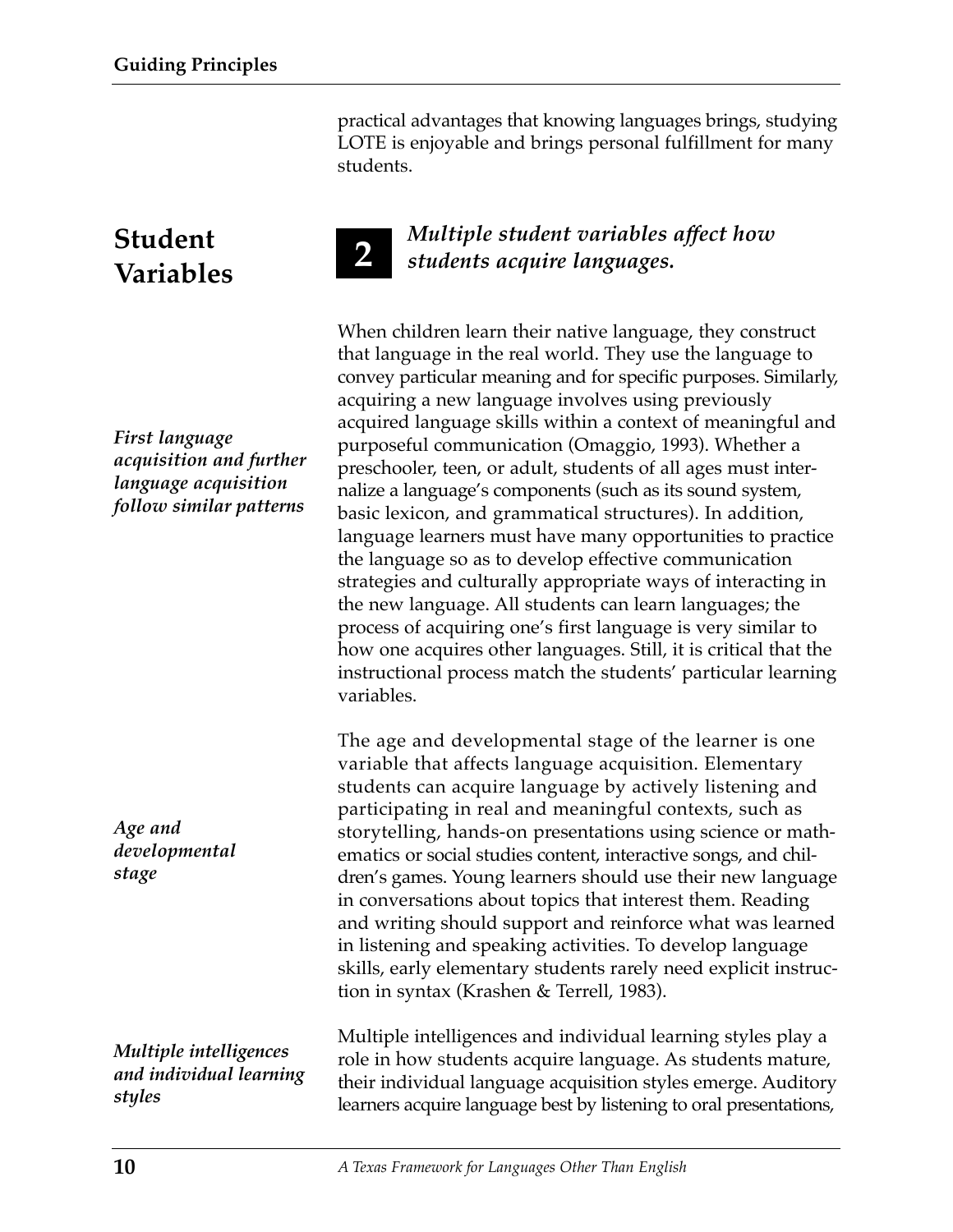practical advantages that knowing languages brings, studying LOTE is enjoyable and brings personal fulfillment for many students.

## Student Variables

**2** ***Multiple student variables affect how students acquire languages.***

*First language acquisition and further language acquisition follow similar patterns*

When children learn their native language, they construct that language in the real world. They use the language to convey particular meaning and for specific purposes. Similarly, acquiring a new language involves using previously acquired language skills within a context of meaningful and purposeful communication (Omaggio, 1993). Whether a preschooler, teen, or adult, students of all ages must internalize a language's components (such as its sound system, basic lexicon, and grammatical structures). In addition, language learners must have many opportunities to practice the language so as to develop effective communication strategies and culturally appropriate ways of interacting in the new language. All students can learn languages; the process of acquiring one's first language is very similar to how one acquires other languages. Still, it is critical that the instructional process match the students' particular learning variables.

*Age and developmental stage*

The age and developmental stage of the learner is one variable that affects language acquisition. Elementary students can acquire language by actively listening and participating in real and meaningful contexts, such as storytelling, hands-on presentations using science or mathematics or social studies content, interactive songs, and children's games. Young learners should use their new language in conversations about topics that interest them. Reading and writing should support and reinforce what was learned in listening and speaking activities. To develop language skills, early elementary students rarely need explicit instruction in syntax (Krashen & Terrell, 1983).

*Multiple intelligences and individual learning styles*

Multiple intelligences and individual learning styles play a role in how students acquire language. As students mature, their individual language acquisition styles emerge. Auditory learners acquire language best by listening to oral presentations,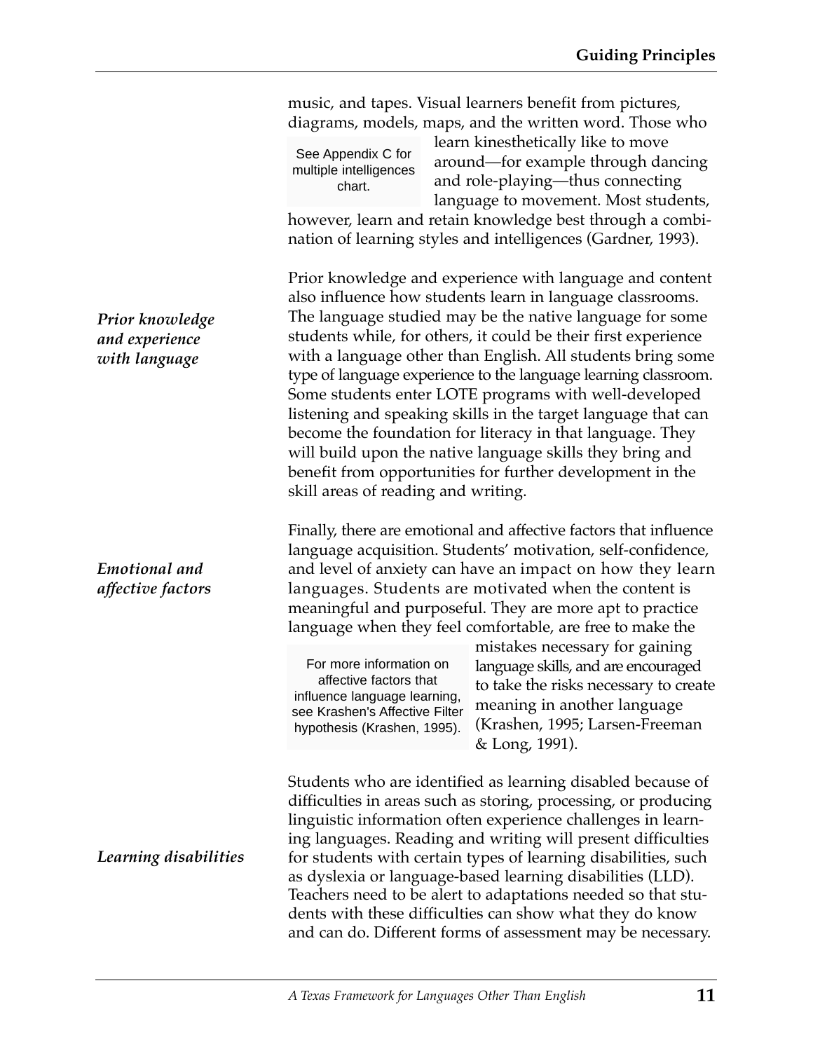music, and tapes. Visual learners benefit from pictures, diagrams, models, maps, and the written word. Those who learn kinesthetically like to move around—for example through dancing and role-playing—thus connecting language to movement. Most students, however, learn and retain knowledge best through a combination of learning styles and intelligences (Gardner, 1993).

See Appendix C for multiple intelligences chart.

***Prior knowledge and experience with language***

Prior knowledge and experience with language and content also influence how students learn in language classrooms. The language studied may be the native language for some students while, for others, it could be their first experience with a language other than English. All students bring some type of language experience to the language learning classroom. Some students enter LOTE programs with well-developed listening and speaking skills in the target language that can become the foundation for literacy in that language. They will build upon the native language skills they bring and benefit from opportunities for further development in the skill areas of reading and writing.

***Emotional and affective factors***

Finally, there are emotional and affective factors that influence language acquisition. Students' motivation, self-confidence, and level of anxiety can have an impact on how they learn languages. Students are motivated when the content is meaningful and purposeful. They are more apt to practice language when they feel comfortable, are free to make the mistakes necessary for gaining language skills, and are encouraged to take the risks necessary to create meaning in another language (Krashen, 1995; Larsen-Freeman & Long, 1991).

For more information on affective factors that influence language learning, see Krashen's Affective Filter hypothesis (Krashen, 1995).

***Learning disabilities***

Students who are identified as learning disabled because of difficulties in areas such as storing, processing, or producing linguistic information often experience challenges in learning languages. Reading and writing will present difficulties for students with certain types of learning disabilities, such as dyslexia or language-based learning disabilities (LLD). Teachers need to be alert to adaptations needed so that students with these difficulties can show what they do know and can do. Different forms of assessment may be necessary.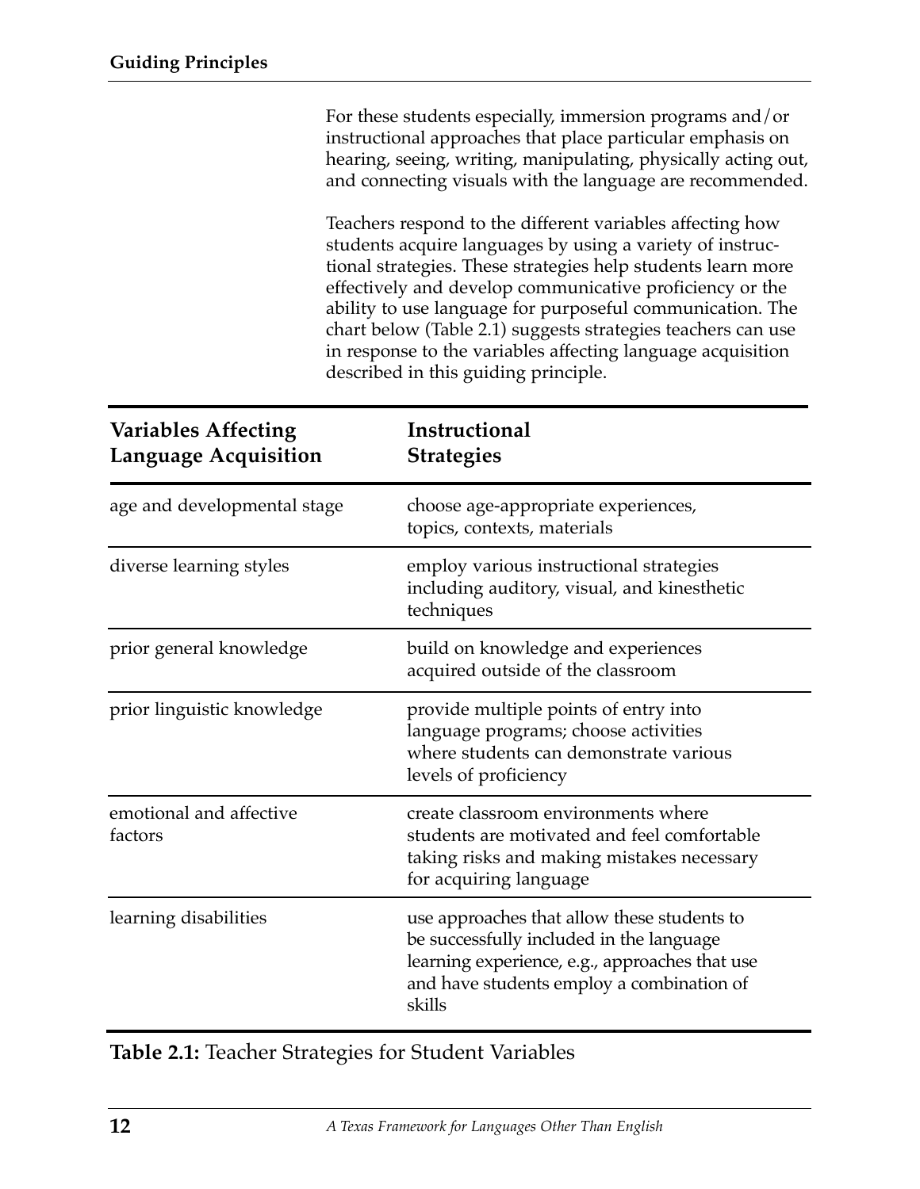For these students especially, immersion programs and/or instructional approaches that place particular emphasis on hearing, seeing, writing, manipulating, physically acting out, and connecting visuals with the language are recommended.

Teachers respond to the different variables affecting how students acquire languages by using a variety of instructional strategies. These strategies help students learn more effectively and develop communicative proficiency or the ability to use language for purposeful communication. The chart below (Table 2.1) suggests strategies teachers can use in response to the variables affecting language acquisition described in this guiding principle.

| Variables Affecting Language Acquisition | Instructional Strategies |
|---|---|
| age and developmental stage | choose age-appropriate experiences, topics, contexts, materials |
| diverse learning styles | employ various instructional strategies including auditory, visual, and kinesthetic techniques |
| prior general knowledge | build on knowledge and experiences acquired outside of the classroom |
| prior linguistic knowledge | provide multiple points of entry into language programs; choose activities where students can demonstrate various levels of proficiency |
| emotional and affective factors | create classroom environments where students are motivated and feel comfortable taking risks and making mistakes necessary for acquiring language |
| learning disabilities | use approaches that allow these students to be successfully included in the language learning experience, e.g., approaches that use and have students employ a combination of skills |

**Table 2.1:** Teacher Strategies for Student Variables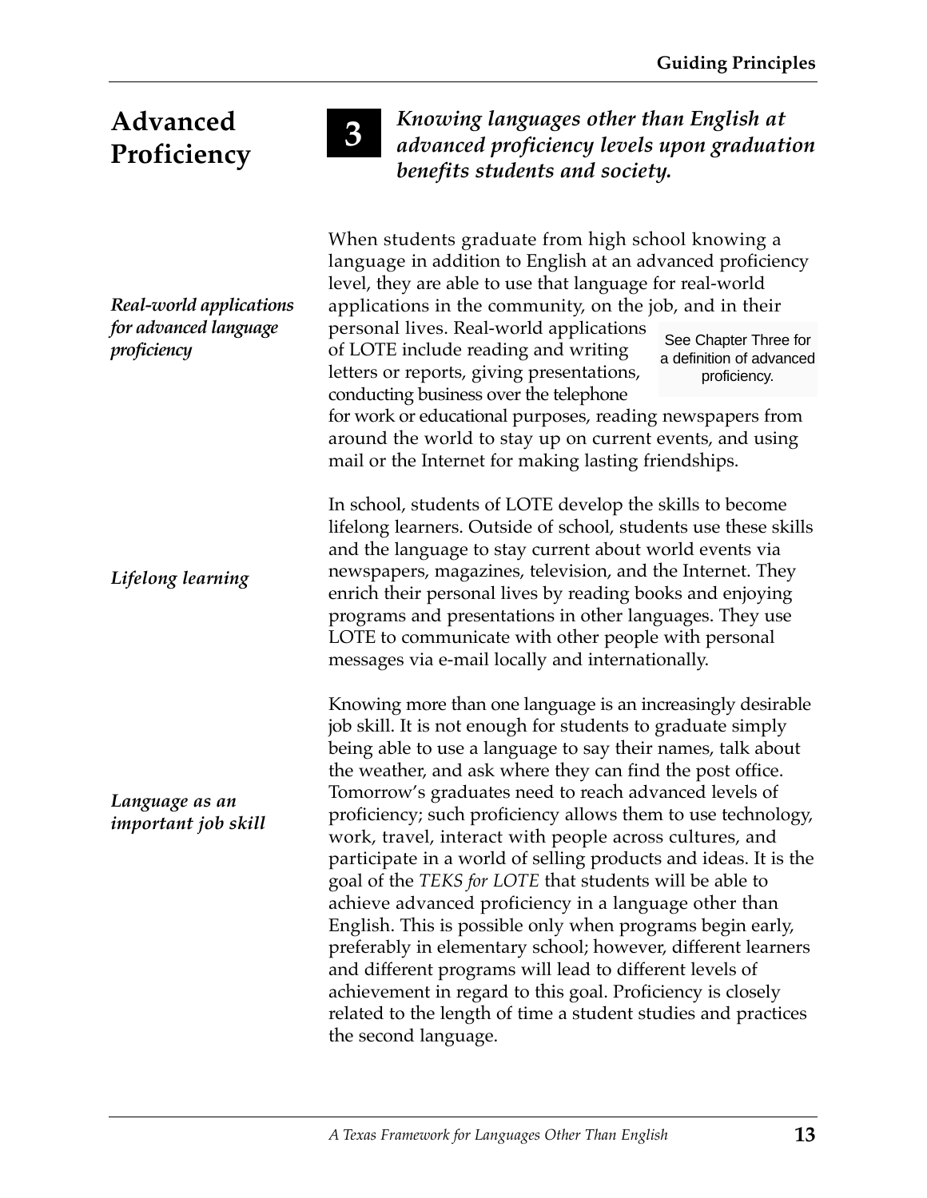## Advanced Proficiency

**3** ***Knowing languages other than English at advanced proficiency levels upon graduation benefits students and society.***

*Real-world applications for advanced language proficiency*

When students graduate from high school knowing a language in addition to English at an advanced proficiency level, they are able to use that language for real-world applications in the community, on the job, and in their personal lives. Real-world applications of LOTE include reading and writing letters or reports, giving presentations, conducting business over the telephone for work or educational purposes, reading newspapers from around the world to stay up on current events, and using mail or the Internet for making lasting friendships.

See Chapter Three for a definition of advanced proficiency.

*Lifelong learning*

In school, students of LOTE develop the skills to become lifelong learners. Outside of school, students use these skills and the language to stay current about world events via newspapers, magazines, television, and the Internet. They enrich their personal lives by reading books and enjoying programs and presentations in other languages. They use LOTE to communicate with other people with personal messages via e-mail locally and internationally.

*Language as an important job skill*

Knowing more than one language is an increasingly desirable job skill. It is not enough for students to graduate simply being able to use a language to say their names, talk about the weather, and ask where they can find the post office. Tomorrow's graduates need to reach advanced levels of proficiency; such proficiency allows them to use technology, work, travel, interact with people across cultures, and participate in a world of selling products and ideas. It is the goal of the *TEKS for LOTE* that students will be able to achieve advanced proficiency in a language other than English. This is possible only when programs begin early, preferably in elementary school; however, different learners and different programs will lead to different levels of achievement in regard to this goal. Proficiency is closely related to the length of time a student studies and practices the second language.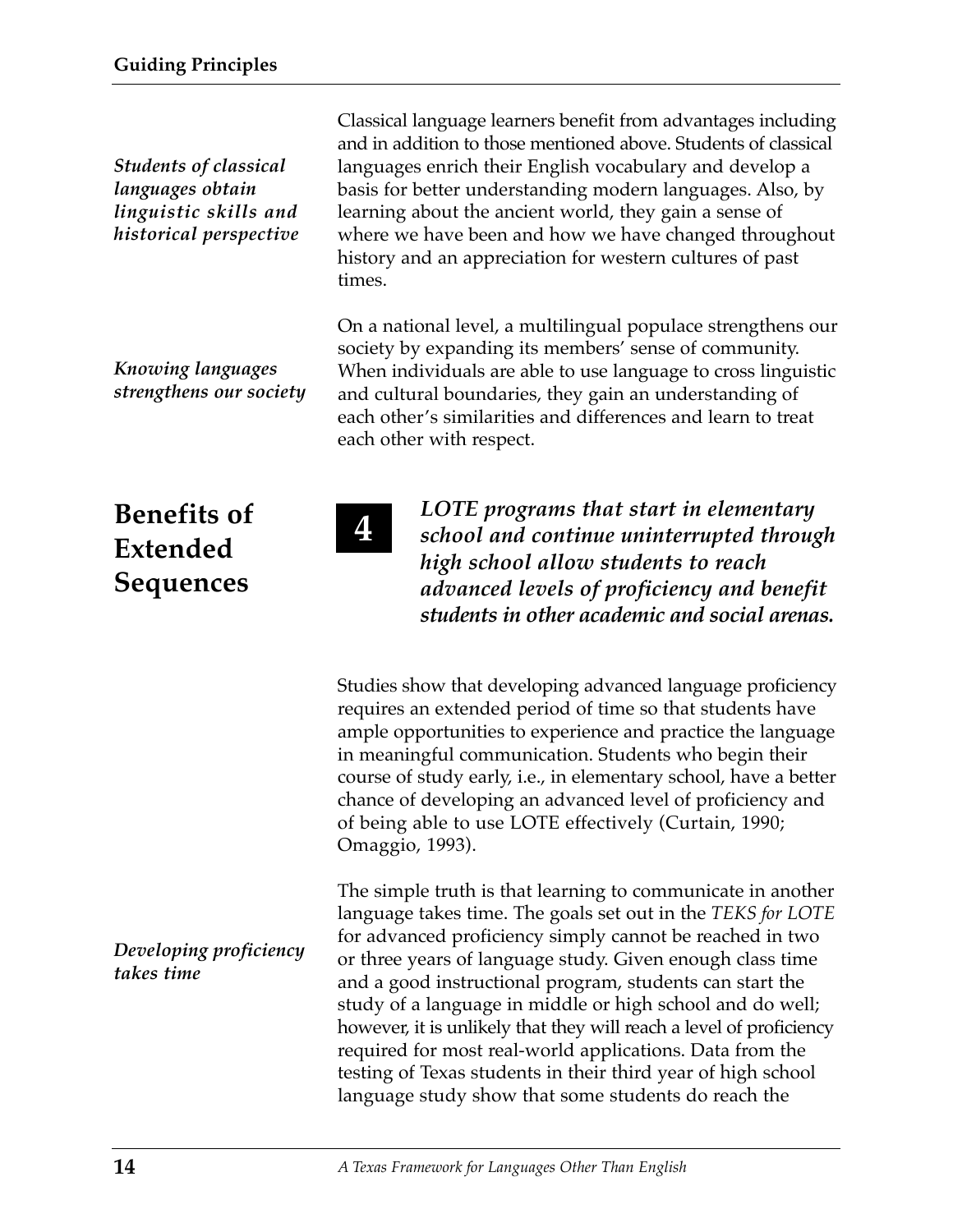*Students of classical languages obtain linguistic skills and historical perspective*

Classical language learners benefit from advantages including and in addition to those mentioned above. Students of classical languages enrich their English vocabulary and develop a basis for better understanding modern languages. Also, by learning about the ancient world, they gain a sense of where we have been and how we have changed throughout history and an appreciation for western cultures of past times.

*Knowing languages strengthens our society*

On a national level, a multilingual populace strengthens our society by expanding its members' sense of community. When individuals are able to use language to cross linguistic and cultural boundaries, they gain an understanding of each other's similarities and differences and learn to treat each other with respect.

## Benefits of Extended Sequences

**4**

***LOTE programs that start in elementary school and continue uninterrupted through high school allow students to reach advanced levels of proficiency and benefit students in other academic and social arenas.***

Studies show that developing advanced language proficiency requires an extended period of time so that students have ample opportunities to experience and practice the language in meaningful communication. Students who begin their course of study early, i.e., in elementary school, have a better chance of developing an advanced level of proficiency and of being able to use LOTE effectively (Curtain, 1990; Omaggio, 1993).

*Developing proficiency takes time*

The simple truth is that learning to communicate in another language takes time. The goals set out in the *TEKS for LOTE* for advanced proficiency simply cannot be reached in two or three years of language study. Given enough class time and a good instructional program, students can start the study of a language in middle or high school and do well; however, it is unlikely that they will reach a level of proficiency required for most real-world applications. Data from the testing of Texas students in their third year of high school language study show that some students do reach the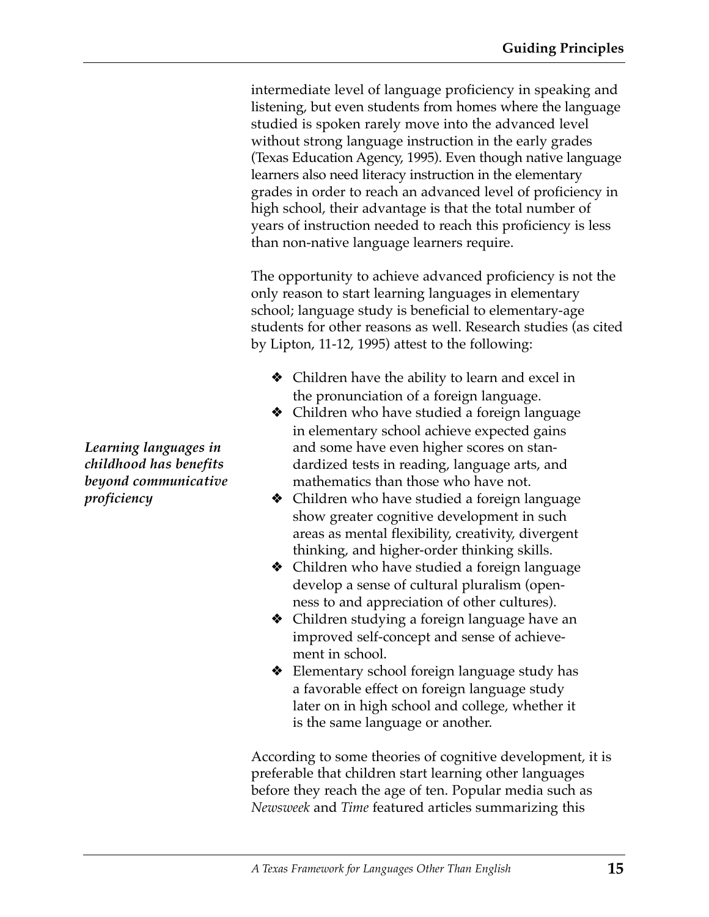intermediate level of language proficiency in speaking and listening, but even students from homes where the language studied is spoken rarely move into the advanced level without strong language instruction in the early grades (Texas Education Agency, 1995). Even though native language learners also need literacy instruction in the elementary grades in order to reach an advanced level of proficiency in high school, their advantage is that the total number of years of instruction needed to reach this proficiency is less than non-native language learners require.

The opportunity to achieve advanced proficiency is not the only reason to start learning languages in elementary school; language study is beneficial to elementary-age students for other reasons as well. Research studies (as cited by Lipton, 11-12, 1995) attest to the following:

***Learning languages in childhood has benefits beyond communicative proficiency***

- ❖ Children have the ability to learn and excel in the pronunciation of a foreign language.
- ❖ Children who have studied a foreign language in elementary school achieve expected gains and some have even higher scores on standardized tests in reading, language arts, and mathematics than those who have not.
- ❖ Children who have studied a foreign language show greater cognitive development in such areas as mental flexibility, creativity, divergent thinking, and higher-order thinking skills.
- ❖ Children who have studied a foreign language develop a sense of cultural pluralism (openness to and appreciation of other cultures).
- ❖ Children studying a foreign language have an improved self-concept and sense of achievement in school.
- ❖ Elementary school foreign language study has a favorable effect on foreign language study later on in high school and college, whether it is the same language or another.

According to some theories of cognitive development, it is preferable that children start learning other languages before they reach the age of ten. Popular media such as *Newsweek* and *Time* featured articles summarizing this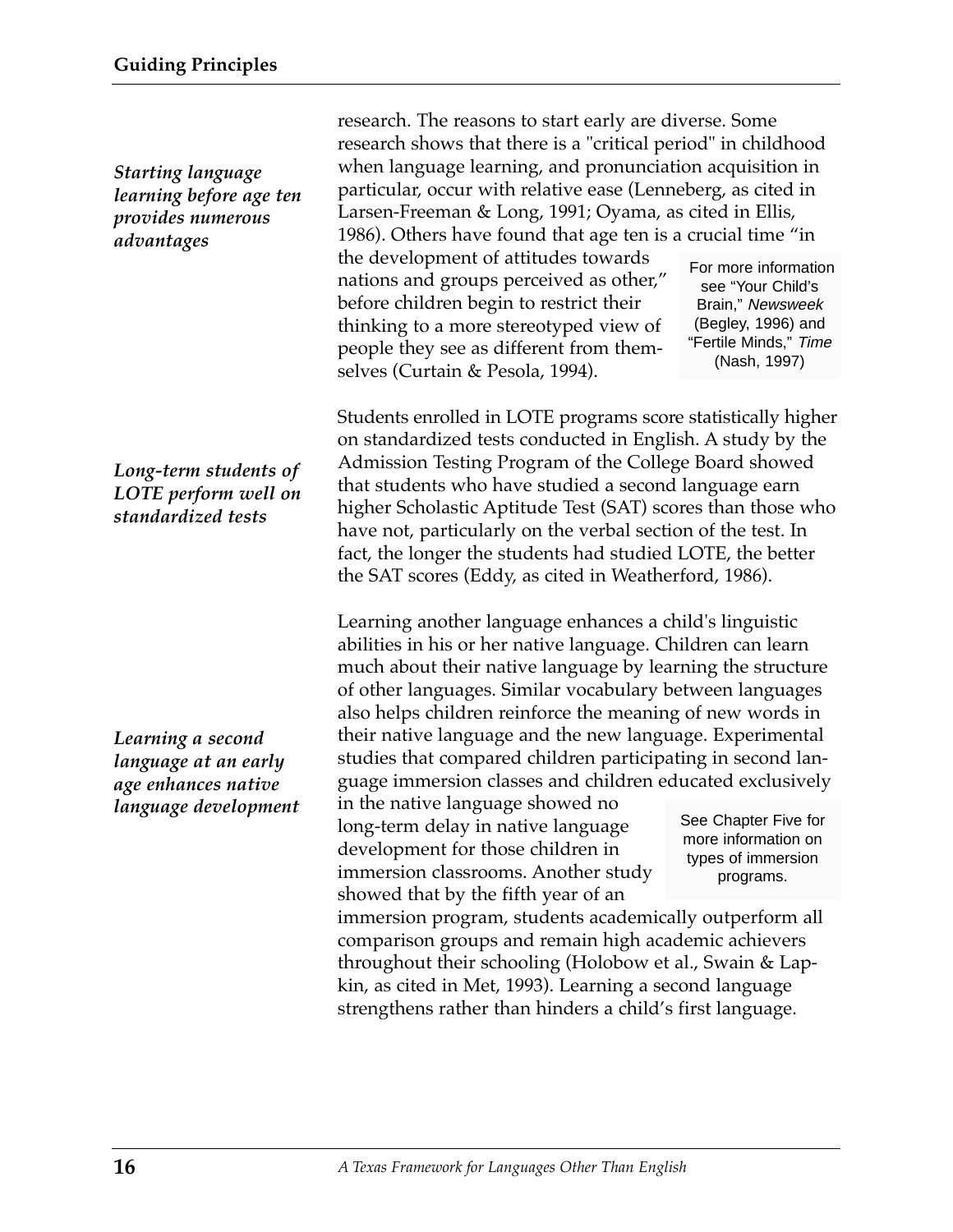*Starting language learning before age ten provides numerous advantages*

research. The reasons to start early are diverse. Some research shows that there is a "critical period" in childhood when language learning, and pronunciation acquisition in particular, occur with relative ease (Lenneberg, as cited in Larsen-Freeman & Long, 1991; Oyama, as cited in Ellis, 1986). Others have found that age ten is a crucial time "in the development of attitudes towards nations and groups perceived as other," before children begin to restrict their thinking to a more stereotyped view of people they see as different from themselves (Curtain & Pesola, 1994).

For more information see "Your Child's Brain," *Newsweek* (Begley, 1996) and "Fertile Minds," *Time* (Nash, 1997)

*Long-term students of LOTE perform well on standardized tests*

Students enrolled in LOTE programs score statistically higher on standardized tests conducted in English. A study by the Admission Testing Program of the College Board showed that students who have studied a second language earn higher Scholastic Aptitude Test (SAT) scores than those who have not, particularly on the verbal section of the test. In fact, the longer the students had studied LOTE, the better the SAT scores (Eddy, as cited in Weatherford, 1986).

*Learning a second language at an early age enhances native language development*

Learning another language enhances a child's linguistic abilities in his or her native language. Children can learn much about their native language by learning the structure of other languages. Similar vocabulary between languages also helps children reinforce the meaning of new words in their native language and the new language. Experimental studies that compared children participating in second language immersion classes and children educated exclusively in the native language showed no long-term delay in native language development for those children in immersion classrooms. Another study showed that by the fifth year of an immersion program, students academically outperform all comparison groups and remain high academic achievers throughout their schooling (Holobow et al., Swain & Lapkin, as cited in Met, 1993). Learning a second language strengthens rather than hinders a child's first language.

See Chapter Five for more information on types of immersion programs.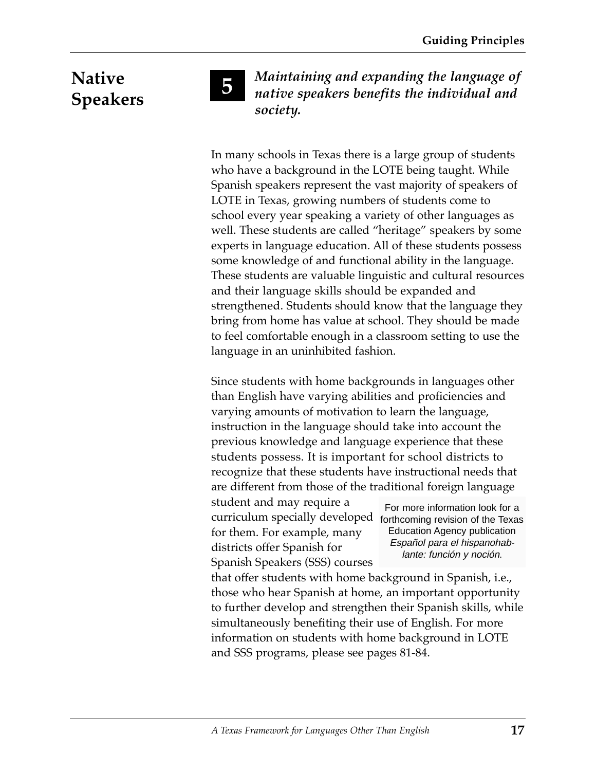## Native Speakers

**5** ***Maintaining and expanding the language of native speakers benefits the individual and society.***

In many schools in Texas there is a large group of students who have a background in the LOTE being taught. While Spanish speakers represent the vast majority of speakers of LOTE in Texas, growing numbers of students come to school every year speaking a variety of other languages as well. These students are called "heritage" speakers by some experts in language education. All of these students possess some knowledge of and functional ability in the language. These students are valuable linguistic and cultural resources and their language skills should be expanded and strengthened. Students should know that the language they bring from home has value at school. They should be made to feel comfortable enough in a classroom setting to use the language in an uninhibited fashion.

Since students with home backgrounds in languages other than English have varying abilities and proficiencies and varying amounts of motivation to learn the language, instruction in the language should take into account the previous knowledge and language experience that these students possess. It is important for school districts to recognize that these students have instructional needs that are different from those of the traditional foreign language student and may require a curriculum specially developed for them. For example, many districts offer Spanish for Spanish Speakers (SSS) courses that offer students with home background in Spanish, i.e., those who hear Spanish at home, an important opportunity to further develop and strengthen their Spanish skills, while simultaneously benefiting their use of English. For more information on students with home background in LOTE and SSS programs, please see pages 81-84.

For more information look for a forthcoming revision of the Texas Education Agency publication *Español para el hispanohablante: función y noción.*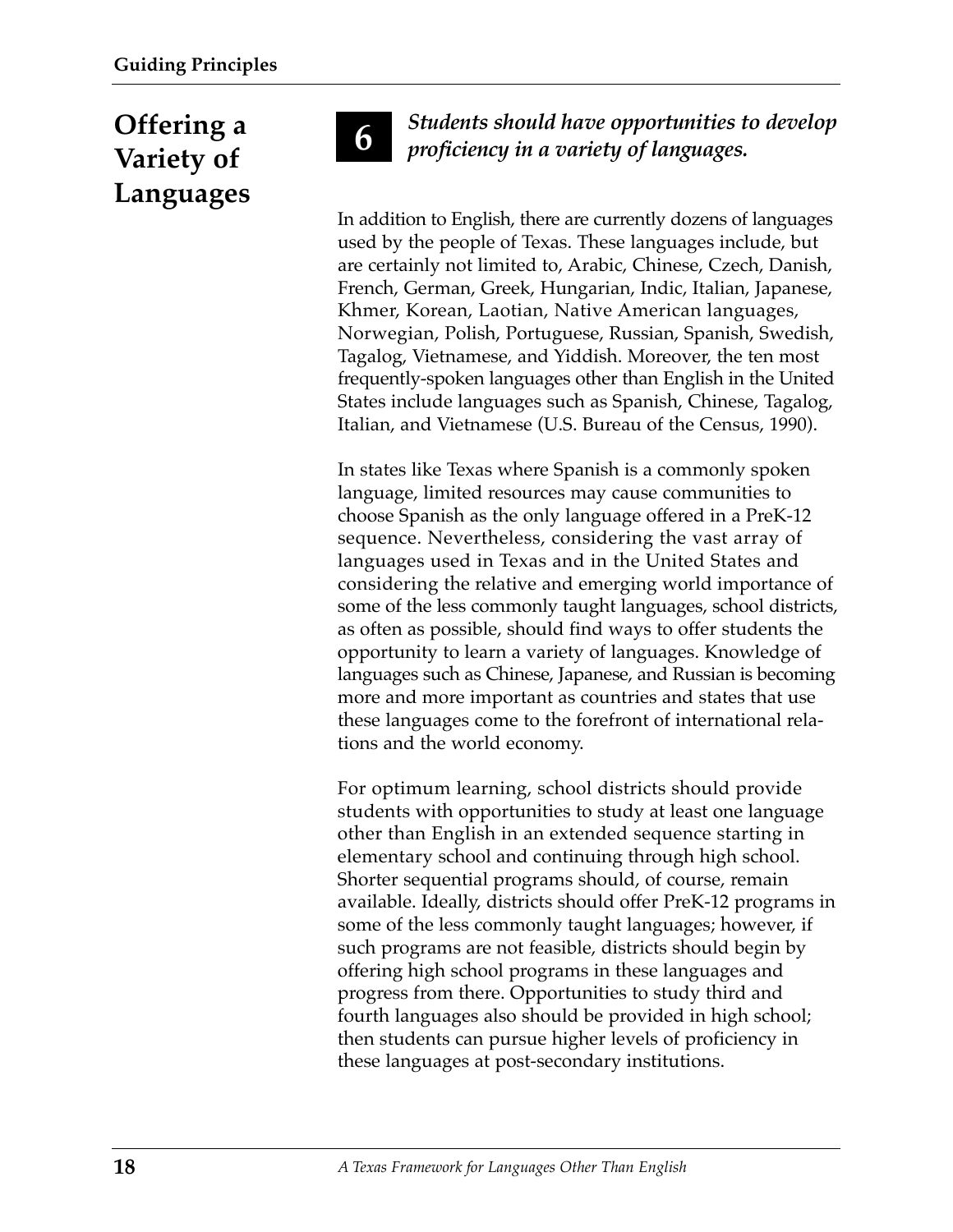## Offering a Variety of Languages

**6** ***Students should have opportunities to develop proficiency in a variety of languages.***

In addition to English, there are currently dozens of languages used by the people of Texas. These languages include, but are certainly not limited to, Arabic, Chinese, Czech, Danish, French, German, Greek, Hungarian, Indic, Italian, Japanese, Khmer, Korean, Laotian, Native American languages, Norwegian, Polish, Portuguese, Russian, Spanish, Swedish, Tagalog, Vietnamese, and Yiddish. Moreover, the ten most frequently-spoken languages other than English in the United States include languages such as Spanish, Chinese, Tagalog, Italian, and Vietnamese (U.S. Bureau of the Census, 1990).

In states like Texas where Spanish is a commonly spoken language, limited resources may cause communities to choose Spanish as the only language offered in a PreK-12 sequence. Nevertheless, considering the vast array of languages used in Texas and in the United States and considering the relative and emerging world importance of some of the less commonly taught languages, school districts, as often as possible, should find ways to offer students the opportunity to learn a variety of languages. Knowledge of languages such as Chinese, Japanese, and Russian is becoming more and more important as countries and states that use these languages come to the forefront of international relations and the world economy.

For optimum learning, school districts should provide students with opportunities to study at least one language other than English in an extended sequence starting in elementary school and continuing through high school. Shorter sequential programs should, of course, remain available. Ideally, districts should offer PreK-12 programs in some of the less commonly taught languages; however, if such programs are not feasible, districts should begin by offering high school programs in these languages and progress from there. Opportunities to study third and fourth languages also should be provided in high school; then students can pursue higher levels of proficiency in these languages at post-secondary institutions.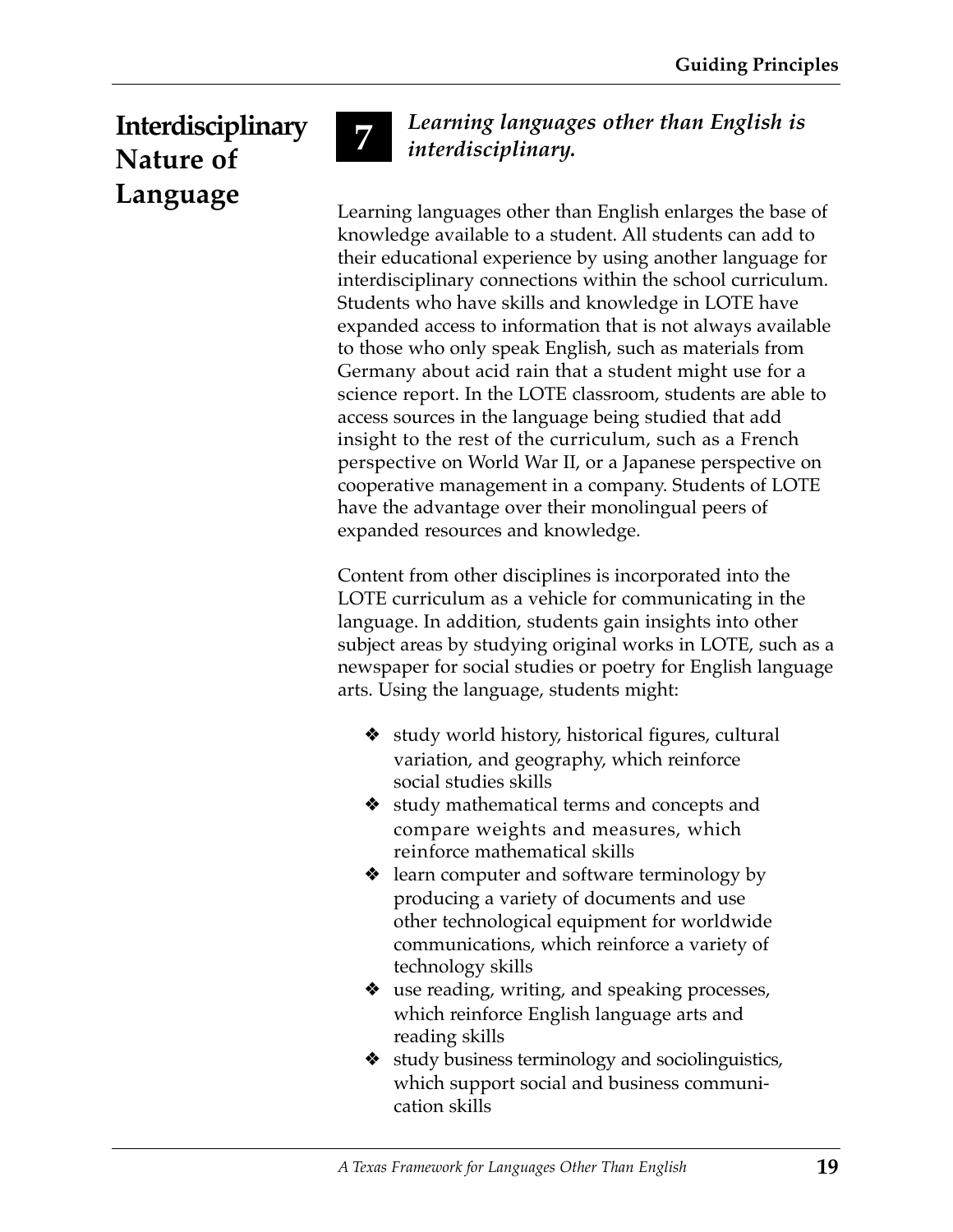## Interdisciplinary Nature of Language

**7** ***Learning languages other than English is interdisciplinary.***

Learning languages other than English enlarges the base of knowledge available to a student. All students can add to their educational experience by using another language for interdisciplinary connections within the school curriculum. Students who have skills and knowledge in LOTE have expanded access to information that is not always available to those who only speak English, such as materials from Germany about acid rain that a student might use for a science report. In the LOTE classroom, students are able to access sources in the language being studied that add insight to the rest of the curriculum, such as a French perspective on World War II, or a Japanese perspective on cooperative management in a company. Students of LOTE have the advantage over their monolingual peers of expanded resources and knowledge.

Content from other disciplines is incorporated into the LOTE curriculum as a vehicle for communicating in the language. In addition, students gain insights into other subject areas by studying original works in LOTE, such as a newspaper for social studies or poetry for English language arts. Using the language, students might:

- study world history, historical figures, cultural variation, and geography, which reinforce social studies skills
- study mathematical terms and concepts and compare weights and measures, which reinforce mathematical skills
- learn computer and software terminology by producing a variety of documents and use other technological equipment for worldwide communications, which reinforce a variety of technology skills
- use reading, writing, and speaking processes, which reinforce English language arts and reading skills
- study business terminology and sociolinguistics, which support social and business communication skills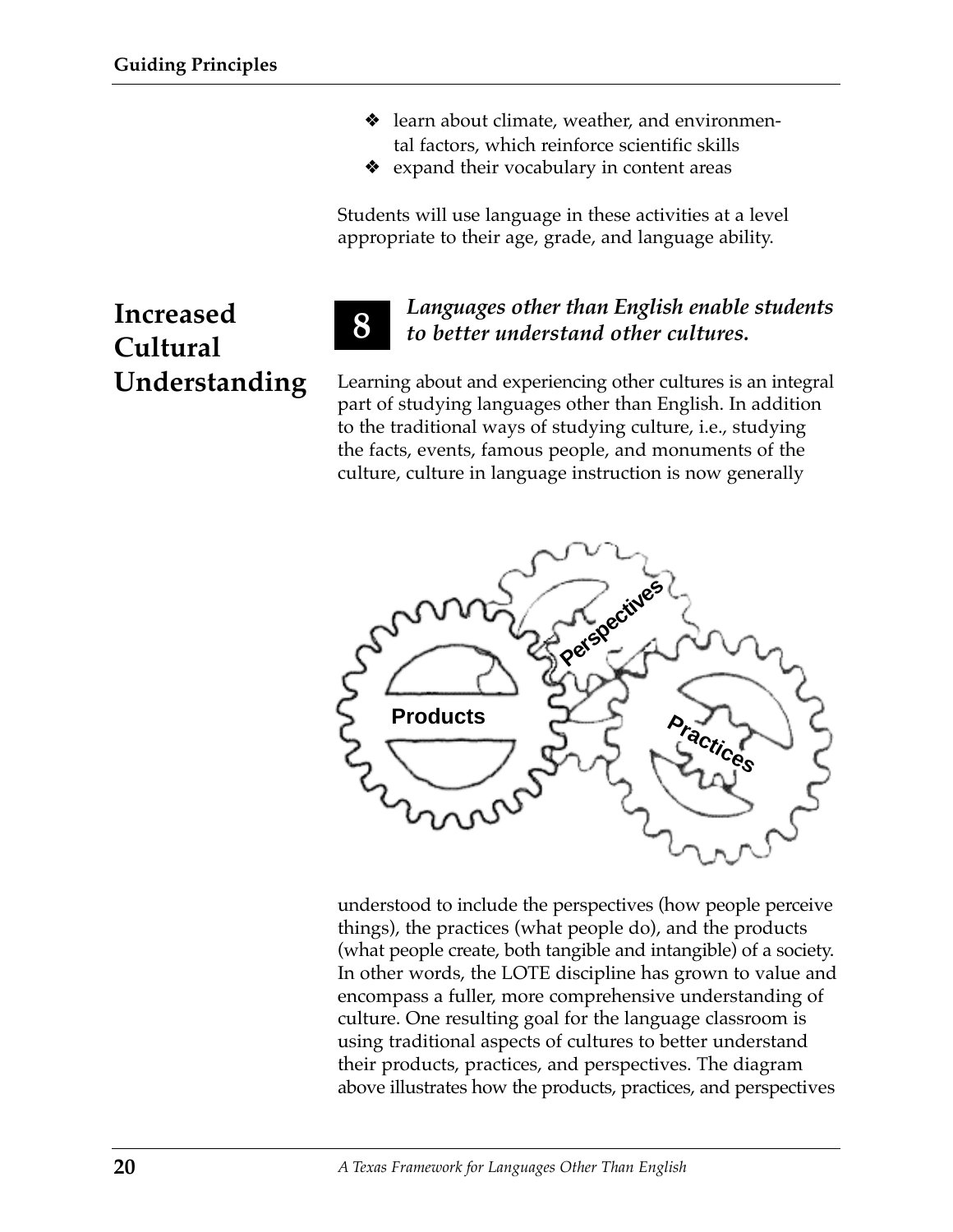- ❖ learn about climate, weather, and environmental factors, which reinforce scientific skills
- ❖ expand their vocabulary in content areas

Students will use language in these activities at a level appropriate to their age, grade, and language ability.

## Increased Cultural Understanding

**8** ***Languages other than English enable students to better understand other cultures.***

Learning about and experiencing other cultures is an integral part of studying languages other than English. In addition to the traditional ways of studying culture, i.e., studying the facts, events, famous people, and monuments of the culture, culture in language instruction is now generally

Perspectives

Products

Practices

understood to include the perspectives (how people perceive things), the practices (what people do), and the products (what people create, both tangible and intangible) of a society. In other words, the LOTE discipline has grown to value and encompass a fuller, more comprehensive understanding of culture. One resulting goal for the language classroom is using traditional aspects of cultures to better understand their products, practices, and perspectives. The diagram above illustrates how the products, practices, and perspectives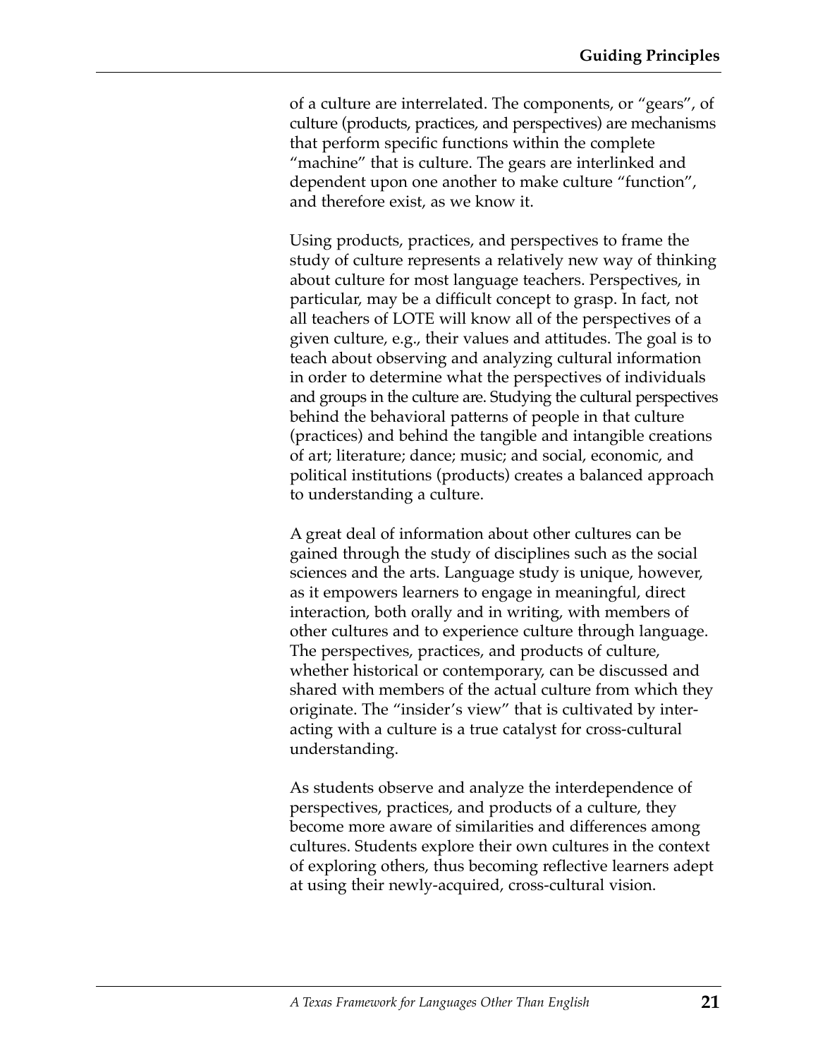of a culture are interrelated. The components, or “gears”, of culture (products, practices, and perspectives) are mechanisms that perform specific functions within the complete “machine” that is culture. The gears are interlinked and dependent upon one another to make culture “function”, and therefore exist, as we know it.

Using products, practices, and perspectives to frame the study of culture represents a relatively new way of thinking about culture for most language teachers. Perspectives, in particular, may be a difficult concept to grasp. In fact, not all teachers of LOTE will know all of the perspectives of a given culture, e.g., their values and attitudes. The goal is to teach about observing and analyzing cultural information in order to determine what the perspectives of individuals and groups in the culture are. Studying the cultural perspectives behind the behavioral patterns of people in that culture (practices) and behind the tangible and intangible creations of art; literature; dance; music; and social, economic, and political institutions (products) creates a balanced approach to understanding a culture.

A great deal of information about other cultures can be gained through the study of disciplines such as the social sciences and the arts. Language study is unique, however, as it empowers learners to engage in meaningful, direct interaction, both orally and in writing, with members of other cultures and to experience culture through language. The perspectives, practices, and products of culture, whether historical or contemporary, can be discussed and shared with members of the actual culture from which they originate. The “insider’s view” that is cultivated by interacting with a culture is a true catalyst for cross-cultural understanding.

As students observe and analyze the interdependence of perspectives, practices, and products of a culture, they become more aware of similarities and differences among cultures. Students explore their own cultures in the context of exploring others, thus becoming reflective learners adept at using their newly-acquired, cross-cultural vision.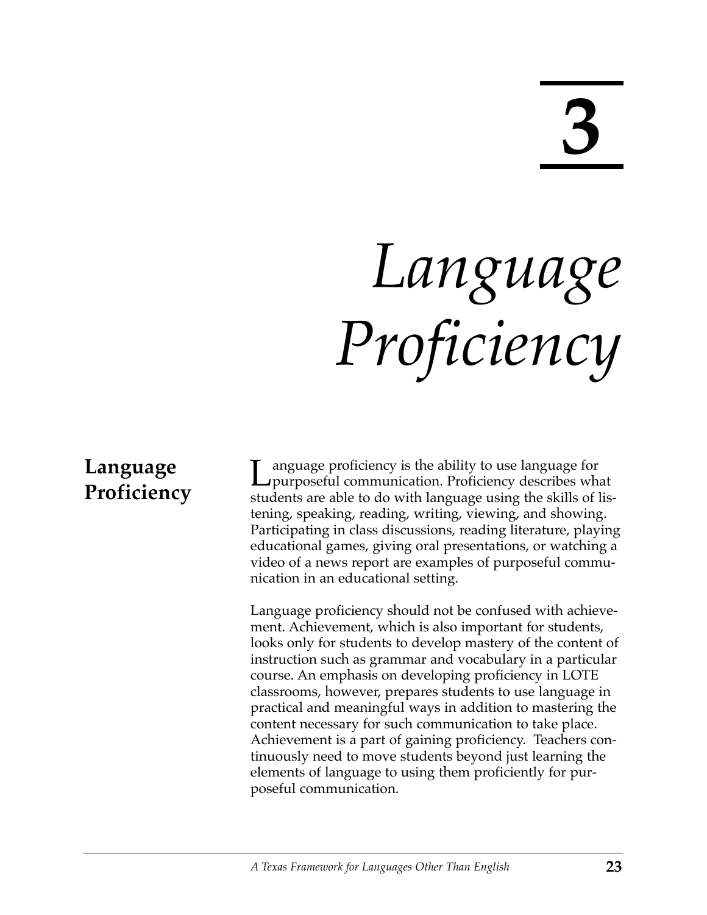# 3

# Language Proficiency

## Language Proficiency

Language proficiency is the ability to use language for purposeful communication. Proficiency describes what students are able to do with language using the skills of listening, speaking, reading, writing, viewing, and showing. Participating in class discussions, reading literature, playing educational games, giving oral presentations, or watching a video of a news report are examples of purposeful communication in an educational setting.

Language proficiency should not be confused with achievement. Achievement, which is also important for students, looks only for students to develop mastery of the content of instruction such as grammar and vocabulary in a particular course. An emphasis on developing proficiency in LOTE classrooms, however, prepares students to use language in practical and meaningful ways in addition to mastering the content necessary for such communication to take place. Achievement is a part of gaining proficiency. Teachers continuously need to move students beyond just learning the elements of language to using them proficiently for purposeful communication.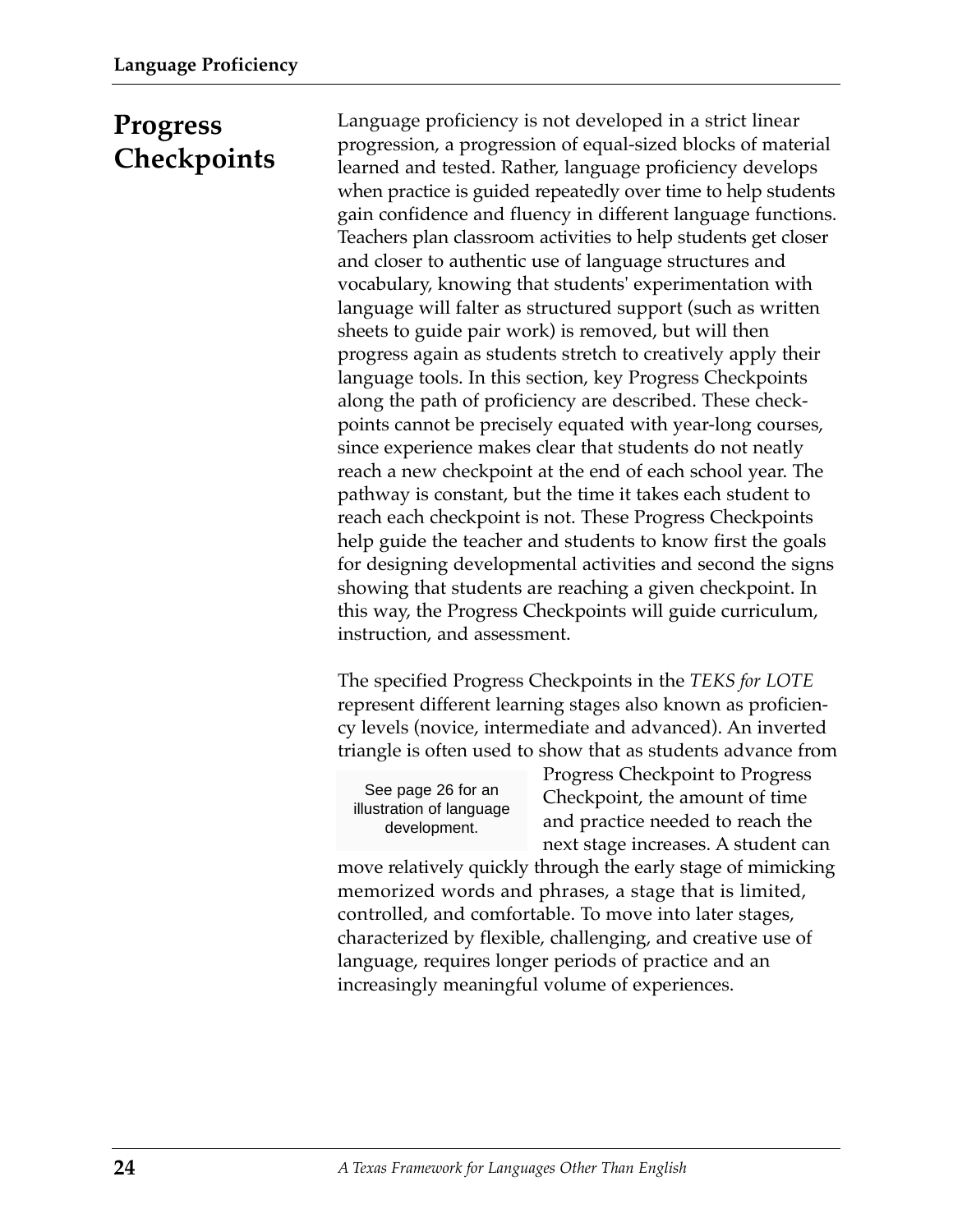## Progress Checkpoints

Language proficiency is not developed in a strict linear progression, a progression of equal-sized blocks of material learned and tested. Rather, language proficiency develops when practice is guided repeatedly over time to help students gain confidence and fluency in different language functions. Teachers plan classroom activities to help students get closer and closer to authentic use of language structures and vocabulary, knowing that students' experimentation with language will falter as structured support (such as written sheets to guide pair work) is removed, but will then progress again as students stretch to creatively apply their language tools. In this section, key Progress Checkpoints along the path of proficiency are described. These checkpoints cannot be precisely equated with year-long courses, since experience makes clear that students do not neatly reach a new checkpoint at the end of each school year. The pathway is constant, but the time it takes each student to reach each checkpoint is not. These Progress Checkpoints help guide the teacher and students to know first the goals for designing developmental activities and second the signs showing that students are reaching a given checkpoint. In this way, the Progress Checkpoints will guide curriculum, instruction, and assessment.

The specified Progress Checkpoints in the *TEKS for LOTE* represent different learning stages also known as proficiency levels (novice, intermediate and advanced). An inverted triangle is often used to show that as students advance from Progress Checkpoint to Progress Checkpoint, the amount of time and practice needed to reach the next stage increases. A student can move relatively quickly through the early stage of mimicking memorized words and phrases, a stage that is limited, controlled, and comfortable. To move into later stages, characterized by flexible, challenging, and creative use of language, requires longer periods of practice and an increasingly meaningful volume of experiences.

See page 26 for an illustration of language development.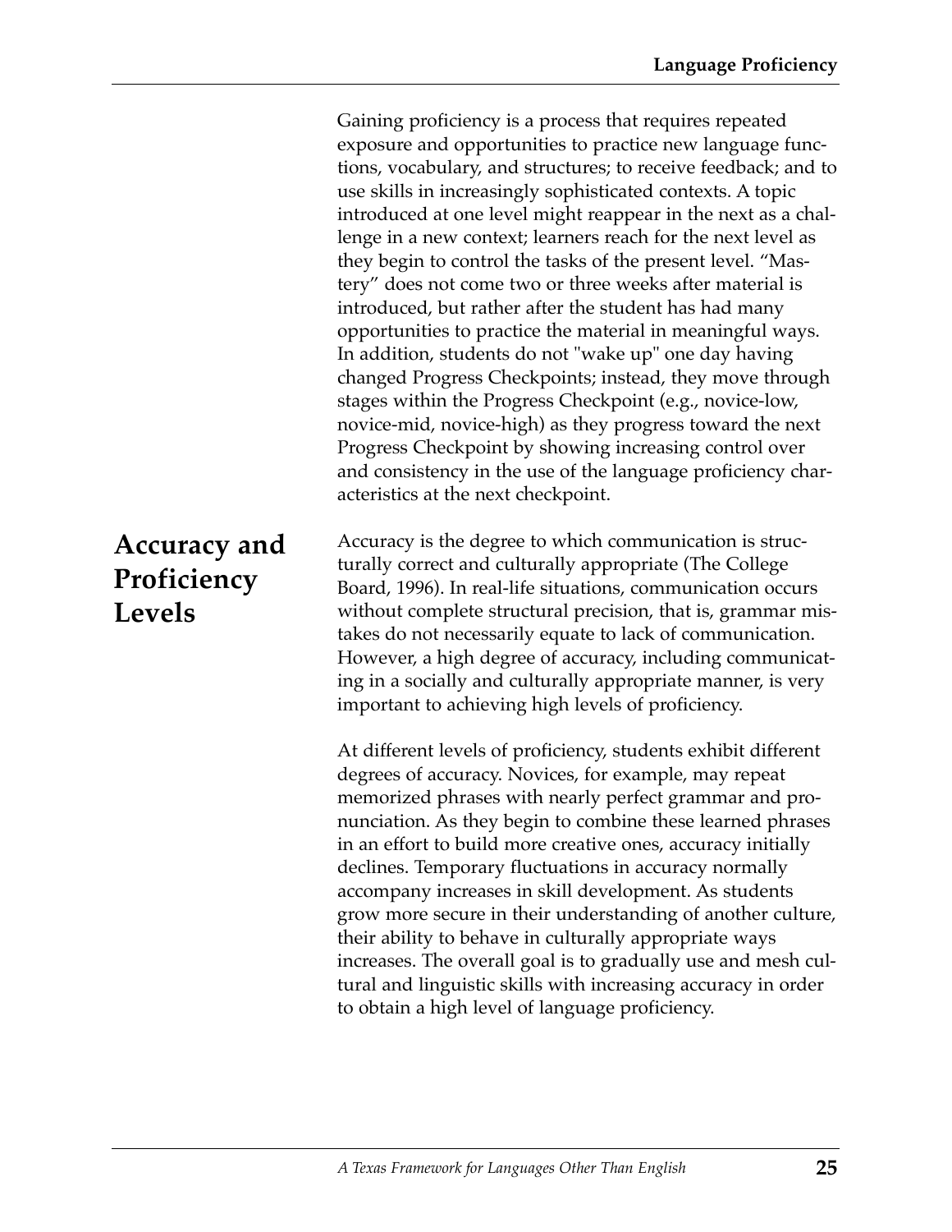Gaining proficiency is a process that requires repeated exposure and opportunities to practice new language functions, vocabulary, and structures; to receive feedback; and to use skills in increasingly sophisticated contexts. A topic introduced at one level might reappear in the next as a challenge in a new context; learners reach for the next level as they begin to control the tasks of the present level. "Mastery" does not come two or three weeks after material is introduced, but rather after the student has had many opportunities to practice the material in meaningful ways. In addition, students do not "wake up" one day having changed Progress Checkpoints; instead, they move through stages within the Progress Checkpoint (e.g., novice-low, novice-mid, novice-high) as they progress toward the next Progress Checkpoint by showing increasing control over and consistency in the use of the language proficiency characteristics at the next checkpoint.

## Accuracy and Proficiency Levels

Accuracy is the degree to which communication is structurally correct and culturally appropriate (The College Board, 1996). In real-life situations, communication occurs without complete structural precision, that is, grammar mistakes do not necessarily equate to lack of communication. However, a high degree of accuracy, including communicating in a socially and culturally appropriate manner, is very important to achieving high levels of proficiency.

At different levels of proficiency, students exhibit different degrees of accuracy. Novices, for example, may repeat memorized phrases with nearly perfect grammar and pronunciation. As they begin to combine these learned phrases in an effort to build more creative ones, accuracy initially declines. Temporary fluctuations in accuracy normally accompany increases in skill development. As students grow more secure in their understanding of another culture, their ability to behave in culturally appropriate ways increases. The overall goal is to gradually use and mesh cultural and linguistic skills with increasing accuracy in order to obtain a high level of language proficiency.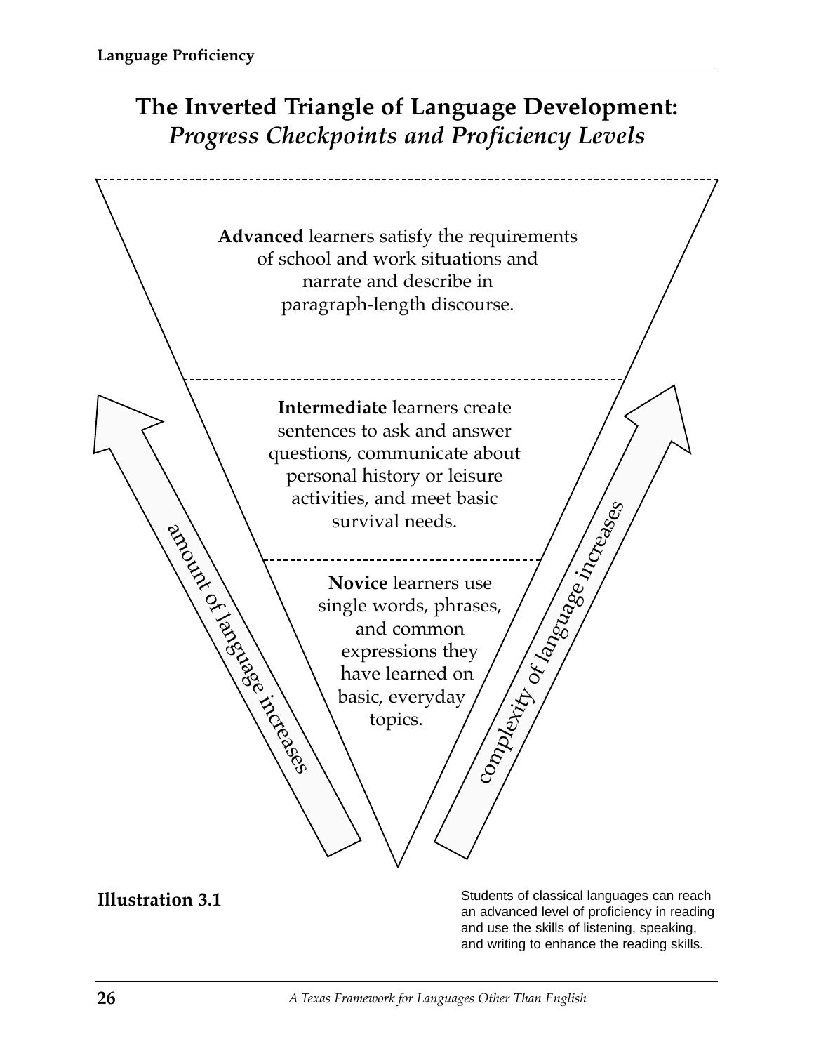# The Inverted Triangle of Language Development: *Progress Checkpoints and Proficiency Levels*

**Advanced** learners satisfy the requirements of school and work situations and narrate and describe in paragraph-length discourse.

**Intermediate** learners create sentences to ask and answer questions, communicate about personal history or leisure activities, and meet basic survival needs.

**Novice** learners use single words, phrases, and common expressions they have learned on basic, everyday topics.

amount of language increases

complexity of language increases

**Illustration 3.1**

Students of classical languages can reach an advanced level of proficiency in reading and use the skills of listening, speaking, and writing to enhance the reading skills.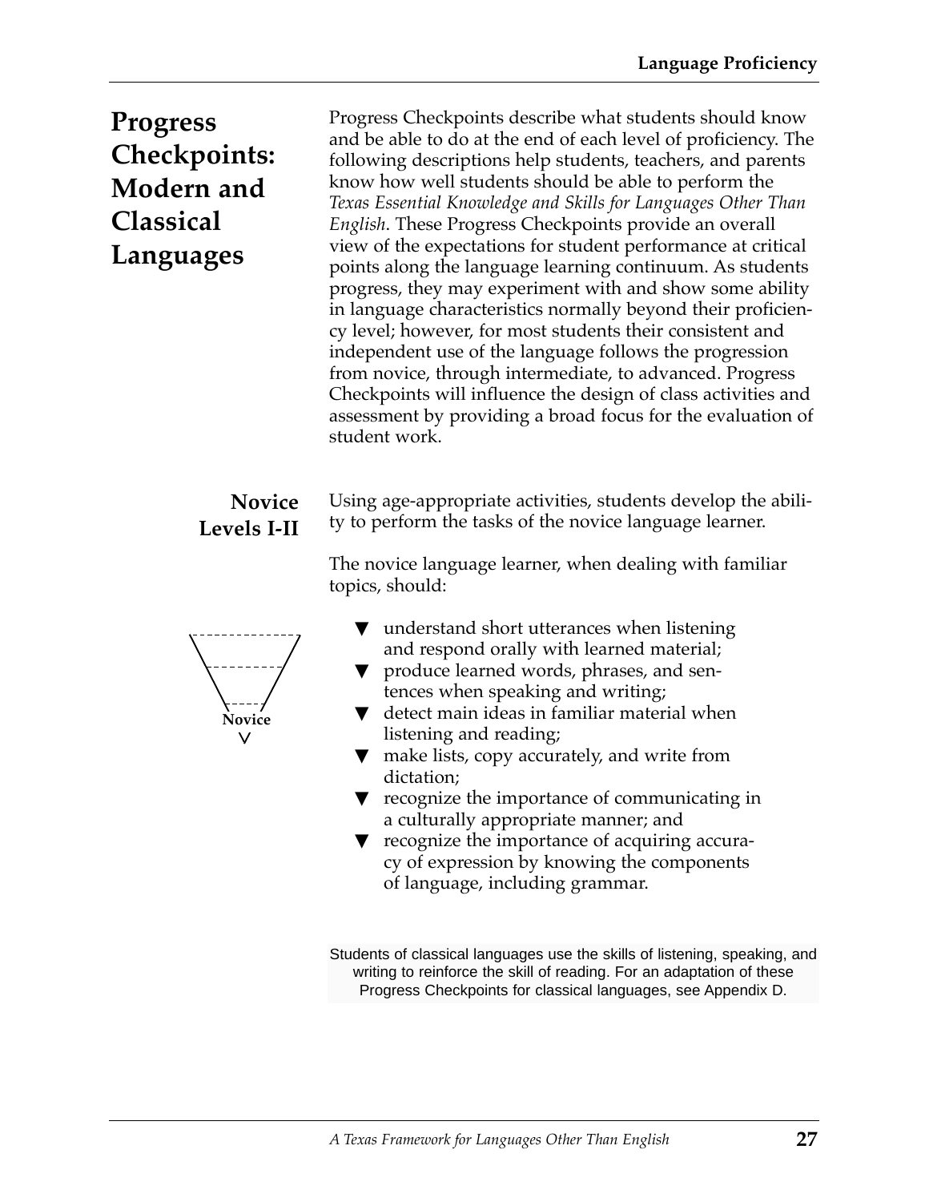## Progress Checkpoints: Modern and Classical Languages

Progress Checkpoints describe what students should know and be able to do at the end of each level of proficiency. The following descriptions help students, teachers, and parents know how well students should be able to perform the *Texas Essential Knowledge and Skills for Languages Other Than English*. These Progress Checkpoints provide an overall view of the expectations for student performance at critical points along the language learning continuum. As students progress, they may experiment with and show some ability in language characteristics normally beyond their proficiency level; however, for most students their consistent and independent use of the language follows the progression from novice, through intermediate, to advanced. Progress Checkpoints will influence the design of class activities and assessment by providing a broad focus for the evaluation of student work.

### Novice Levels I-II

Using age-appropriate activities, students develop the ability to perform the tasks of the novice language learner.

The novice language learner, when dealing with familiar topics, should:

Novice

- understand short utterances when listening and respond orally with learned material;
- produce learned words, phrases, and sentences when speaking and writing;
- detect main ideas in familiar material when listening and reading;
- make lists, copy accurately, and write from dictation;
- recognize the importance of communicating in a culturally appropriate manner; and
- recognize the importance of acquiring accuracy of expression by knowing the components of language, including grammar.

Students of classical languages use the skills of listening, speaking, and writing to reinforce the skill of reading. For an adaptation of these Progress Checkpoints for classical languages, see Appendix D.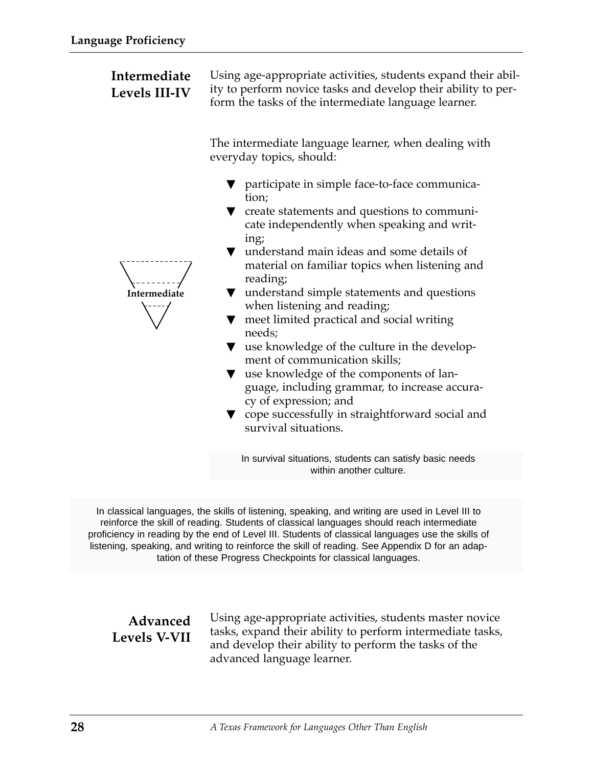## Intermediate Levels III-IV

Using age-appropriate activities, students expand their ability to perform novice tasks and develop their ability to perform the tasks of the intermediate language learner.

The intermediate language learner, when dealing with everyday topics, should:

- participate in simple face-to-face communication;
- create statements and questions to communicate independently when speaking and writing;
- understand main ideas and some details of material on familiar topics when listening and reading;
- understand simple statements and questions when listening and reading;
- meet limited practical and social writing needs;
- use knowledge of the culture in the development of communication skills;
- use knowledge of the components of language, including grammar, to increase accuracy of expression; and
- cope successfully in straightforward social and survival situations.

Intermediate

In survival situations, students can satisfy basic needs within another culture.

In classical languages, the skills of listening, speaking, and writing are used in Level III to reinforce the skill of reading. Students of classical languages should reach intermediate proficiency in reading by the end of Level III. Students of classical languages use the skills of listening, speaking, and writing to reinforce the skill of reading. See Appendix D for an adaptation of these Progress Checkpoints for classical languages.

## Advanced Levels V-VII

Using age-appropriate activities, students master novice tasks, expand their ability to perform intermediate tasks, and develop their ability to perform the tasks of the advanced language learner.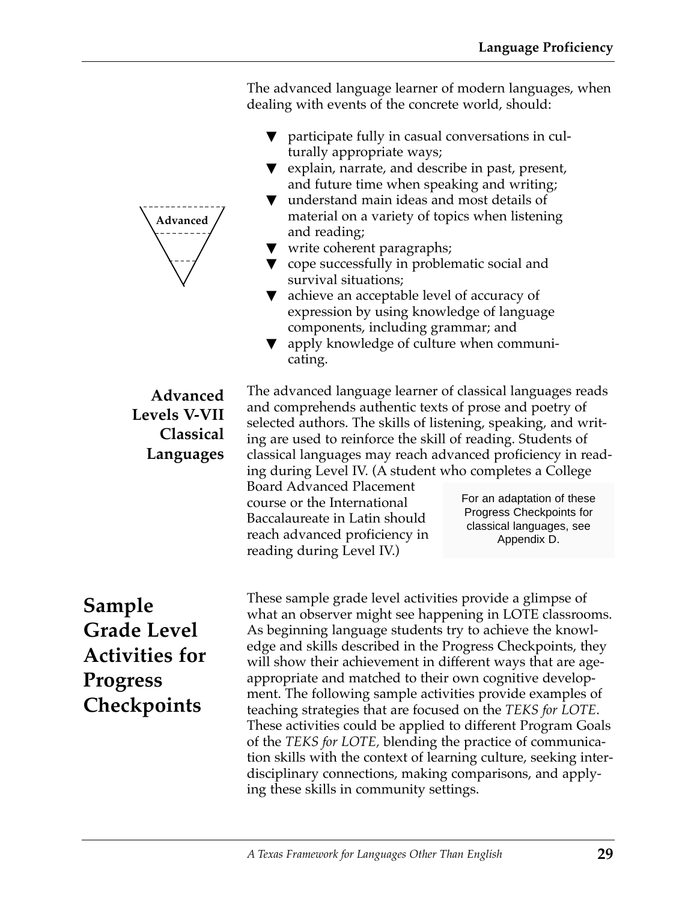The advanced language learner of modern languages, when dealing with events of the concrete world, should:

- participate fully in casual conversations in culturally appropriate ways;
- explain, narrate, and describe in past, present, and future time when speaking and writing;
- understand main ideas and most details of material on a variety of topics when listening and reading;
- write coherent paragraphs;
- cope successfully in problematic social and survival situations;
- achieve an acceptable level of accuracy of expression by using knowledge of language components, including grammar; and
- apply knowledge of culture when communicating.

Advanced

### Advanced Levels V-VII Classical Languages

The advanced language learner of classical languages reads and comprehends authentic texts of prose and poetry of selected authors. The skills of listening, speaking, and writing are used to reinforce the skill of reading. Students of classical languages may reach advanced proficiency in reading during Level IV. (A student who completes a College Board Advanced Placement course or the International Baccalaureate in Latin should reach advanced proficiency in reading during Level IV.)

For an adaptation of these Progress Checkpoints for classical languages, see Appendix D.

## Sample Grade Level Activities for Progress Checkpoints

These sample grade level activities provide a glimpse of what an observer might see happening in LOTE classrooms. As beginning language students try to achieve the knowledge and skills described in the Progress Checkpoints, they will show their achievement in different ways that are age-appropriate and matched to their own cognitive development. The following sample activities provide examples of teaching strategies that are focused on the *TEKS for LOTE*. These activities could be applied to different Program Goals of the *TEKS for LOTE*, blending the practice of communication skills with the context of learning culture, seeking interdisciplinary connections, making comparisons, and applying these skills in community settings.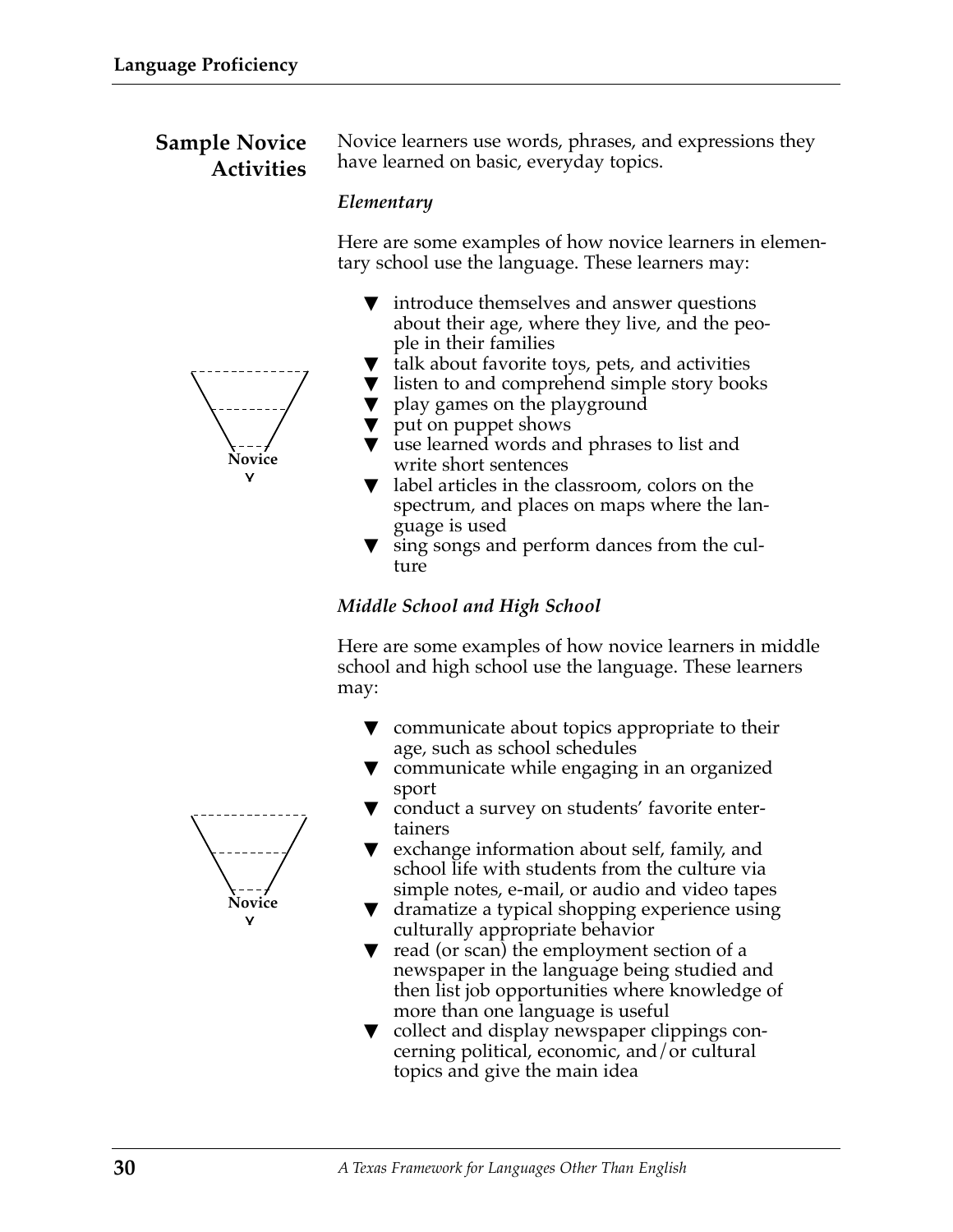## Sample Novice Activities

Novice learners use words, phrases, and expressions they have learned on basic, everyday topics.

### *Elementary*

Here are some examples of how novice learners in elementary school use the language. These learners may:

- introduce themselves and answer questions about their age, where they live, and the people in their families
- talk about favorite toys, pets, and activities
- listen to and comprehend simple story books
- play games on the playground
- put on puppet shows
- use learned words and phrases to list and write short sentences
- label articles in the classroom, colors on the spectrum, and places on maps where the language is used
- sing songs and perform dances from the culture

Novice

### *Middle School and High School*

Here are some examples of how novice learners in middle school and high school use the language. These learners may:

- communicate about topics appropriate to their age, such as school schedules
- communicate while engaging in an organized sport
- conduct a survey on students' favorite entertainers
- exchange information about self, family, and school life with students from the culture via simple notes, e-mail, or audio and video tapes
- dramatize a typical shopping experience using culturally appropriate behavior
- read (or scan) the employment section of a newspaper in the language being studied and then list job opportunities where knowledge of more than one language is useful
- collect and display newspaper clippings concerning political, economic, and/or cultural topics and give the main idea

Novice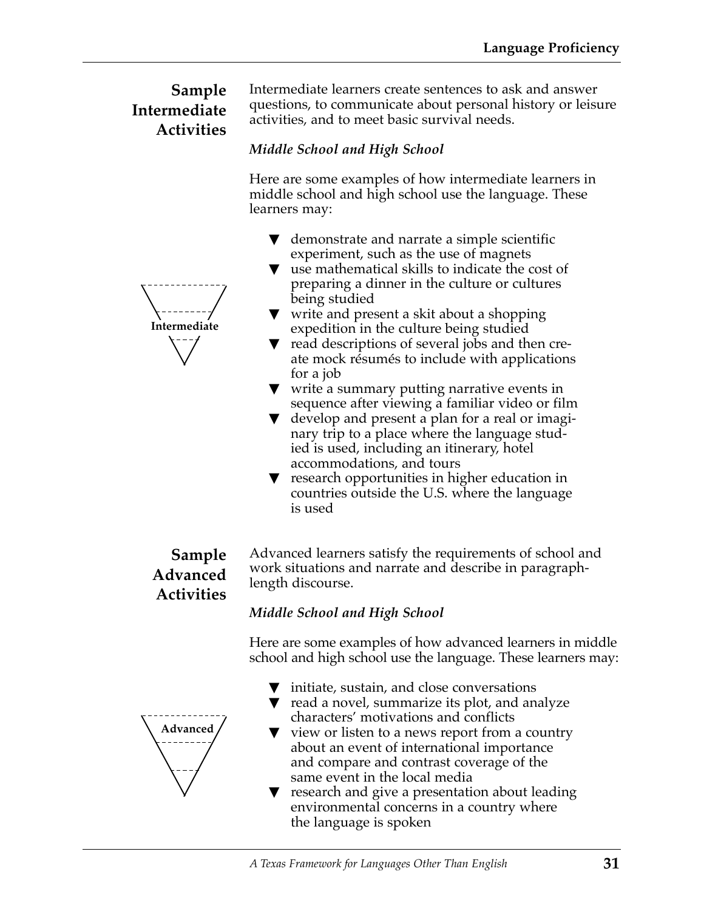## Sample Intermediate Activities

Intermediate learners create sentences to ask and answer questions, to communicate about personal history or leisure activities, and to meet basic survival needs.

*Middle School and High School*

Here are some examples of how intermediate learners in middle school and high school use the language. These learners may:

Intermediate

- demonstrate and narrate a simple scientific experiment, such as the use of magnets
- use mathematical skills to indicate the cost of preparing a dinner in the culture or cultures being studied
- write and present a skit about a shopping expedition in the culture being studied
- read descriptions of several jobs and then create mock résumés to include with applications for a job
- write a summary putting narrative events in sequence after viewing a familiar video or film
- develop and present a plan for a real or imaginary trip to a place where the language studied is used, including an itinerary, hotel accommodations, and tours
- research opportunities in higher education in countries outside the U.S. where the language is used

## Sample Advanced Activities

Advanced learners satisfy the requirements of school and work situations and narrate and describe in paragraph-length discourse.

*Middle School and High School*

Here are some examples of how advanced learners in middle school and high school use the language. These learners may:

Advanced

- initiate, sustain, and close conversations
- read a novel, summarize its plot, and analyze characters' motivations and conflicts
- view or listen to a news report from a country about an event of international importance and compare and contrast coverage of the same event in the local media
- research and give a presentation about leading environmental concerns in a country where the language is spoken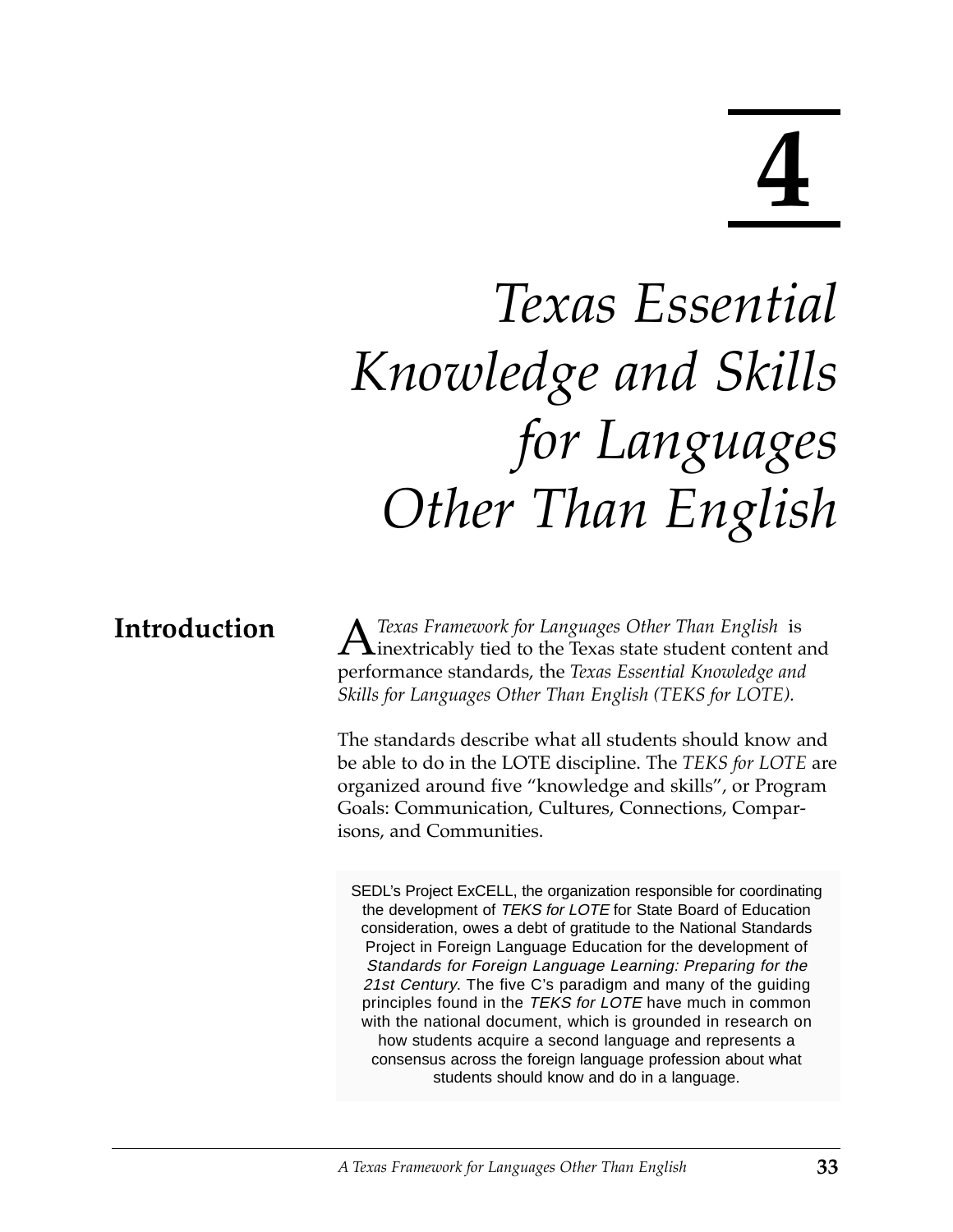# 4

# *Texas Essential Knowledge and Skills for Languages Other Than English*

## Introduction

A *Texas Framework for Languages Other Than English* is inextricably tied to the Texas state student content and performance standards, the *Texas Essential Knowledge and Skills for Languages Other Than English (TEKS for LOTE).*

The standards describe what all students should know and be able to do in the LOTE discipline. The *TEKS for LOTE* are organized around five "knowledge and skills", or Program Goals: Communication, Cultures, Connections, Comparisons, and Communities.

SEDL's Project ExCELL, the organization responsible for coordinating the development of *TEKS for LOTE* for State Board of Education consideration, owes a debt of gratitude to the National Standards Project in Foreign Language Education for the development of *Standards for Foreign Language Learning: Preparing for the 21st Century*. The five C's paradigm and many of the guiding principles found in the *TEKS for LOTE* have much in common with the national document, which is grounded in research on how students acquire a second language and represents a consensus across the foreign language profession about what students should know and do in a language.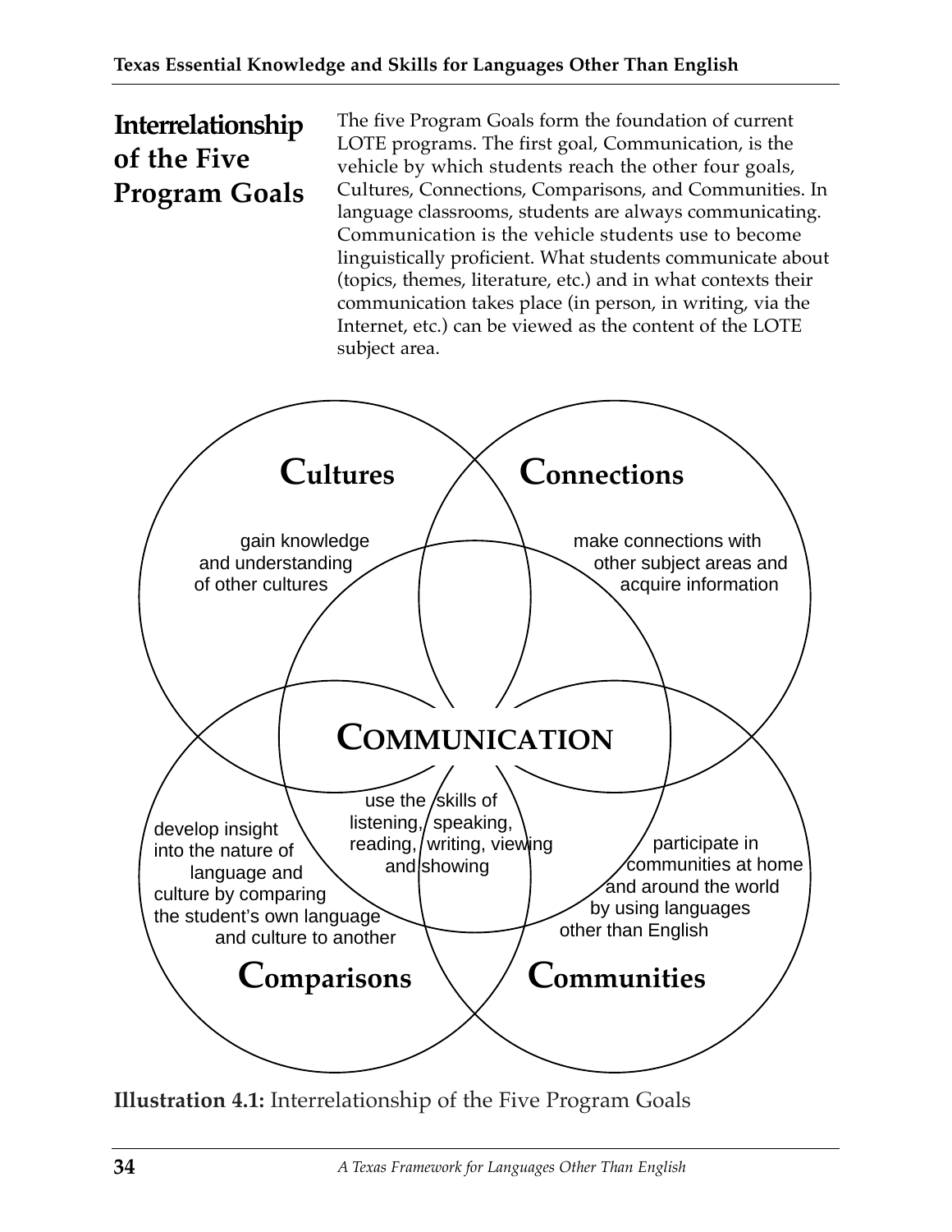## Interrelationship of the Five Program Goals

The five Program Goals form the foundation of current LOTE programs. The first goal, Communication, is the vehicle by which students reach the other four goals, Cultures, Connections, Comparisons, and Communities. In language classrooms, students are always communicating. Communication is the vehicle students use to become linguistically proficient. What students communicate about (topics, themes, literature, etc.) and in what contexts their communication takes place (in person, in writing, via the Internet, etc.) can be viewed as the content of the LOTE subject area.

Cultures

gain knowledge and understanding of other cultures

Connections

make connections with other subject areas and acquire information

COMMUNICATION

use the skills of listening, speaking, reading, writing, viewing and showing

develop insight into the nature of language and culture by comparing the student's own language and culture to another

Comparisons

participate in communities at home and around the world by using languages other than English

Communities

**Illustration 4.1:** Interrelationship of the Five Program Goals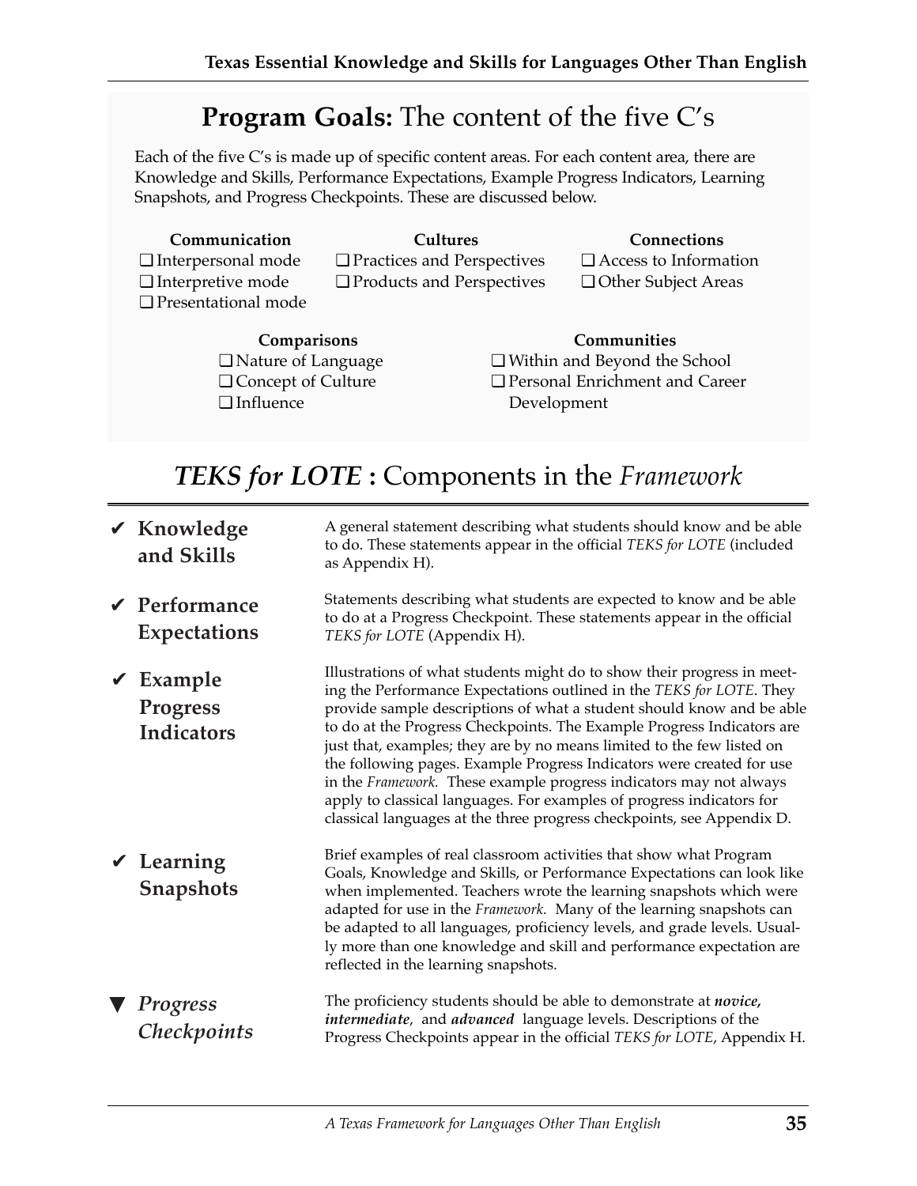## **Program Goals:** The content of the five C's

Each of the five C's is made up of specific content areas. For each content area, there are Knowledge and Skills, Performance Expectations, Example Progress Indicators, Learning Snapshots, and Progress Checkpoints. These are discussed below.

**Communication**
- ❑ Interpersonal mode
- ❑ Interpretive mode
- ❑ Presentational mode

**Cultures**
- ❑ Practices and Perspectives
- ❑ Products and Perspectives

**Connections**
- ❑ Access to Information
- ❑ Other Subject Areas

**Comparisons**
- ❑ Nature of Language
- ❑ Concept of Culture
- ❑ Influence

**Communities**
- ❑ Within and Beyond the School
- ❑ Personal Enrichment and Career Development

## ***TEKS for LOTE*** **:** Components in the *Framework*

✔ **Knowledge and Skills**

A general statement describing what students should know and be able to do. These statements appear in the official *TEKS for LOTE* (included as Appendix H).

✔ **Performance Expectations**

Statements describing what students are expected to know and be able to do at a Progress Checkpoint. These statements appear in the official *TEKS for LOTE* (Appendix H).

✔ **Example Progress Indicators**

Illustrations of what students might do to show their progress in meeting the Performance Expectations outlined in the *TEKS for LOTE*. They provide sample descriptions of what a student should know and be able to do at the Progress Checkpoints. The Example Progress Indicators are just that, examples; they are by no means limited to the few listed on the following pages. Example Progress Indicators were created for use in the *Framework.* These example progress indicators may not always apply to classical languages. For examples of progress indicators for classical languages at the three progress checkpoints, see Appendix D.

✔ **Learning Snapshots**

Brief examples of real classroom activities that show what Program Goals, Knowledge and Skills, or Performance Expectations can look like when implemented. Teachers wrote the learning snapshots which were adapted for use in the *Framework.* Many of the learning snapshots can be adapted to all languages, proficiency levels, and grade levels. Usually more than one knowledge and skill and performance expectation are reflected in the learning snapshots.

▼ ***Progress Checkpoints***

The proficiency students should be able to demonstrate at ***novice, intermediate***, and ***advanced*** language levels. Descriptions of the Progress Checkpoints appear in the official *TEKS for LOTE*, Appendix H.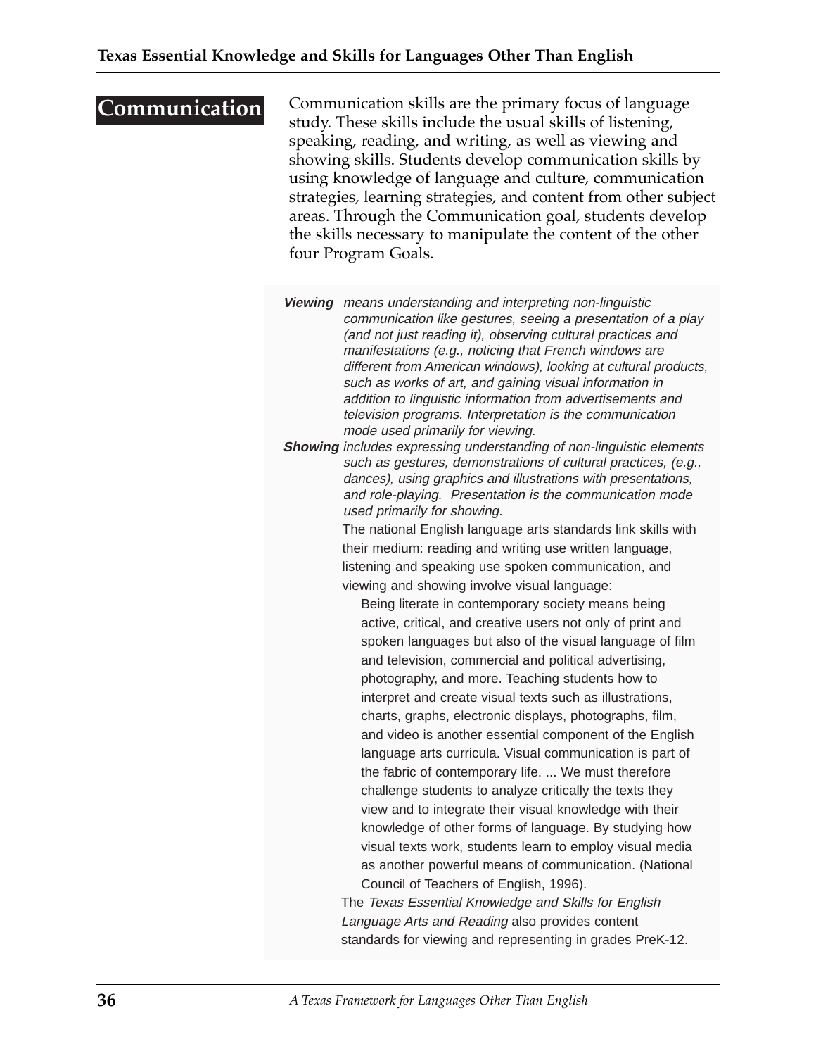## Communication

Communication skills are the primary focus of language study. These skills include the usual skills of listening, speaking, reading, and writing, as well as viewing and showing skills. Students develop communication skills by using knowledge of language and culture, communication strategies, learning strategies, and content from other subject areas. Through the Communication goal, students develop the skills necessary to manipulate the content of the other four Program Goals.

***Viewing*** *means understanding and interpreting non-linguistic communication like gestures, seeing a presentation of a play (and not just reading it), observing cultural practices and manifestations (e.g., noticing that French windows are different from American windows), looking at cultural products, such as works of art, and gaining visual information in addition to linguistic information from advertisements and television programs. Interpretation is the communication mode used primarily for viewing.*

***Showing*** *includes expressing understanding of non-linguistic elements such as gestures, demonstrations of cultural practices, (e.g., dances), using graphics and illustrations with presentations, and role-playing. Presentation is the communication mode used primarily for showing.*

The national English language arts standards link skills with their medium: reading and writing use written language, listening and speaking use spoken communication, and viewing and showing involve visual language:

> Being literate in contemporary society means being active, critical, and creative users not only of print and spoken languages but also of the visual language of film and television, commercial and political advertising, photography, and more. Teaching students how to interpret and create visual texts such as illustrations, charts, graphs, electronic displays, photographs, film, and video is another essential component of the English language arts curricula. Visual communication is part of the fabric of contemporary life. ... We must therefore challenge students to analyze critically the texts they view and to integrate their visual knowledge with their knowledge of other forms of language. By studying how visual texts work, students learn to employ visual media as another powerful means of communication. (National Council of Teachers of English, 1996).

The *Texas Essential Knowledge and Skills for English Language Arts and Reading* also provides content standards for viewing and representing in grades PreK-12.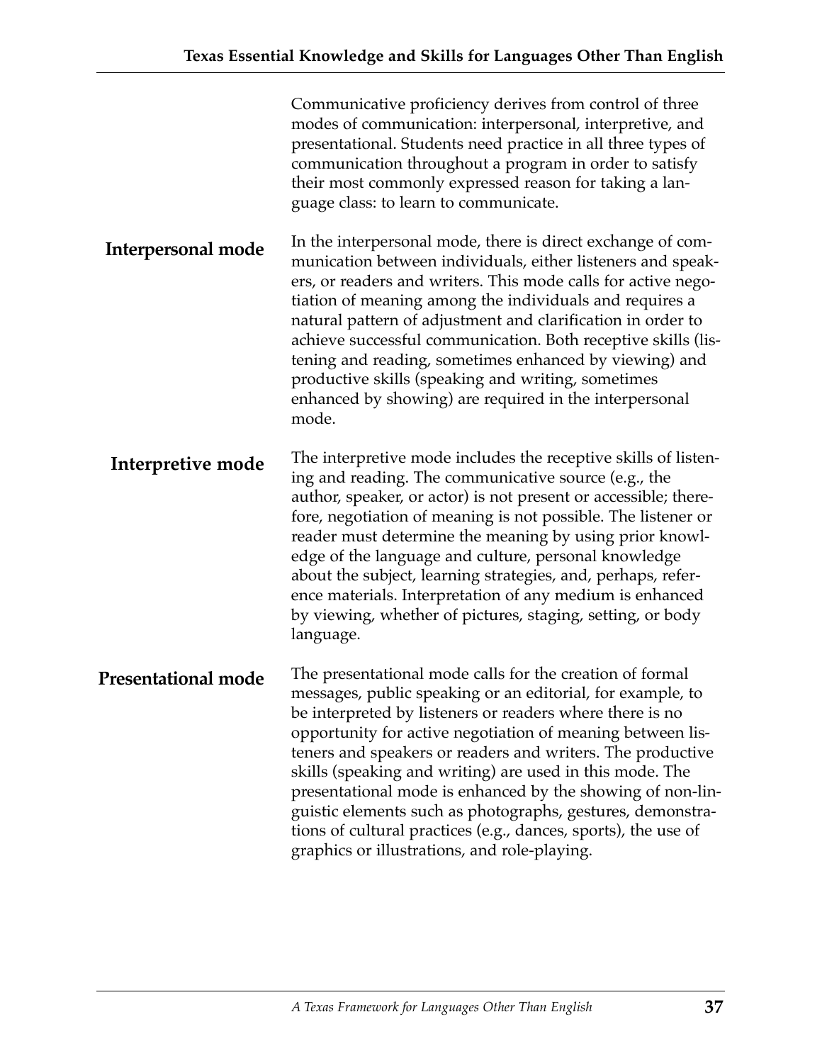Communicative proficiency derives from control of three modes of communication: interpersonal, interpretive, and presentational. Students need practice in all three types of communication throughout a program in order to satisfy their most commonly expressed reason for taking a language class: to learn to communicate.

**Interpersonal mode**

In the interpersonal mode, there is direct exchange of communication between individuals, either listeners and speakers, or readers and writers. This mode calls for active negotiation of meaning among the individuals and requires a natural pattern of adjustment and clarification in order to achieve successful communication. Both receptive skills (listening and reading, sometimes enhanced by viewing) and productive skills (speaking and writing, sometimes enhanced by showing) are required in the interpersonal mode.

**Interpretive mode**

The interpretive mode includes the receptive skills of listening and reading. The communicative source (e.g., the author, speaker, or actor) is not present or accessible; therefore, negotiation of meaning is not possible. The listener or reader must determine the meaning by using prior knowledge of the language and culture, personal knowledge about the subject, learning strategies, and, perhaps, reference materials. Interpretation of any medium is enhanced by viewing, whether of pictures, staging, setting, or body language.

**Presentational mode**

The presentational mode calls for the creation of formal messages, public speaking or an editorial, for example, to be interpreted by listeners or readers where there is no opportunity for active negotiation of meaning between listeners and speakers or readers and writers. The productive skills (speaking and writing) are used in this mode. The presentational mode is enhanced by the showing of non-linguistic elements such as photographs, gestures, demonstrations of cultural practices (e.g., dances, sports), the use of graphics or illustrations, and role-playing.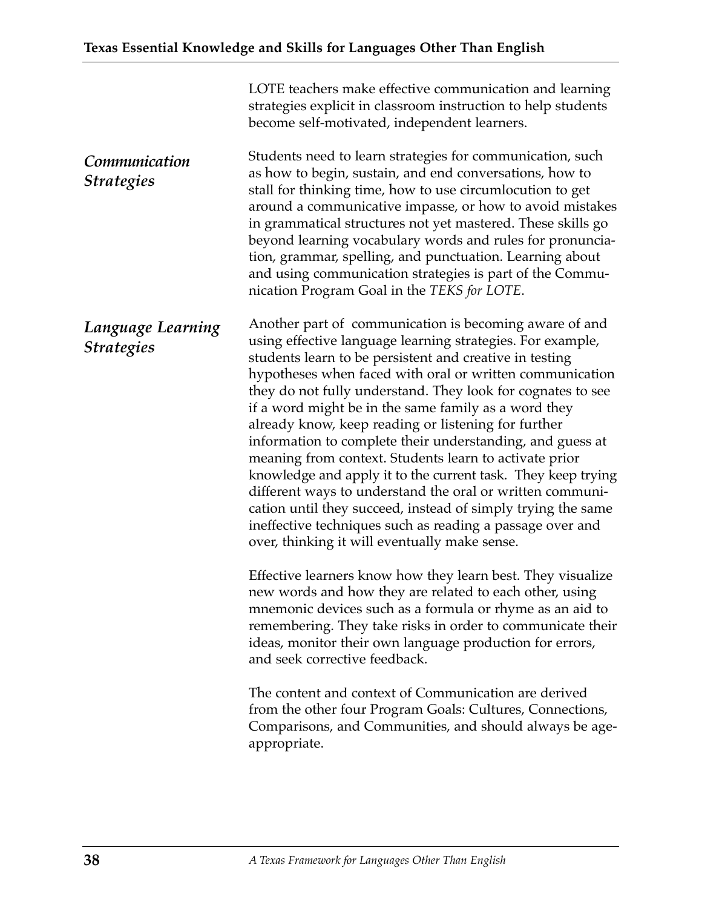LOTE teachers make effective communication and learning strategies explicit in classroom instruction to help students become self-motivated, independent learners.

### *Communication Strategies*

Students need to learn strategies for communication, such as how to begin, sustain, and end conversations, how to stall for thinking time, how to use circumlocution to get around a communicative impasse, or how to avoid mistakes in grammatical structures not yet mastered. These skills go beyond learning vocabulary words and rules for pronunciation, grammar, spelling, and punctuation. Learning about and using communication strategies is part of the Communication Program Goal in the *TEKS for LOTE*.

### *Language Learning Strategies*

Another part of communication is becoming aware of and using effective language learning strategies. For example, students learn to be persistent and creative in testing hypotheses when faced with oral or written communication they do not fully understand. They look for cognates to see if a word might be in the same family as a word they already know, keep reading or listening for further information to complete their understanding, and guess at meaning from context. Students learn to activate prior knowledge and apply it to the current task. They keep trying different ways to understand the oral or written communication until they succeed, instead of simply trying the same ineffective techniques such as reading a passage over and over, thinking it will eventually make sense.

Effective learners know how they learn best. They visualize new words and how they are related to each other, using mnemonic devices such as a formula or rhyme as an aid to remembering. They take risks in order to communicate their ideas, monitor their own language production for errors, and seek corrective feedback.

The content and context of Communication are derived from the other four Program Goals: Cultures, Connections, Comparisons, and Communities, and should always be age-appropriate.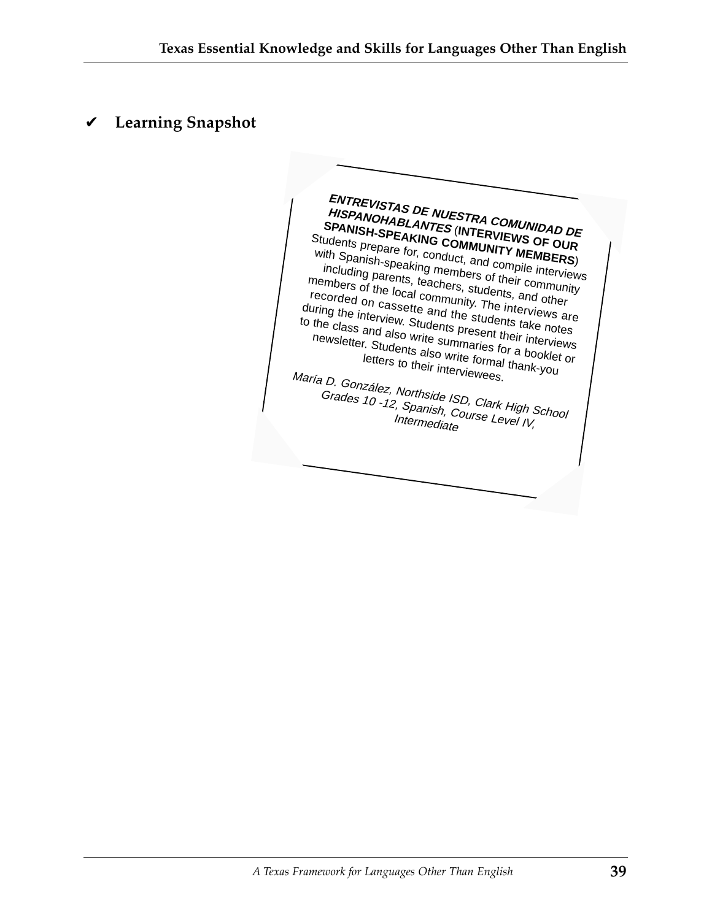## ✔ Learning Snapshot

***ENTREVISTAS DE NUESTRA COMUNIDAD DE HISPANOHABLANTES* (INTERVIEWS OF OUR SPANISH-SPEAKING COMMUNITY MEMBERS)**

Students prepare for, conduct, and compile interviews with Spanish-speaking members of their community including parents, teachers, students, and other members of the local community. The interviews are recorded on cassette and the students take notes during the interview. Students present their interviews to the class and also write summaries for a booklet or newsletter. Students also write formal thank-you letters to their interviewees.

*María D. González, Northside ISD, Clark High School Grades 10 -12, Spanish, Course Level IV, Intermediate*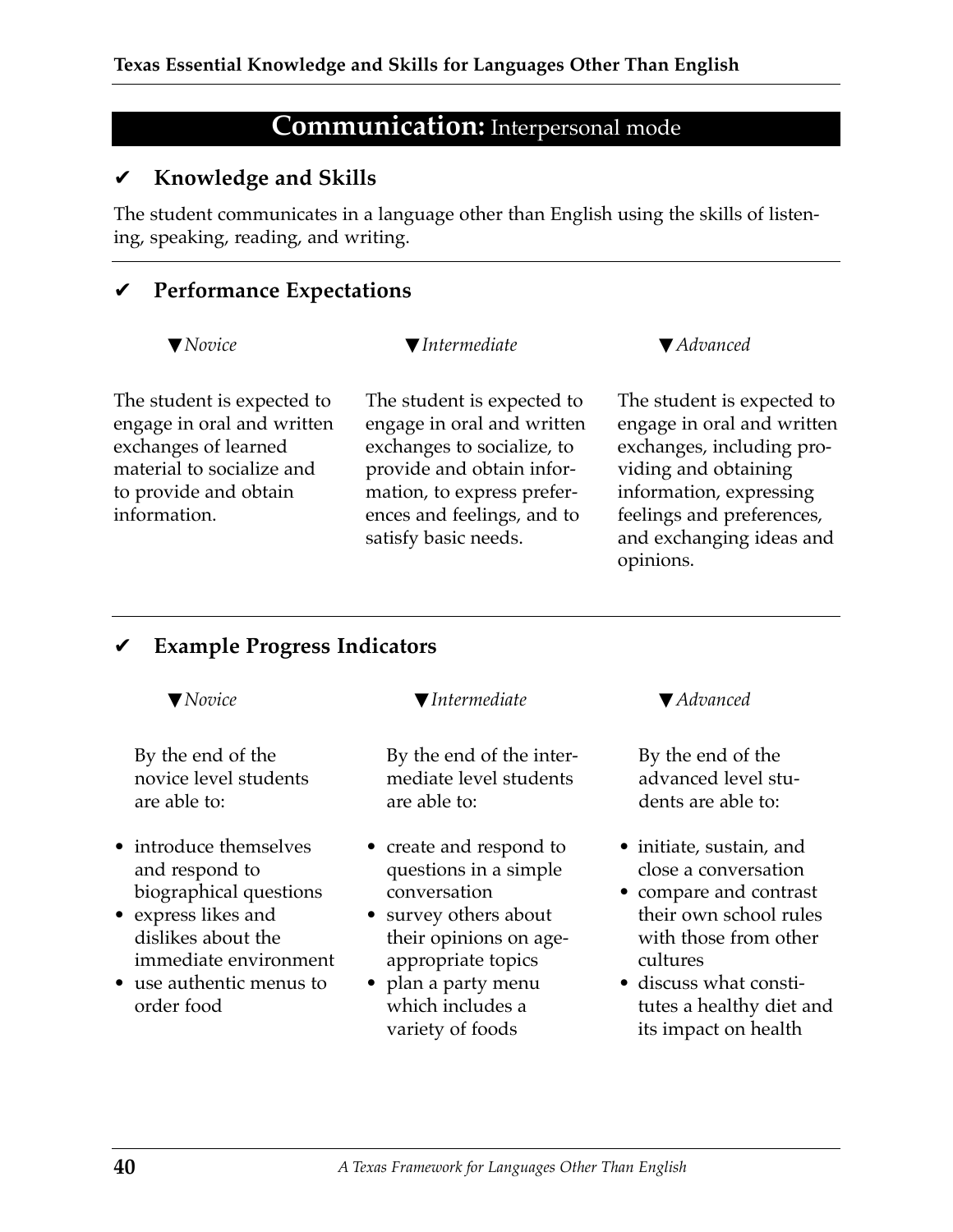## **Communication:** Interpersonal mode

### ✔ Knowledge and Skills

The student communicates in a language other than English using the skills of listening, speaking, reading, and writing.

### ✔ Performance Expectations

▼*Novice*

The student is expected to engage in oral and written exchanges of learned material to socialize and to provide and obtain information.

▼*Intermediate*

The student is expected to engage in oral and written exchanges to socialize, to provide and obtain information, to express preferences and feelings, and to satisfy basic needs.

▼*Advanced*

The student is expected to engage in oral and written exchanges, including providing and obtaining information, expressing feelings and preferences, and exchanging ideas and opinions.

### ✔ Example Progress Indicators

▼*Novice*

By the end of the novice level students are able to:

- introduce themselves and respond to biographical questions
- express likes and dislikes about the immediate environment
- use authentic menus to order food

▼*Intermediate*

By the end of the intermediate level students are able to:

- create and respond to questions in a simple conversation
- survey others about their opinions on age-appropriate topics
- plan a party menu which includes a variety of foods

▼*Advanced*

By the end of the advanced level students are able to:

- initiate, sustain, and close a conversation
- compare and contrast their own school rules with those from other cultures
- discuss what constitutes a healthy diet and its impact on health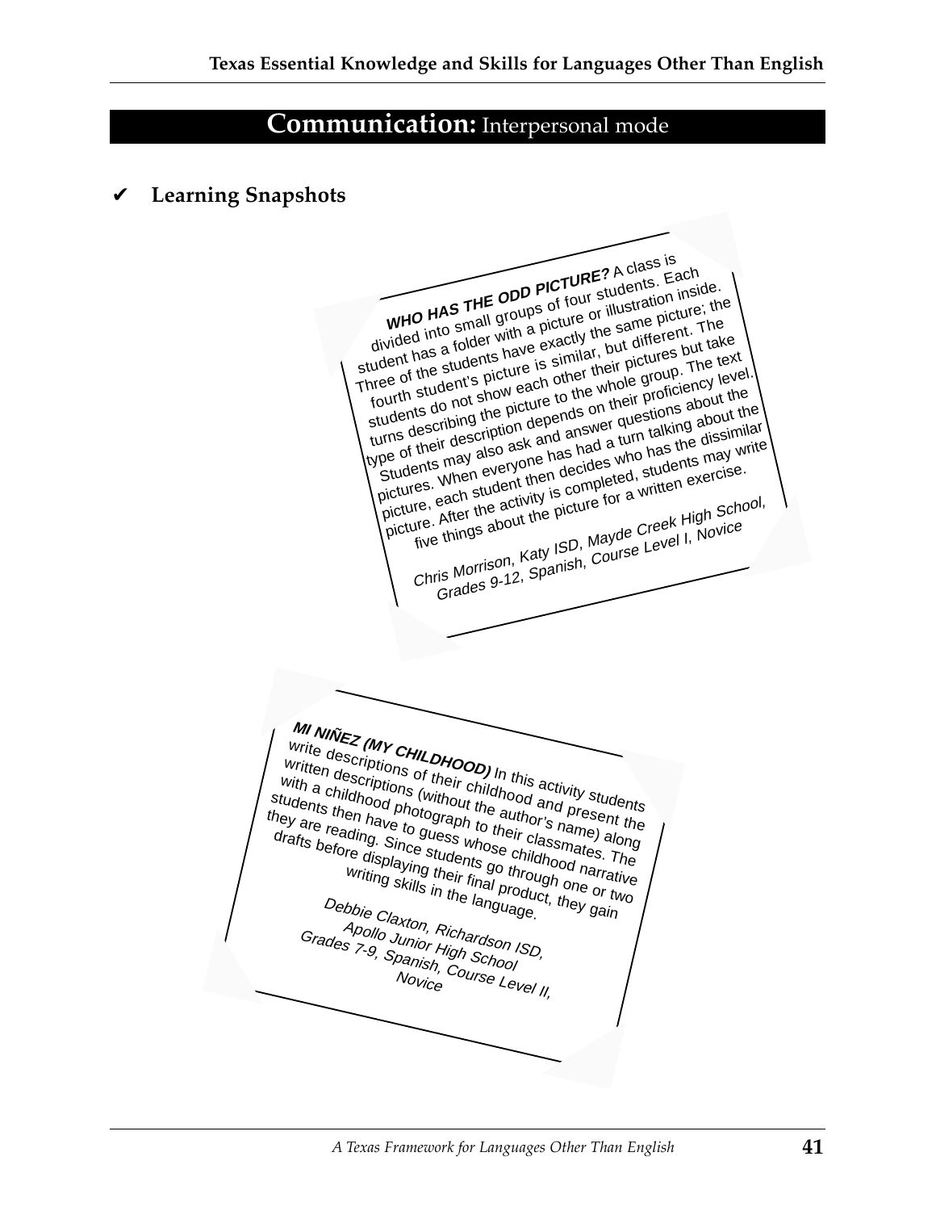## Communication: Interpersonal mode

### ✔ Learning Snapshots

**WHO HAS THE ODD PICTURE?** A class is divided into small groups of four students. Each student has a folder with a picture or illustration inside. Three of the students have exactly the same picture; the fourth student's picture is similar, but different. The students do not show each other their pictures but take turns describing the picture to the whole group. The text type of their description depends on their proficiency level. Students may also ask and answer questions about the pictures. When everyone has had a turn talking about the picture, each student then decides who has the dissimilar picture. After the activity is completed, students may write five things about the picture for a written exercise.

*Chris Morrison, Katy ISD, Mayde Creek High School, Grades 9-12, Spanish, Course Level I, Novice*

**MI NIÑEZ (MY CHILDHOOD)** In this activity students write descriptions of their childhood and present the written descriptions (without the author's name) along with a childhood photograph to their classmates. The students then have to guess whose childhood narrative they are reading. Since students go through one or two drafts before displaying their final product, they gain writing skills in the language.

*Debbie Claxton, Richardson ISD, Apollo Junior High School Grades 7-9, Spanish, Course Level II, Novice*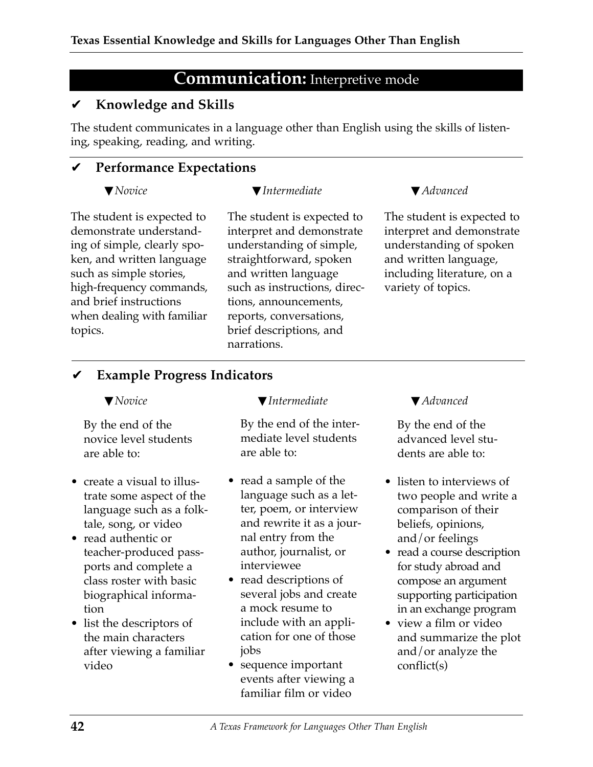## Communication: Interpretive mode

### ✔ Knowledge and Skills

The student communicates in a language other than English using the skills of listening, speaking, reading, and writing.

### ✔ Performance Expectations

▼*Novice*

The student is expected to demonstrate understanding of simple, clearly spoken, and written language such as simple stories, high-frequency commands, and brief instructions when dealing with familiar topics.

▼*Intermediate*

The student is expected to interpret and demonstrate understanding of simple, straightforward, spoken and written language such as instructions, directions, announcements, reports, conversations, brief descriptions, and narrations.

▼*Advanced*

The student is expected to interpret and demonstrate understanding of spoken and written language, including literature, on a variety of topics.

### ✔ Example Progress Indicators

▼*Novice*

By the end of the novice level students are able to:

- create a visual to illustrate some aspect of the language such as a folktale, song, or video
- read authentic or teacher-produced passports and complete a class roster with basic biographical information
- list the descriptors of the main characters after viewing a familiar video

▼*Intermediate*

By the end of the intermediate level students are able to:

- read a sample of the language such as a letter, poem, or interview and rewrite it as a journal entry from the author, journalist, or interviewee
- read descriptions of several jobs and create a mock resume to include with an application for one of those jobs
- sequence important events after viewing a familiar film or video

▼*Advanced*

By the end of the advanced level students are able to:

- listen to interviews of two people and write a comparison of their beliefs, opinions, and/or feelings
- read a course description for study abroad and compose an argument supporting participation in an exchange program
- view a film or video and summarize the plot and/or analyze the conflict(s)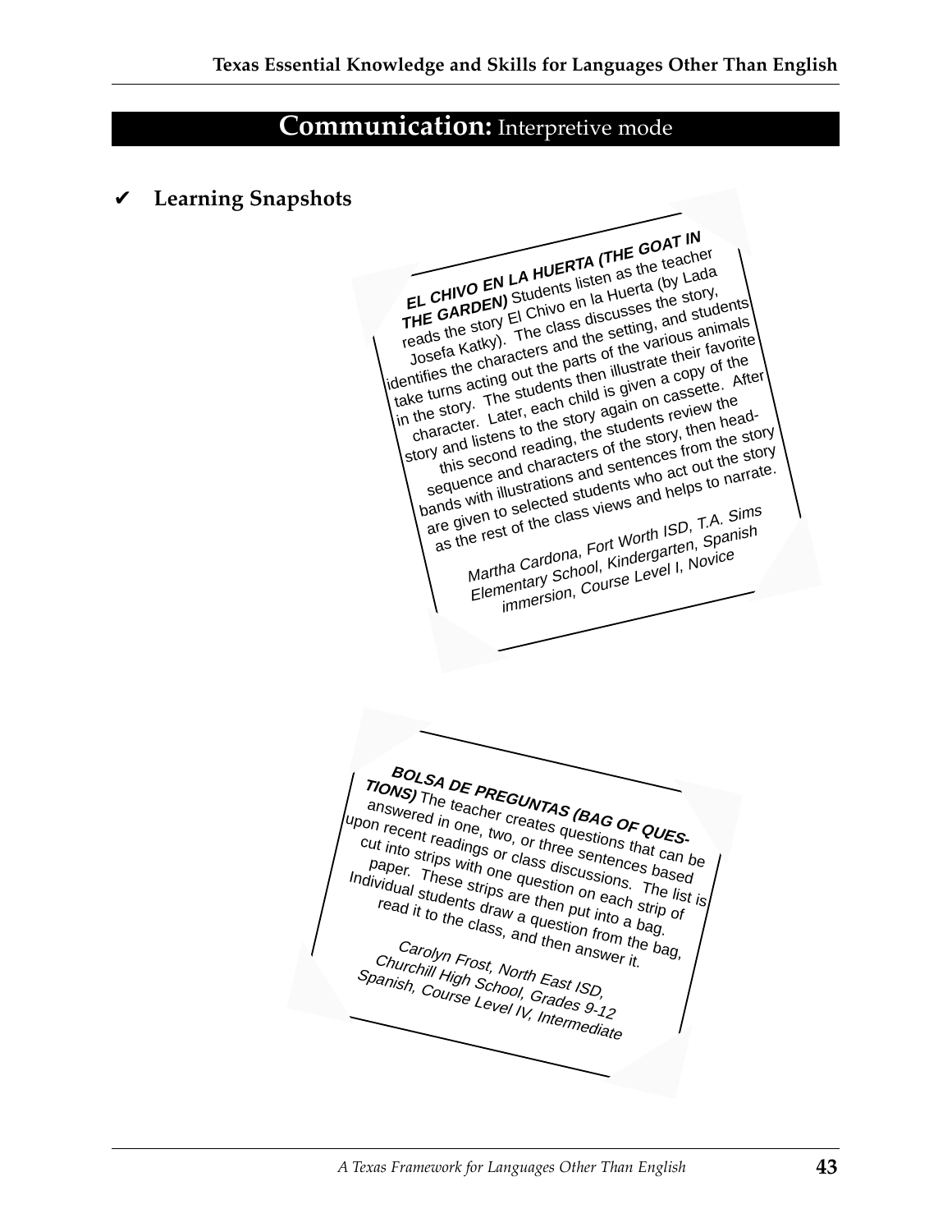## Communication: Interpretive mode

### ✔ Learning Snapshots

**EL CHIVO EN LA HUERTA (THE GOAT IN THE GARDEN)** Students listen as the teacher reads the story El Chivo en la Huerta (by Lada Josefa Katky). The class discusses the story, identifies the characters and the setting, and students take turns acting out the parts of the various animals in the story. The students then illustrate their favorite character. Later, each child is given a copy of the story and listens to the story again on cassette. After this second reading, the students review the sequence and characters of the story, then head-bands with illustrations and sentences from the story are given to selected students who act out the story as the rest of the class views and helps to narrate.

*Martha Cardona, Fort Worth ISD, T.A. Sims Elementary School, Kindergarten, Spanish immersion, Course Level I, Novice*

**BOLSA DE PREGUNTAS (BAG OF QUESTIONS)** The teacher creates questions that can be answered in one, two, or three sentences based upon recent readings or class discussions. The list is cut into strips with one question on each strip of paper. These strips are then put into a bag. Individual students draw a question from the bag, read it to the class, and then answer it.

*Carolyn Frost, North East ISD, Churchill High School, Grades 9-12 Spanish, Course Level IV, Intermediate*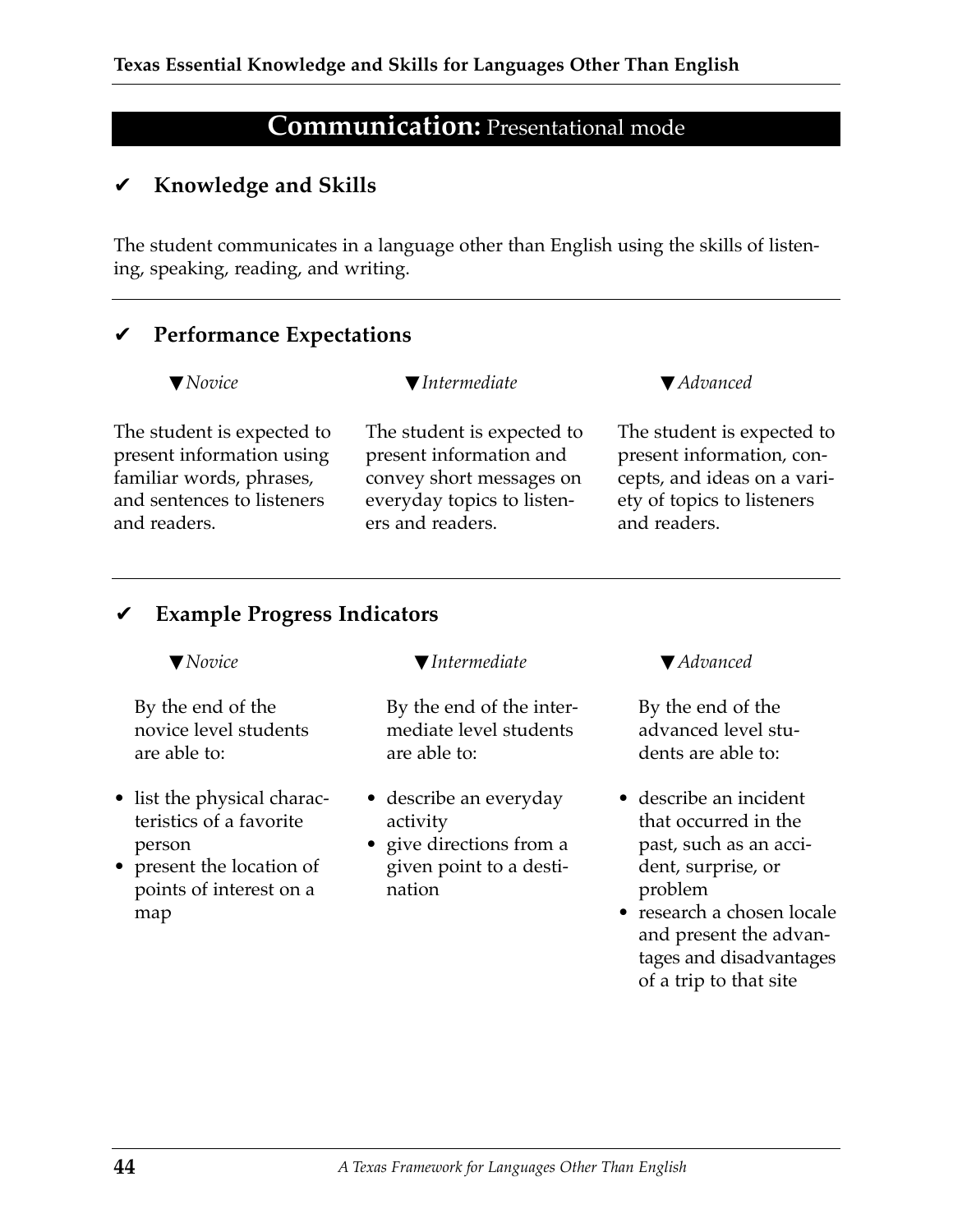## Communication: Presentational mode

### ✔ Knowledge and Skills

The student communicates in a language other than English using the skills of listening, speaking, reading, and writing.

### ✔ Performance Expectations

▼*Novice*

The student is expected to present information using familiar words, phrases, and sentences to listeners and readers.

▼*Intermediate*

The student is expected to present information and convey short messages on everyday topics to listeners and readers.

▼*Advanced*

The student is expected to present information, concepts, and ideas on a variety of topics to listeners and readers.

### ✔ Example Progress Indicators

▼*Novice*

By the end of the novice level students are able to:

- list the physical characteristics of a favorite person
- present the location of points of interest on a map

▼*Intermediate*

By the end of the intermediate level students are able to:

- describe an everyday activity
- give directions from a given point to a destination

▼*Advanced*

By the end of the advanced level students are able to:

- describe an incident that occurred in the past, such as an accident, surprise, or problem
- research a chosen locale and present the advantages and disadvantages of a trip to that site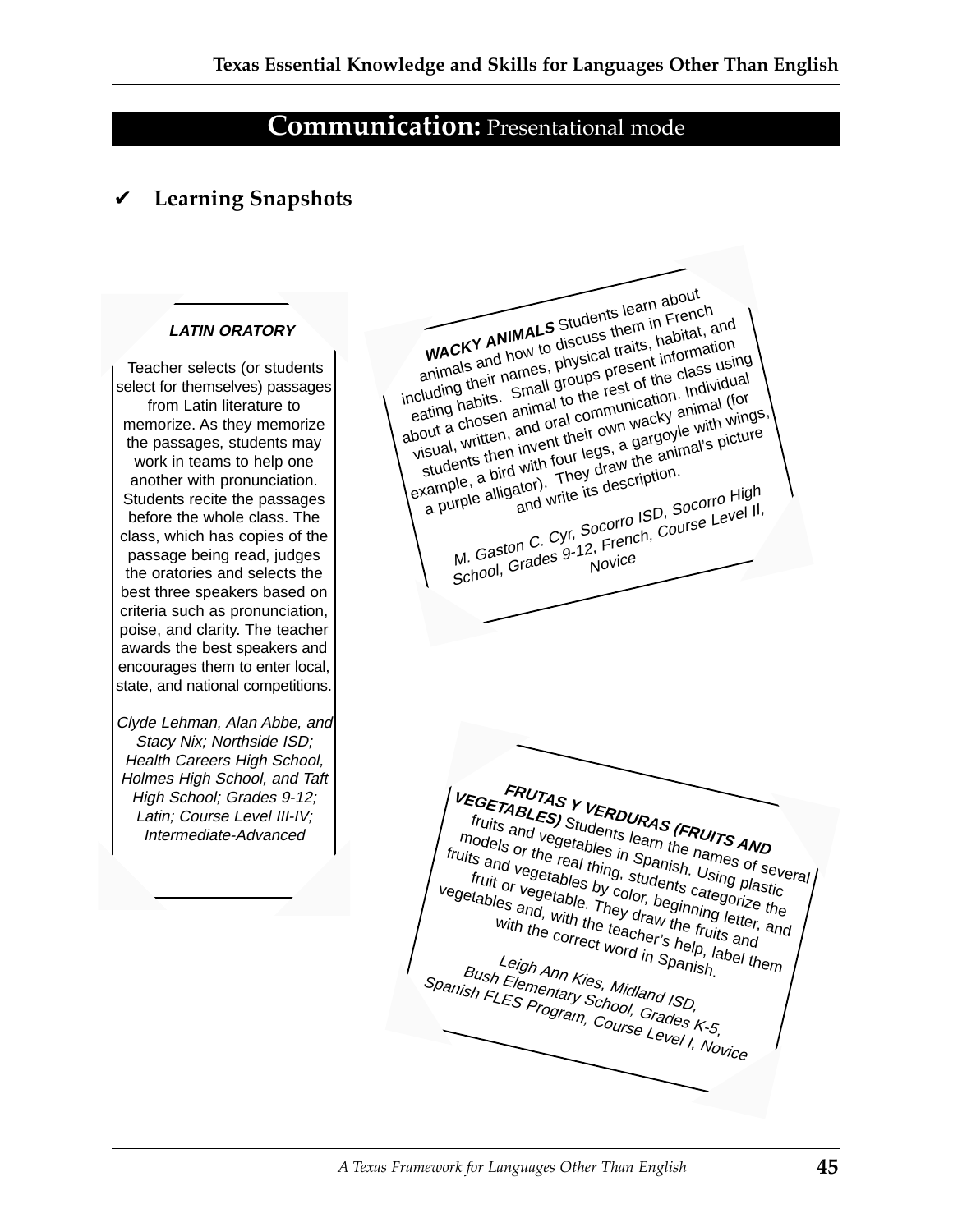## **Communication:** Presentational mode

### ✔ Learning Snapshots

***LATIN ORATORY***

Teacher selects (or students select for themselves) passages from Latin literature to memorize. As they memorize the passages, students may work in teams to help one another with pronunciation. Students recite the passages before the whole class. The class, which has copies of the passage being read, judges the oratories and selects the best three speakers based on criteria such as pronunciation, poise, and clarity. The teacher awards the best speakers and encourages them to enter local, state, and national competitions.

*Clyde Lehman, Alan Abbe, and Stacy Nix; Northside ISD; Health Careers High School, Holmes High School, and Taft High School; Grades 9-12; Latin; Course Level III-IV; Intermediate-Advanced*

***WACKY ANIMALS*** Students learn about animals and how to discuss them in French including their names, physical traits, habitat, and eating habits. Small groups present information about a chosen animal to the rest of the class using visual, written, and oral communication. Individual students then invent their own wacky animal (for example, a bird with four legs, a gargoyle with wings, a purple alligator). They draw the animal's picture and write its description.

*M. Gaston C. Cyr, Socorro ISD, Socorro High School, Grades 9-12, French, Course Level II, Novice*

***FRUTAS Y VERDURAS (FRUITS AND VEGETABLES)*** Students learn the names of several fruits and vegetables in Spanish. Using plastic models or the real thing, students categorize the fruits and vegetables by color, beginning letter, and fruit or vegetable. They draw the fruits and vegetables and, with the teacher's help, label them with the correct word in Spanish.

*Leigh Ann Kies, Midland ISD, Bush Elementary School, Grades K-5, Spanish FLES Program, Course Level I, Novice*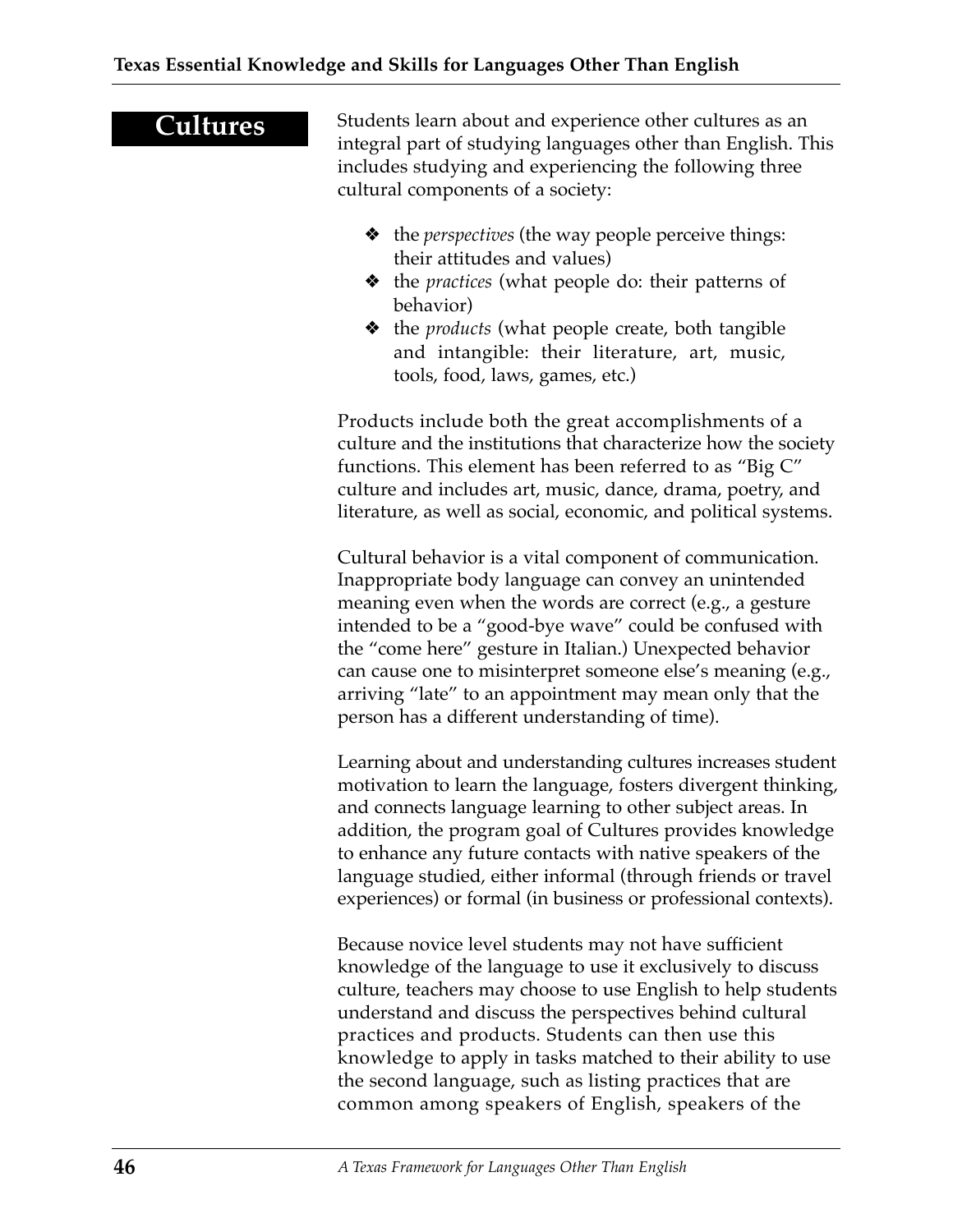## Cultures

Students learn about and experience other cultures as an integral part of studying languages other than English. This includes studying and experiencing the following three cultural components of a society:

- ❖ the *perspectives* (the way people perceive things: their attitudes and values)
- ❖ the *practices* (what people do: their patterns of behavior)
- ❖ the *products* (what people create, both tangible and intangible: their literature, art, music, tools, food, laws, games, etc.)

Products include both the great accomplishments of a culture and the institutions that characterize how the society functions. This element has been referred to as "Big C" culture and includes art, music, dance, drama, poetry, and literature, as well as social, economic, and political systems.

Cultural behavior is a vital component of communication. Inappropriate body language can convey an unintended meaning even when the words are correct (e.g., a gesture intended to be a "good-bye wave" could be confused with the "come here" gesture in Italian.) Unexpected behavior can cause one to misinterpret someone else's meaning (e.g., arriving "late" to an appointment may mean only that the person has a different understanding of time).

Learning about and understanding cultures increases student motivation to learn the language, fosters divergent thinking, and connects language learning to other subject areas. In addition, the program goal of Cultures provides knowledge to enhance any future contacts with native speakers of the language studied, either informal (through friends or travel experiences) or formal (in business or professional contexts).

Because novice level students may not have sufficient knowledge of the language to use it exclusively to discuss culture, teachers may choose to use English to help students understand and discuss the perspectives behind cultural practices and products. Students can then use this knowledge to apply in tasks matched to their ability to use the second language, such as listing practices that are common among speakers of English, speakers of the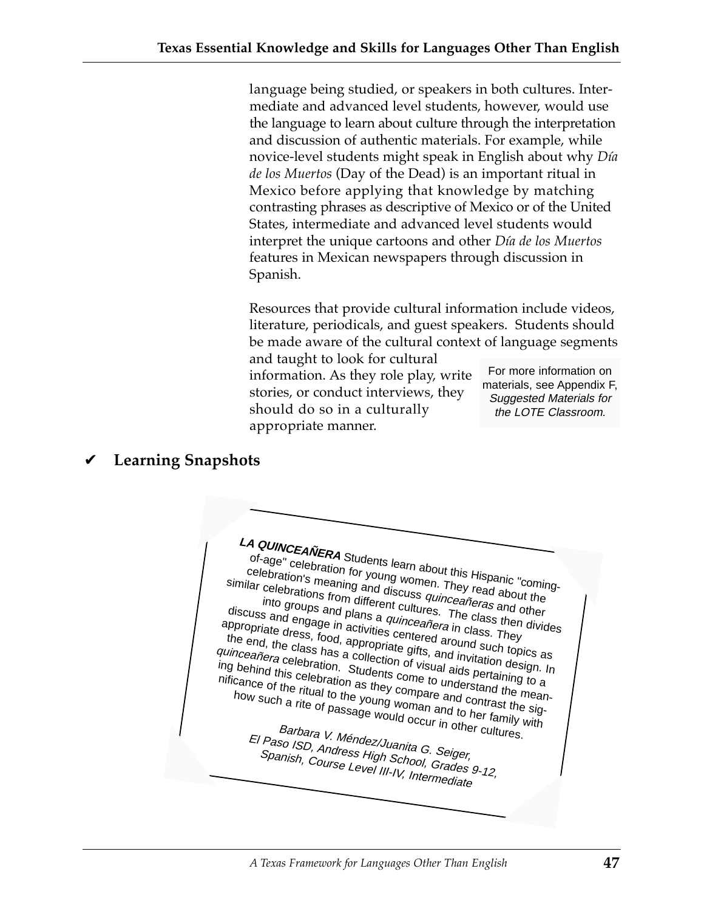language being studied, or speakers in both cultures. Intermediate and advanced level students, however, would use the language to learn about culture through the interpretation and discussion of authentic materials. For example, while novice-level students might speak in English about why *Día de los Muertos* (Day of the Dead) is an important ritual in Mexico before applying that knowledge by matching contrasting phrases as descriptive of Mexico or of the United States, intermediate and advanced level students would interpret the unique cartoons and other *Día de los Muertos* features in Mexican newspapers through discussion in Spanish.

Resources that provide cultural information include videos, literature, periodicals, and guest speakers. Students should be made aware of the cultural context of language segments and taught to look for cultural information. As they role play, write stories, or conduct interviews, they should do so in a culturally appropriate manner.

For more information on materials, see Appendix F, *Suggested Materials for the LOTE Classroom*.

## ✔ Learning Snapshots

***LA QUINCEAÑERA*** Students learn about this Hispanic "coming-of-age" celebration for young women. They read about the celebration's meaning and discuss *quinceañeras* and other similar celebrations from different cultures. The class then divides into groups and plans a *quinceañera* in class. They discuss and engage in activities centered around such topics as appropriate dress, food, appropriate gifts, and invitation design. In the end, the class has a collection of visual aids pertaining to a *quinceañera* celebration. Students come to understand the meaning behind this celebration as they compare and contrast the significance of the ritual to the young woman and to her family with how such a rite of passage would occur in other cultures.

*Barbara V. Méndez/Juanita G. Seiger,*
*El Paso ISD, Andress High School, Grades 9-12,*
*Spanish, Course Level III-IV, Intermediate*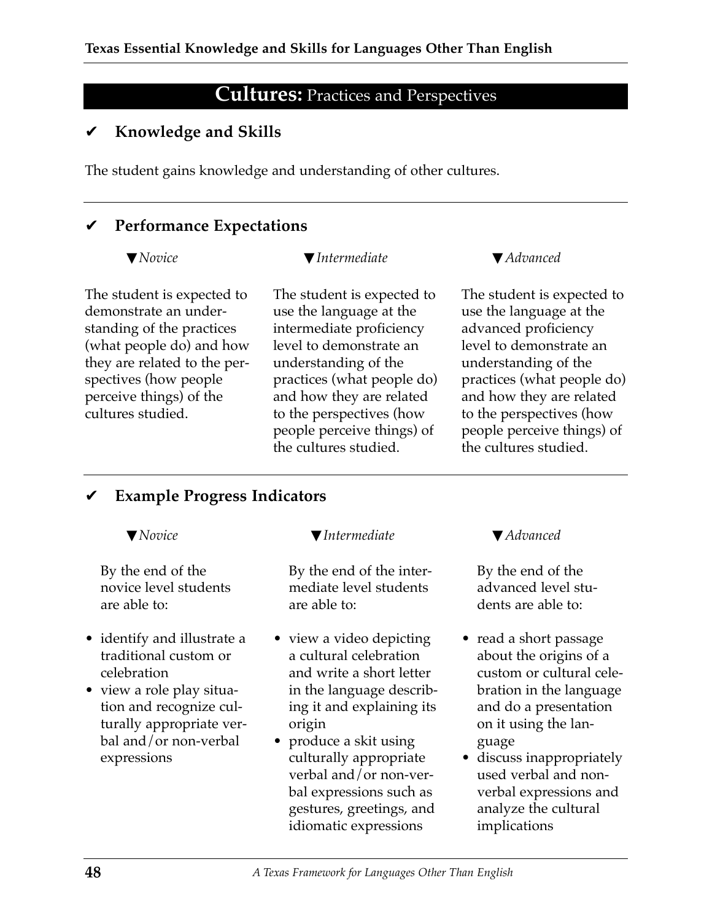# Cultures: Practices and Perspectives

## ✔ Knowledge and Skills

The student gains knowledge and understanding of other cultures.

## ✔ Performance Expectations

### ▼*Novice*

The student is expected to demonstrate an understanding of the practices (what people do) and how they are related to the perspectives (how people perceive things) of the cultures studied.

### ▼*Intermediate*

The student is expected to use the language at the intermediate proficiency level to demonstrate an understanding of the practices (what people do) and how they are related to the perspectives (how people perceive things) of the cultures studied.

### ▼*Advanced*

The student is expected to use the language at the advanced proficiency level to demonstrate an understanding of the practices (what people do) and how they are related to the perspectives (how people perceive things) of the cultures studied.

## ✔ Example Progress Indicators

### ▼*Novice*

By the end of the novice level students are able to:

- identify and illustrate a traditional custom or celebration
- view a role play situation and recognize culturally appropriate verbal and/or non-verbal expressions

### ▼*Intermediate*

By the end of the intermediate level students are able to:

- view a video depicting a cultural celebration and write a short letter in the language describing it and explaining its origin
- produce a skit using culturally appropriate verbal and/or non-verbal expressions such as gestures, greetings, and idiomatic expressions

### ▼*Advanced*

By the end of the advanced level students are able to:

- read a short passage about the origins of a custom or cultural celebration in the language and do a presentation on it using the language
- discuss inappropriately used verbal and non-verbal expressions and analyze the cultural implications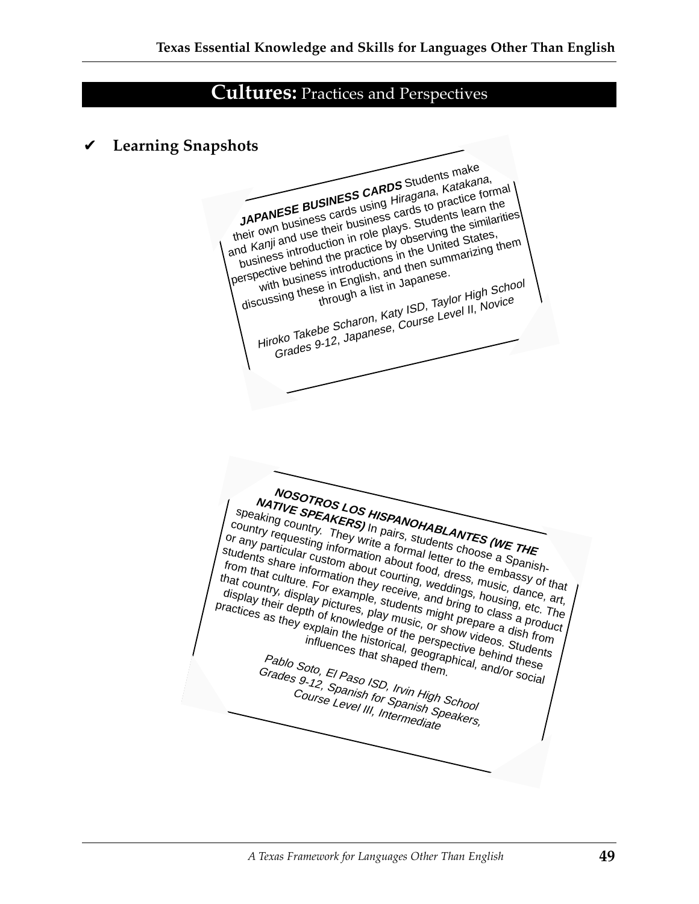## **Cultures:** Practices and Perspectives

✔ **Learning Snapshots**

***JAPANESE BUSINESS CARDS*** Students make their own business cards using *Hiragana*, *Katakana*, and *Kanji* and use their business cards to practice formal business introduction in role plays. Students learn the perspective behind the practice by observing the similarities with business introductions in the United States, discussing these in English, and then summarizing them through a list in Japanese.

*Hiroko Takebe Scharon, Katy ISD, Taylor High School*
*Grades 9-12, Japanese, Course Level II, Novice*

***NOSOTROS LOS HISPANOHABLANTES (WE THE NATIVE SPEAKERS)*** In pairs, students choose a Spanish-speaking country. They write a formal letter to the embassy of that country requesting information about food, dress, music, dance, art, or any particular custom about courting, weddings, housing, etc. The students share information they receive, and bring to class a product from that culture. For example, students might prepare a dish from that country, display pictures, play music, or show videos. Students display their depth of knowledge of the perspective behind these practices as they explain the historical, geographical, and/or social influences that shaped them.

*Pablo Soto, El Paso ISD, Irvin High School*
*Grades 9-12, Spanish for Spanish Speakers,*
*Course Level III, Intermediate*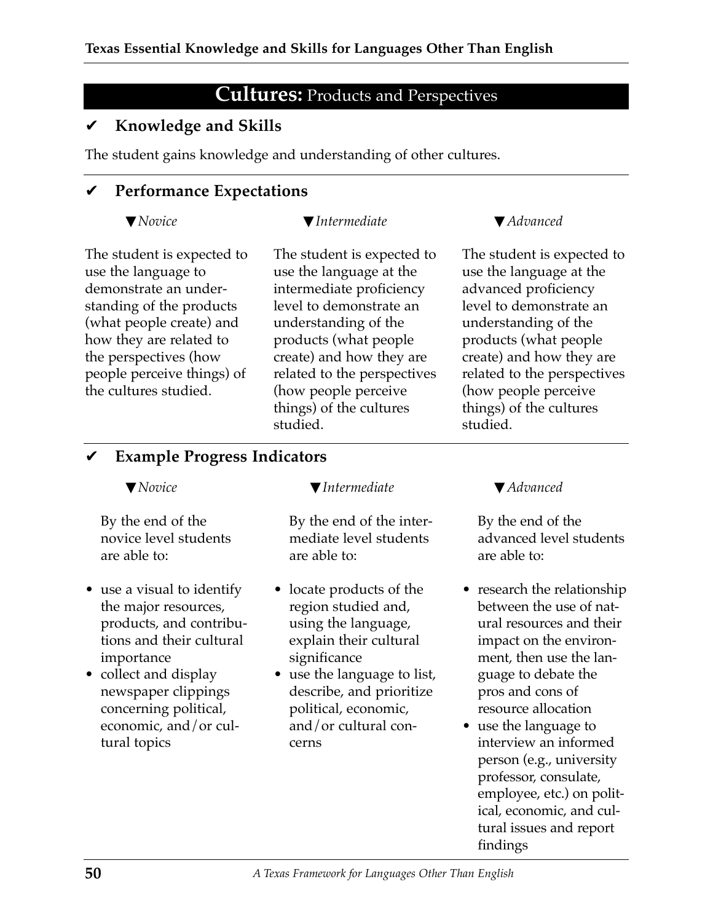## Cultures: Products and Perspectives

### ✔ Knowledge and Skills

The student gains knowledge and understanding of other cultures.

### ✔ Performance Expectations

**▼*Novice***

The student is expected to use the language to demonstrate an understanding of the products (what people create) and how they are related to the perspectives (how people perceive things) of the cultures studied.

**▼*Intermediate***

The student is expected to use the language at the intermediate proficiency level to demonstrate an understanding of the products (what people create) and how they are related to the perspectives (how people perceive things) of the cultures studied.

**▼*Advanced***

The student is expected to use the language at the advanced proficiency level to demonstrate an understanding of the products (what people create) and how they are related to the perspectives (how people perceive things) of the cultures studied.

### ✔ Example Progress Indicators

**▼*Novice***

By the end of the novice level students are able to:

- use a visual to identify the major resources, products, and contributions and their cultural importance
- collect and display newspaper clippings concerning political, economic, and/or cultural topics

**▼*Intermediate***

By the end of the intermediate level students are able to:

- locate products of the region studied and, using the language, explain their cultural significance
- use the language to list, describe, and prioritize political, economic, and/or cultural concerns

**▼*Advanced***

By the end of the advanced level students are able to:

- research the relationship between the use of natural resources and their impact on the environment, then use the language to debate the pros and cons of resource allocation
- use the language to interview an informed person (e.g., university professor, consulate, employee, etc.) on political, economic, and cultural issues and report findings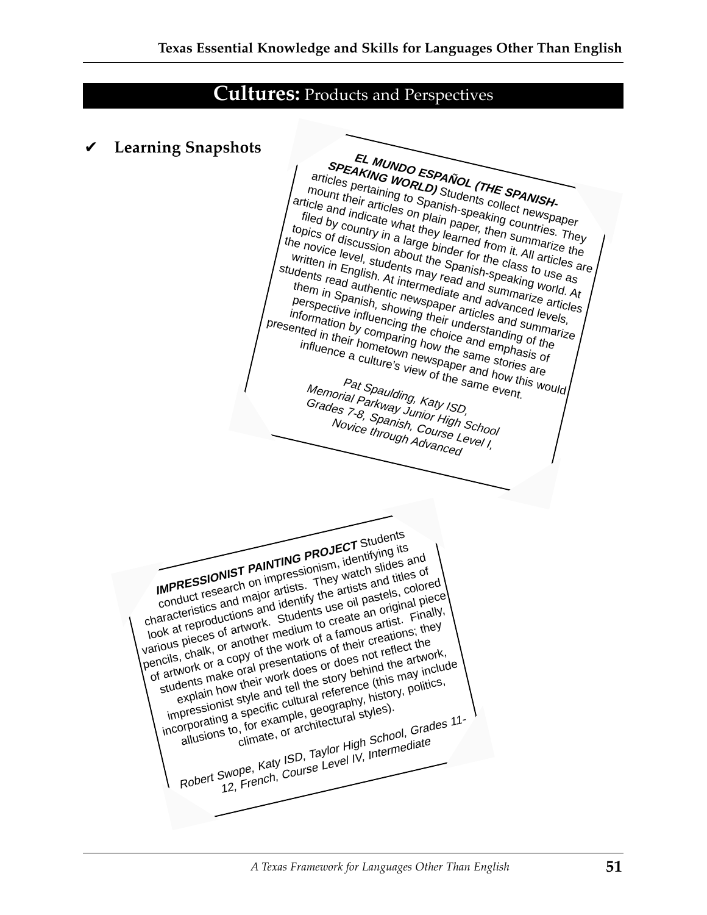## **Cultures:** Products and Perspectives

✔ **Learning Snapshots**

***EL MUNDO ESPAÑOL (THE SPANISH-SPEAKING WORLD)*** Students collect newspaper articles pertaining to Spanish-speaking countries. They mount their articles on plain paper, then summarize the article and indicate what they learned from it. All articles are filed by country in a large binder for the class to use as topics of discussion about the Spanish-speaking world. At the novice level, students may read and summarize articles written in English. At intermediate and advanced levels, students read authentic newspaper articles and summarize them in Spanish, showing their understanding of the perspective influencing the choice and emphasis of information by comparing how the same stories are presented in their hometown newspaper and how this would influence a culture's view of the same event.

*Pat Spaulding, Katy ISD,*
*Memorial Parkway Junior High School*
*Grades 7-8, Spanish, Course Level I,*
*Novice through Advanced*

***IMPRESSIONIST PAINTING PROJECT*** Students conduct research on impressionism, identifying its characteristics and major artists. They watch slides and look at reproductions and identify the artists and titles of various pieces of artwork. Students use oil pastels, colored pencils, chalk, or another medium to create an original piece of artwork or a copy of the work of a famous artist. Finally, students make oral presentations of their creations; they explain how their work does or does not reflect the impressionist style and tell the story behind the artwork, incorporating a specific cultural reference (this may include allusions to, for example, geography, history, politics, climate, or architectural styles).

*Robert Swope, Katy ISD, Taylor High School, Grades 11-12, French, Course Level IV, Intermediate*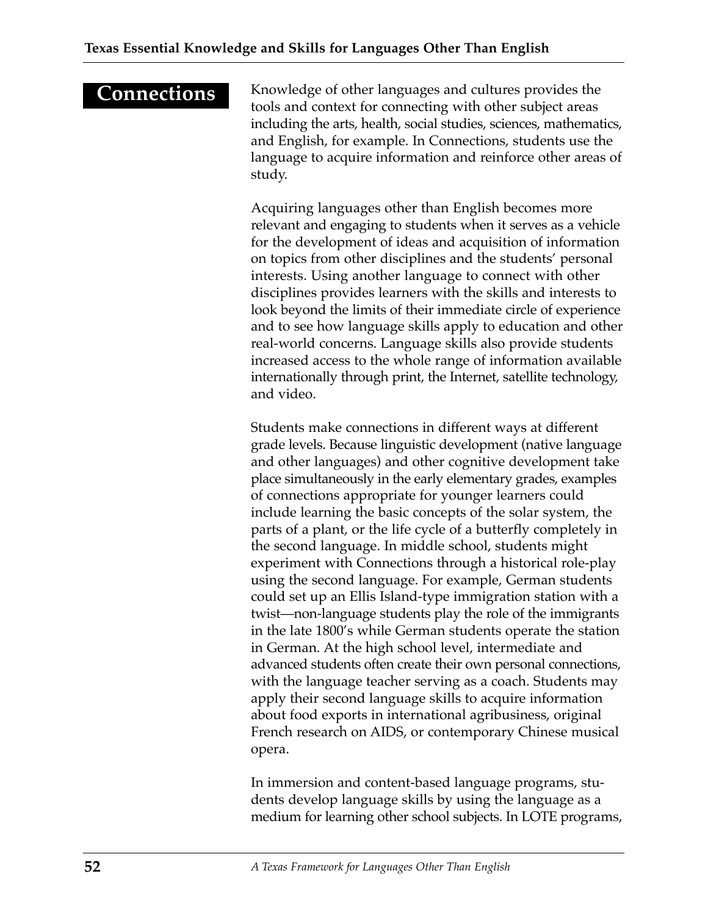## Connections

Knowledge of other languages and cultures provides the tools and context for connecting with other subject areas including the arts, health, social studies, sciences, mathematics, and English, for example. In Connections, students use the language to acquire information and reinforce other areas of study.

Acquiring languages other than English becomes more relevant and engaging to students when it serves as a vehicle for the development of ideas and acquisition of information on topics from other disciplines and the students' personal interests. Using another language to connect with other disciplines provides learners with the skills and interests to look beyond the limits of their immediate circle of experience and to see how language skills apply to education and other real-world concerns. Language skills also provide students increased access to the whole range of information available internationally through print, the Internet, satellite technology, and video.

Students make connections in different ways at different grade levels. Because linguistic development (native language and other languages) and other cognitive development take place simultaneously in the early elementary grades, examples of connections appropriate for younger learners could include learning the basic concepts of the solar system, the parts of a plant, or the life cycle of a butterfly completely in the second language. In middle school, students might experiment with Connections through a historical role-play using the second language. For example, German students could set up an Ellis Island-type immigration station with a twist—non-language students play the role of the immigrants in the late 1800's while German students operate the station in German. At the high school level, intermediate and advanced students often create their own personal connections, with the language teacher serving as a coach. Students may apply their second language skills to acquire information about food exports in international agribusiness, original French research on AIDS, or contemporary Chinese musical opera.

In immersion and content-based language programs, students develop language skills by using the language as a medium for learning other school subjects. In LOTE programs,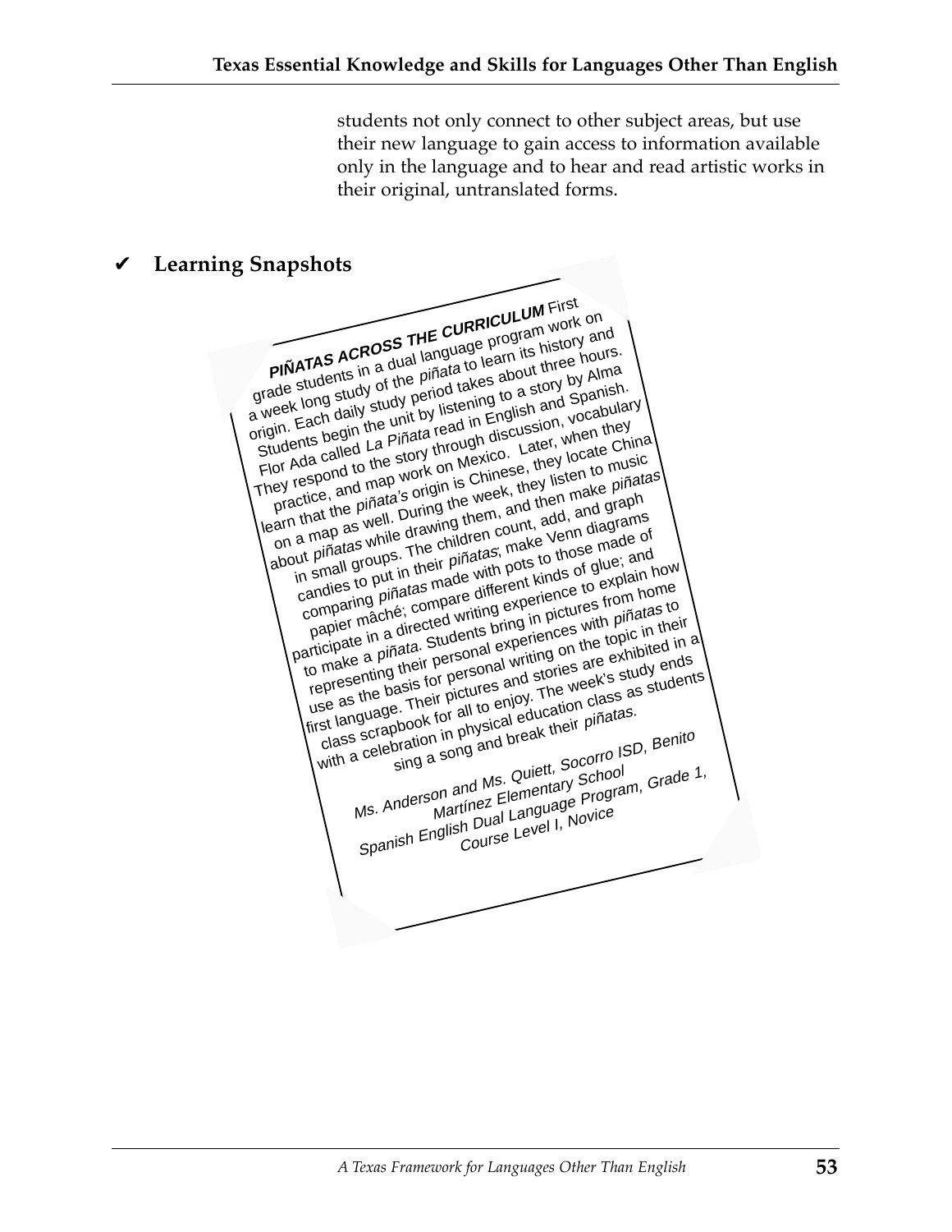students not only connect to other subject areas, but use their new language to gain access to information available only in the language and to hear and read artistic works in their original, untranslated forms.

## ✔ Learning Snapshots

***PIÑATAS ACROSS THE CURRICULUM*** First grade students in a dual language program work on a week long study of the *piñata* to learn its history and origin. Each daily study period takes about three hours. Students begin the unit by listening to a story by Alma Flor Ada called *La Piñata* read in English and Spanish. They respond to the story through discussion, vocabulary practice, and map work on Mexico. Later, when they learn that the *piñata's* origin is Chinese, they locate China on a map as well. During the week, they listen to music about *piñatas* while drawing them, and then make *piñatas* in small groups. The children count, add, and graph candies to put in their *piñatas*; make Venn diagrams comparing *piñatas* made with pots to those made of papier mâché; compare different kinds of glue; and participate in a directed writing experience to explain how to make a *piñata*. Students bring in pictures from home representing their personal experiences with *piñatas* to use as the basis for personal writing on the topic in their first language. Their pictures and stories are exhibited in a class scrapbook for all to enjoy. The week's study ends with a celebration in physical education class as students sing a song and break their *piñatas*.

*Ms. Anderson and Ms. Quiett, Socorro ISD, Benito Martínez Elementary School*
*Spanish English Dual Language Program, Grade 1, Course Level I, Novice*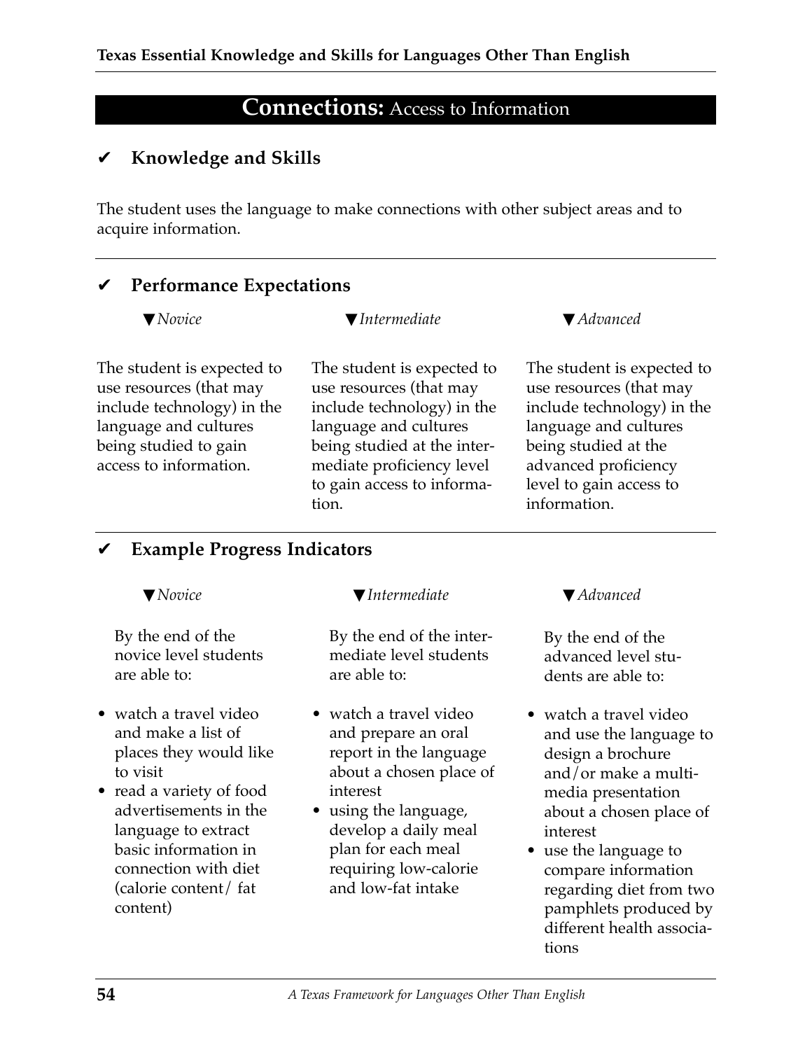## **Connections:** Access to Information

### ✔ Knowledge and Skills

The student uses the language to make connections with other subject areas and to acquire information.

### ✔ Performance Expectations

| ▼*Novice* | ▼*Intermediate* | ▼*Advanced* |
|---|---|---|
| The student is expected to use resources (that may include technology) in the language and cultures being studied to gain access to information. | The student is expected to use resources (that may include technology) in the language and cultures being studied at the intermediate proficiency level to gain access to information. | The student is expected to use resources (that may include technology) in the language and cultures being studied at the advanced proficiency level to gain access to information. |

### ✔ Example Progress Indicators

#### ▼*Novice*

By the end of the novice level students are able to:

- watch a travel video and make a list of places they would like to visit
- read a variety of food advertisements in the language to extract basic information in connection with diet (calorie content/ fat content)

#### ▼*Intermediate*

By the end of the intermediate level students are able to:

- watch a travel video and prepare an oral report in the language about a chosen place of interest
- using the language, develop a daily meal plan for each meal requiring low-calorie and low-fat intake

#### ▼*Advanced*

By the end of the advanced level students are able to:

- watch a travel video and use the language to design a brochure and/or make a multimedia presentation about a chosen place of interest
- use the language to compare information regarding diet from two pamphlets produced by different health associations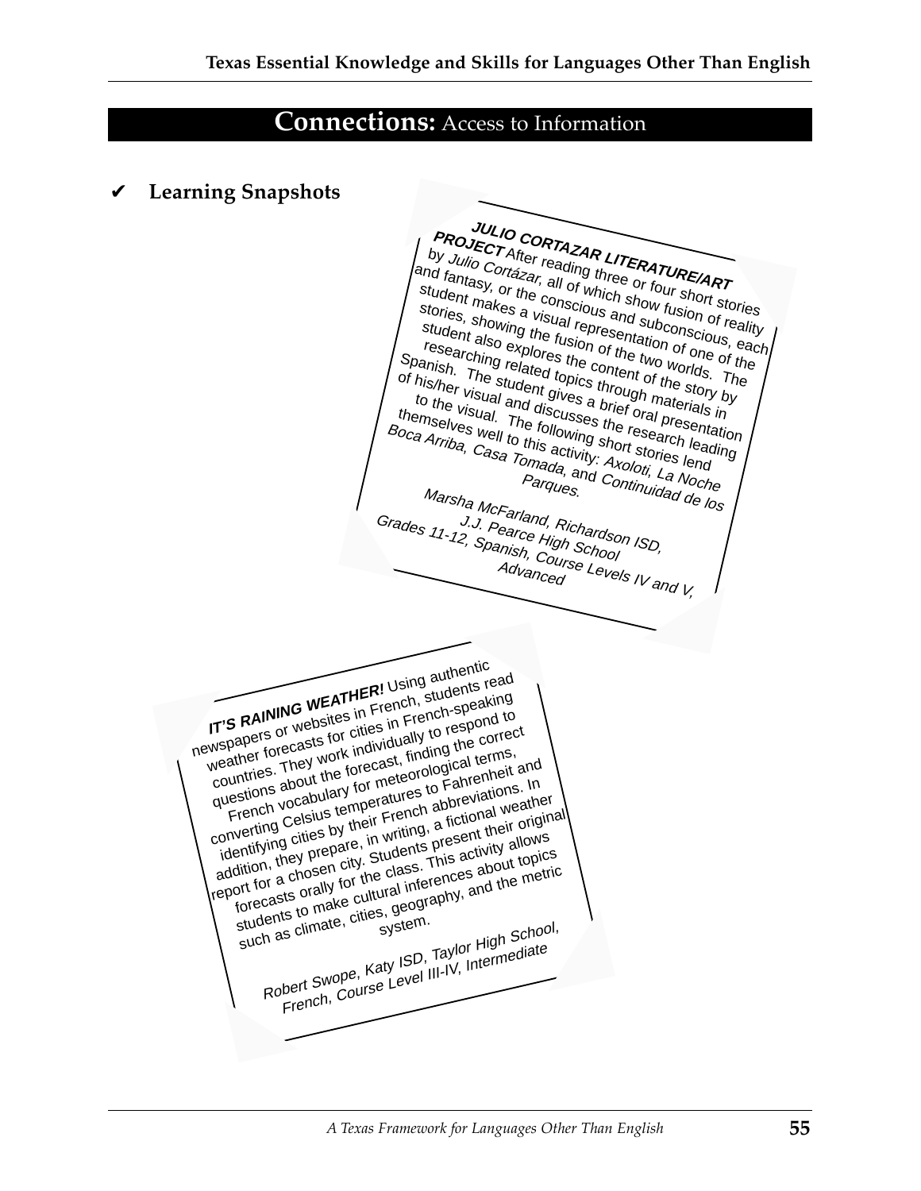## **Connections:** Access to Information

✔ **Learning Snapshots**

**JULIO CORTAZAR LITERATURE/ART PROJECT** After reading three or four short stories by *Julio Cortázar*, all of which show fusion of reality and fantasy, or the conscious and subconscious, each student makes a visual representation of one of the stories, showing the fusion of the two worlds. The student also explores the content of the story by researching related topics through materials in Spanish. The student gives a brief oral presentation of his/her visual and discusses the research leading to the visual. The following short stories lend themselves well to this activity: *Axolotl, La Noche Boca Arriba, Casa Tomada*, and *Continuidad de los Parques*.

*Marsha McFarland, Richardson ISD, J.J. Pearce High School*
*Grades 11-12, Spanish, Course Levels IV and V, Advanced*

**IT'S RAINING WEATHER!** Using authentic newspapers or websites in French, students read weather forecasts for cities in French-speaking countries. They work individually to respond to questions about the forecast, finding the correct French vocabulary for meteorological terms, converting Celsius temperatures to Fahrenheit and identifying cities by their French abbreviations. In addition, they prepare, in writing, a fictional weather report for a chosen city. Students present their original forecasts orally for the class. This activity allows students to make cultural inferences about topics such as climate, cities, geography, and the metric system.

*Robert Swope, Katy ISD, Taylor High School, French, Course Level III-IV, Intermediate*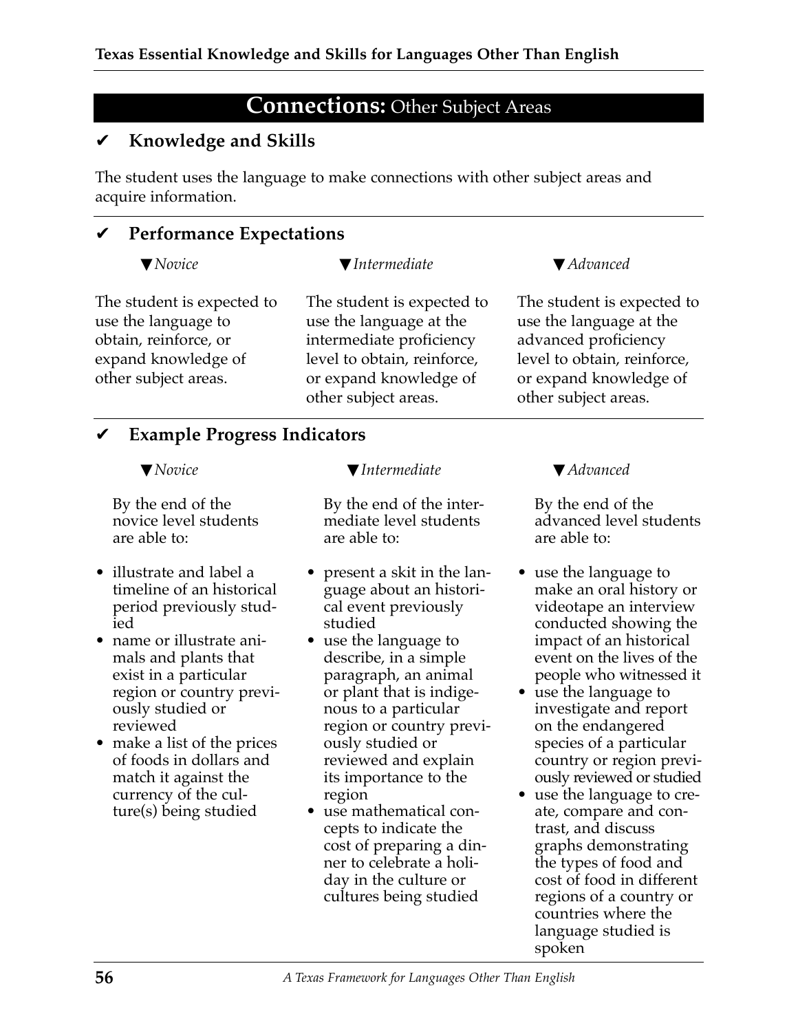# Connections: Other Subject Areas

## ✔ Knowledge and Skills

The student uses the language to make connections with other subject areas and acquire information.

## ✔ Performance Expectations

| ▼*Novice* | ▼*Intermediate* | ▼*Advanced* |
|---|---|---|
| The student is expected to use the language to obtain, reinforce, or expand knowledge of other subject areas. | The student is expected to use the language at the intermediate proficiency level to obtain, reinforce, or expand knowledge of other subject areas. | The student is expected to use the language at the advanced proficiency level to obtain, reinforce, or expand knowledge of other subject areas. |

## ✔ Example Progress Indicators

### ▼*Novice*

By the end of the novice level students are able to:

- illustrate and label a timeline of an historical period previously studied
- name or illustrate animals and plants that exist in a particular region or country previously studied or reviewed
- make a list of the prices of foods in dollars and match it against the currency of the culture(s) being studied

### ▼*Intermediate*

By the end of the intermediate level students are able to:

- present a skit in the language about an historical event previously studied
- use the language to describe, in a simple paragraph, an animal or plant that is indigenous to a particular region or country previously studied or reviewed and explain its importance to the region
- use mathematical concepts to indicate the cost of preparing a dinner to celebrate a holiday in the culture or cultures being studied

### ▼*Advanced*

By the end of the advanced level students are able to:

- use the language to make an oral history or videotape an interview conducted showing the impact of an historical event on the lives of the people who witnessed it
- use the language to investigate and report on the endangered species of a particular country or region previously reviewed or studied
- use the language to create, compare and contrast, and discuss graphs demonstrating the types of food and cost of food in different regions of a country or countries where the language studied is spoken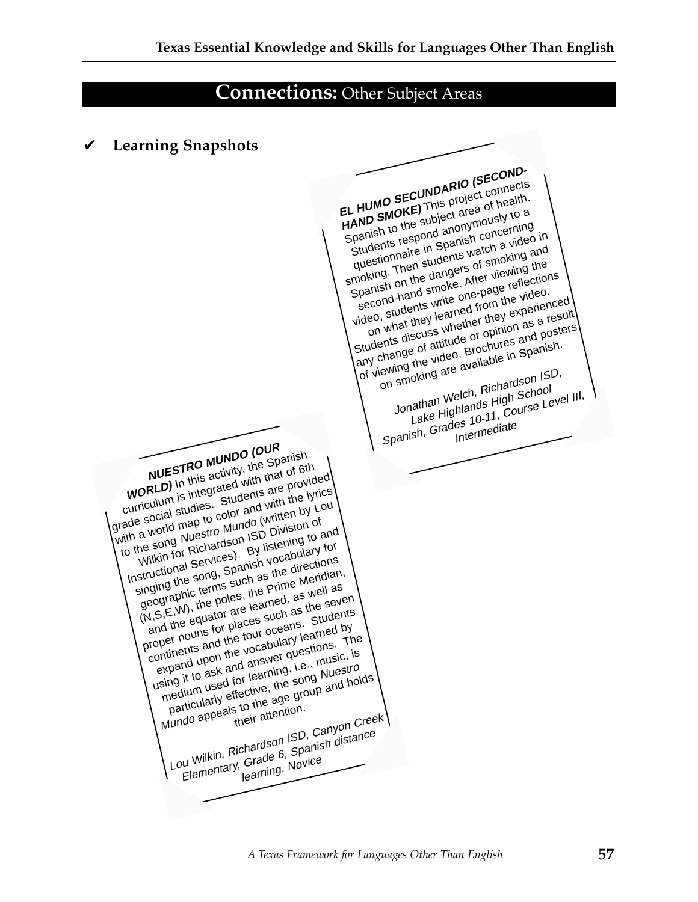## **Connections:** Other Subject Areas

### ✔ Learning Snapshots

***EL HUMO SECUNDARIO (SECOND-HAND SMOKE)*** This project connects Spanish to the subject area of health. Students respond anonymously to a questionnaire in Spanish concerning smoking. Then students watch a video in Spanish on the dangers of smoking and second-hand smoke. After viewing the video, students write one-page reflections on what they learned from the video. Students discuss whether they experienced any change of attitude or opinion as a result of viewing the video. Brochures and posters on smoking are available in Spanish.

*Jonathan Welch, Richardson ISD, Lake Highlands High School Spanish, Grades 10-11, Course Level III, Intermediate*

***NUESTRO MUNDO (OUR WORLD)*** In this activity, the Spanish curriculum is integrated with that of 6th grade social studies. Students are provided with a world map to color and with the lyrics to the song *Nuestro Mundo* (written by Lou Wilkin for Richardson ISD Division of Instructional Services). By listening to and singing the song, Spanish vocabulary for geographic terms such as the directions (N,S,E,W), the poles, the Prime Meridian, and the equator are learned, as well as proper nouns for places such as the seven continents and the four oceans. Students expand upon the vocabulary learned by using it to ask and answer questions. The medium used for learning, i.e., music, is particularly effective; the song *Nuestro Mundo* appeals to the age group and holds their attention.

*Lou Wilkin, Richardson ISD, Canyon Creek Elementary, Grade 6, Spanish distance learning, Novice*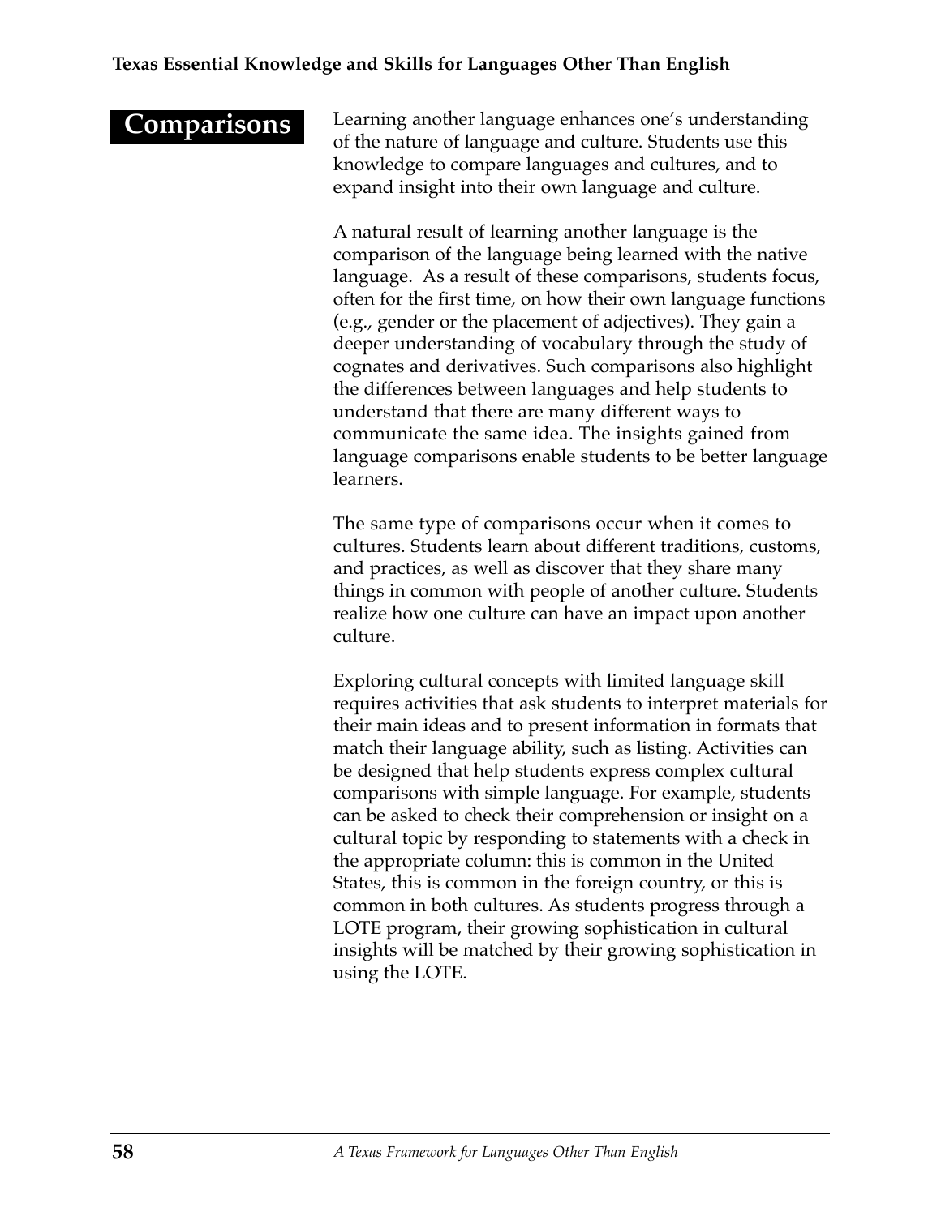## Comparisons

Learning another language enhances one's understanding of the nature of language and culture. Students use this knowledge to compare languages and cultures, and to expand insight into their own language and culture.

A natural result of learning another language is the comparison of the language being learned with the native language. As a result of these comparisons, students focus, often for the first time, on how their own language functions (e.g., gender or the placement of adjectives). They gain a deeper understanding of vocabulary through the study of cognates and derivatives. Such comparisons also highlight the differences between languages and help students to understand that there are many different ways to communicate the same idea. The insights gained from language comparisons enable students to be better language learners.

The same type of comparisons occur when it comes to cultures. Students learn about different traditions, customs, and practices, as well as discover that they share many things in common with people of another culture. Students realize how one culture can have an impact upon another culture.

Exploring cultural concepts with limited language skill requires activities that ask students to interpret materials for their main ideas and to present information in formats that match their language ability, such as listing. Activities can be designed that help students express complex cultural comparisons with simple language. For example, students can be asked to check their comprehension or insight on a cultural topic by responding to statements with a check in the appropriate column: this is common in the United States, this is common in the foreign country, or this is common in both cultures. As students progress through a LOTE program, their growing sophistication in cultural insights will be matched by their growing sophistication in using the LOTE.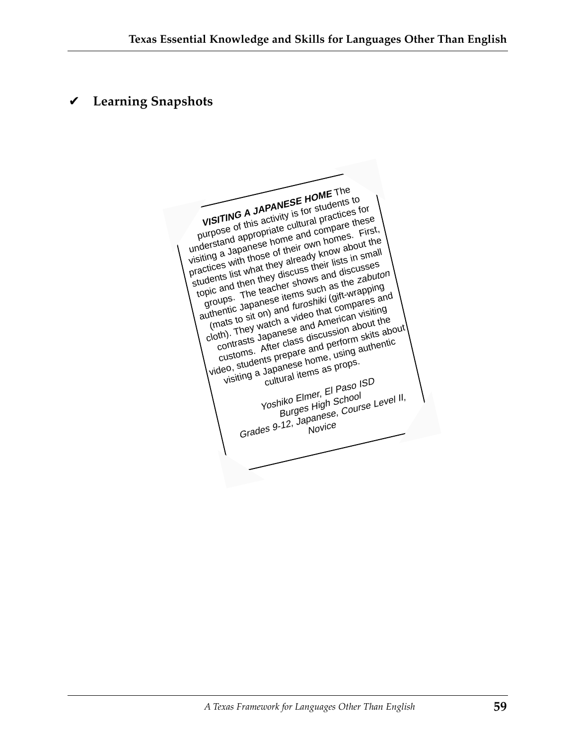## ✔ Learning Snapshots

**VISITING A JAPANESE HOME** The purpose of this activity is for students to understand appropriate cultural practices for visiting a Japanese home and compare these practices with those of their own homes. First, students list what they already know about the topic and then they discuss their lists in small groups. The teacher shows and discusses authentic Japanese items such as the *zabuton* (mats to sit on) and *furoshiki* (gift-wrapping cloth). They watch a video that compares and contrasts Japanese and American visiting customs. After class discussion about the video, students prepare and perform skits about visiting a Japanese home, using authentic cultural items as props.

*Yoshiko Elmer, El Paso ISD*
*Burges High School*
*Grades 9-12, Japanese, Course Level II, Novice*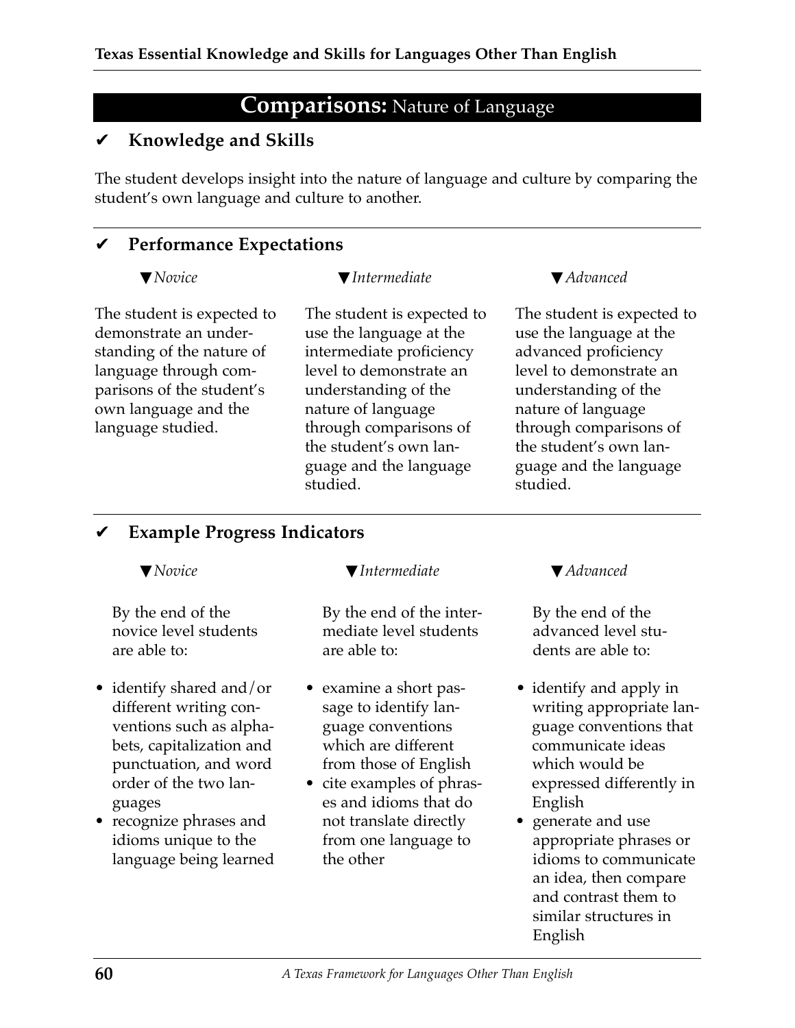# **Comparisons:** Nature of Language

## ✔ Knowledge and Skills

The student develops insight into the nature of language and culture by comparing the student's own language and culture to another.

## ✔ Performance Expectations

### ▼*Novice*

The student is expected to demonstrate an understanding of the nature of language through comparisons of the student's own language and the language studied.

### ▼*Intermediate*

The student is expected to use the language at the intermediate proficiency level to demonstrate an understanding of the nature of language through comparisons of the student's own language and the language studied.

### ▼*Advanced*

The student is expected to use the language at the advanced proficiency level to demonstrate an understanding of the nature of language through comparisons of the student's own language and the language studied.

## ✔ Example Progress Indicators

### ▼*Novice*

By the end of the novice level students are able to:

- identify shared and/or different writing conventions such as alphabets, capitalization and punctuation, and word order of the two languages
- recognize phrases and idioms unique to the language being learned

### ▼*Intermediate*

By the end of the intermediate level students are able to:

- examine a short passage to identify language conventions which are different from those of English
- cite examples of phrases and idioms that do not translate directly from one language to the other

### ▼*Advanced*

By the end of the advanced level students are able to:

- identify and apply in writing appropriate language conventions that communicate ideas which would be expressed differently in English
- generate and use appropriate phrases or idioms to communicate an idea, then compare and contrast them to similar structures in English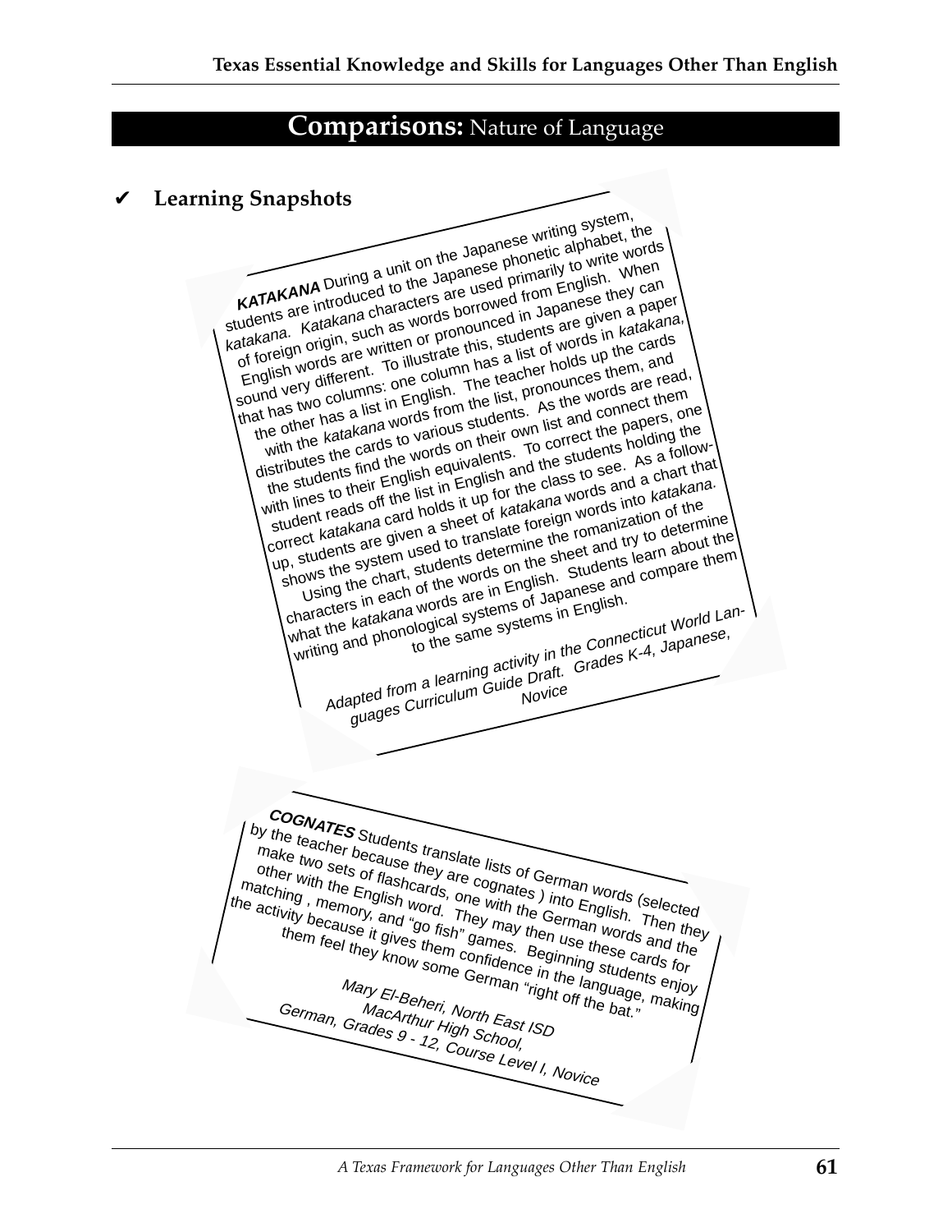# **Comparisons:** Nature of Language

## ✔ Learning Snapshots

**KATAKANA** During a unit on the Japanese writing system, students are introduced to the Japanese phonetic alphabet, the *katakana*. *Katakana* characters are used primarily to write words of foreign origin, such as words borrowed from English. When English words are written or pronounced in Japanese they can sound very different. To illustrate this, students are given a paper that has two columns: one column has a list of words in *katakana*, the other has a list in English. The teacher holds up the cards with the *katakana* words from the list, pronounces them, and distributes the cards to various students. As the words are read, the students find the words on their own list and connect them with lines to their English equivalents. To correct the papers, one student reads off the list in English and the students holding the correct *katakana* card holds it up for the class to see. As a follow-up, students are given a sheet of *katakana* words and a chart that shows the system used to translate foreign words into *katakana*. Using the chart, students determine the romanization of the characters in each of the words on the sheet and try to determine what the *katakana* words are in English. Students learn about the writing and phonological systems of Japanese and compare them to the same systems in English.

*Adapted from a learning activity in the Connecticut World Languages Curriculum Guide Draft. Grades K-4, Japanese, Novice*

**COGNATES** Students translate lists of German words (selected by the teacher because they are cognates ) into English. Then they make two sets of flashcards, one with the German words and the other with the English word. They may then use these cards for matching , memory, and "go fish" games. Beginning students enjoy the activity because it gives them confidence in the language, making them feel they know some German "right off the bat."

*Mary El-Beheri, North East ISD MacArthur High School, German, Grades 9 - 12, Course Level I, Novice*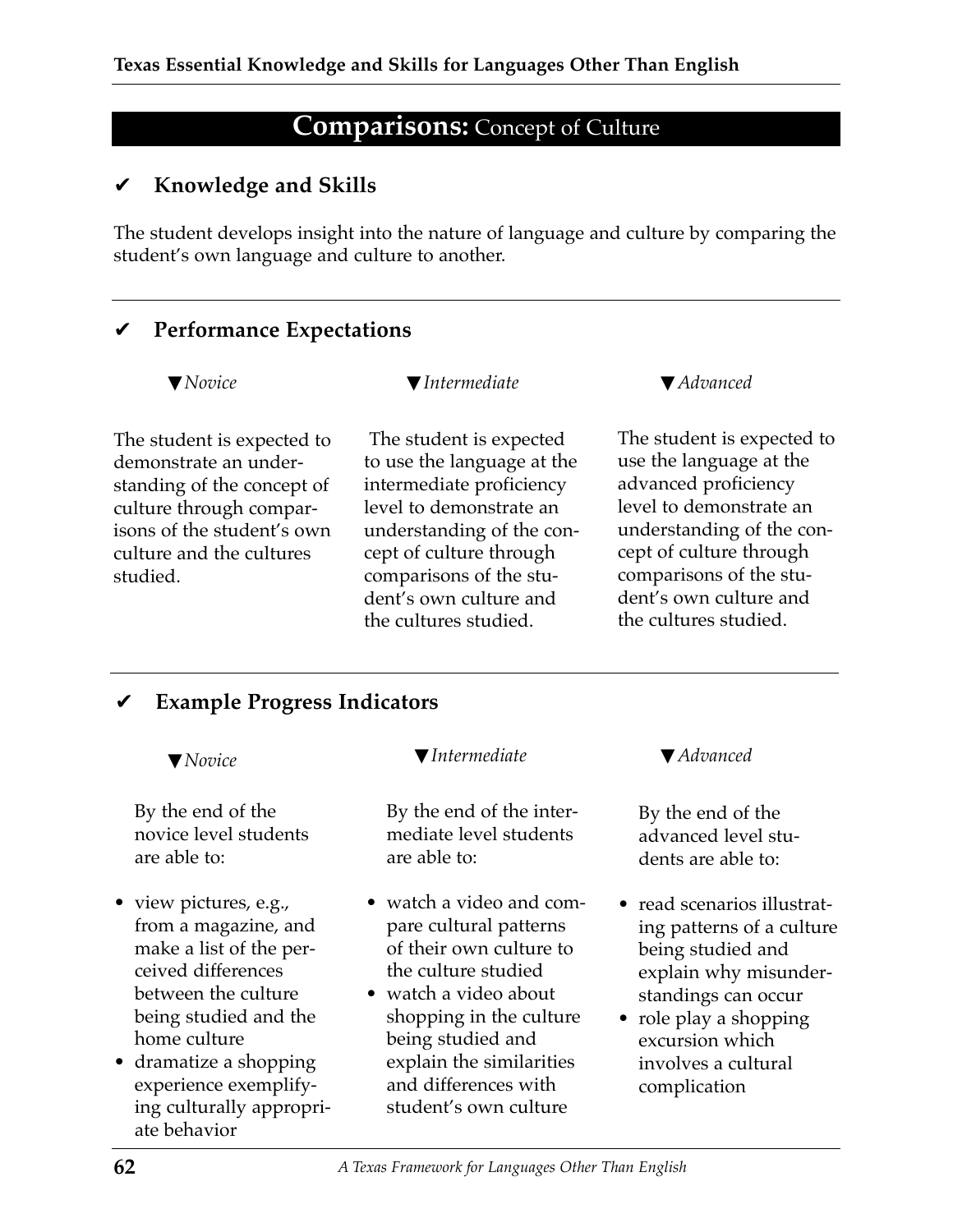## **Comparisons:** Concept of Culture

### ✔ Knowledge and Skills

The student develops insight into the nature of language and culture by comparing the student's own language and culture to another.

### ✔ Performance Expectations

**▼ *Novice***

The student is expected to demonstrate an understanding of the concept of culture through comparisons of the student's own culture and the cultures studied.

**▼ *Intermediate***

The student is expected to use the language at the intermediate proficiency level to demonstrate an understanding of the concept of culture through comparisons of the student's own culture and the cultures studied.

**▼ *Advanced***

The student is expected to use the language at the advanced proficiency level to demonstrate an understanding of the concept of culture through comparisons of the student's own culture and the cultures studied.

### ✔ Example Progress Indicators

**▼ *Novice***

By the end of the novice level students are able to:

- view pictures, e.g., from a magazine, and make a list of the perceived differences between the culture being studied and the home culture
- dramatize a shopping experience exemplifying culturally appropriate behavior

**▼ *Intermediate***

By the end of the intermediate level students are able to:

- watch a video and compare cultural patterns of their own culture to the culture studied
- watch a video about shopping in the culture being studied and explain the similarities and differences with student's own culture

**▼ *Advanced***

By the end of the advanced level students are able to:

- read scenarios illustrating patterns of a culture being studied and explain why misunderstandings can occur
- role play a shopping excursion which involves a cultural complication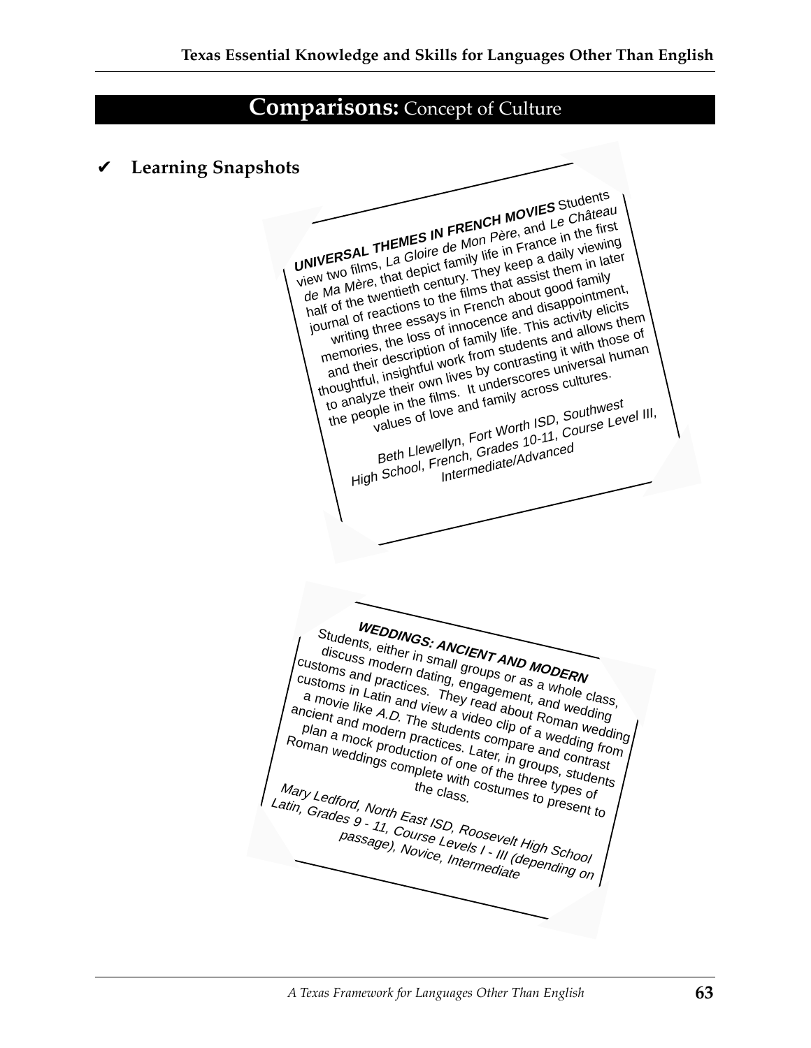# **Comparisons:** Concept of Culture

## ✔ Learning Snapshots

***UNIVERSAL THEMES IN FRENCH MOVIES*** Students view two films, *La Gloire de Mon Père*, and *Le Château de Ma Mère*, that depict family life in France in the first half of the twentieth century. They keep a daily viewing journal of reactions to the films that assist them in later writing three essays in French about good family memories, the loss of innocence and disappointment, and their description of family life. This activity elicits thoughtful, insightful work from students and allows them to analyze their own lives by contrasting it with those of the people in the films. It underscores universal human values of love and family across cultures.

*Beth Llewellyn, Fort Worth ISD, Southwest High School, French, Grades 10-11, Course Level III, Intermediate/Advanced*

***WEDDINGS: ANCIENT AND MODERN***

Students, either in small groups or as a whole class, discuss modern dating, engagement, and wedding customs and practices. They read about Roman wedding customs in Latin and view a video clip of a wedding from a movie like *A.D.* The students compare and contrast ancient and modern practices. Later, in groups, students plan a mock production of one of the three types of Roman weddings complete with costumes to present to the class.

*Mary Ledford, North East ISD, Roosevelt High School Latin, Grades 9 - 11, Course Levels I - III (depending on passage), Novice, Intermediate*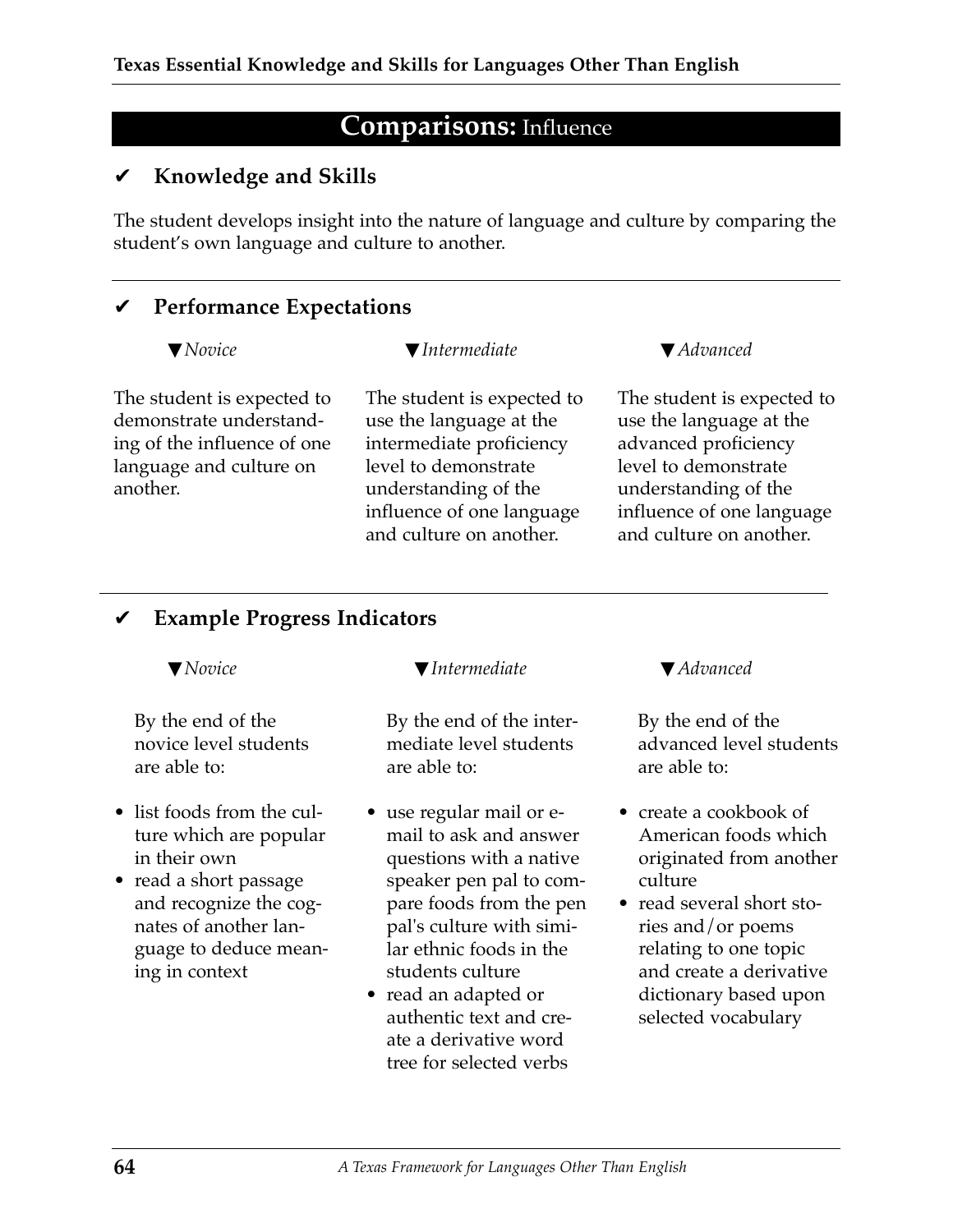# Comparisons: Influence

## ✔ Knowledge and Skills

The student develops insight into the nature of language and culture by comparing the student's own language and culture to another.

## ✔ Performance Expectations

### ▼ *Novice*

The student is expected to demonstrate understanding of the influence of one language and culture on another.

### ▼ *Intermediate*

The student is expected to use the language at the intermediate proficiency level to demonstrate understanding of the influence of one language and culture on another.

### ▼ *Advanced*

The student is expected to use the language at the advanced proficiency level to demonstrate understanding of the influence of one language and culture on another.

## ✔ Example Progress Indicators

### ▼ *Novice*

By the end of the novice level students are able to:

- list foods from the culture which are popular in their own
- read a short passage and recognize the cognates of another language to deduce meaning in context

### ▼ *Intermediate*

By the end of the intermediate level students are able to:

- use regular mail or e-mail to ask and answer questions with a native speaker pen pal to compare foods from the pen pal's culture with similar ethnic foods in the students culture
- read an adapted or authentic text and create a derivative word tree for selected verbs

### ▼ *Advanced*

By the end of the advanced level students are able to:

- create a cookbook of American foods which originated from another culture
- read several short stories and/or poems relating to one topic and create a derivative dictionary based upon selected vocabulary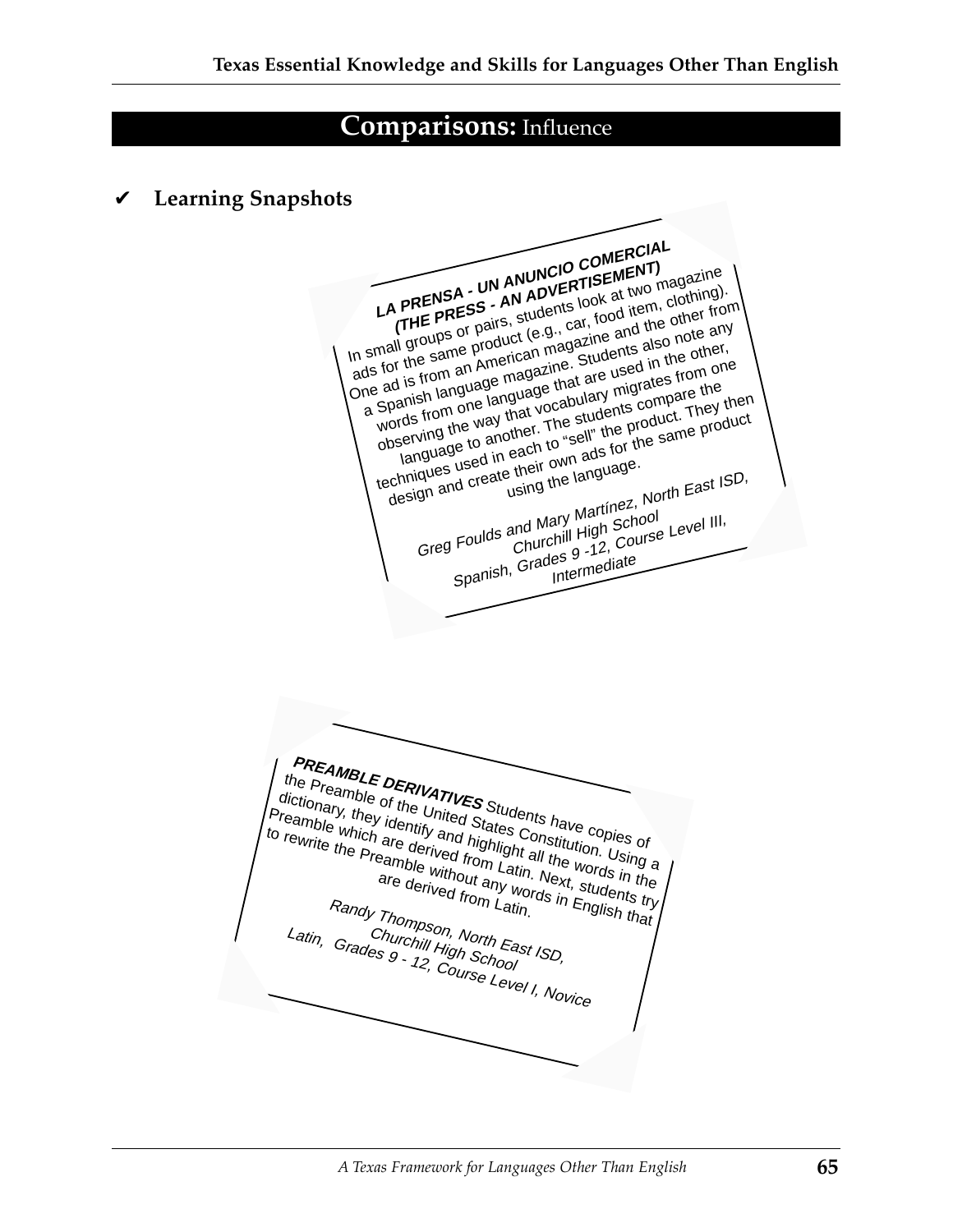## **Comparisons:** Influence

### ✔ Learning Snapshots

**LA PRENSA - UN ANUNCIO COMERCIAL (THE PRESS - AN ADVERTISEMENT)**

In small groups or pairs, students look at two magazine ads for the same product (e.g., car, food item, clothing). One ad is from an American magazine and the other from a Spanish language magazine. Students also note any words from one language that are used in the other, observing the way that vocabulary migrates from one language to another. The students compare the techniques used in each to "sell" the product. They then design and create their own ads for the same product using the language.

*Greg Foulds and Mary Martínez, North East ISD, Churchill High School*
*Spanish, Grades 9 -12, Course Level III, Intermediate*

**PREAMBLE DERIVATIVES** Students have copies of the Preamble of the United States Constitution. Using a dictionary, they identify and highlight all the words in the Preamble which are derived from Latin. Next, students try to rewrite the Preamble without any words in English that are derived from Latin.

*Randy Thompson, North East ISD, Churchill High School*
*Latin, Grades 9 - 12, Course Level I, Novice*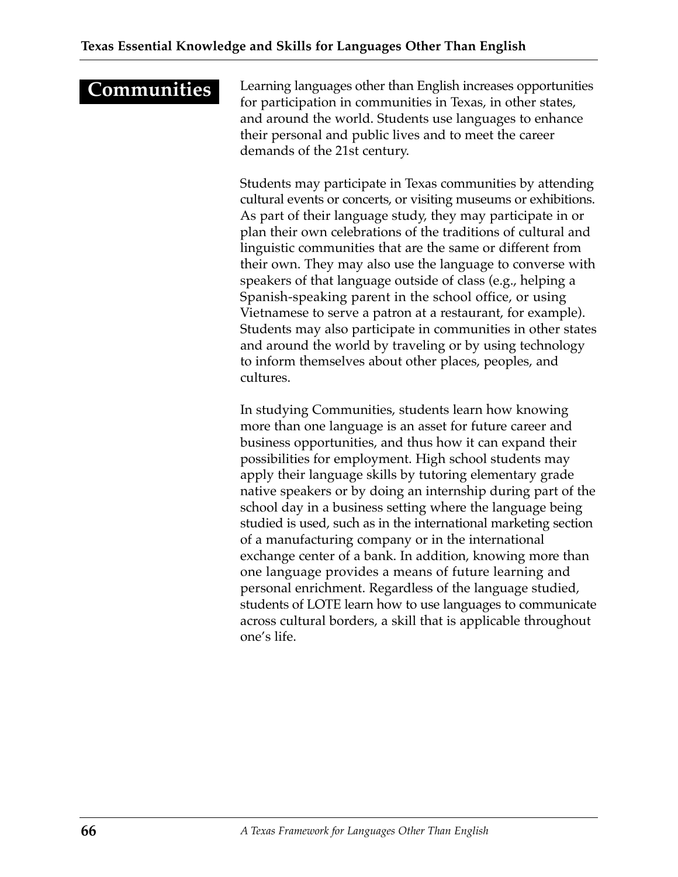## Communities

Learning languages other than English increases opportunities for participation in communities in Texas, in other states, and around the world. Students use languages to enhance their personal and public lives and to meet the career demands of the 21st century.

Students may participate in Texas communities by attending cultural events or concerts, or visiting museums or exhibitions. As part of their language study, they may participate in or plan their own celebrations of the traditions of cultural and linguistic communities that are the same or different from their own. They may also use the language to converse with speakers of that language outside of class (e.g., helping a Spanish-speaking parent in the school office, or using Vietnamese to serve a patron at a restaurant, for example). Students may also participate in communities in other states and around the world by traveling or by using technology to inform themselves about other places, peoples, and cultures.

In studying Communities, students learn how knowing more than one language is an asset for future career and business opportunities, and thus how it can expand their possibilities for employment. High school students may apply their language skills by tutoring elementary grade native speakers or by doing an internship during part of the school day in a business setting where the language being studied is used, such as in the international marketing section of a manufacturing company or in the international exchange center of a bank. In addition, knowing more than one language provides a means of future learning and personal enrichment. Regardless of the language studied, students of LOTE learn how to use languages to communicate across cultural borders, a skill that is applicable throughout one's life.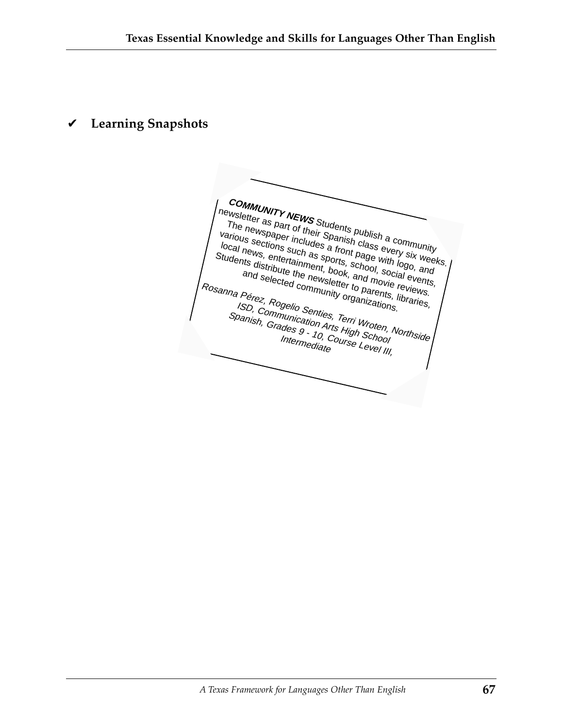## ✔ Learning Snapshots

**COMMUNITY NEWS** Students publish a community newsletter as part of their Spanish class every six weeks. The newspaper includes a front page with logo, and various sections such as sports, school, social events, local news, entertainment, book, and movie reviews. Students distribute the newsletter to parents, libraries, and selected community organizations.

*Rosanna Pérez, Rogelio Senties, Terri Wroten, Northside ISD, Communication Arts High School Spanish, Grades 9 - 10, Course Level III, Intermediate*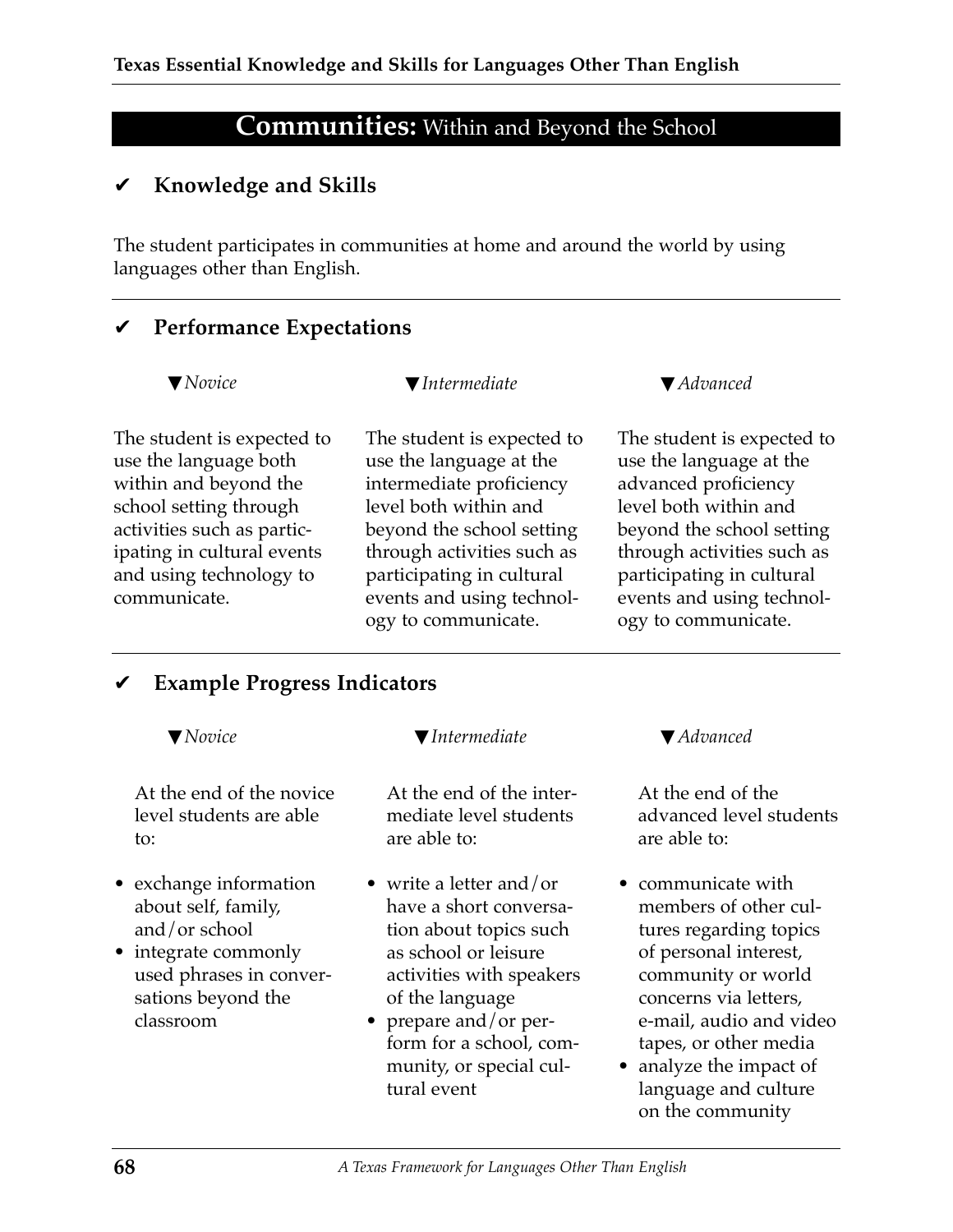## **Communities:** Within and Beyond the School

### ✔ Knowledge and Skills

The student participates in communities at home and around the world by using languages other than English.

### ✔ Performance Expectations

▼*Novice*

The student is expected to use the language both within and beyond the school setting through activities such as participating in cultural events and using technology to communicate.

▼*Intermediate*

The student is expected to use the language at the intermediate proficiency level both within and beyond the school setting through activities such as participating in cultural events and using technology to communicate.

▼*Advanced*

The student is expected to use the language at the advanced proficiency level both within and beyond the school setting through activities such as participating in cultural events and using technology to communicate.

### ✔ Example Progress Indicators

▼*Novice*

At the end of the novice level students are able to:

- exchange information about self, family, and/or school
- integrate commonly used phrases in conversations beyond the classroom

▼*Intermediate*

At the end of the intermediate level students are able to:

- write a letter and/or have a short conversation about topics such as school or leisure activities with speakers of the language
- prepare and/or perform for a school, community, or special cultural event

▼*Advanced*

At the end of the advanced level students are able to:

- communicate with members of other cultures regarding topics of personal interest, community or world concerns via letters, e-mail, audio and video tapes, or other media
- analyze the impact of language and culture on the community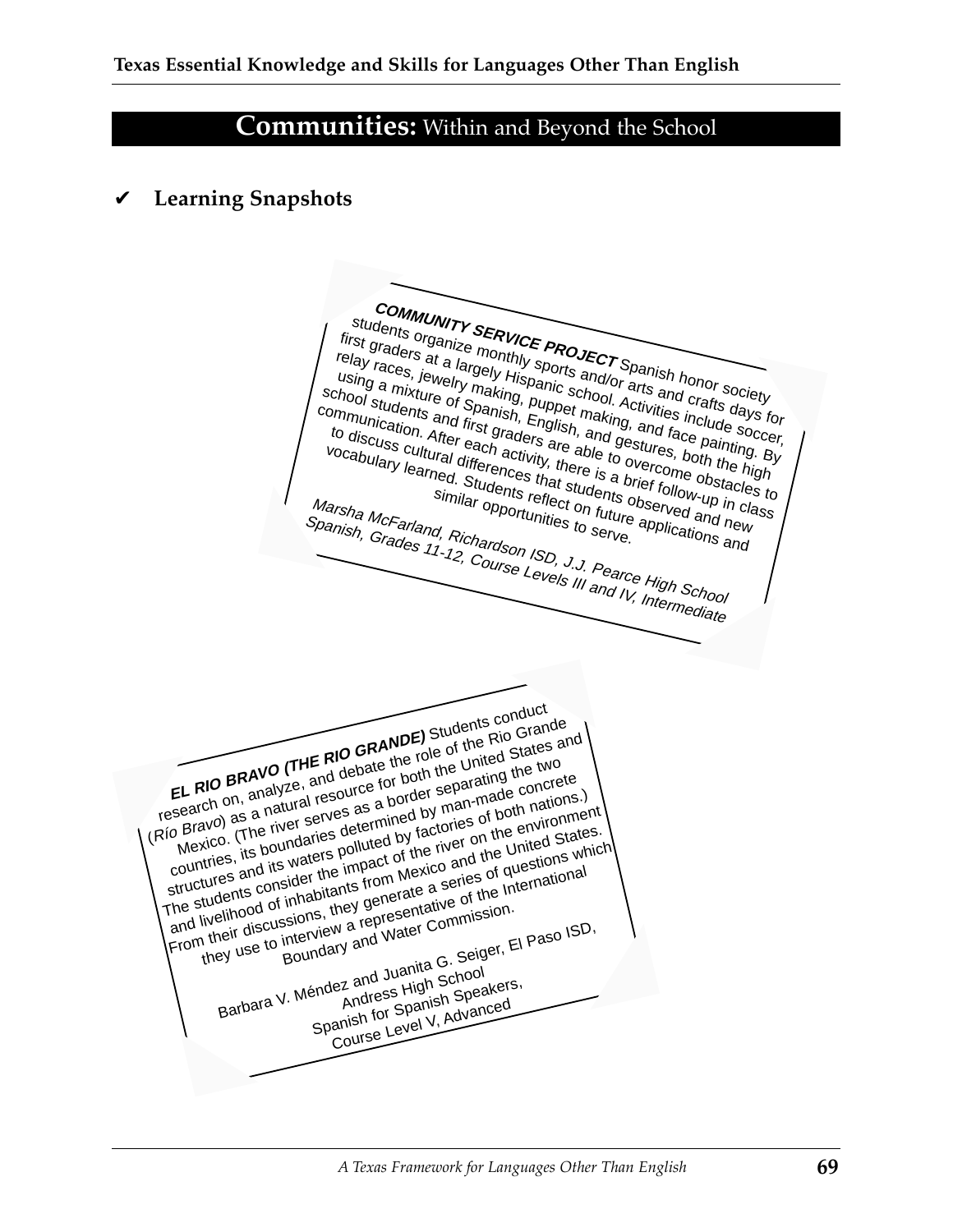## **Communities:** Within and Beyond the School

### ✔ Learning Snapshots

***COMMUNITY SERVICE PROJECT*** Spanish honor society students organize monthly sports and/or arts and crafts days for first graders at a largely Hispanic school. Activities include soccer, relay races, jewelry making, puppet making, and face painting. By using a mixture of Spanish, English, and gestures, both the high school students and first graders are able to overcome obstacles to communication. After each activity, there is a brief follow-up in class to discuss cultural differences that students observed and new vocabulary learned. Students reflect on future applications and similar opportunities to serve.

*Marsha McFarland, Richardson ISD, J.J. Pearce High School*
*Spanish, Grades 11-12, Course Levels III and IV, Intermediate*

***EL RIO BRAVO (THE RIO GRANDE)*** Students conduct research on, analyze, and debate the role of the Rio Grande (*Río Bravo*) as a natural resource for both the United States and Mexico. (The river serves as a border separating the two countries, its boundaries determined by man-made concrete structures and its waters polluted by factories of both nations.) The students consider the impact of the river on the environment and livelihood of inhabitants from Mexico and the United States. From their discussions, they generate a series of questions which they use to interview a representative of the International Boundary and Water Commission.

Barbara V. Méndez and Juanita G. Seiger, El Paso ISD,
Andress High School
Spanish for Spanish Speakers,
Course Level V, Advanced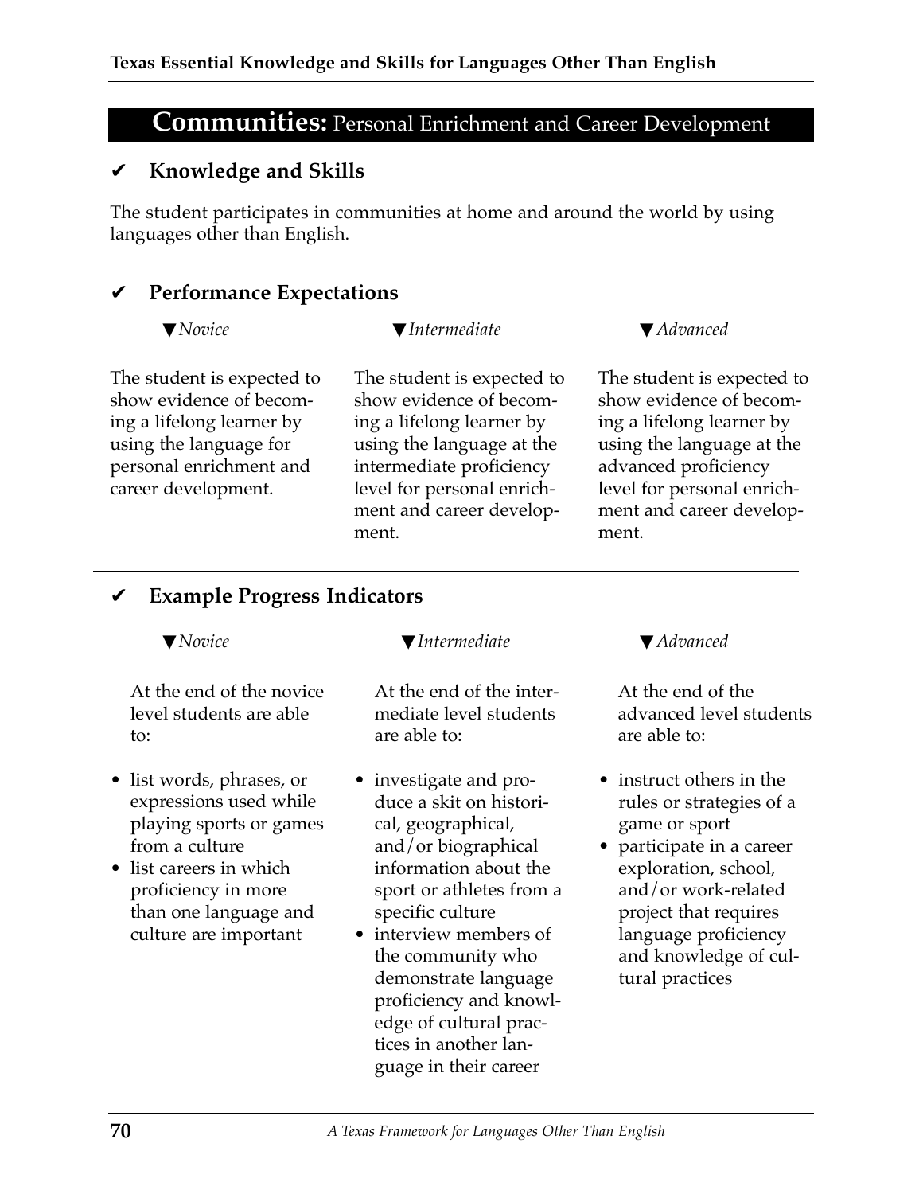## **Communities:** Personal Enrichment and Career Development

### ✔ Knowledge and Skills

The student participates in communities at home and around the world by using languages other than English.

### ✔ Performance Expectations

**▼*Novice***

The student is expected to show evidence of becoming a lifelong learner by using the language for personal enrichment and career development.

**▼*Intermediate***

The student is expected to show evidence of becoming a lifelong learner by using the language at the intermediate proficiency level for personal enrichment and career development.

**▼*Advanced***

The student is expected to show evidence of becoming a lifelong learner by using the language at the advanced proficiency level for personal enrichment and career development.

### ✔ Example Progress Indicators

**▼*Novice***

At the end of the novice level students are able to:

- list words, phrases, or expressions used while playing sports or games from a culture
- list careers in which proficiency in more than one language and culture are important

**▼*Intermediate***

At the end of the intermediate level students are able to:

- investigate and produce a skit on historical, geographical, and/or biographical information about the sport or athletes from a specific culture
- interview members of the community who demonstrate language proficiency and knowledge of cultural practices in another language in their career

**▼*Advanced***

At the end of the advanced level students are able to:

- instruct others in the rules or strategies of a game or sport
- participate in a career exploration, school, and/or work-related project that requires language proficiency and knowledge of cultural practices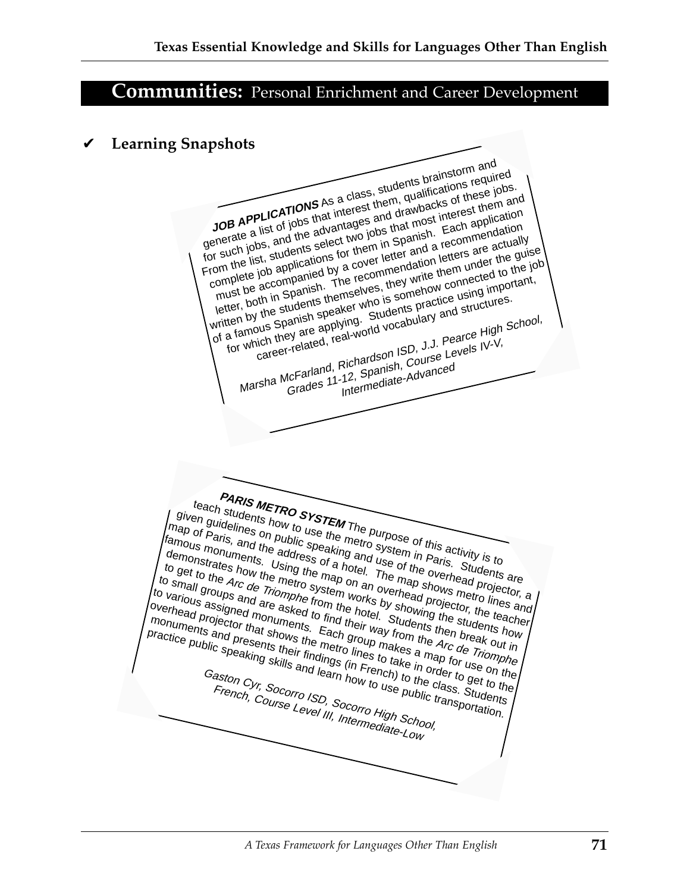## Communities: Personal Enrichment and Career Development

### ✔ Learning Snapshots

**JOB APPLICATIONS** As a class, students brainstorm and generate a list of jobs that interest them, qualifications required for such jobs, and the advantages and drawbacks of these jobs. From the list, students select two jobs that most interest them and complete job applications for them in Spanish. Each application must be accompanied by a cover letter and a recommendation letter, both in Spanish. The recommendation letters are actually written by the students themselves, they write them under the guise of a famous Spanish speaker who is somehow connected to the job for which they are applying. Students practice using important, career-related, real-world vocabulary and structures.

*Marsha McFarland, Richardson ISD, J.J. Pearce High School, Grades 11-12, Spanish, Course Levels IV-V, Intermediate-Advanced*

**PARIS METRO SYSTEM** The purpose of this activity is to teach students how to use the metro system in Paris. Students are given guidelines on public speaking and use of the overhead projector, a map of Paris, and the address of a hotel. The map shows metro lines and famous monuments. Using the map on an overhead projector, the teacher demonstrates how the metro system works by showing the students how to get to the *Arc de Triomphe* from the hotel. Students then break out in to small groups and are asked to find their way from the *Arc de Triomphe* to various assigned monuments. Each group makes a map for use on the overhead projector that shows the metro lines to take in order to get to the monuments and presents their findings (in French) to the class. Students practice public speaking skills and learn how to use public transportation.

*Gaston Cyr, Socorro ISD, Socorro High School, French, Course Level III, Intermediate-Low*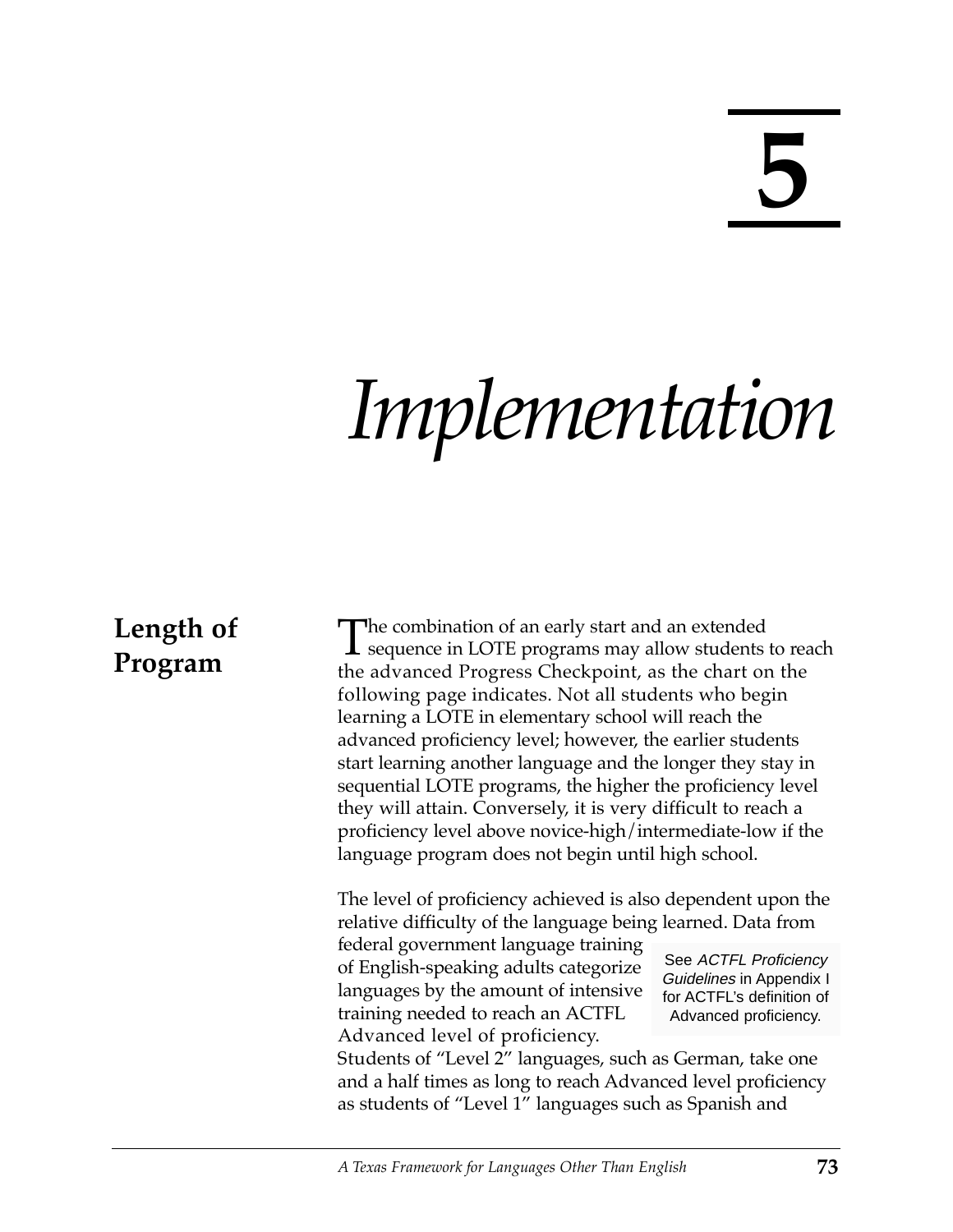# 5

# *Implementation*

## Length of Program

The combination of an early start and an extended sequence in LOTE programs may allow students to reach the advanced Progress Checkpoint, as the chart on the following page indicates. Not all students who begin learning a LOTE in elementary school will reach the advanced proficiency level; however, the earlier students start learning another language and the longer they stay in sequential LOTE programs, the higher the proficiency level they will attain. Conversely, it is very difficult to reach a proficiency level above novice-high/intermediate-low if the language program does not begin until high school.

The level of proficiency achieved is also dependent upon the relative difficulty of the language being learned. Data from federal government language training of English-speaking adults categorize languages by the amount of intensive training needed to reach an ACTFL Advanced level of proficiency. Students of "Level 2" languages, such as German, take one and a half times as long to reach Advanced level proficiency as students of "Level 1" languages such as Spanish and

See *ACTFL Proficiency Guidelines* in Appendix I for ACTFL's definition of Advanced proficiency.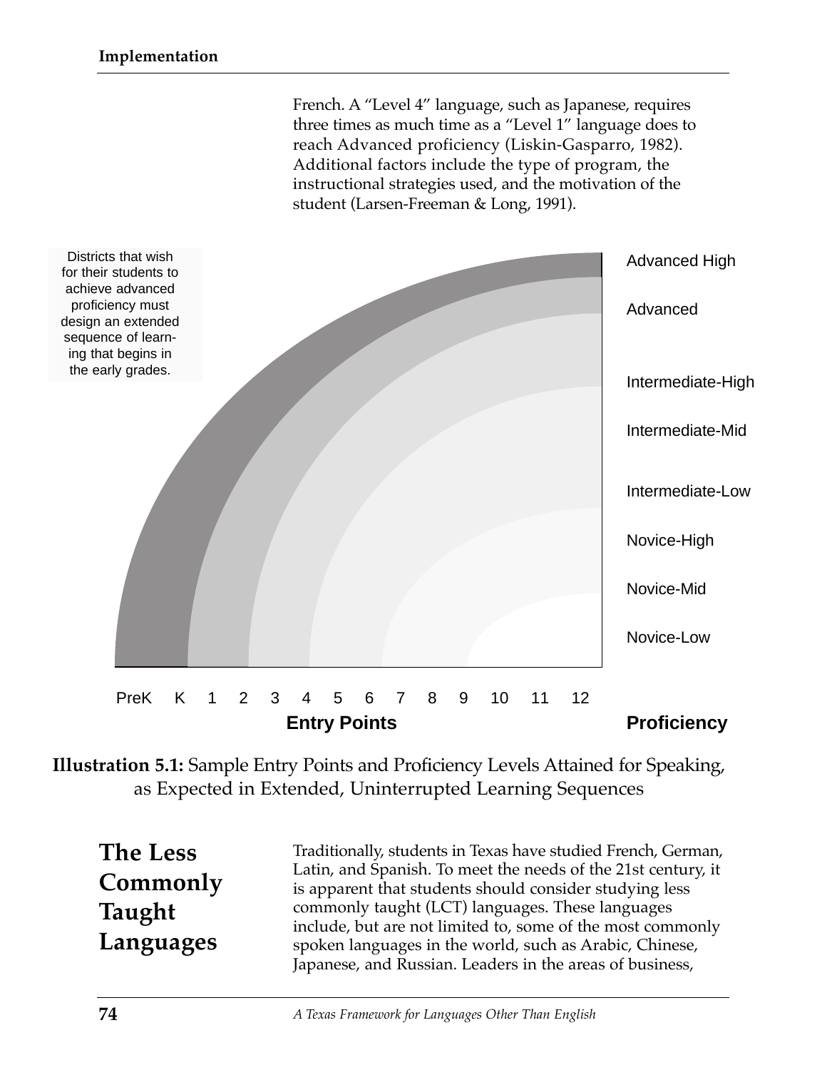French. A "Level 4" language, such as Japanese, requires three times as much time as a "Level 1" language does to reach Advanced proficiency (Liskin-Gasparro, 1982). Additional factors include the type of program, the instructional strategies used, and the motivation of the student (Larsen-Freeman & Long, 1991).

Districts that wish for their students to achieve advanced proficiency must design an extended sequence of learning that begins in the early grades.

Advanced High

Advanced

Intermediate-High

Intermediate-Mid

Intermediate-Low

Novice-High

Novice-Mid

Novice-Low

PreK K 1 2 3 4 5 6 7 8 9 10 11 12

Entry Points

Proficiency

**Illustration 5.1:** Sample Entry Points and Proficiency Levels Attained for Speaking, as Expected in Extended, Uninterrupted Learning Sequences

## The Less Commonly Taught Languages

Traditionally, students in Texas have studied French, German, Latin, and Spanish. To meet the needs of the 21st century, it is apparent that students should consider studying less commonly taught (LCT) languages. These languages include, but are not limited to, some of the most commonly spoken languages in the world, such as Arabic, Chinese, Japanese, and Russian. Leaders in the areas of business,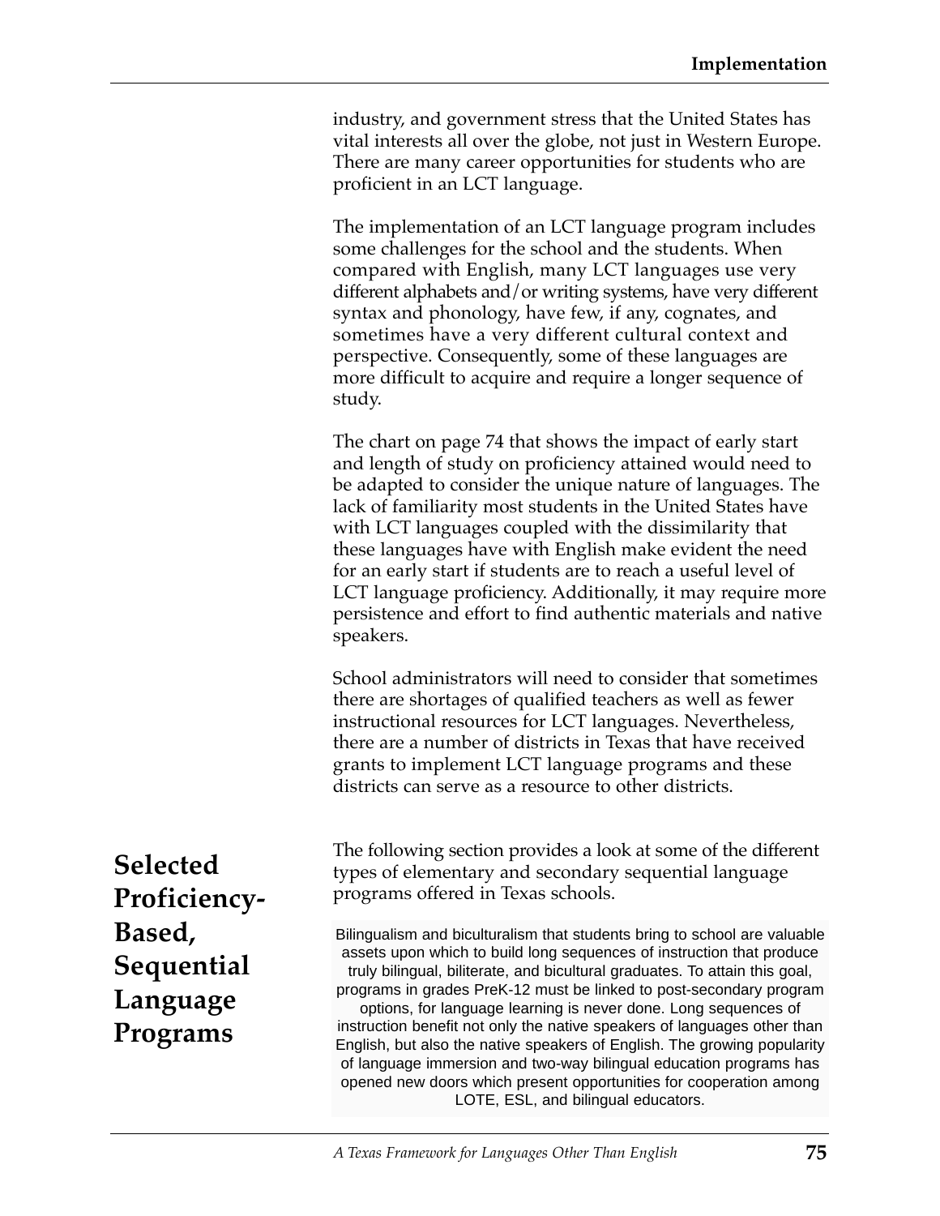industry, and government stress that the United States has vital interests all over the globe, not just in Western Europe. There are many career opportunities for students who are proficient in an LCT language.

The implementation of an LCT language program includes some challenges for the school and the students. When compared with English, many LCT languages use very different alphabets and/or writing systems, have very different syntax and phonology, have few, if any, cognates, and sometimes have a very different cultural context and perspective. Consequently, some of these languages are more difficult to acquire and require a longer sequence of study.

The chart on page 74 that shows the impact of early start and length of study on proficiency attained would need to be adapted to consider the unique nature of languages. The lack of familiarity most students in the United States have with LCT languages coupled with the dissimilarity that these languages have with English make evident the need for an early start if students are to reach a useful level of LCT language proficiency. Additionally, it may require more persistence and effort to find authentic materials and native speakers.

School administrators will need to consider that sometimes there are shortages of qualified teachers as well as fewer instructional resources for LCT languages. Nevertheless, there are a number of districts in Texas that have received grants to implement LCT language programs and these districts can serve as a resource to other districts.

## Selected Proficiency-Based, Sequential Language Programs

The following section provides a look at some of the different types of elementary and secondary sequential language programs offered in Texas schools.

Bilingualism and biculturalism that students bring to school are valuable assets upon which to build long sequences of instruction that produce truly bilingual, biliterate, and bicultural graduates. To attain this goal, programs in grades PreK-12 must be linked to post-secondary program options, for language learning is never done. Long sequences of instruction benefit not only the native speakers of languages other than English, but also the native speakers of English. The growing popularity of language immersion and two-way bilingual education programs has opened new doors which present opportunities for cooperation among LOTE, ESL, and bilingual educators.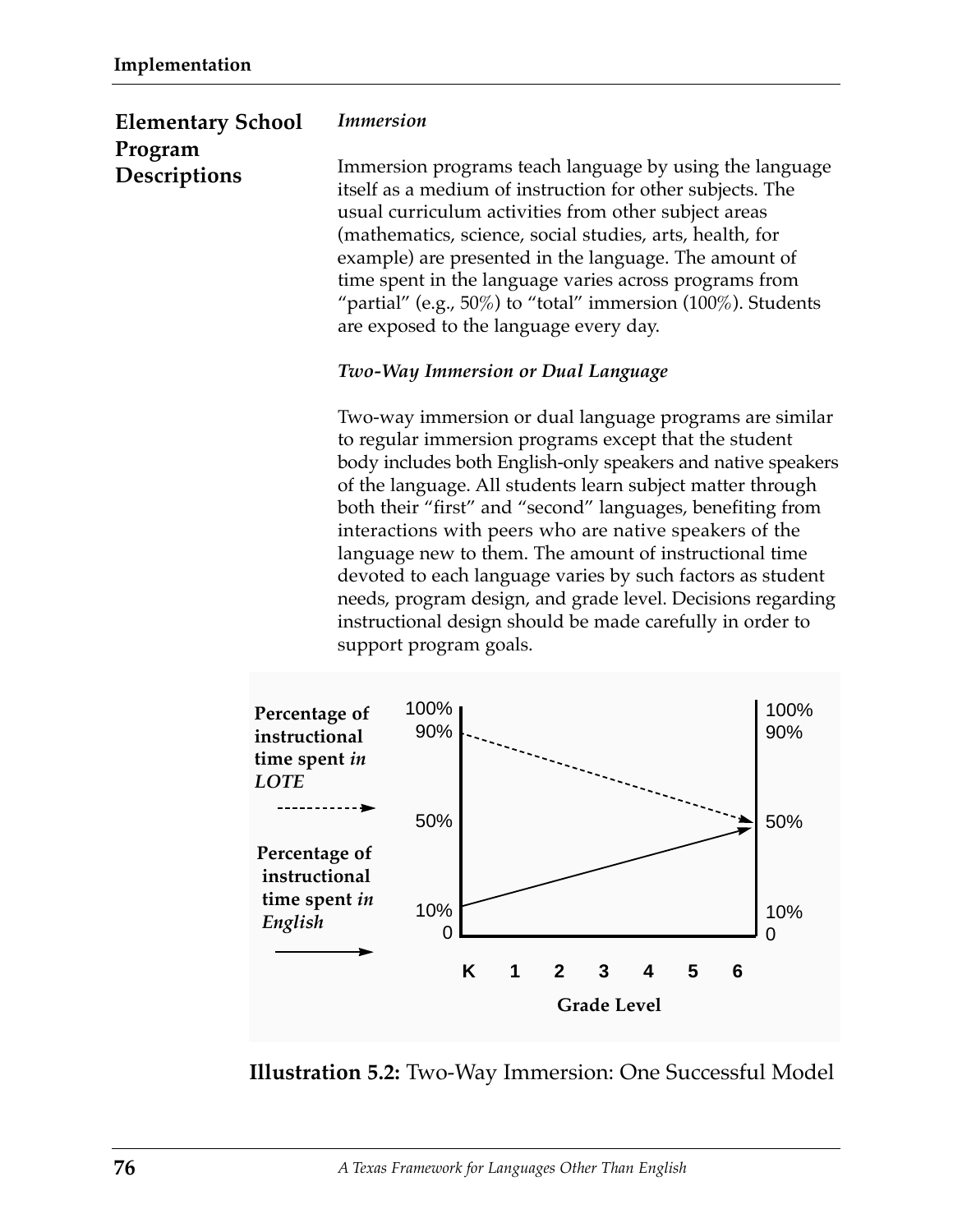## Elementary School Program Descriptions

### *Immersion*

Immersion programs teach language by using the language itself as a medium of instruction for other subjects. The usual curriculum activities from other subject areas (mathematics, science, social studies, arts, health, for example) are presented in the language. The amount of time spent in the language varies across programs from "partial" (e.g., 50%) to "total" immersion (100%). Students are exposed to the language every day.

### *Two-Way Immersion or Dual Language*

Two-way immersion or dual language programs are similar to regular immersion programs except that the student body includes both English-only speakers and native speakers of the language. All students learn subject matter through both their "first" and "second" languages, benefiting from interactions with peers who are native speakers of the language new to them. The amount of instructional time devoted to each language varies by such factors as student needs, program design, and grade level. Decisions regarding instructional design should be made carefully in order to support program goals.

**Percentage of instructional time spent *in LOTE***

**Percentage of instructional time spent *in English***

100%
90%
50%
10%
0

100%
90%
50%
10%
0

K 1 2 3 4 5 6

**Grade Level**

**Illustration 5.2:** Two-Way Immersion: One Successful Model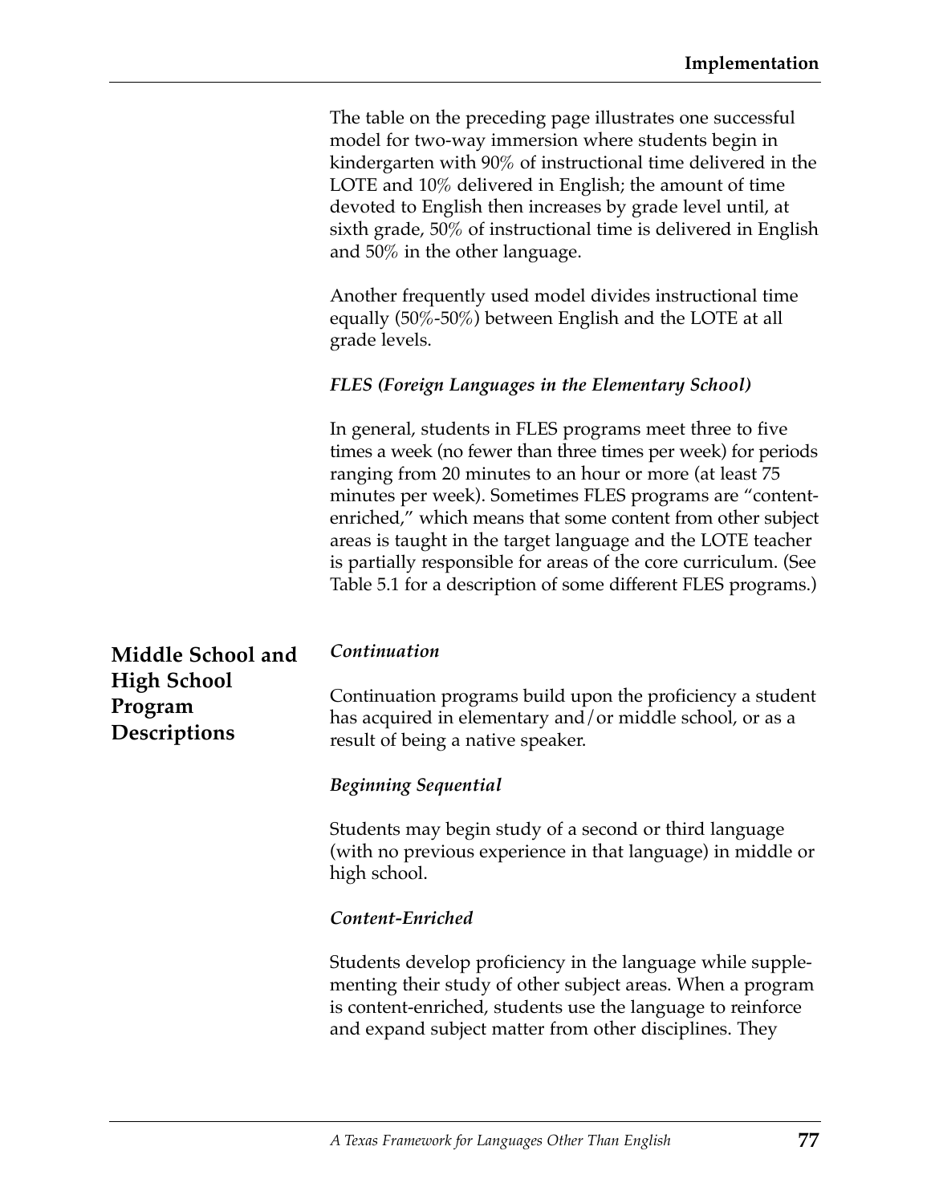The table on the preceding page illustrates one successful model for two-way immersion where students begin in kindergarten with 90% of instructional time delivered in the LOTE and 10% delivered in English; the amount of time devoted to English then increases by grade level until, at sixth grade, 50% of instructional time is delivered in English and 50% in the other language.

Another frequently used model divides instructional time equally (50%-50%) between English and the LOTE at all grade levels.

### *FLES (Foreign Languages in the Elementary School)*

In general, students in FLES programs meet three to five times a week (no fewer than three times per week) for periods ranging from 20 minutes to an hour or more (at least 75 minutes per week). Sometimes FLES programs are "content-enriched," which means that some content from other subject areas is taught in the target language and the LOTE teacher is partially responsible for areas of the core curriculum. (See Table 5.1 for a description of some different FLES programs.)

## Middle School and High School Program Descriptions

### *Continuation*

Continuation programs build upon the proficiency a student has acquired in elementary and/or middle school, or as a result of being a native speaker.

### *Beginning Sequential*

Students may begin study of a second or third language (with no previous experience in that language) in middle or high school.

### *Content-Enriched*

Students develop proficiency in the language while supplementing their study of other subject areas. When a program is content-enriched, students use the language to reinforce and expand subject matter from other disciplines. They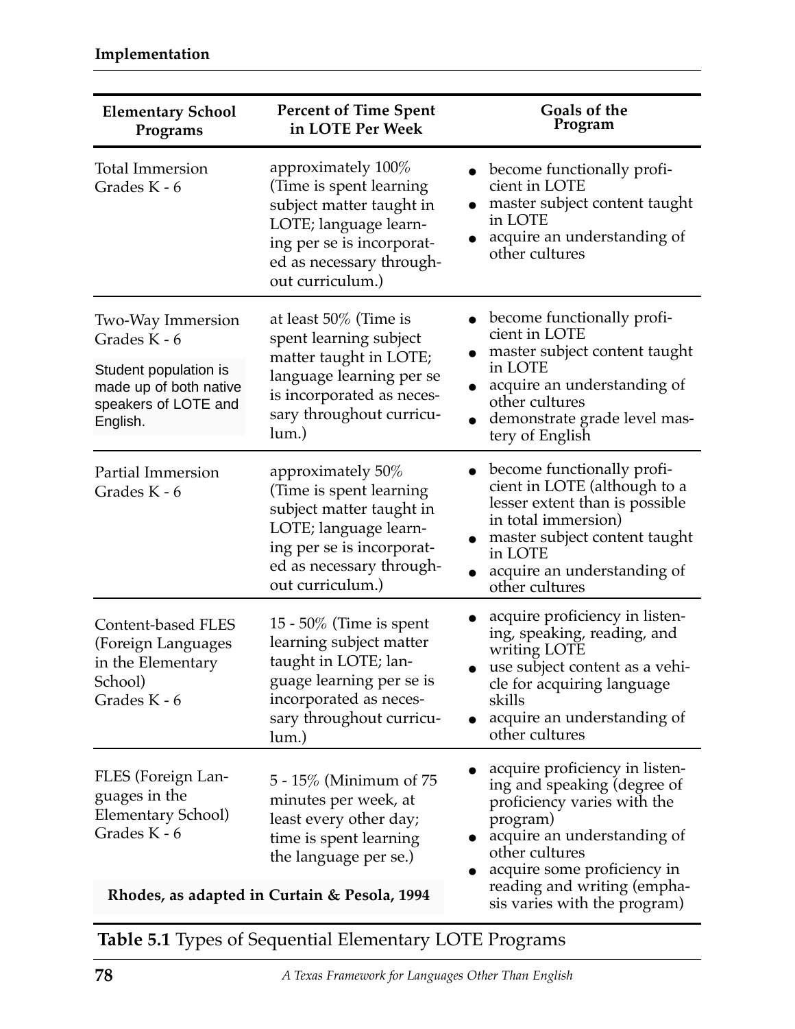| Elementary School Programs | Percent of Time Spent in LOTE Per Week | Goals of the Program |
|---|---|---|
| Total Immersion Grades K - 6 | approximately 100% (Time is spent learning subject matter taught in LOTE; language learning per se is incorporated as necessary throughout curriculum.) | • become functionally proficient in LOTE<br>• master subject content taught in LOTE<br>• acquire an understanding of other cultures |
| Two-Way Immersion Grades K - 6<br>Student population is made up of both native speakers of LOTE and English. | at least 50% (Time is spent learning subject matter taught in LOTE; language learning per se is incorporated as necessary throughout curriculum.) | • become functionally proficient in LOTE<br>• master subject content taught in LOTE<br>• acquire an understanding of other cultures<br>• demonstrate grade level mastery of English |
| Partial Immersion Grades K - 6 | approximately 50% (Time is spent learning subject matter taught in LOTE; language learning per se is incorporated as necessary throughout curriculum.) | • become functionally proficient in LOTE (although to a lesser extent than is possible in total immersion)<br>• master subject content taught in LOTE<br>• acquire an understanding of other cultures |
| Content-based FLES (Foreign Languages in the Elementary School) Grades K - 6 | 15 - 50% (Time is spent learning subject matter taught in LOTE; language learning per se is incorporated as necessary throughout curriculum.) | • acquire proficiency in listening, speaking, reading, and writing LOTE<br>• use subject content as a vehicle for acquiring language skills<br>• acquire an understanding of other cultures |
| FLES (Foreign Languages in the Elementary School) Grades K - 6 | 5 - 15% (Minimum of 75 minutes per week, at least every other day; time is spent learning the language per se.) | • acquire proficiency in listening and speaking (degree of proficiency varies with the program)<br>• acquire an understanding of other cultures<br>• acquire some proficiency in reading and writing (emphasis varies with the program) |

**Rhodes, as adapted in Curtain & Pesola, 1994**

**Table 5.1** Types of Sequential Elementary LOTE Programs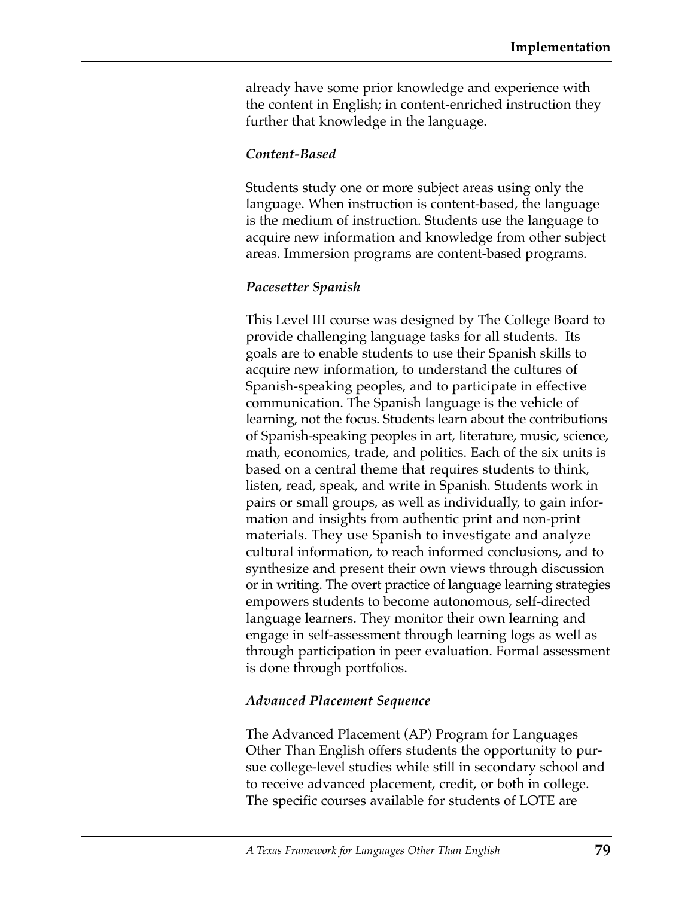already have some prior knowledge and experience with the content in English; in content-enriched instruction they further that knowledge in the language.

### *Content-Based*

Students study one or more subject areas using only the language. When instruction is content-based, the language is the medium of instruction. Students use the language to acquire new information and knowledge from other subject areas. Immersion programs are content-based programs.

### *Pacesetter Spanish*

This Level III course was designed by The College Board to provide challenging language tasks for all students. Its goals are to enable students to use their Spanish skills to acquire new information, to understand the cultures of Spanish-speaking peoples, and to participate in effective communication. The Spanish language is the vehicle of learning, not the focus. Students learn about the contributions of Spanish-speaking peoples in art, literature, music, science, math, economics, trade, and politics. Each of the six units is based on a central theme that requires students to think, listen, read, speak, and write in Spanish. Students work in pairs or small groups, as well as individually, to gain information and insights from authentic print and non-print materials. They use Spanish to investigate and analyze cultural information, to reach informed conclusions, and to synthesize and present their own views through discussion or in writing. The overt practice of language learning strategies empowers students to become autonomous, self-directed language learners. They monitor their own learning and engage in self-assessment through learning logs as well as through participation in peer evaluation. Formal assessment is done through portfolios.

### *Advanced Placement Sequence*

The Advanced Placement (AP) Program for Languages Other Than English offers students the opportunity to pursue college-level studies while still in secondary school and to receive advanced placement, credit, or both in college. The specific courses available for students of LOTE are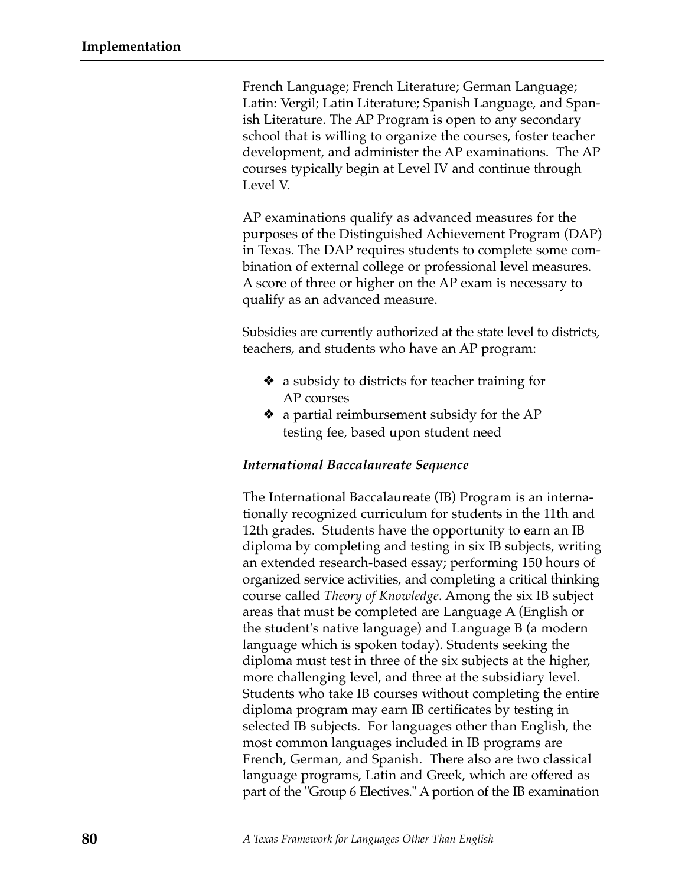French Language; French Literature; German Language; Latin: Vergil; Latin Literature; Spanish Language, and Spanish Literature. The AP Program is open to any secondary school that is willing to organize the courses, foster teacher development, and administer the AP examinations. The AP courses typically begin at Level IV and continue through Level V.

AP examinations qualify as advanced measures for the purposes of the Distinguished Achievement Program (DAP) in Texas. The DAP requires students to complete some combination of external college or professional level measures. A score of three or higher on the AP exam is necessary to qualify as an advanced measure.

Subsidies are currently authorized at the state level to districts, teachers, and students who have an AP program:

- a subsidy to districts for teacher training for AP courses
- a partial reimbursement subsidy for the AP testing fee, based upon student need

***International Baccalaureate Sequence***

The International Baccalaureate (IB) Program is an internationally recognized curriculum for students in the 11th and 12th grades. Students have the opportunity to earn an IB diploma by completing and testing in six IB subjects, writing an extended research-based essay; performing 150 hours of organized service activities, and completing a critical thinking course called *Theory of Knowledge*. Among the six IB subject areas that must be completed are Language A (English or the student's native language) and Language B (a modern language which is spoken today). Students seeking the diploma must test in three of the six subjects at the higher, more challenging level, and three at the subsidiary level. Students who take IB courses without completing the entire diploma program may earn IB certificates by testing in selected IB subjects. For languages other than English, the most common languages included in IB programs are French, German, and Spanish. There also are two classical language programs, Latin and Greek, which are offered as part of the "Group 6 Electives." A portion of the IB examination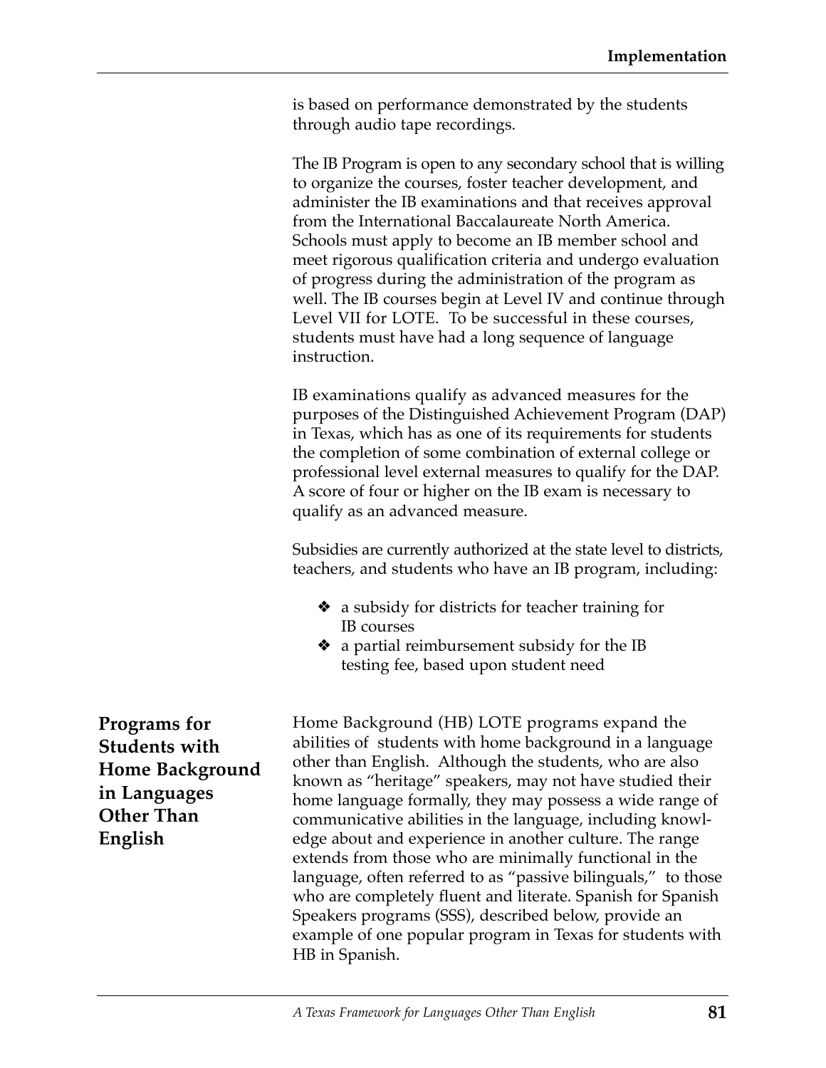is based on performance demonstrated by the students through audio tape recordings.

The IB Program is open to any secondary school that is willing to organize the courses, foster teacher development, and administer the IB examinations and that receives approval from the International Baccalaureate North America. Schools must apply to become an IB member school and meet rigorous qualification criteria and undergo evaluation of progress during the administration of the program as well. The IB courses begin at Level IV and continue through Level VII for LOTE. To be successful in these courses, students must have had a long sequence of language instruction.

IB examinations qualify as advanced measures for the purposes of the Distinguished Achievement Program (DAP) in Texas, which has as one of its requirements for students the completion of some combination of external college or professional level external measures to qualify for the DAP. A score of four or higher on the IB exam is necessary to qualify as an advanced measure.

Subsidies are currently authorized at the state level to districts, teachers, and students who have an IB program, including:

- a subsidy for districts for teacher training for IB courses
- a partial reimbursement subsidy for the IB testing fee, based upon student need

## Programs for Students with Home Background in Languages Other Than English

Home Background (HB) LOTE programs expand the abilities of students with home background in a language other than English. Although the students, who are also known as "heritage" speakers, may not have studied their home language formally, they may possess a wide range of communicative abilities in the language, including knowledge about and experience in another culture. The range extends from those who are minimally functional in the language, often referred to as "passive bilinguals," to those who are completely fluent and literate. Spanish for Spanish Speakers programs (SSS), described below, provide an example of one popular program in Texas for students with HB in Spanish.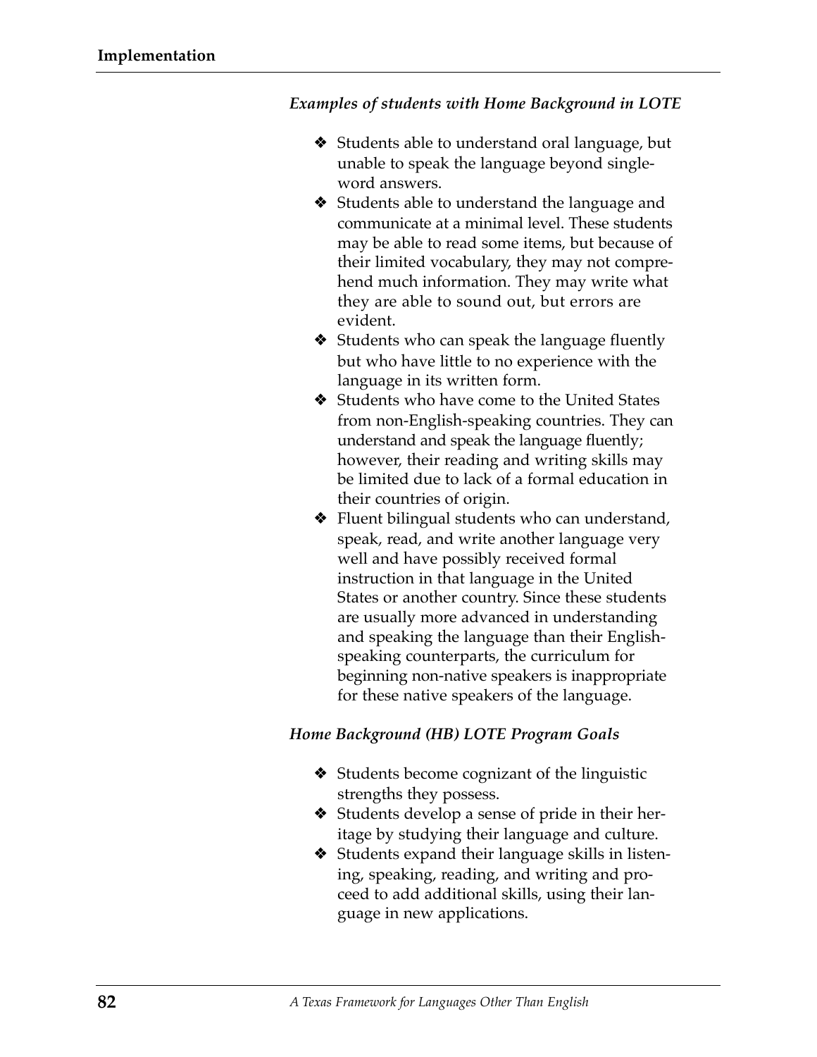*Examples of students with Home Background in LOTE*

- Students able to understand oral language, but unable to speak the language beyond single-word answers.
- Students able to understand the language and communicate at a minimal level. These students may be able to read some items, but because of their limited vocabulary, they may not comprehend much information. They may write what they are able to sound out, but errors are evident.
- Students who can speak the language fluently but who have little to no experience with the language in its written form.
- Students who have come to the United States from non-English-speaking countries. They can understand and speak the language fluently; however, their reading and writing skills may be limited due to lack of a formal education in their countries of origin.
- Fluent bilingual students who can understand, speak, read, and write another language very well and have possibly received formal instruction in that language in the United States or another country. Since these students are usually more advanced in understanding and speaking the language than their English-speaking counterparts, the curriculum for beginning non-native speakers is inappropriate for these native speakers of the language.

*Home Background (HB) LOTE Program Goals*

- Students become cognizant of the linguistic strengths they possess.
- Students develop a sense of pride in their heritage by studying their language and culture.
- Students expand their language skills in listening, speaking, reading, and writing and proceed to add additional skills, using their language in new applications.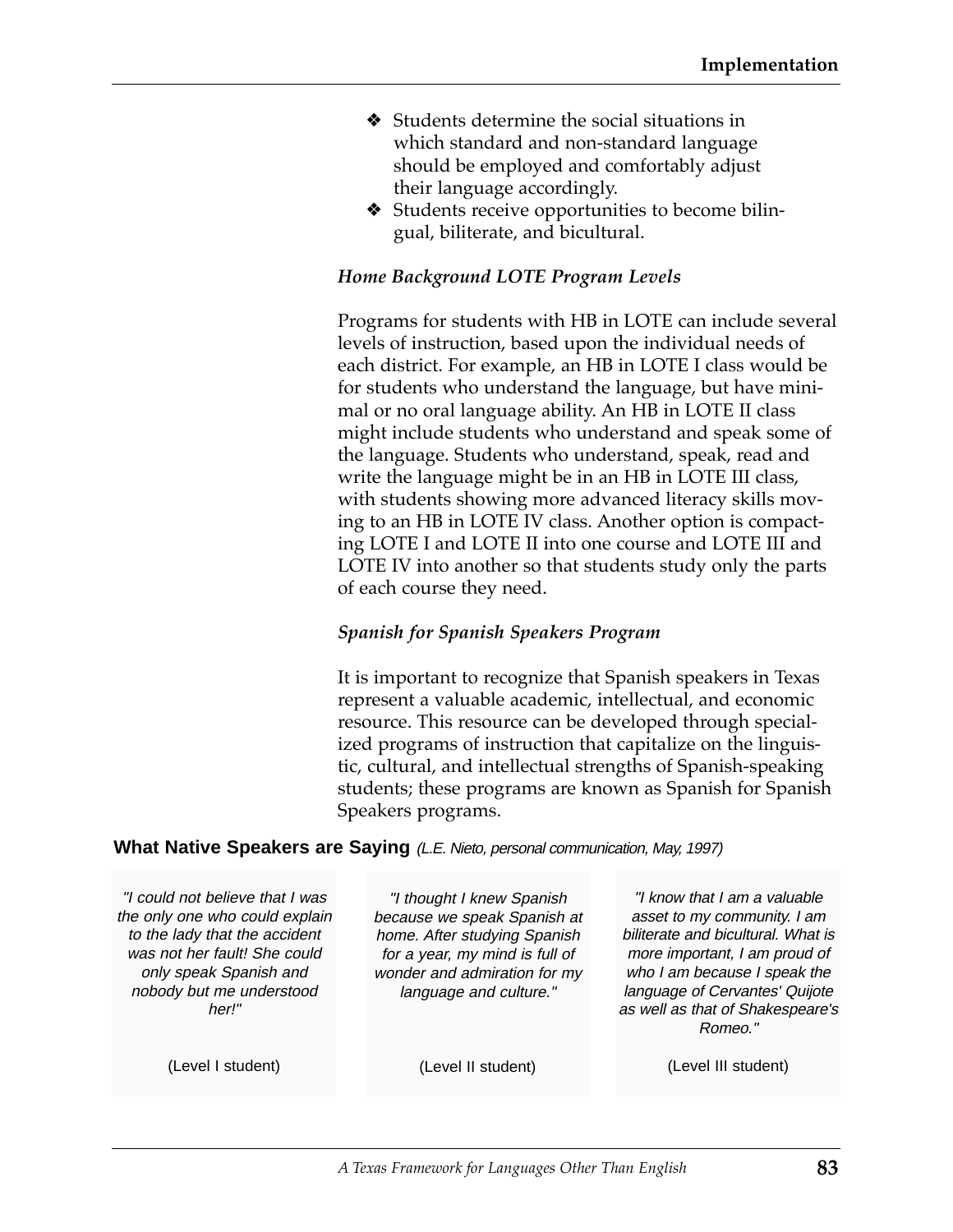- Students determine the social situations in which standard and non-standard language should be employed and comfortably adjust their language accordingly.
- Students receive opportunities to become bilingual, biliterate, and bicultural.

### *Home Background LOTE Program Levels*

Programs for students with HB in LOTE can include several levels of instruction, based upon the individual needs of each district. For example, an HB in LOTE I class would be for students who understand the language, but have minimal or no oral language ability. An HB in LOTE II class might include students who understand and speak some of the language. Students who understand, speak, read and write the language might be in an HB in LOTE III class, with students showing more advanced literacy skills moving to an HB in LOTE IV class. Another option is compacting LOTE I and LOTE II into one course and LOTE III and LOTE IV into another so that students study only the parts of each course they need.

### *Spanish for Spanish Speakers Program*

It is important to recognize that Spanish speakers in Texas represent a valuable academic, intellectual, and economic resource. This resource can be developed through specialized programs of instruction that capitalize on the linguistic, cultural, and intellectual strengths of Spanish-speaking students; these programs are known as Spanish for Spanish Speakers programs.

**What Native Speakers are Saying** *(L.E. Nieto, personal communication, May, 1997)*

*"I could not believe that I was the only one who could explain to the lady that the accident was not her fault! She could only speak Spanish and nobody but me understood her!"*

(Level I student)

*"I thought I knew Spanish because we speak Spanish at home. After studying Spanish for a year, my mind is full of wonder and admiration for my language and culture."*

(Level II student)

*"I know that I am a valuable asset to my community. I am biliterate and bicultural. What is more important, I am proud of who I am because I speak the language of Cervantes' Quijote as well as that of Shakespeare's Romeo."*

(Level III student)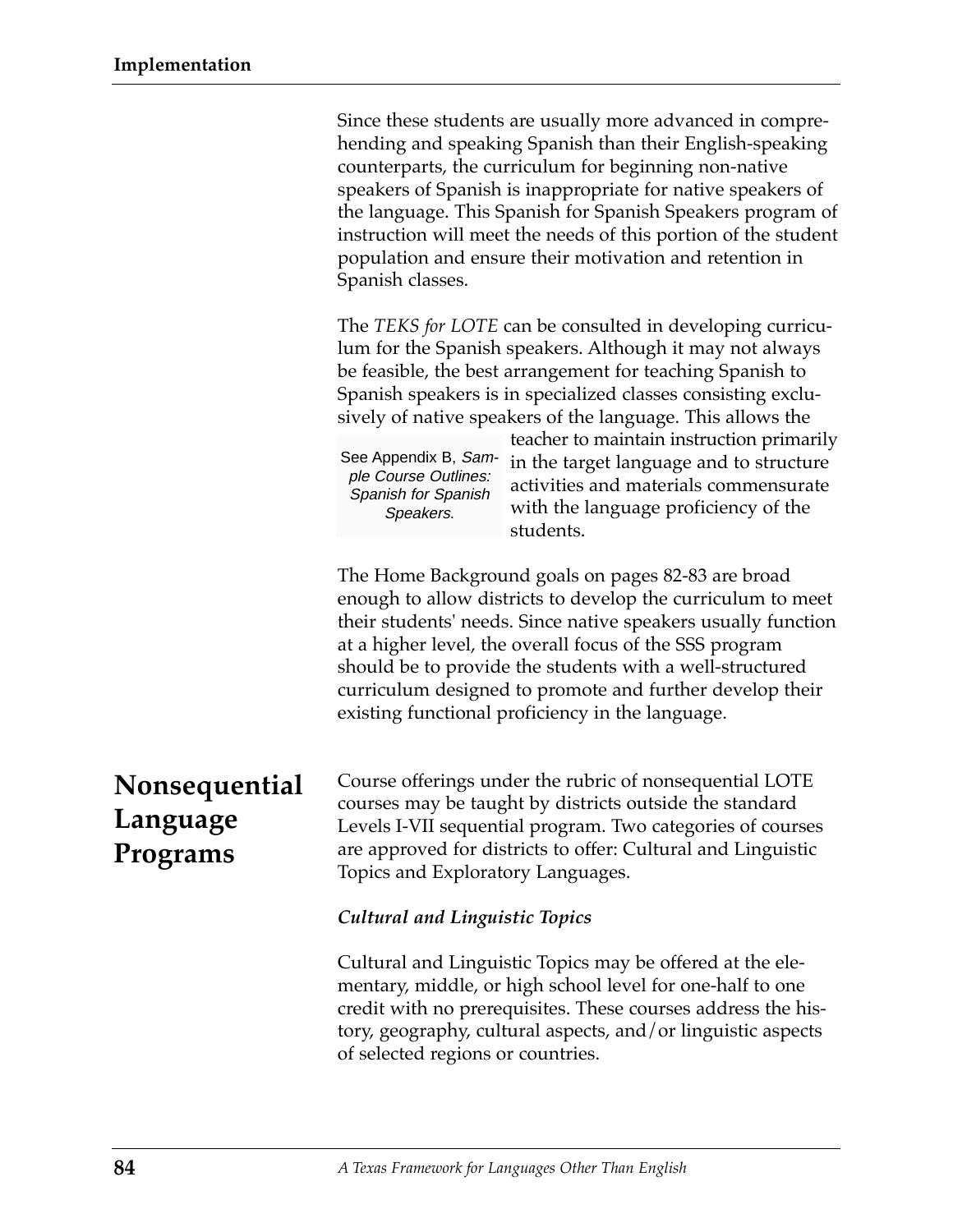Since these students are usually more advanced in comprehending and speaking Spanish than their English-speaking counterparts, the curriculum for beginning non-native speakers of Spanish is inappropriate for native speakers of the language. This Spanish for Spanish Speakers program of instruction will meet the needs of this portion of the student population and ensure their motivation and retention in Spanish classes.

The *TEKS for LOTE* can be consulted in developing curriculum for the Spanish speakers. Although it may not always be feasible, the best arrangement for teaching Spanish to Spanish speakers is in specialized classes consisting exclusively of native speakers of the language. This allows the teacher to maintain instruction primarily in the target language and to structure activities and materials commensurate with the language proficiency of the students.

See Appendix B, *Sample Course Outlines: Spanish for Spanish Speakers*.

The Home Background goals on pages 82-83 are broad enough to allow districts to develop the curriculum to meet their students' needs. Since native speakers usually function at a higher level, the overall focus of the SSS program should be to provide the students with a well-structured curriculum designed to promote and further develop their existing functional proficiency in the language.

## Nonsequential Language Programs

Course offerings under the rubric of nonsequential LOTE courses may be taught by districts outside the standard Levels I-VII sequential program. Two categories of courses are approved for districts to offer: Cultural and Linguistic Topics and Exploratory Languages.

***Cultural and Linguistic Topics***

Cultural and Linguistic Topics may be offered at the elementary, middle, or high school level for one-half to one credit with no prerequisites. These courses address the history, geography, cultural aspects, and/or linguistic aspects of selected regions or countries.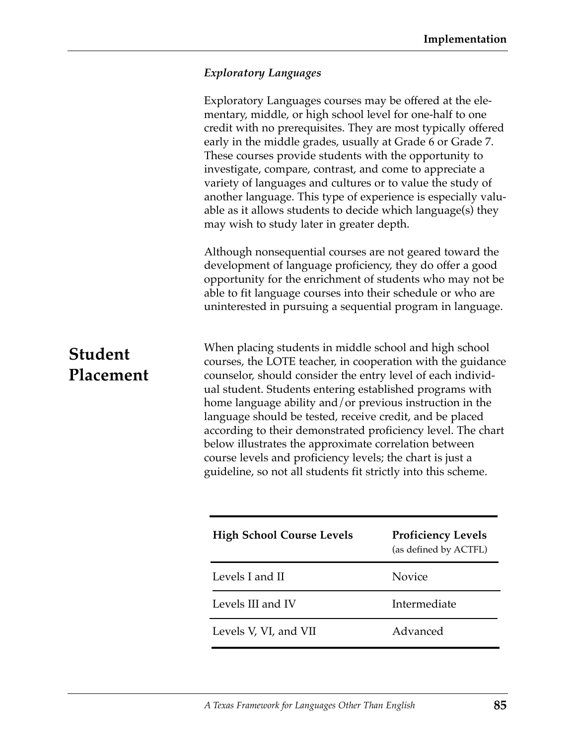### *Exploratory Languages*

Exploratory Languages courses may be offered at the elementary, middle, or high school level for one-half to one credit with no prerequisites. They are most typically offered early in the middle grades, usually at Grade 6 or Grade 7. These courses provide students with the opportunity to investigate, compare, contrast, and come to appreciate a variety of languages and cultures or to value the study of another language. This type of experience is especially valuable as it allows students to decide which language(s) they may wish to study later in greater depth.

Although nonsequential courses are not geared toward the development of language proficiency, they do offer a good opportunity for the enrichment of students who may not be able to fit language courses into their schedule or who are uninterested in pursuing a sequential program in language.

## Student Placement

When placing students in middle school and high school courses, the LOTE teacher, in cooperation with the guidance counselor, should consider the entry level of each individual student. Students entering established programs with home language ability and/or previous instruction in the language should be tested, receive credit, and be placed according to their demonstrated proficiency level. The chart below illustrates the approximate correlation between course levels and proficiency levels; the chart is just a guideline, so not all students fit strictly into this scheme.

| **High School Course Levels** | **Proficiency Levels** (as defined by ACTFL) |
|---|---|
| Levels I and II | Novice |
| Levels III and IV | Intermediate |
| Levels V, VI, and VII | Advanced |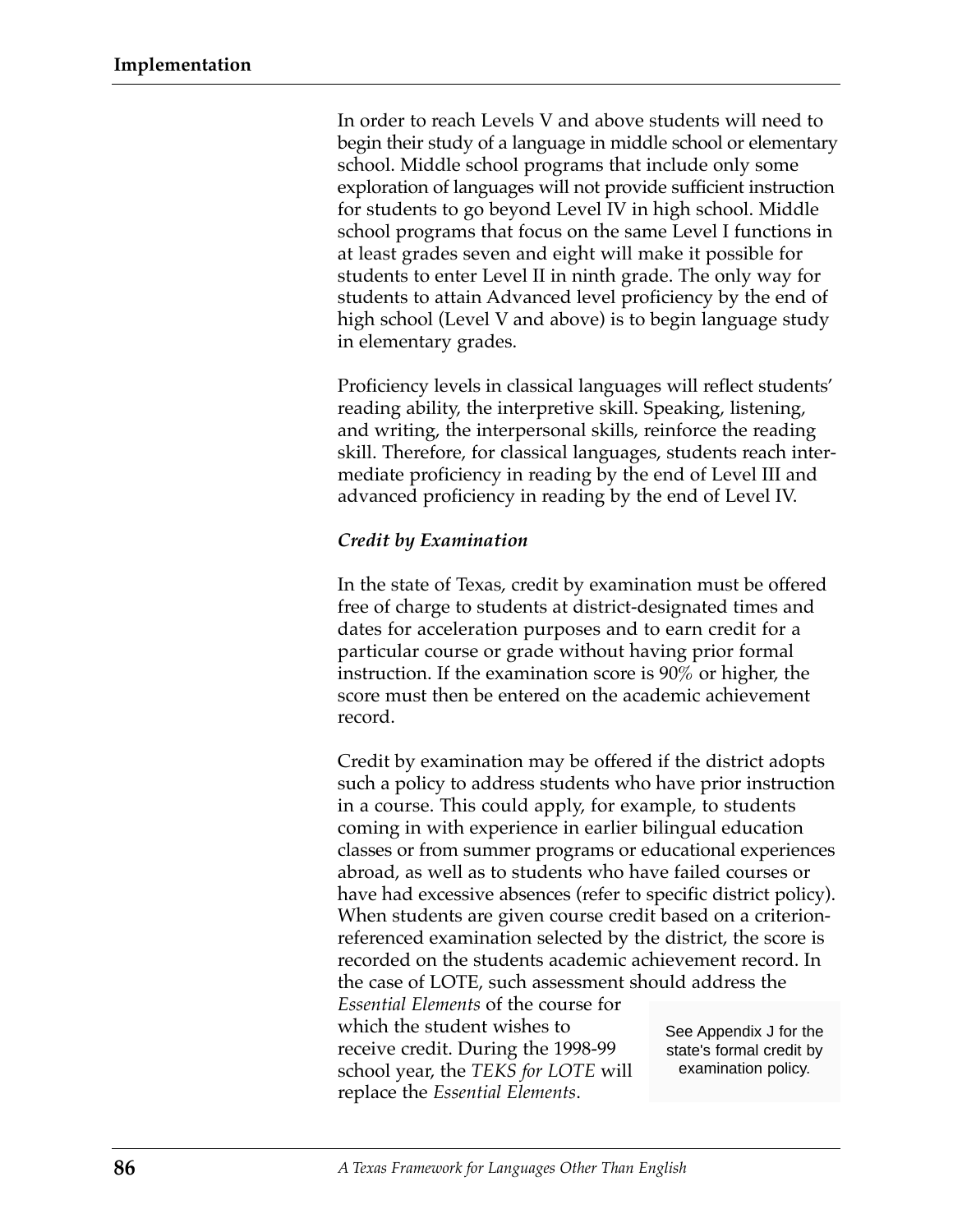In order to reach Levels V and above students will need to begin their study of a language in middle school or elementary school. Middle school programs that include only some exploration of languages will not provide sufficient instruction for students to go beyond Level IV in high school. Middle school programs that focus on the same Level I functions in at least grades seven and eight will make it possible for students to enter Level II in ninth grade. The only way for students to attain Advanced level proficiency by the end of high school (Level V and above) is to begin language study in elementary grades.

Proficiency levels in classical languages will reflect students' reading ability, the interpretive skill. Speaking, listening, and writing, the interpersonal skills, reinforce the reading skill. Therefore, for classical languages, students reach intermediate proficiency in reading by the end of Level III and advanced proficiency in reading by the end of Level IV.

### *Credit by Examination*

In the state of Texas, credit by examination must be offered free of charge to students at district-designated times and dates for acceleration purposes and to earn credit for a particular course or grade without having prior formal instruction. If the examination score is 90% or higher, the score must then be entered on the academic achievement record.

Credit by examination may be offered if the district adopts such a policy to address students who have prior instruction in a course. This could apply, for example, to students coming in with experience in earlier bilingual education classes or from summer programs or educational experiences abroad, as well as to students who have failed courses or have had excessive absences (refer to specific district policy). When students are given course credit based on a criterion-referenced examination selected by the district, the score is recorded on the students academic achievement record. In the case of LOTE, such assessment should address the *Essential Elements* of the course for which the student wishes to receive credit. During the 1998-99 school year, the *TEKS for LOTE* will replace the *Essential Elements*.

See Appendix J for the state's formal credit by examination policy.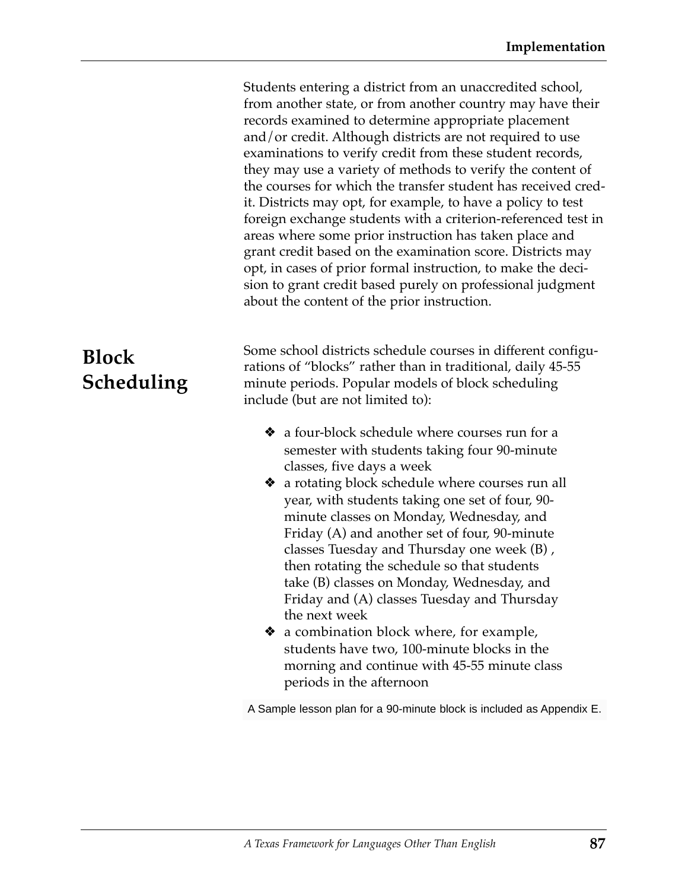Students entering a district from an unaccredited school, from another state, or from another country may have their records examined to determine appropriate placement and/or credit. Although districts are not required to use examinations to verify credit from these student records, they may use a variety of methods to verify the content of the courses for which the transfer student has received credit. Districts may opt, for example, to have a policy to test foreign exchange students with a criterion-referenced test in areas where some prior instruction has taken place and grant credit based on the examination score. Districts may opt, in cases of prior formal instruction, to make the decision to grant credit based purely on professional judgment about the content of the prior instruction.

## Block Scheduling

Some school districts schedule courses in different configurations of "blocks" rather than in traditional, daily 45-55 minute periods. Popular models of block scheduling include (but are not limited to):

- a four-block schedule where courses run for a semester with students taking four 90-minute classes, five days a week
- a rotating block schedule where courses run all year, with students taking one set of four, 90-minute classes on Monday, Wednesday, and Friday (A) and another set of four, 90-minute classes Tuesday and Thursday one week (B) , then rotating the schedule so that students take (B) classes on Monday, Wednesday, and Friday and (A) classes Tuesday and Thursday the next week
- a combination block where, for example, students have two, 100-minute blocks in the morning and continue with 45-55 minute class periods in the afternoon

A Sample lesson plan for a 90-minute block is included as Appendix E.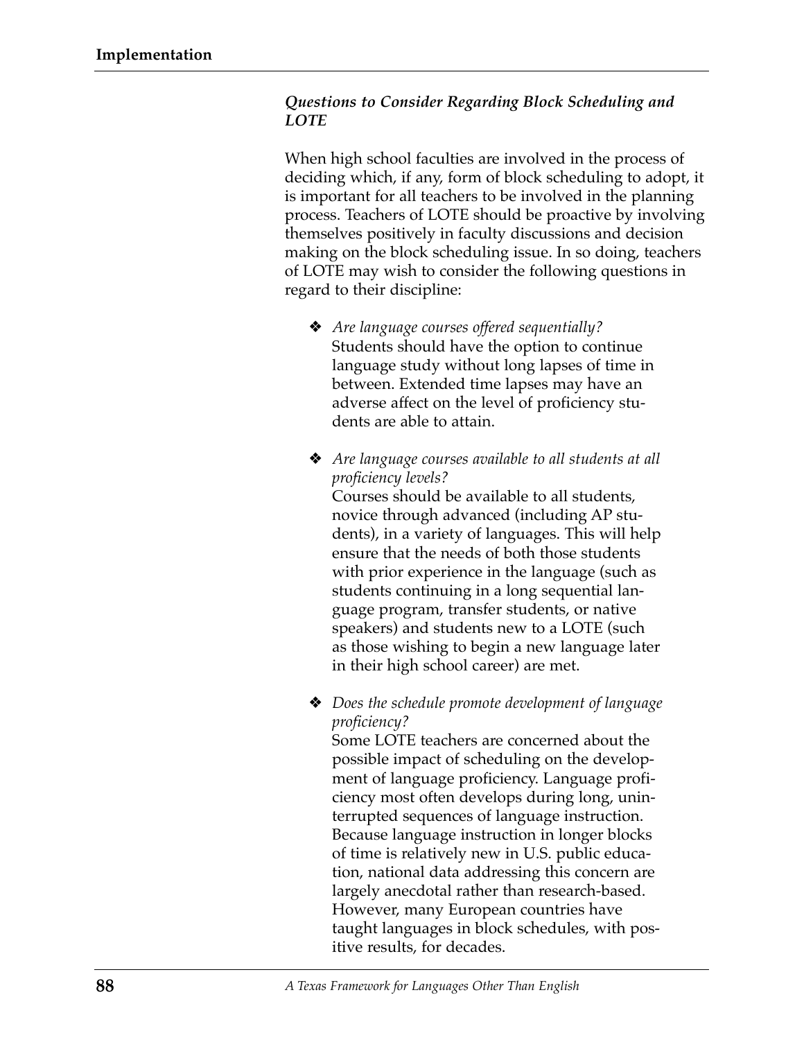### *Questions to Consider Regarding Block Scheduling and LOTE*

When high school faculties are involved in the process of deciding which, if any, form of block scheduling to adopt, it is important for all teachers to be involved in the planning process. Teachers of LOTE should be proactive by involving themselves positively in faculty discussions and decision making on the block scheduling issue. In so doing, teachers of LOTE may wish to consider the following questions in regard to their discipline:

- *Are language courses offered sequentially?*
  Students should have the option to continue language study without long lapses of time in between. Extended time lapses may have an adverse affect on the level of proficiency students are able to attain.

- *Are language courses available to all students at all proficiency levels?*
  Courses should be available to all students, novice through advanced (including AP students), in a variety of languages. This will help ensure that the needs of both those students with prior experience in the language (such as students continuing in a long sequential language program, transfer students, or native speakers) and students new to a LOTE (such as those wishing to begin a new language later in their high school career) are met.

- *Does the schedule promote development of language proficiency?*
  Some LOTE teachers are concerned about the possible impact of scheduling on the development of language proficiency. Language proficiency most often develops during long, uninterrupted sequences of language instruction. Because language instruction in longer blocks of time is relatively new in U.S. public education, national data addressing this concern are largely anecdotal rather than research-based. However, many European countries have taught languages in block schedules, with positive results, for decades.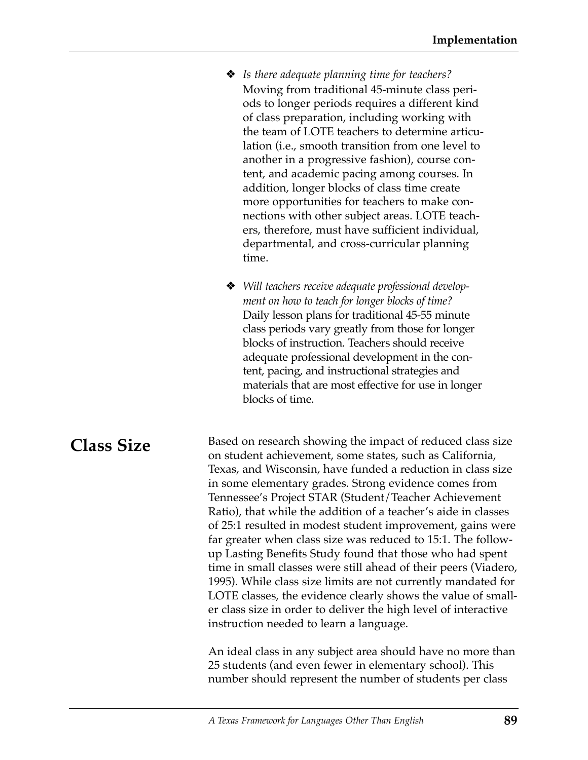- *Is there adequate planning time for teachers?* Moving from traditional 45-minute class periods to longer periods requires a different kind of class preparation, including working with the team of LOTE teachers to determine articulation (i.e., smooth transition from one level to another in a progressive fashion), course content, and academic pacing among courses. In addition, longer blocks of class time create more opportunities for teachers to make connections with other subject areas. LOTE teachers, therefore, must have sufficient individual, departmental, and cross-curricular planning time.

- *Will teachers receive adequate professional development on how to teach for longer blocks of time?* Daily lesson plans for traditional 45-55 minute class periods vary greatly from those for longer blocks of instruction. Teachers should receive adequate professional development in the content, pacing, and instructional strategies and materials that are most effective for use in longer blocks of time.

## Class Size

Based on research showing the impact of reduced class size on student achievement, some states, such as California, Texas, and Wisconsin, have funded a reduction in class size in some elementary grades. Strong evidence comes from Tennessee's Project STAR (Student/Teacher Achievement Ratio), that while the addition of a teacher's aide in classes of 25:1 resulted in modest student improvement, gains were far greater when class size was reduced to 15:1. The follow-up Lasting Benefits Study found that those who had spent time in small classes were still ahead of their peers (Viadero, 1995). While class size limits are not currently mandated for LOTE classes, the evidence clearly shows the value of smaller class size in order to deliver the high level of interactive instruction needed to learn a language.

An ideal class in any subject area should have no more than 25 students (and even fewer in elementary school). This number should represent the number of students per class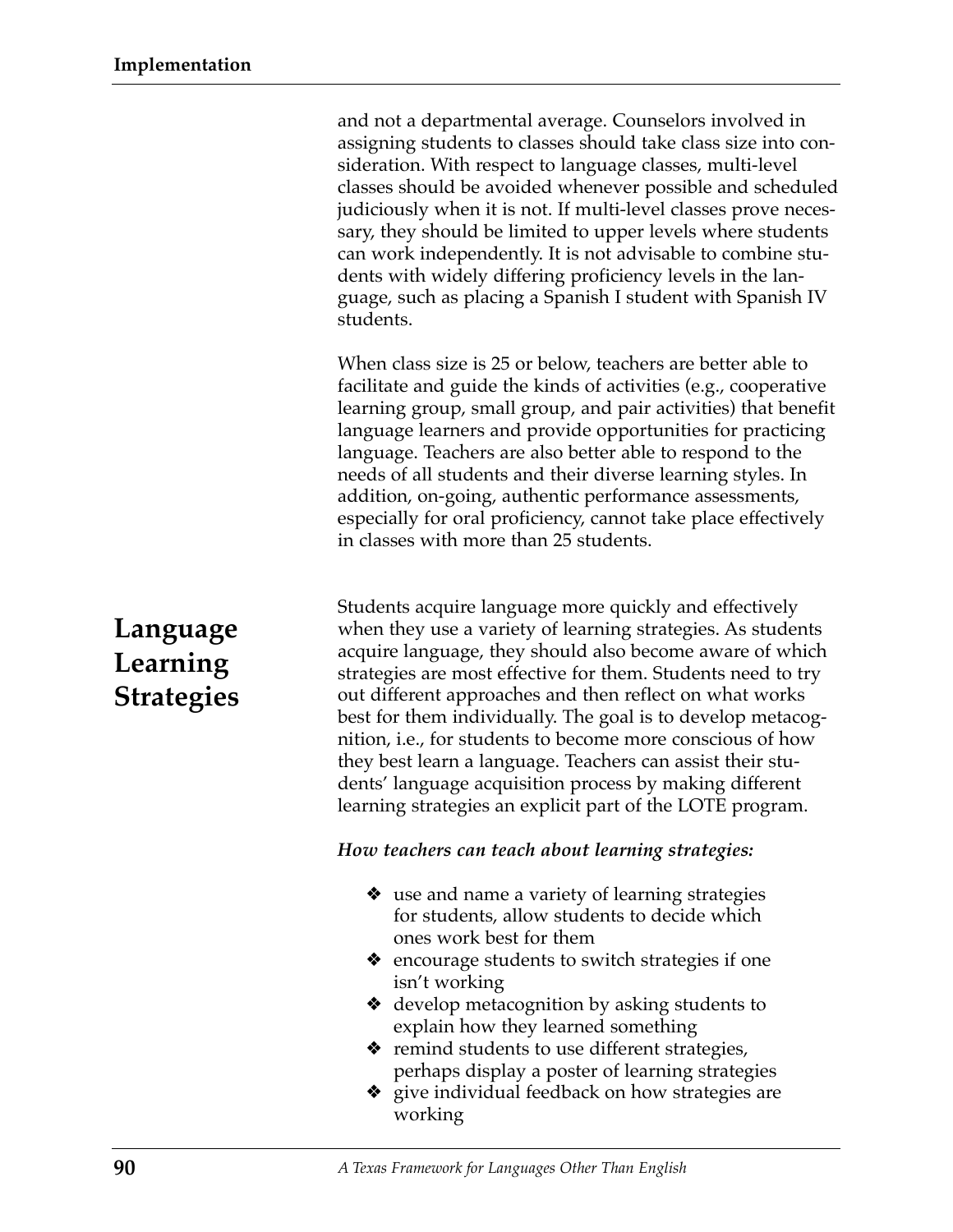and not a departmental average. Counselors involved in assigning students to classes should take class size into consideration. With respect to language classes, multi-level classes should be avoided whenever possible and scheduled judiciously when it is not. If multi-level classes prove necessary, they should be limited to upper levels where students can work independently. It is not advisable to combine students with widely differing proficiency levels in the language, such as placing a Spanish I student with Spanish IV students.

When class size is 25 or below, teachers are better able to facilitate and guide the kinds of activities (e.g., cooperative learning group, small group, and pair activities) that benefit language learners and provide opportunities for practicing language. Teachers are also better able to respond to the needs of all students and their diverse learning styles. In addition, on-going, authentic performance assessments, especially for oral proficiency, cannot take place effectively in classes with more than 25 students.

## Language Learning Strategies

Students acquire language more quickly and effectively when they use a variety of learning strategies. As students acquire language, they should also become aware of which strategies are most effective for them. Students need to try out different approaches and then reflect on what works best for them individually. The goal is to develop metacognition, i.e., for students to become more conscious of how they best learn a language. Teachers can assist their students' language acquisition process by making different learning strategies an explicit part of the LOTE program.

***How teachers can teach about learning strategies:***

- ❖ use and name a variety of learning strategies for students, allow students to decide which ones work best for them
- ❖ encourage students to switch strategies if one isn't working
- ❖ develop metacognition by asking students to explain how they learned something
- ❖ remind students to use different strategies, perhaps display a poster of learning strategies
- ❖ give individual feedback on how strategies are working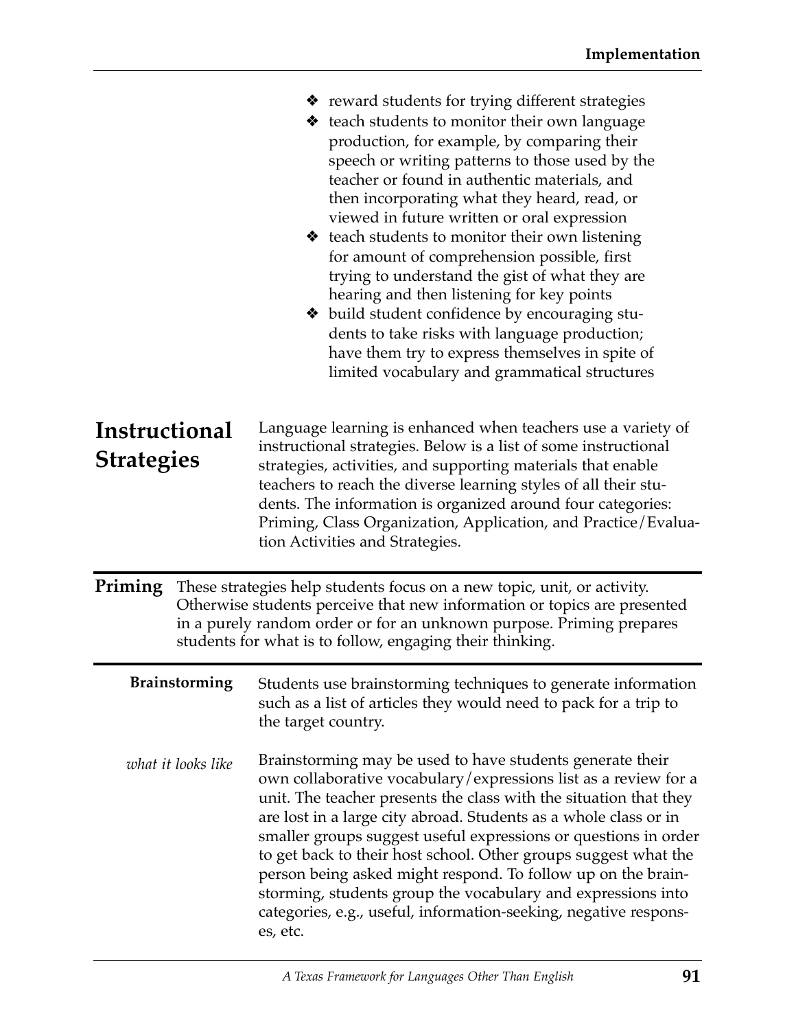- reward students for trying different strategies
- teach students to monitor their own language production, for example, by comparing their speech or writing patterns to those used by the teacher or found in authentic materials, and then incorporating what they heard, read, or viewed in future written or oral expression
- teach students to monitor their own listening for amount of comprehension possible, first trying to understand the gist of what they are hearing and then listening for key points
- build student confidence by encouraging students to take risks with language production; have them try to express themselves in spite of limited vocabulary and grammatical structures

## Instructional Strategies

Language learning is enhanced when teachers use a variety of instructional strategies. Below is a list of some instructional strategies, activities, and supporting materials that enable teachers to reach the diverse learning styles of all their students. The information is organized around four categories: Priming, Class Organization, Application, and Practice/Evaluation Activities and Strategies.

### Priming

These strategies help students focus on a new topic, unit, or activity. Otherwise students perceive that new information or topics are presented in a purely random order or for an unknown purpose. Priming prepares students for what is to follow, engaging their thinking.

**Brainstorming**

Students use brainstorming techniques to generate information such as a list of articles they would need to pack for a trip to the target country.

*what it looks like*

Brainstorming may be used to have students generate their own collaborative vocabulary/expressions list as a review for a unit. The teacher presents the class with the situation that they are lost in a large city abroad. Students as a whole class or in smaller groups suggest useful expressions or questions in order to get back to their host school. Other groups suggest what the person being asked might respond. To follow up on the brainstorming, students group the vocabulary and expressions into categories, e.g., useful, information-seeking, negative responses, etc.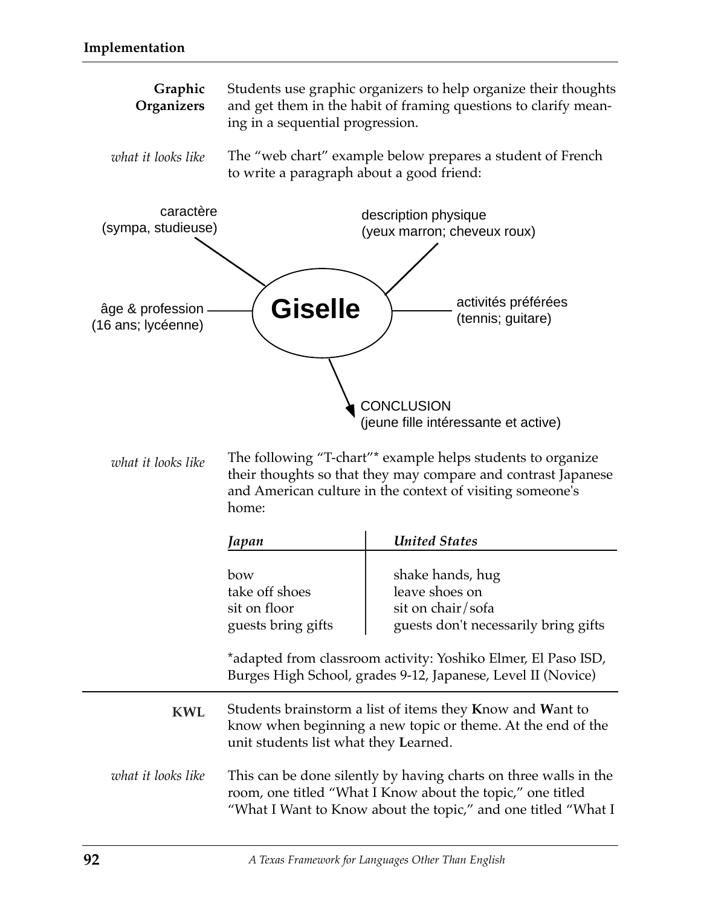**Graphic Organizers**

Students use graphic organizers to help organize their thoughts and get them in the habit of framing questions to clarify meaning in a sequential progression.

*what it looks like*

The "web chart" example below prepares a student of French to write a paragraph about a good friend:

Giselle

caractère
(sympa, studieuse)

description physique
(yeux marron; cheveux roux)

âge & profession
(16 ans; lycéenne)

activités préférées
(tennis; guitare)

CONCLUSION
(jeune fille intéressante et active)

*what it looks like*

The following "T-chart"* example helps students to organize their thoughts so that they may compare and contrast Japanese and American culture in the context of visiting someone's home:

| *Japan* | *United States* |
|---|---|
| bow | shake hands, hug |
| take off shoes | leave shoes on |
| sit on floor | sit on chair/sofa |
| guests bring gifts | guests don't necessarily bring gifts |

*adapted from classroom activity: Yoshiko Elmer, El Paso ISD, Burges High School, grades 9-12, Japanese, Level II (Novice)

**KWL**

Students brainstorm a list of items they **K**now and **W**ant to know when beginning a new topic or theme. At the end of the unit students list what they **L**earned.

*what it looks like*

This can be done silently by having charts on three walls in the room, one titled "What I Know about the topic," one titled "What I Want to Know about the topic," and one titled "What I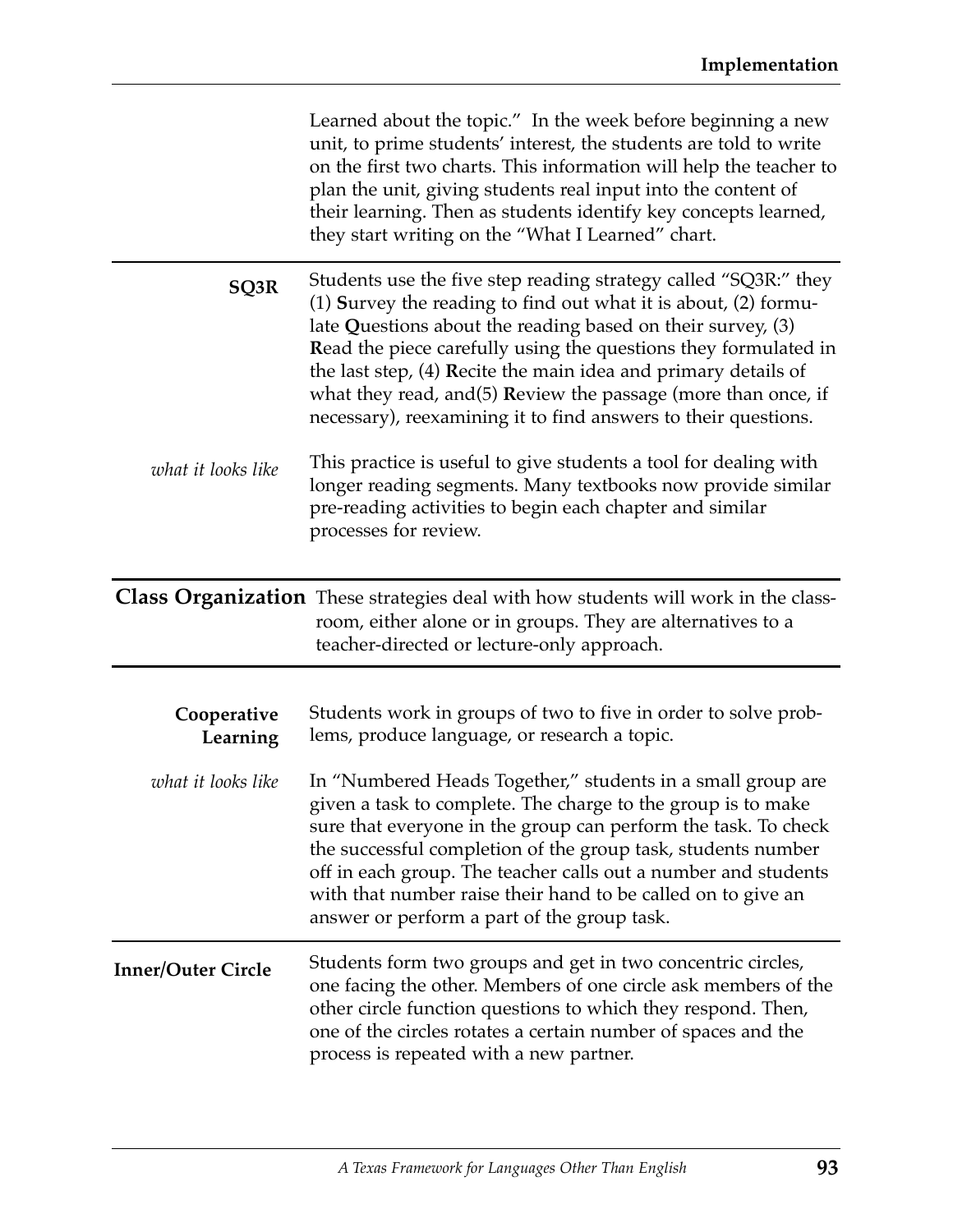Learned about the topic." In the week before beginning a new unit, to prime students' interest, the students are told to write on the first two charts. This information will help the teacher to plan the unit, giving students real input into the content of their learning. Then as students identify key concepts learned, they start writing on the "What I Learned" chart.

**SQ3R**

Students use the five step reading strategy called "SQ3R:" they (1) **S**urvey the reading to find out what it is about, (2) formulate **Q**uestions about the reading based on their survey, (3) **R**ead the piece carefully using the questions they formulated in the last step, (4) **R**ecite the main idea and primary details of what they read, and(5) **R**eview the passage (more than once, if necessary), reexamining it to find answers to their questions.

*what it looks like*

This practice is useful to give students a tool for dealing with longer reading segments. Many textbooks now provide similar pre-reading activities to begin each chapter and similar processes for review.

## Class Organization

These strategies deal with how students will work in the classroom, either alone or in groups. They are alternatives to a teacher-directed or lecture-only approach.

**Cooperative Learning**

Students work in groups of two to five in order to solve problems, produce language, or research a topic.

*what it looks like*

In "Numbered Heads Together," students in a small group are given a task to complete. The charge to the group is to make sure that everyone in the group can perform the task. To check the successful completion of the group task, students number off in each group. The teacher calls out a number and students with that number raise their hand to be called on to give an answer or perform a part of the group task.

**Inner/Outer Circle**

Students form two groups and get in two concentric circles, one facing the other. Members of one circle ask members of the other circle function questions to which they respond. Then, one of the circles rotates a certain number of spaces and the process is repeated with a new partner.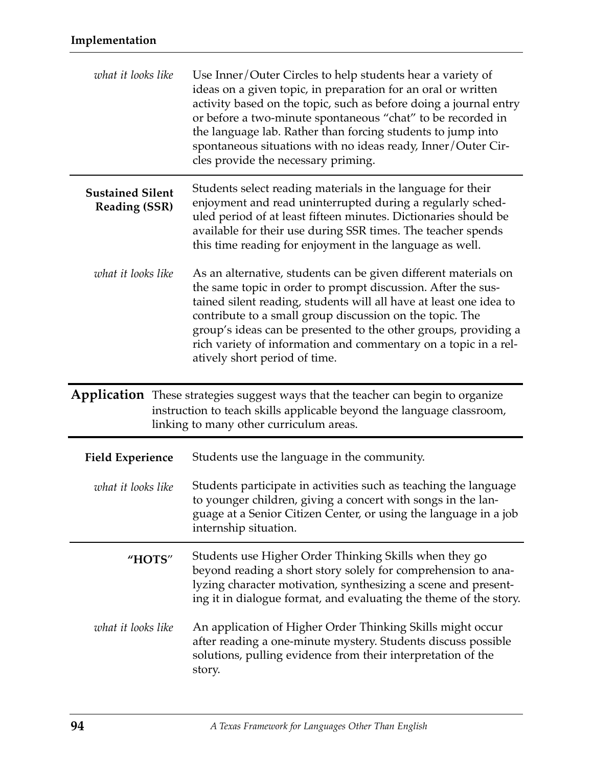| | |
|---|---|
| *what it looks like* | Use Inner/Outer Circles to help students hear a variety of ideas on a given topic, in preparation for an oral or written activity based on the topic, such as before doing a journal entry or before a two-minute spontaneous "chat" to be recorded in the language lab. Rather than forcing students to jump into spontaneous situations with no ideas ready, Inner/Outer Circles provide the necessary priming. |
| **Sustained Silent Reading (SSR)** | Students select reading materials in the language for their enjoyment and read uninterrupted during a regularly scheduled period of at least fifteen minutes. Dictionaries should be available for their use during SSR times. The teacher spends this time reading for enjoyment in the language as well. |
| *what it looks like* | As an alternative, students can be given different materials on the same topic in order to prompt discussion. After the sustained silent reading, students will all have at least one idea to contribute to a small group discussion on the topic. The group's ideas can be presented to the other groups, providing a rich variety of information and commentary on a topic in a relatively short period of time. |

## Application

These strategies suggest ways that the teacher can begin to organize instruction to teach skills applicable beyond the language classroom, linking to many other curriculum areas.

| | |
|---|---|
| **Field Experience** | Students use the language in the community. |
| *what it looks like* | Students participate in activities such as teaching the language to younger children, giving a concert with songs in the language at a Senior Citizen Center, or using the language in a job internship situation. |
| **"HOTS"** | Students use Higher Order Thinking Skills when they go beyond reading a short story solely for comprehension to analyzing character motivation, synthesizing a scene and presenting it in dialogue format, and evaluating the theme of the story. |
| *what it looks like* | An application of Higher Order Thinking Skills might occur after reading a one-minute mystery. Students discuss possible solutions, pulling evidence from their interpretation of the story. |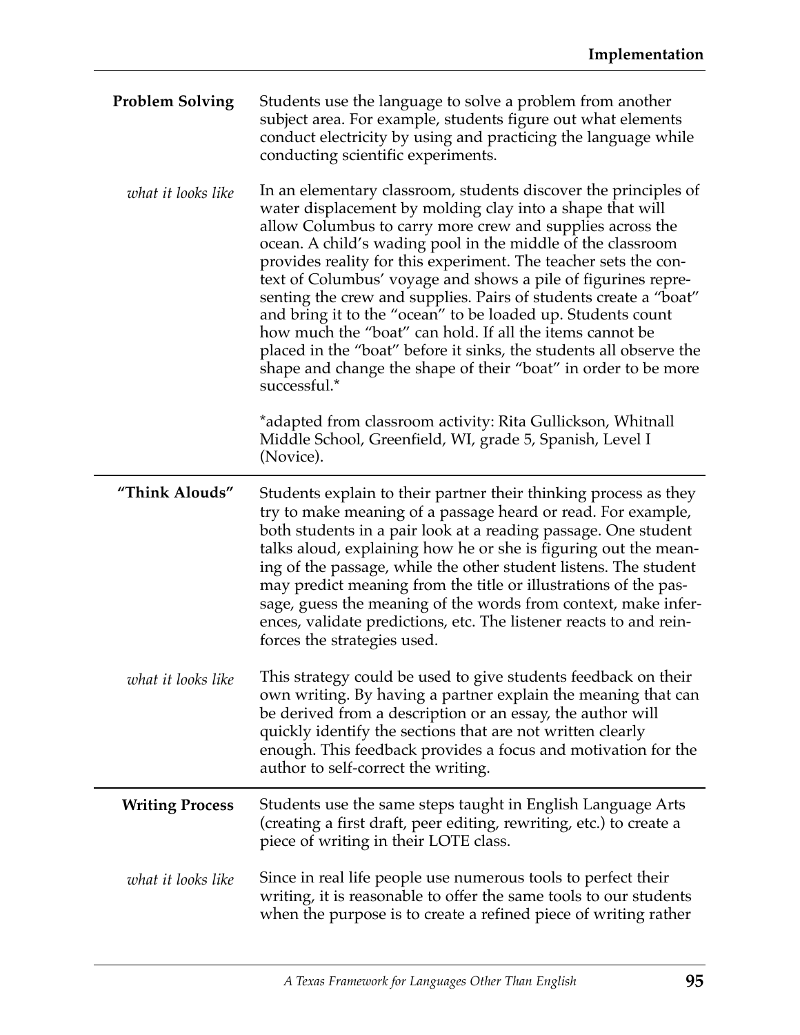**Problem Solving**

Students use the language to solve a problem from another subject area. For example, students figure out what elements conduct electricity by using and practicing the language while conducting scientific experiments.

*what it looks like*

In an elementary classroom, students discover the principles of water displacement by molding clay into a shape that will allow Columbus to carry more crew and supplies across the ocean. A child's wading pool in the middle of the classroom provides reality for this experiment. The teacher sets the context of Columbus' voyage and shows a pile of figurines representing the crew and supplies. Pairs of students create a "boat" and bring it to the "ocean" to be loaded up. Students count how much the "boat" can hold. If all the items cannot be placed in the "boat" before it sinks, the students all observe the shape and change the shape of their "boat" in order to be more successful.*

*adapted from classroom activity: Rita Gullickson, Whitnall Middle School, Greenfield, WI, grade 5, Spanish, Level I (Novice).

---

**"Think Alouds"**

Students explain to their partner their thinking process as they try to make meaning of a passage heard or read. For example, both students in a pair look at a reading passage. One student talks aloud, explaining how he or she is figuring out the meaning of the passage, while the other student listens. The student may predict meaning from the title or illustrations of the passage, guess the meaning of the words from context, make inferences, validate predictions, etc. The listener reacts to and reinforces the strategies used.

*what it looks like*

This strategy could be used to give students feedback on their own writing. By having a partner explain the meaning that can be derived from a description or an essay, the author will quickly identify the sections that are not written clearly enough. This feedback provides a focus and motivation for the author to self-correct the writing.

---

**Writing Process**

Students use the same steps taught in English Language Arts (creating a first draft, peer editing, rewriting, etc.) to create a piece of writing in their LOTE class.

*what it looks like*

Since in real life people use numerous tools to perfect their writing, it is reasonable to offer the same tools to our students when the purpose is to create a refined piece of writing rather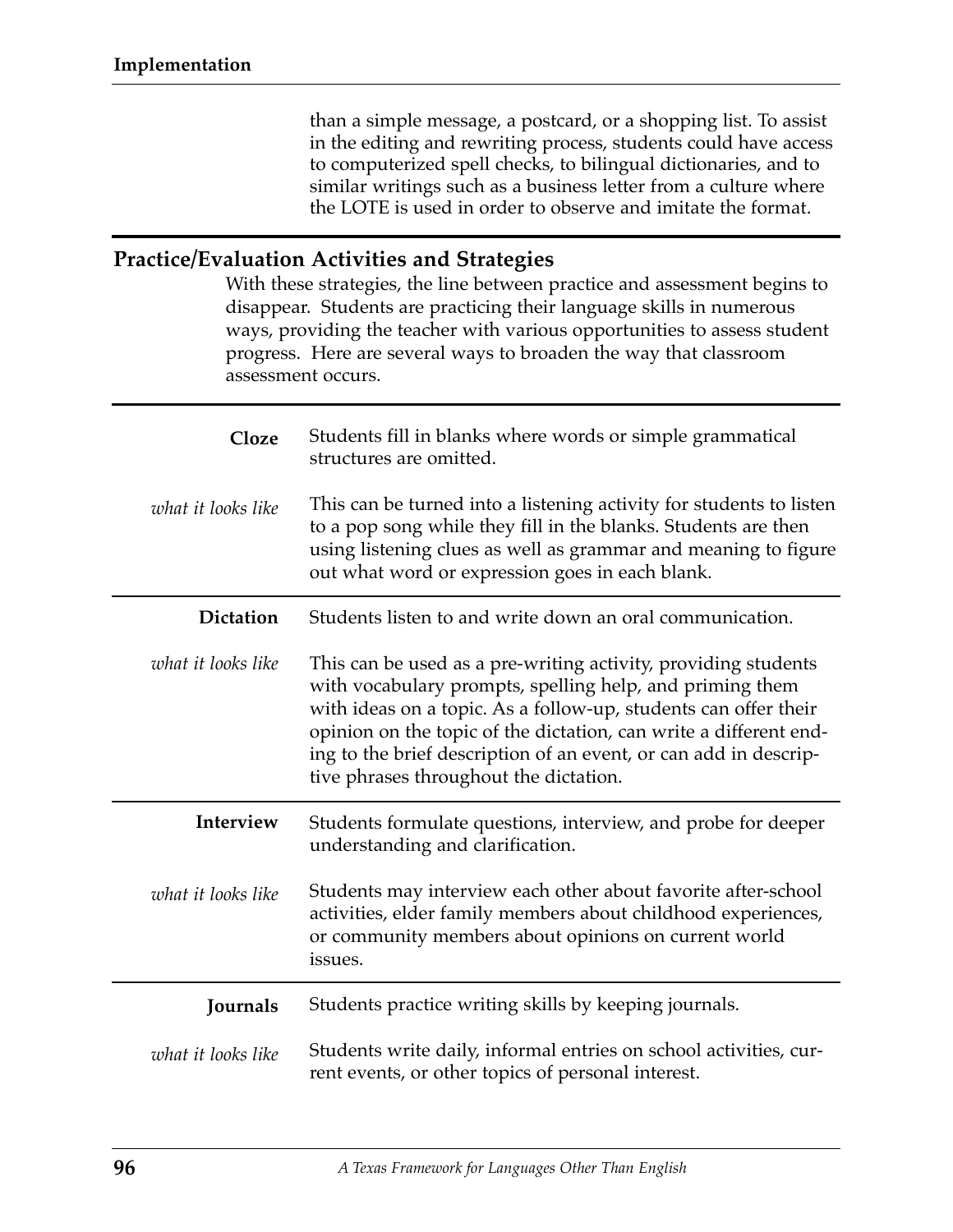than a simple message, a postcard, or a shopping list. To assist in the editing and rewriting process, students could have access to computerized spell checks, to bilingual dictionaries, and to similar writings such as a business letter from a culture where the LOTE is used in order to observe and imitate the format.

## Practice/Evaluation Activities and Strategies

With these strategies, the line between practice and assessment begins to disappear. Students are practicing their language skills in numerous ways, providing the teacher with various opportunities to assess student progress. Here are several ways to broaden the way that classroom assessment occurs.

**Cloze**

Students fill in blanks where words or simple grammatical structures are omitted.

*what it looks like*

This can be turned into a listening activity for students to listen to a pop song while they fill in the blanks. Students are then using listening clues as well as grammar and meaning to figure out what word or expression goes in each blank.

**Dictation**

Students listen to and write down an oral communication.

*what it looks like*

This can be used as a pre-writing activity, providing students with vocabulary prompts, spelling help, and priming them with ideas on a topic. As a follow-up, students can offer their opinion on the topic of the dictation, can write a different ending to the brief description of an event, or can add in descriptive phrases throughout the dictation.

**Interview**

Students formulate questions, interview, and probe for deeper understanding and clarification.

*what it looks like*

Students may interview each other about favorite after-school activities, elder family members about childhood experiences, or community members about opinions on current world issues.

**Journals**

Students practice writing skills by keeping journals.

*what it looks like*

Students write daily, informal entries on school activities, current events, or other topics of personal interest.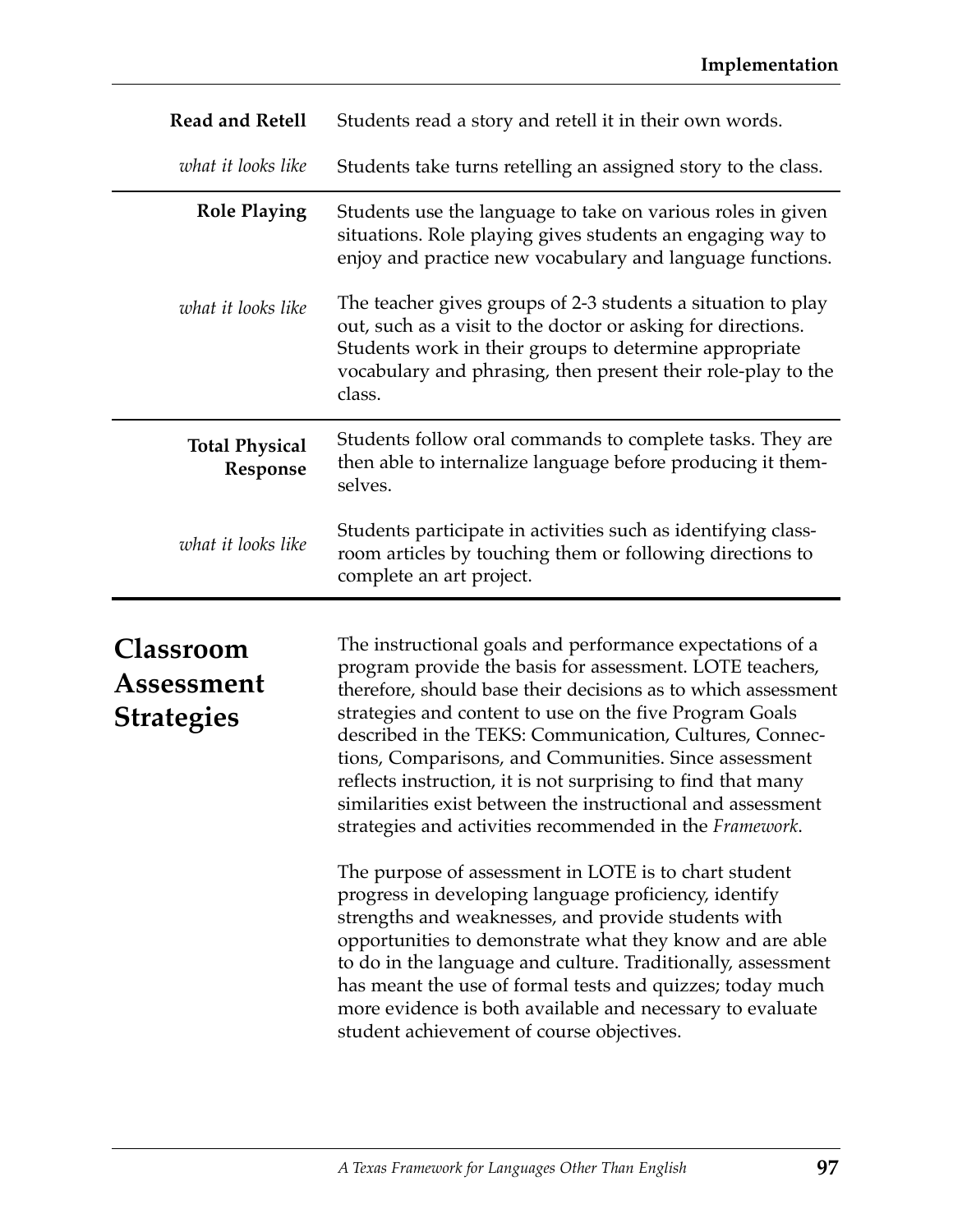| | |
|---|---|
| **Read and Retell** | Students read a story and retell it in their own words. |
| *what it looks like* | Students take turns retelling an assigned story to the class. |
| **Role Playing** | Students use the language to take on various roles in given situations. Role playing gives students an engaging way to enjoy and practice new vocabulary and language functions. |
| *what it looks like* | The teacher gives groups of 2-3 students a situation to play out, such as a visit to the doctor or asking for directions. Students work in their groups to determine appropriate vocabulary and phrasing, then present their role-play to the class. |
| **Total Physical Response** | Students follow oral commands to complete tasks. They are then able to internalize language before producing it themselves. |
| *what it looks like* | Students participate in activities such as identifying classroom articles by touching them or following directions to complete an art project. |

## Classroom Assessment Strategies

The instructional goals and performance expectations of a program provide the basis for assessment. LOTE teachers, therefore, should base their decisions as to which assessment strategies and content to use on the five Program Goals described in the TEKS: Communication, Cultures, Connections, Comparisons, and Communities. Since assessment reflects instruction, it is not surprising to find that many similarities exist between the instructional and assessment strategies and activities recommended in the *Framework*.

The purpose of assessment in LOTE is to chart student progress in developing language proficiency, identify strengths and weaknesses, and provide students with opportunities to demonstrate what they know and are able to do in the language and culture. Traditionally, assessment has meant the use of formal tests and quizzes; today much more evidence is both available and necessary to evaluate student achievement of course objectives.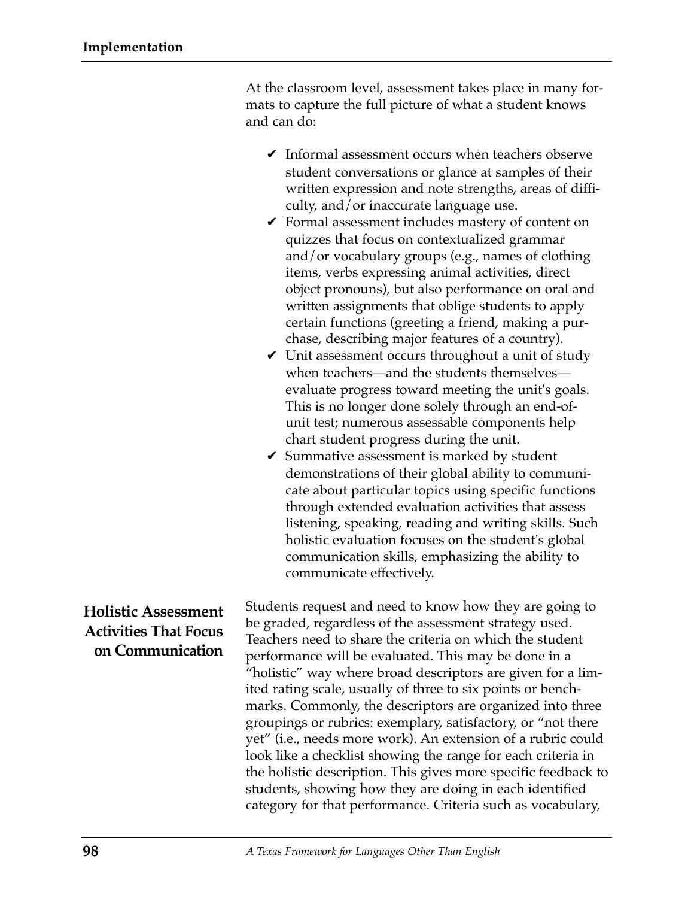At the classroom level, assessment takes place in many formats to capture the full picture of what a student knows and can do:

- ✔ Informal assessment occurs when teachers observe student conversations or glance at samples of their written expression and note strengths, areas of difficulty, and/or inaccurate language use.
- ✔ Formal assessment includes mastery of content on quizzes that focus on contextualized grammar and/or vocabulary groups (e.g., names of clothing items, verbs expressing animal activities, direct object pronouns), but also performance on oral and written assignments that oblige students to apply certain functions (greeting a friend, making a purchase, describing major features of a country).
- ✔ Unit assessment occurs throughout a unit of study when teachers—and the students themselves—evaluate progress toward meeting the unit's goals. This is no longer done solely through an end-of-unit test; numerous assessable components help chart student progress during the unit.
- ✔ Summative assessment is marked by student demonstrations of their global ability to communicate about particular topics using specific functions through extended evaluation activities that assess listening, speaking, reading and writing skills. Such holistic evaluation focuses on the student's global communication skills, emphasizing the ability to communicate effectively.

## Holistic Assessment Activities That Focus on Communication

Students request and need to know how they are going to be graded, regardless of the assessment strategy used. Teachers need to share the criteria on which the student performance will be evaluated. This may be done in a "holistic" way where broad descriptors are given for a limited rating scale, usually of three to six points or benchmarks. Commonly, the descriptors are organized into three groupings or rubrics: exemplary, satisfactory, or "not there yet" (i.e., needs more work). An extension of a rubric could look like a checklist showing the range for each criteria in the holistic description. This gives more specific feedback to students, showing how they are doing in each identified category for that performance. Criteria such as vocabulary,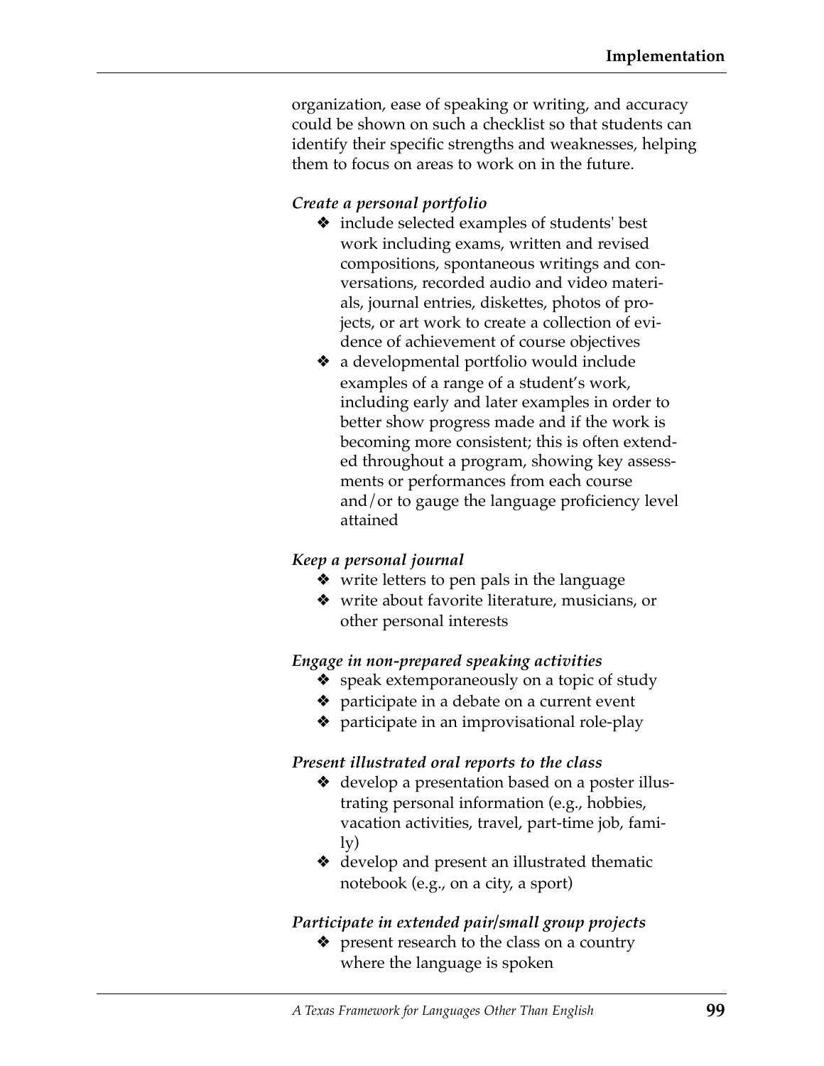organization, ease of speaking or writing, and accuracy could be shown on such a checklist so that students can identify their specific strengths and weaknesses, helping them to focus on areas to work on in the future.

*Create a personal portfolio*

- include selected examples of students' best work including exams, written and revised compositions, spontaneous writings and conversations, recorded audio and video materials, journal entries, diskettes, photos of projects, or art work to create a collection of evidence of achievement of course objectives
- a developmental portfolio would include examples of a range of a student's work, including early and later examples in order to better show progress made and if the work is becoming more consistent; this is often extended throughout a program, showing key assessments or performances from each course and/or to gauge the language proficiency level attained

*Keep a personal journal*

- write letters to pen pals in the language
- write about favorite literature, musicians, or other personal interests

*Engage in non-prepared speaking activities*

- speak extemporaneously on a topic of study
- participate in a debate on a current event
- participate in an improvisational role-play

*Present illustrated oral reports to the class*

- develop a presentation based on a poster illustrating personal information (e.g., hobbies, vacation activities, travel, part-time job, family)
- develop and present an illustrated thematic notebook (e.g., on a city, a sport)

*Participate in extended pair/small group projects*

- present research to the class on a country where the language is spoken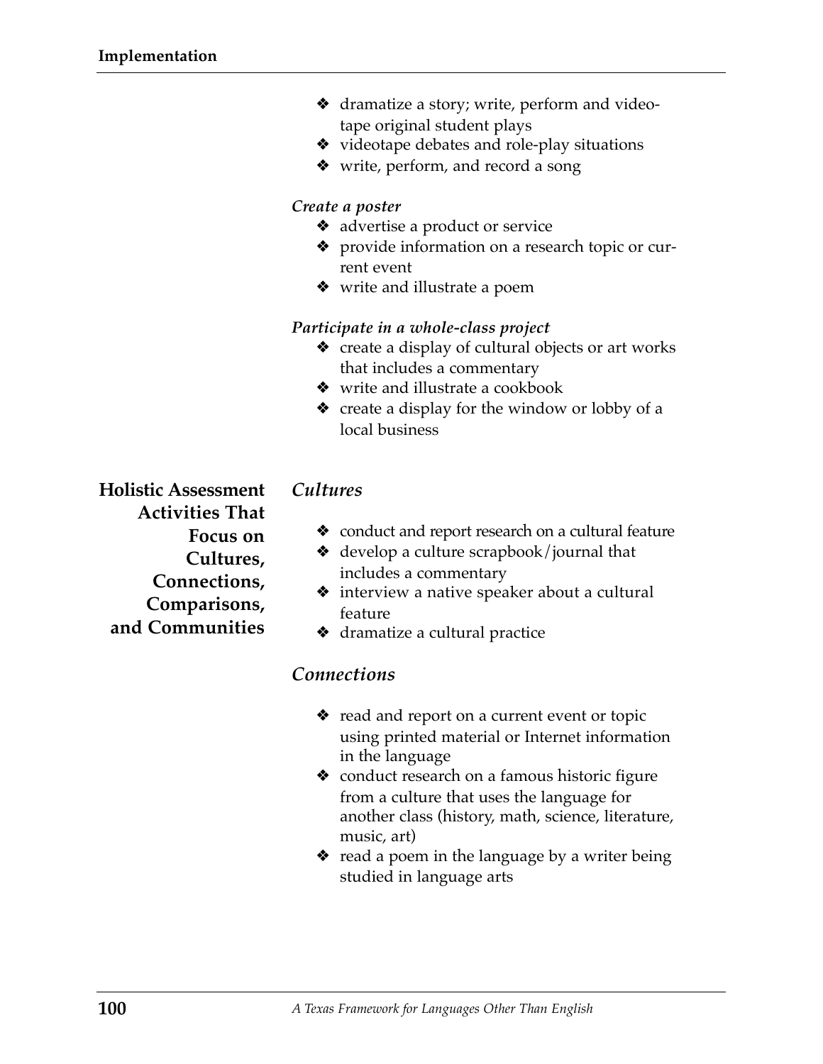- dramatize a story; write, perform and videotape original student plays
- videotape debates and role-play situations
- write, perform, and record a song

*Create a poster*

- advertise a product or service
- provide information on a research topic or current event
- write and illustrate a poem

***Participate in a whole-class project***

- create a display of cultural objects or art works that includes a commentary
- write and illustrate a cookbook
- create a display for the window or lobby of a local business

**Holistic Assessment Activities That Focus on Cultures, Connections, Comparisons, and Communities**

## *Cultures*

- conduct and report research on a cultural feature
- develop a culture scrapbook/journal that includes a commentary
- interview a native speaker about a cultural feature
- dramatize a cultural practice

## *Connections*

- read and report on a current event or topic using printed material or Internet information in the language
- conduct research on a famous historic figure from a culture that uses the language for another class (history, math, science, literature, music, art)
- read a poem in the language by a writer being studied in language arts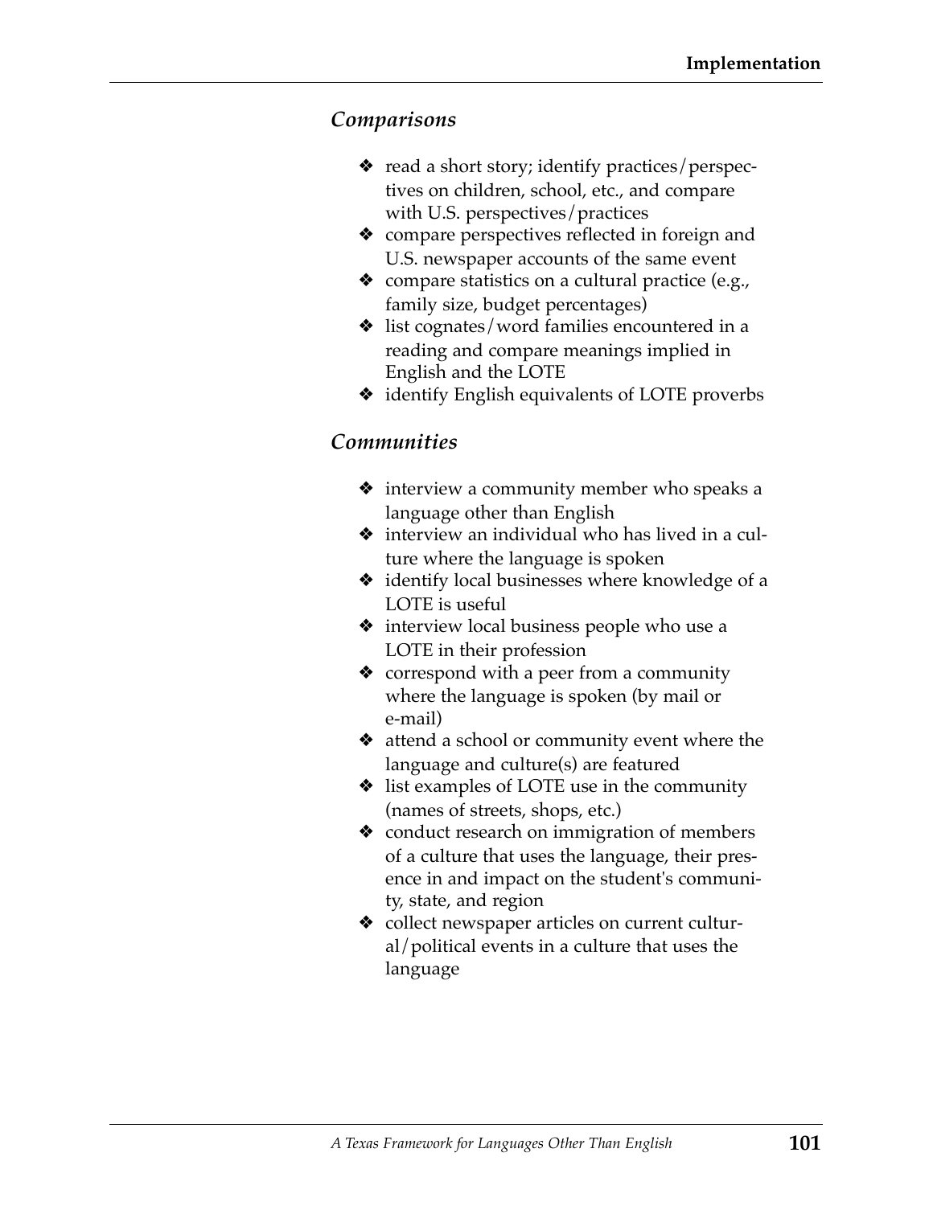### *Comparisons*

- read a short story; identify practices/perspectives on children, school, etc., and compare with U.S. perspectives/practices
- compare perspectives reflected in foreign and U.S. newspaper accounts of the same event
- compare statistics on a cultural practice (e.g., family size, budget percentages)
- list cognates/word families encountered in a reading and compare meanings implied in English and the LOTE
- identify English equivalents of LOTE proverbs

### *Communities*

- interview a community member who speaks a language other than English
- interview an individual who has lived in a culture where the language is spoken
- identify local businesses where knowledge of a LOTE is useful
- interview local business people who use a LOTE in their profession
- correspond with a peer from a community where the language is spoken (by mail or e-mail)
- attend a school or community event where the language and culture(s) are featured
- list examples of LOTE use in the community (names of streets, shops, etc.)
- conduct research on immigration of members of a culture that uses the language, their presence in and impact on the student's community, state, and region
- collect newspaper articles on current cultural/political events in a culture that uses the language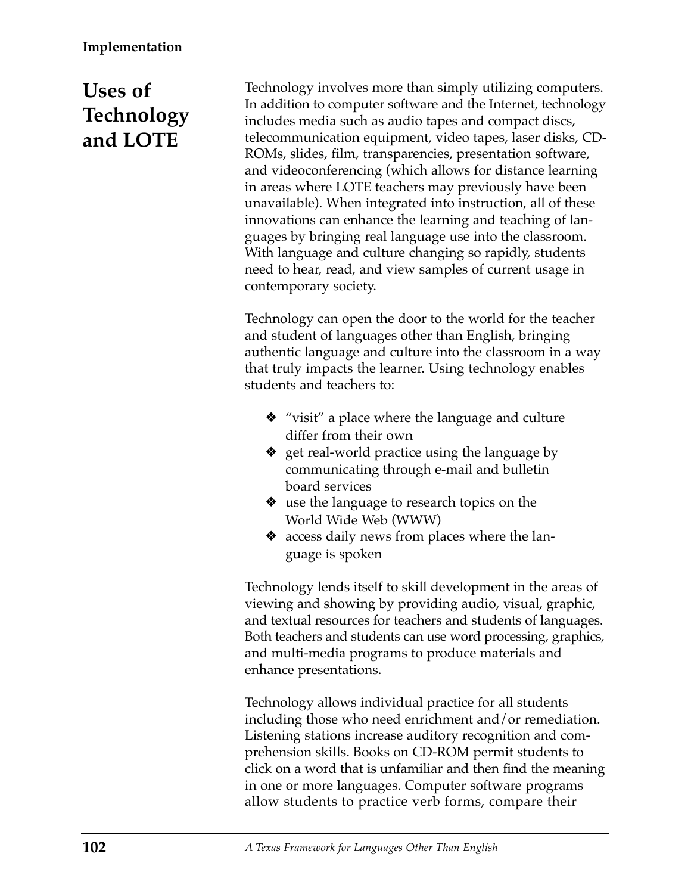## Uses of Technology and LOTE

Technology involves more than simply utilizing computers. In addition to computer software and the Internet, technology includes media such as audio tapes and compact discs, telecommunication equipment, video tapes, laser disks, CD-ROMs, slides, film, transparencies, presentation software, and videoconferencing (which allows for distance learning in areas where LOTE teachers may previously have been unavailable). When integrated into instruction, all of these innovations can enhance the learning and teaching of languages by bringing real language use into the classroom. With language and culture changing so rapidly, students need to hear, read, and view samples of current usage in contemporary society.

Technology can open the door to the world for the teacher and student of languages other than English, bringing authentic language and culture into the classroom in a way that truly impacts the learner. Using technology enables students and teachers to:

- "visit" a place where the language and culture differ from their own
- get real-world practice using the language by communicating through e-mail and bulletin board services
- use the language to research topics on the World Wide Web (WWW)
- access daily news from places where the language is spoken

Technology lends itself to skill development in the areas of viewing and showing by providing audio, visual, graphic, and textual resources for teachers and students of languages. Both teachers and students can use word processing, graphics, and multi-media programs to produce materials and enhance presentations.

Technology allows individual practice for all students including those who need enrichment and/or remediation. Listening stations increase auditory recognition and comprehension skills. Books on CD-ROM permit students to click on a word that is unfamiliar and then find the meaning in one or more languages. Computer software programs allow students to practice verb forms, compare their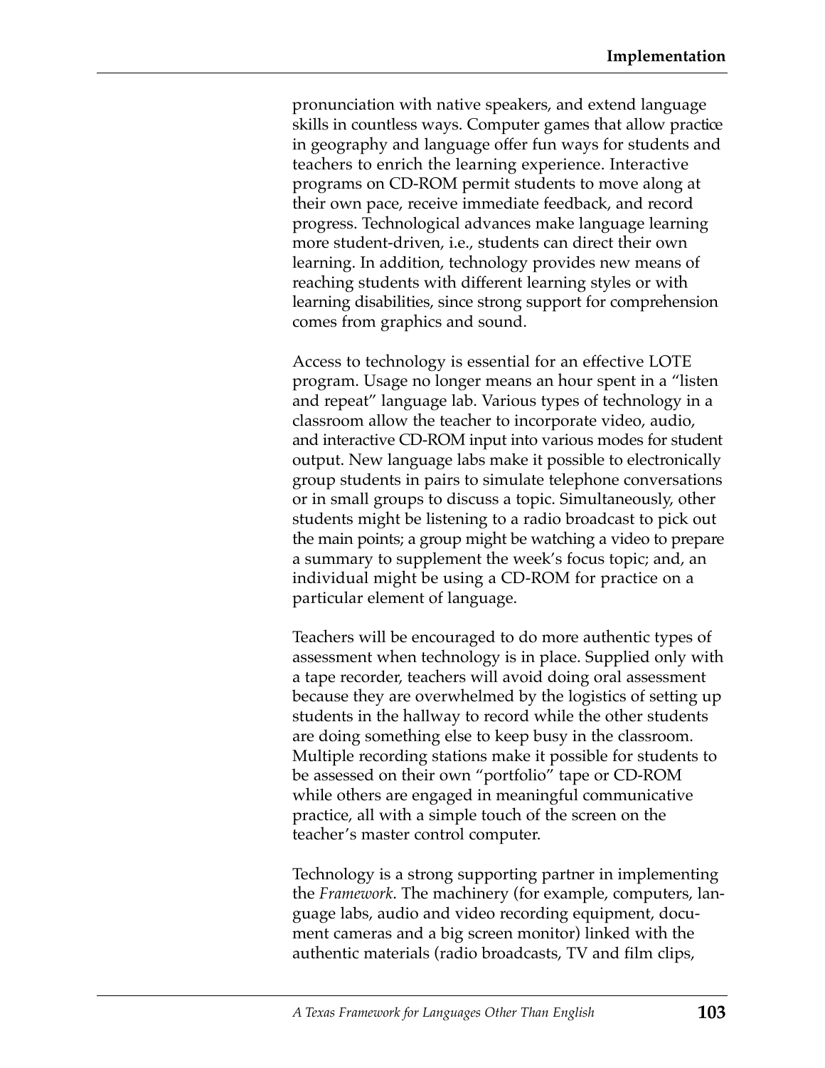pronunciation with native speakers, and extend language skills in countless ways. Computer games that allow practice in geography and language offer fun ways for students and teachers to enrich the learning experience. Interactive programs on CD-ROM permit students to move along at their own pace, receive immediate feedback, and record progress. Technological advances make language learning more student-driven, i.e., students can direct their own learning. In addition, technology provides new means of reaching students with different learning styles or with learning disabilities, since strong support for comprehension comes from graphics and sound.

Access to technology is essential for an effective LOTE program. Usage no longer means an hour spent in a "listen and repeat" language lab. Various types of technology in a classroom allow the teacher to incorporate video, audio, and interactive CD-ROM input into various modes for student output. New language labs make it possible to electronically group students in pairs to simulate telephone conversations or in small groups to discuss a topic. Simultaneously, other students might be listening to a radio broadcast to pick out the main points; a group might be watching a video to prepare a summary to supplement the week's focus topic; and, an individual might be using a CD-ROM for practice on a particular element of language.

Teachers will be encouraged to do more authentic types of assessment when technology is in place. Supplied only with a tape recorder, teachers will avoid doing oral assessment because they are overwhelmed by the logistics of setting up students in the hallway to record while the other students are doing something else to keep busy in the classroom. Multiple recording stations make it possible for students to be assessed on their own "portfolio" tape or CD-ROM while others are engaged in meaningful communicative practice, all with a simple touch of the screen on the teacher's master control computer.

Technology is a strong supporting partner in implementing the *Framework*. The machinery (for example, computers, language labs, audio and video recording equipment, document cameras and a big screen monitor) linked with the authentic materials (radio broadcasts, TV and film clips,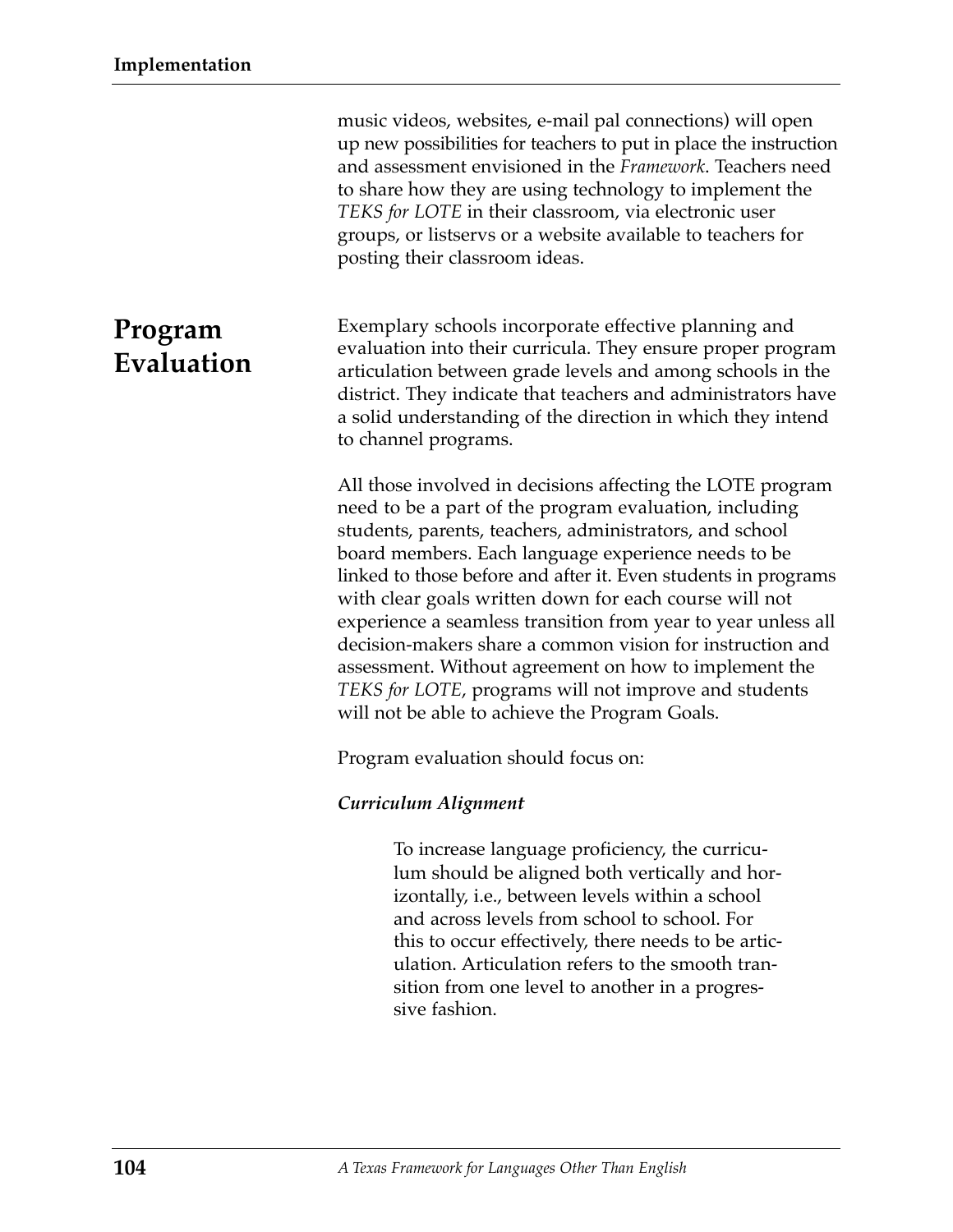music videos, websites, e-mail pal connections) will open up new possibilities for teachers to put in place the instruction and assessment envisioned in the *Framework*. Teachers need to share how they are using technology to implement the *TEKS for LOTE* in their classroom, via electronic user groups, or listservs or a website available to teachers for posting their classroom ideas.

## Program Evaluation

Exemplary schools incorporate effective planning and evaluation into their curricula. They ensure proper program articulation between grade levels and among schools in the district. They indicate that teachers and administrators have a solid understanding of the direction in which they intend to channel programs.

All those involved in decisions affecting the LOTE program need to be a part of the program evaluation, including students, parents, teachers, administrators, and school board members. Each language experience needs to be linked to those before and after it. Even students in programs with clear goals written down for each course will not experience a seamless transition from year to year unless all decision-makers share a common vision for instruction and assessment. Without agreement on how to implement the *TEKS for LOTE*, programs will not improve and students will not be able to achieve the Program Goals.

Program evaluation should focus on:

***Curriculum Alignment***

> To increase language proficiency, the curriculum should be aligned both vertically and horizontally, i.e., between levels within a school and across levels from school to school. For this to occur effectively, there needs to be articulation. Articulation refers to the smooth transition from one level to another in a progressive fashion.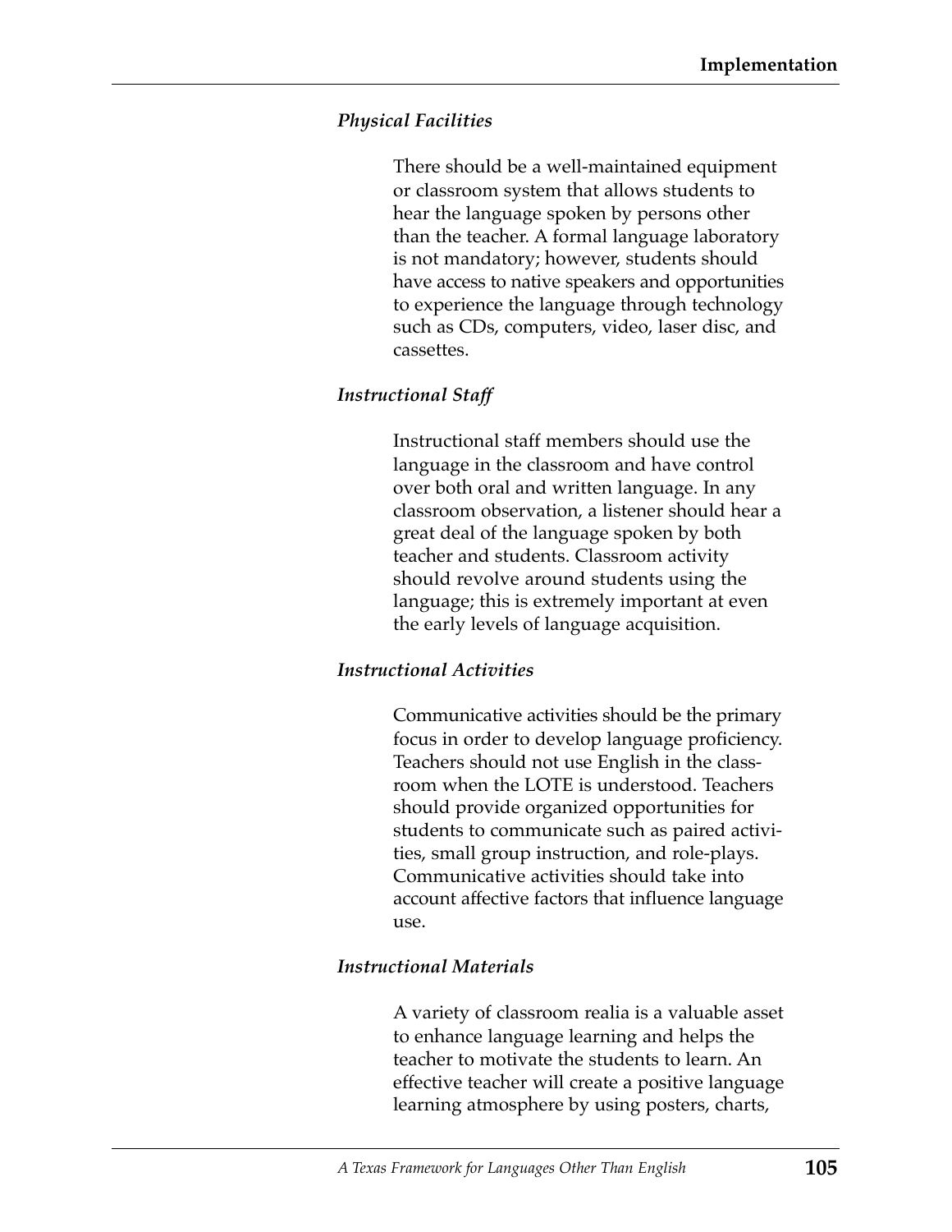### *Physical Facilities*

There should be a well-maintained equipment or classroom system that allows students to hear the language spoken by persons other than the teacher. A formal language laboratory is not mandatory; however, students should have access to native speakers and opportunities to experience the language through technology such as CDs, computers, video, laser disc, and cassettes.

### *Instructional Staff*

Instructional staff members should use the language in the classroom and have control over both oral and written language. In any classroom observation, a listener should hear a great deal of the language spoken by both teacher and students. Classroom activity should revolve around students using the language; this is extremely important at even the early levels of language acquisition.

### *Instructional Activities*

Communicative activities should be the primary focus in order to develop language proficiency. Teachers should not use English in the classroom when the LOTE is understood. Teachers should provide organized opportunities for students to communicate such as paired activities, small group instruction, and role-plays. Communicative activities should take into account affective factors that influence language use.

### *Instructional Materials*

A variety of classroom realia is a valuable asset to enhance language learning and helps the teacher to motivate the students to learn. An effective teacher will create a positive language learning atmosphere by using posters, charts,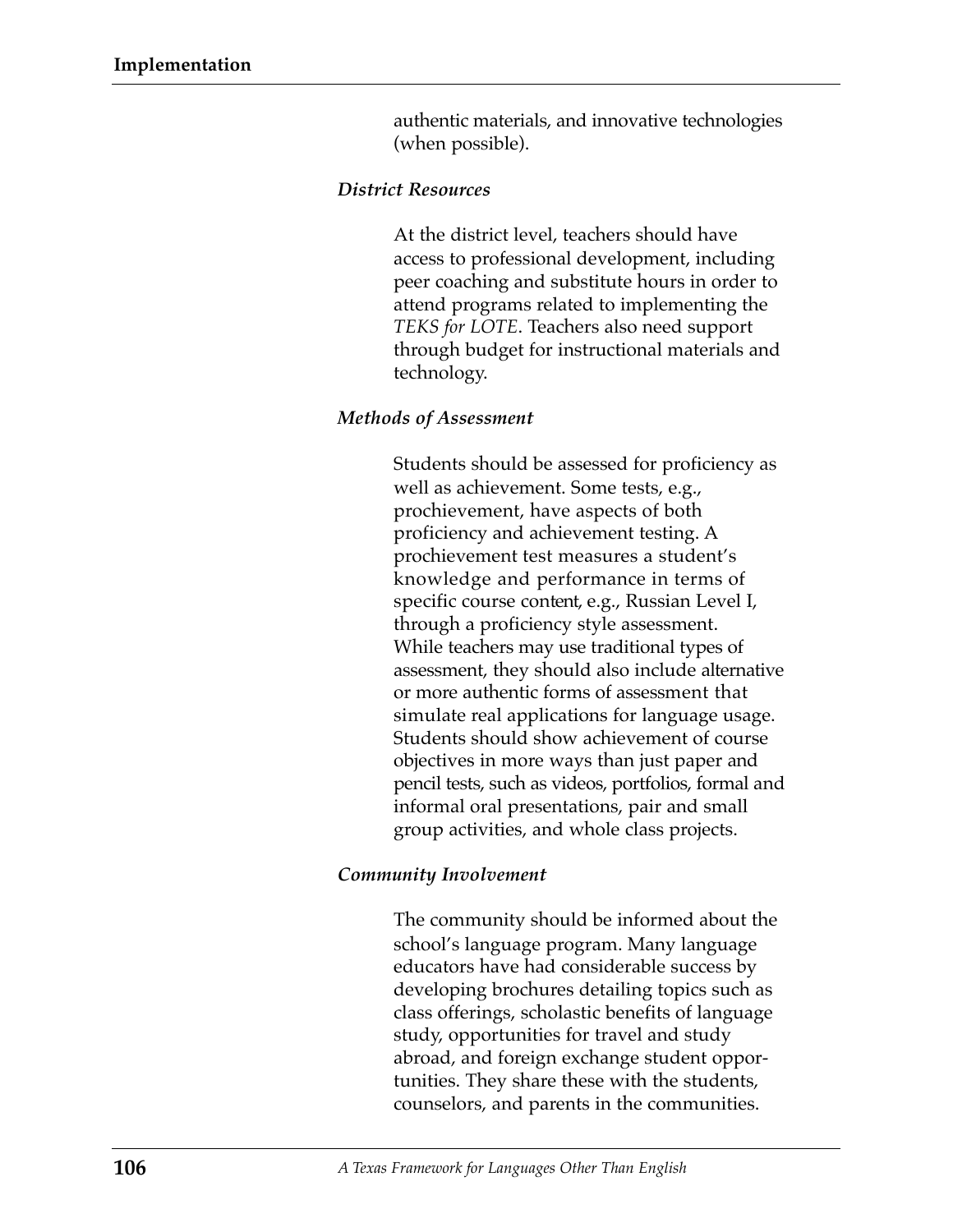authentic materials, and innovative technologies (when possible).

### *District Resources*

At the district level, teachers should have access to professional development, including peer coaching and substitute hours in order to attend programs related to implementing the *TEKS for LOTE*. Teachers also need support through budget for instructional materials and technology.

### *Methods of Assessment*

Students should be assessed for proficiency as well as achievement. Some tests, e.g., prochievement, have aspects of both proficiency and achievement testing. A prochievement test measures a student's knowledge and performance in terms of specific course content, e.g., Russian Level I, through a proficiency style assessment. While teachers may use traditional types of assessment, they should also include alternative or more authentic forms of assessment that simulate real applications for language usage. Students should show achievement of course objectives in more ways than just paper and pencil tests, such as videos, portfolios, formal and informal oral presentations, pair and small group activities, and whole class projects.

### *Community Involvement*

The community should be informed about the school's language program. Many language educators have had considerable success by developing brochures detailing topics such as class offerings, scholastic benefits of language study, opportunities for travel and study abroad, and foreign exchange student opportunities. They share these with the students, counselors, and parents in the communities.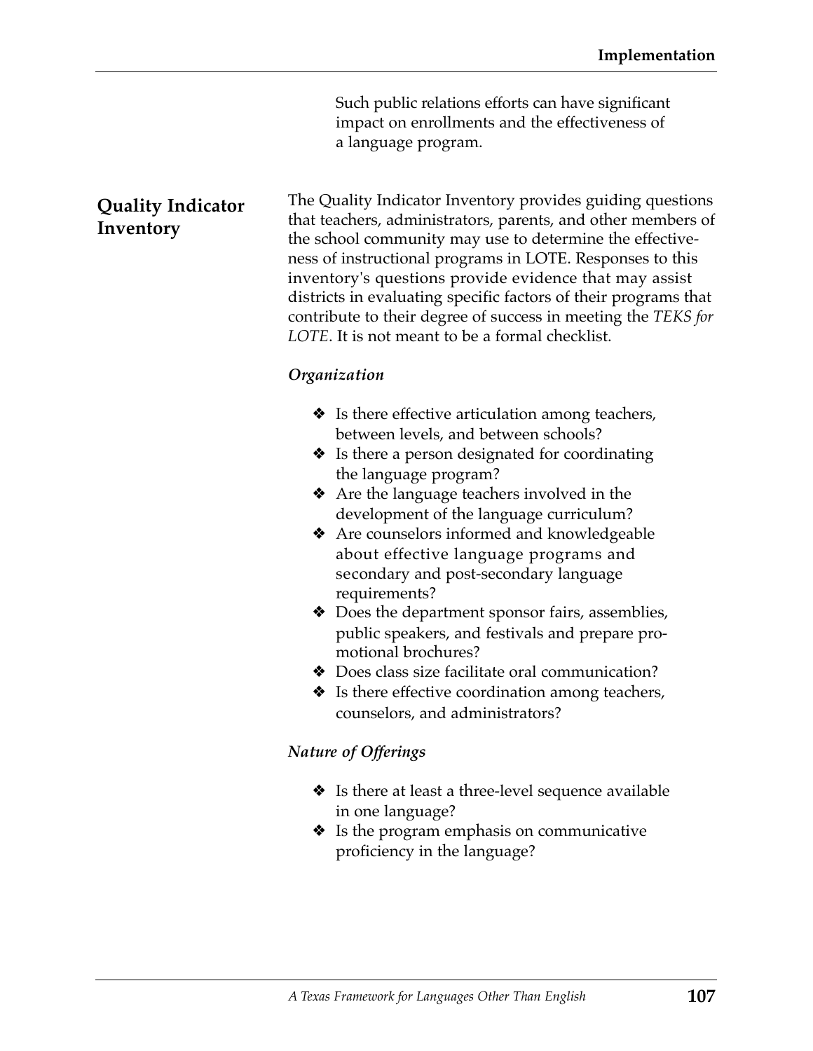Such public relations efforts can have significant impact on enrollments and the effectiveness of a language program.

## Quality Indicator Inventory

The Quality Indicator Inventory provides guiding questions that teachers, administrators, parents, and other members of the school community may use to determine the effectiveness of instructional programs in LOTE. Responses to this inventory's questions provide evidence that may assist districts in evaluating specific factors of their programs that contribute to their degree of success in meeting the *TEKS for LOTE*. It is not meant to be a formal checklist.

***Organization***

- ❖ Is there effective articulation among teachers, between levels, and between schools?
- ❖ Is there a person designated for coordinating the language program?
- ❖ Are the language teachers involved in the development of the language curriculum?
- ❖ Are counselors informed and knowledgeable about effective language programs and secondary and post-secondary language requirements?
- ❖ Does the department sponsor fairs, assemblies, public speakers, and festivals and prepare promotional brochures?
- ❖ Does class size facilitate oral communication?
- ❖ Is there effective coordination among teachers, counselors, and administrators?

***Nature of Offerings***

- ❖ Is there at least a three-level sequence available in one language?
- ❖ Is the program emphasis on communicative proficiency in the language?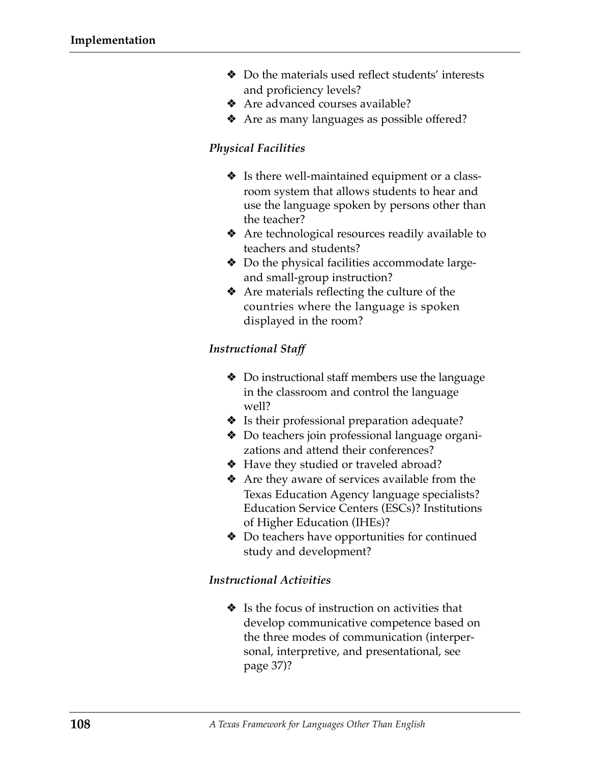- Do the materials used reflect students' interests and proficiency levels?
- Are advanced courses available?
- Are as many languages as possible offered?

*Physical Facilities*

- Is there well-maintained equipment or a classroom system that allows students to hear and use the language spoken by persons other than the teacher?
- Are technological resources readily available to teachers and students?
- Do the physical facilities accommodate large- and small-group instruction?
- Are materials reflecting the culture of the countries where the language is spoken displayed in the room?

*Instructional Staff*

- Do instructional staff members use the language in the classroom and control the language well?
- Is their professional preparation adequate?
- Do teachers join professional language organizations and attend their conferences?
- Have they studied or traveled abroad?
- Are they aware of services available from the Texas Education Agency language specialists? Education Service Centers (ESCs)? Institutions of Higher Education (IHEs)?
- Do teachers have opportunities for continued study and development?

*Instructional Activities*

- Is the focus of instruction on activities that develop communicative competence based on the three modes of communication (interpersonal, interpretive, and presentational, see page 37)?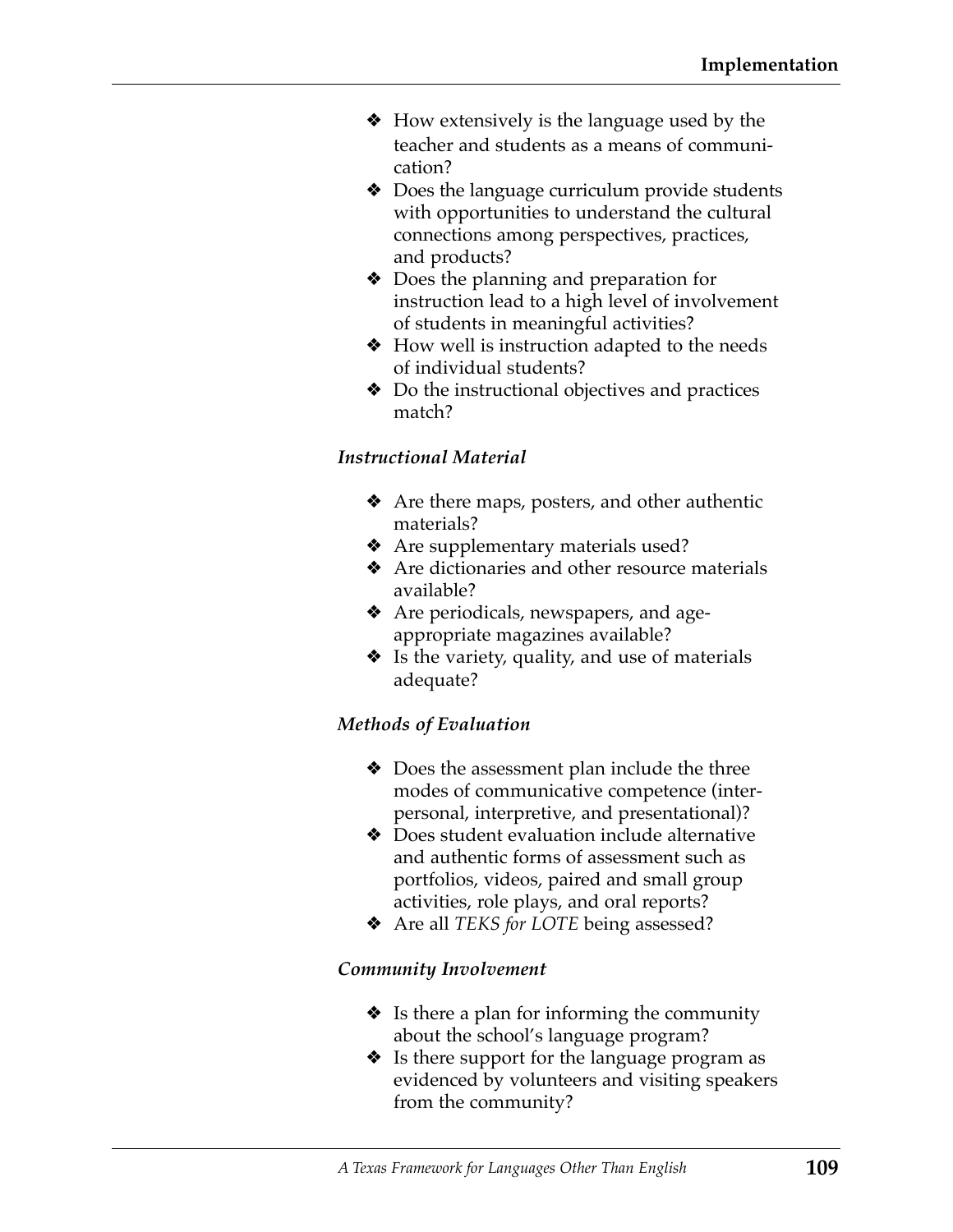- ❖ How extensively is the language used by the teacher and students as a means of communication?
- ❖ Does the language curriculum provide students with opportunities to understand the cultural connections among perspectives, practices, and products?
- ❖ Does the planning and preparation for instruction lead to a high level of involvement of students in meaningful activities?
- ❖ How well is instruction adapted to the needs of individual students?
- ❖ Do the instructional objectives and practices match?

***Instructional Material***

- ❖ Are there maps, posters, and other authentic materials?
- ❖ Are supplementary materials used?
- ❖ Are dictionaries and other resource materials available?
- ❖ Are periodicals, newspapers, and age-appropriate magazines available?
- ❖ Is the variety, quality, and use of materials adequate?

***Methods of Evaluation***

- ❖ Does the assessment plan include the three modes of communicative competence (interpersonal, interpretive, and presentational)?
- ❖ Does student evaluation include alternative and authentic forms of assessment such as portfolios, videos, paired and small group activities, role plays, and oral reports?
- ❖ Are all *TEKS for LOTE* being assessed?

***Community Involvement***

- ❖ Is there a plan for informing the community about the school's language program?
- ❖ Is there support for the language program as evidenced by volunteers and visiting speakers from the community?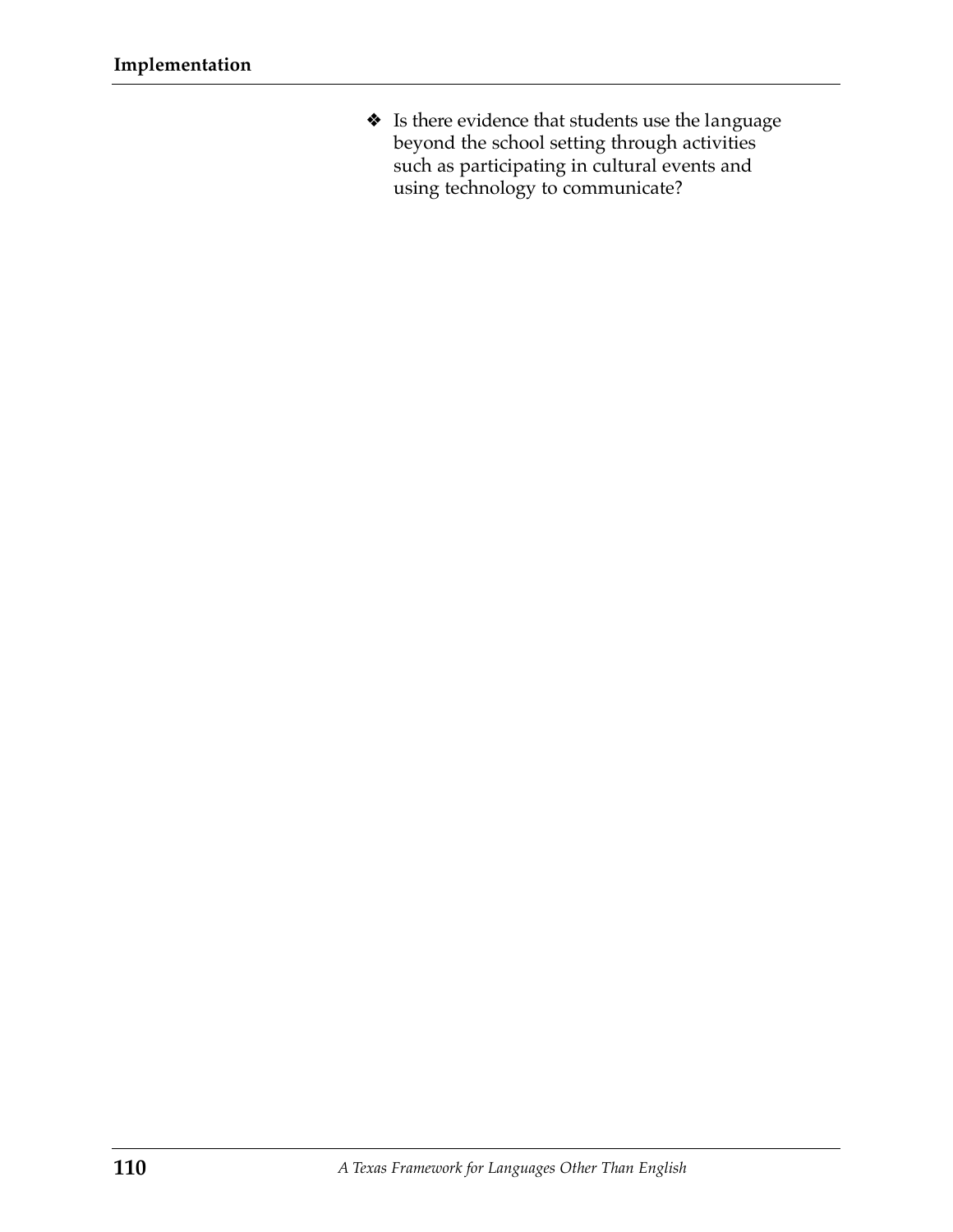- Is there evidence that students use the language beyond the school setting through activities such as participating in cultural events and using technology to communicate?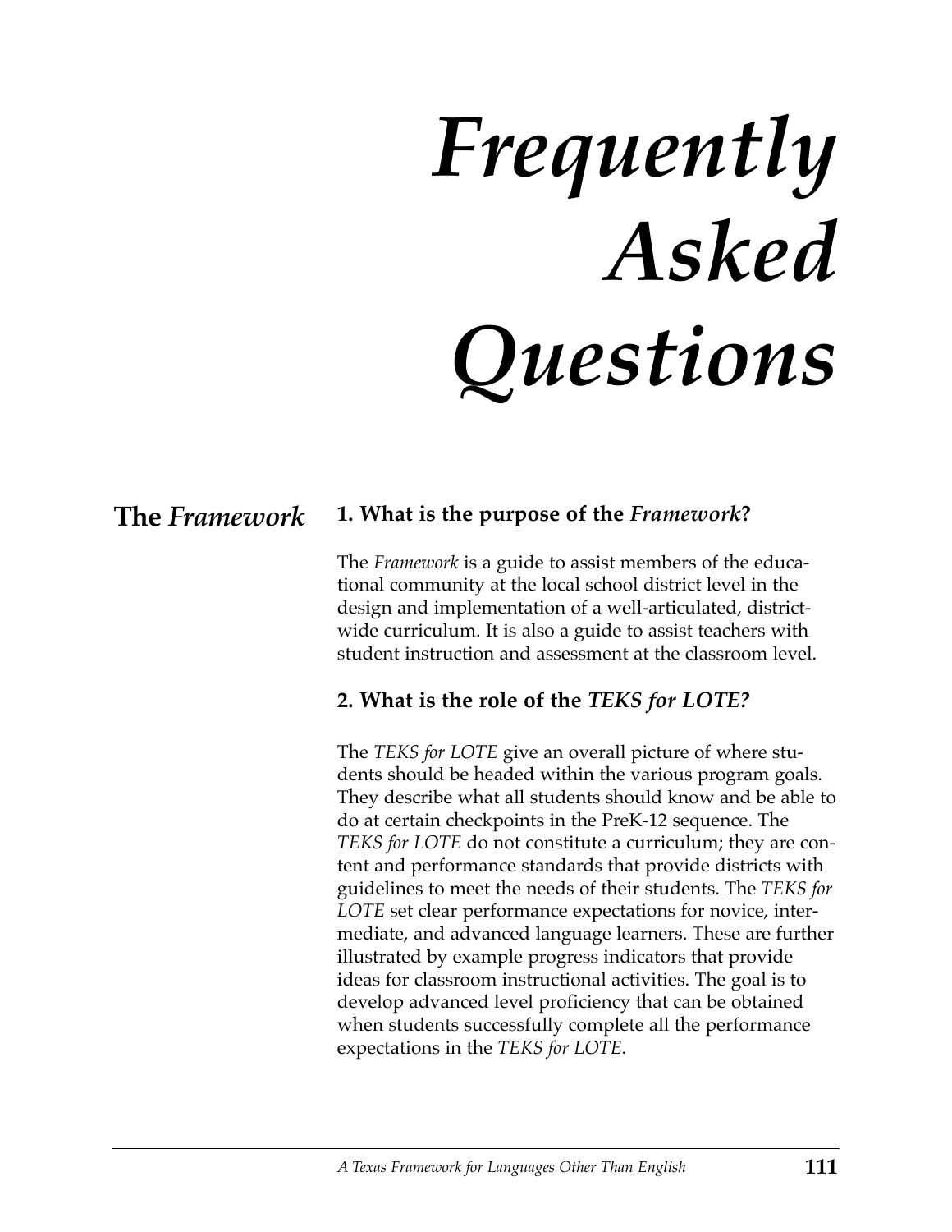# *Frequently Asked Questions*

## The *Framework*

### 1. What is the purpose of the *Framework*?

The *Framework* is a guide to assist members of the educational community at the local school district level in the design and implementation of a well-articulated, district-wide curriculum. It is also a guide to assist teachers with student instruction and assessment at the classroom level.

### 2. What is the role of the *TEKS for LOTE?*

The *TEKS for LOTE* give an overall picture of where students should be headed within the various program goals. They describe what all students should know and be able to do at certain checkpoints in the PreK-12 sequence. The *TEKS for LOTE* do not constitute a curriculum; they are content and performance standards that provide districts with guidelines to meet the needs of their students. The *TEKS for LOTE* set clear performance expectations for novice, intermediate, and advanced language learners. These are further illustrated by example progress indicators that provide ideas for classroom instructional activities. The goal is to develop advanced level proficiency that can be obtained when students successfully complete all the performance expectations in the *TEKS for LOTE*.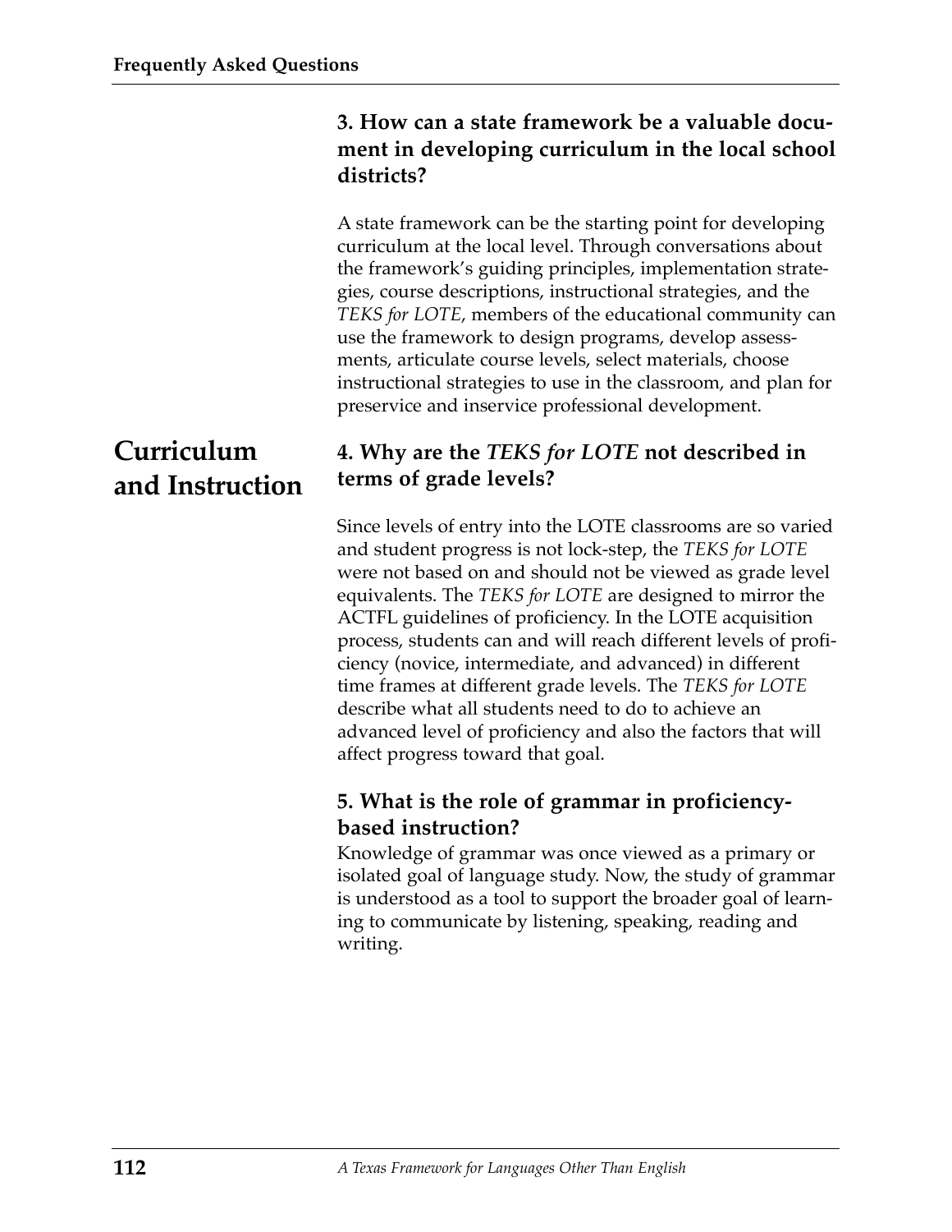### 3. How can a state framework be a valuable document in developing curriculum in the local school districts?

A state framework can be the starting point for developing curriculum at the local level. Through conversations about the framework's guiding principles, implementation strategies, course descriptions, instructional strategies, and the *TEKS for LOTE*, members of the educational community can use the framework to design programs, develop assessments, articulate course levels, select materials, choose instructional strategies to use in the classroom, and plan for preservice and inservice professional development.

## Curriculum and Instruction

### 4. Why are the *TEKS for LOTE* not described in terms of grade levels?

Since levels of entry into the LOTE classrooms are so varied and student progress is not lock-step, the *TEKS for LOTE* were not based on and should not be viewed as grade level equivalents. The *TEKS for LOTE* are designed to mirror the ACTFL guidelines of proficiency. In the LOTE acquisition process, students can and will reach different levels of proficiency (novice, intermediate, and advanced) in different time frames at different grade levels. The *TEKS for LOTE* describe what all students need to do to achieve an advanced level of proficiency and also the factors that will affect progress toward that goal.

### 5. What is the role of grammar in proficiency-based instruction?

Knowledge of grammar was once viewed as a primary or isolated goal of language study. Now, the study of grammar is understood as a tool to support the broader goal of learning to communicate by listening, speaking, reading and writing.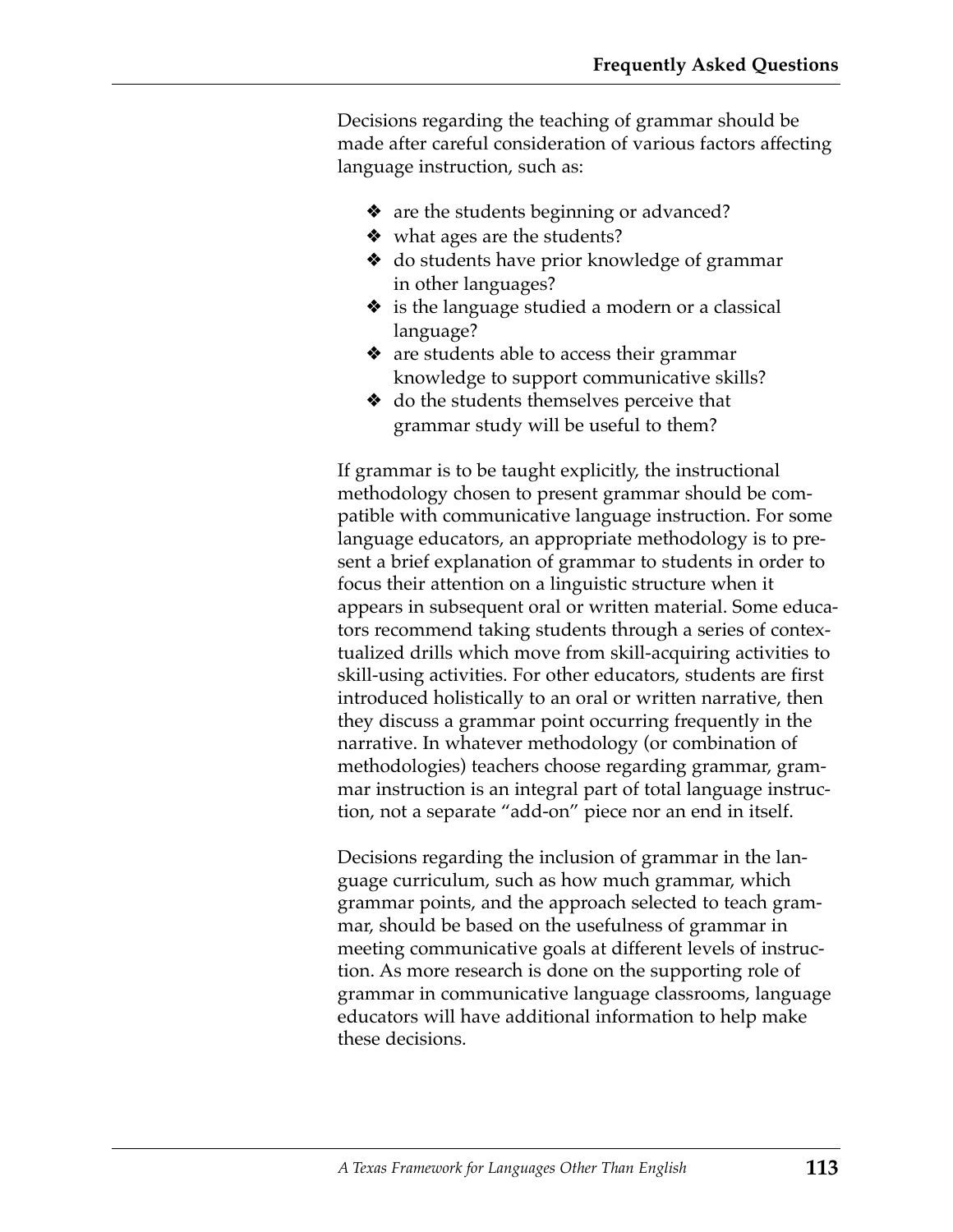Decisions regarding the teaching of grammar should be made after careful consideration of various factors affecting language instruction, such as:

- are the students beginning or advanced?
- what ages are the students?
- do students have prior knowledge of grammar in other languages?
- is the language studied a modern or a classical language?
- are students able to access their grammar knowledge to support communicative skills?
- do the students themselves perceive that grammar study will be useful to them?

If grammar is to be taught explicitly, the instructional methodology chosen to present grammar should be compatible with communicative language instruction. For some language educators, an appropriate methodology is to present a brief explanation of grammar to students in order to focus their attention on a linguistic structure when it appears in subsequent oral or written material. Some educators recommend taking students through a series of contextualized drills which move from skill-acquiring activities to skill-using activities. For other educators, students are first introduced holistically to an oral or written narrative, then they discuss a grammar point occurring frequently in the narrative. In whatever methodology (or combination of methodologies) teachers choose regarding grammar, grammar instruction is an integral part of total language instruction, not a separate "add-on" piece nor an end in itself.

Decisions regarding the inclusion of grammar in the language curriculum, such as how much grammar, which grammar points, and the approach selected to teach grammar, should be based on the usefulness of grammar in meeting communicative goals at different levels of instruction. As more research is done on the supporting role of grammar in communicative language classrooms, language educators will have additional information to help make these decisions.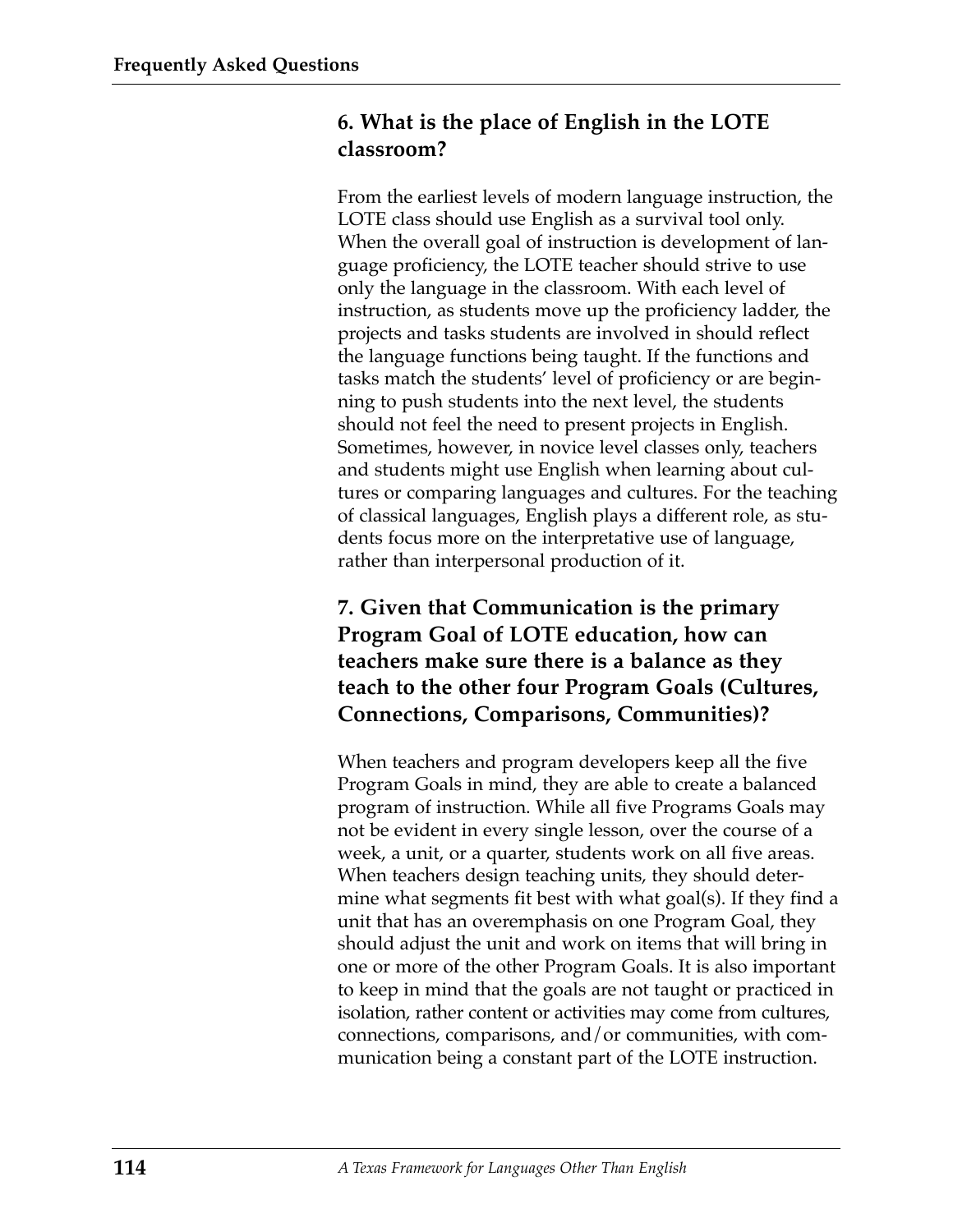## 6. What is the place of English in the LOTE classroom?

From the earliest levels of modern language instruction, the LOTE class should use English as a survival tool only. When the overall goal of instruction is development of language proficiency, the LOTE teacher should strive to use only the language in the classroom. With each level of instruction, as students move up the proficiency ladder, the projects and tasks students are involved in should reflect the language functions being taught. If the functions and tasks match the students' level of proficiency or are beginning to push students into the next level, the students should not feel the need to present projects in English. Sometimes, however, in novice level classes only, teachers and students might use English when learning about cultures or comparing languages and cultures. For the teaching of classical languages, English plays a different role, as students focus more on the interpretative use of language, rather than interpersonal production of it.

## 7. Given that Communication is the primary Program Goal of LOTE education, how can teachers make sure there is a balance as they teach to the other four Program Goals (Cultures, Connections, Comparisons, Communities)?

When teachers and program developers keep all the five Program Goals in mind, they are able to create a balanced program of instruction. While all five Programs Goals may not be evident in every single lesson, over the course of a week, a unit, or a quarter, students work on all five areas. When teachers design teaching units, they should determine what segments fit best with what goal(s). If they find a unit that has an overemphasis on one Program Goal, they should adjust the unit and work on items that will bring in one or more of the other Program Goals. It is also important to keep in mind that the goals are not taught or practiced in isolation, rather content or activities may come from cultures, connections, comparisons, and/or communities, with communication being a constant part of the LOTE instruction.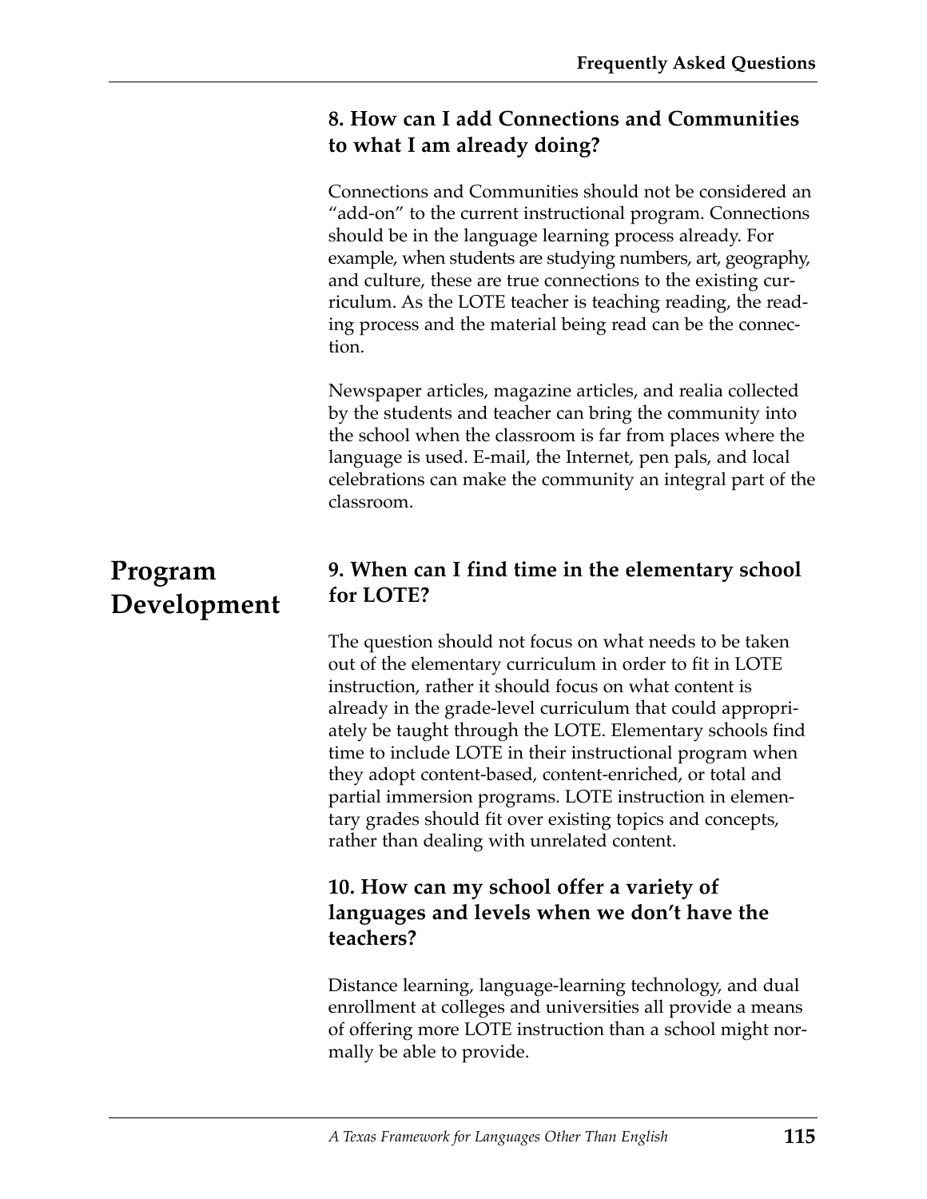### 8. How can I add Connections and Communities to what I am already doing?

Connections and Communities should not be considered an "add-on" to the current instructional program. Connections should be in the language learning process already. For example, when students are studying numbers, art, geography, and culture, these are true connections to the existing curriculum. As the LOTE teacher is teaching reading, the reading process and the material being read can be the connection.

Newspaper articles, magazine articles, and realia collected by the students and teacher can bring the community into the school when the classroom is far from places where the language is used. E-mail, the Internet, pen pals, and local celebrations can make the community an integral part of the classroom.

## Program Development

### 9. When can I find time in the elementary school for LOTE?

The question should not focus on what needs to be taken out of the elementary curriculum in order to fit in LOTE instruction, rather it should focus on what content is already in the grade-level curriculum that could appropriately be taught through the LOTE. Elementary schools find time to include LOTE in their instructional program when they adopt content-based, content-enriched, or total and partial immersion programs. LOTE instruction in elementary grades should fit over existing topics and concepts, rather than dealing with unrelated content.

### 10. How can my school offer a variety of languages and levels when we don't have the teachers?

Distance learning, language-learning technology, and dual enrollment at colleges and universities all provide a means of offering more LOTE instruction than a school might normally be able to provide.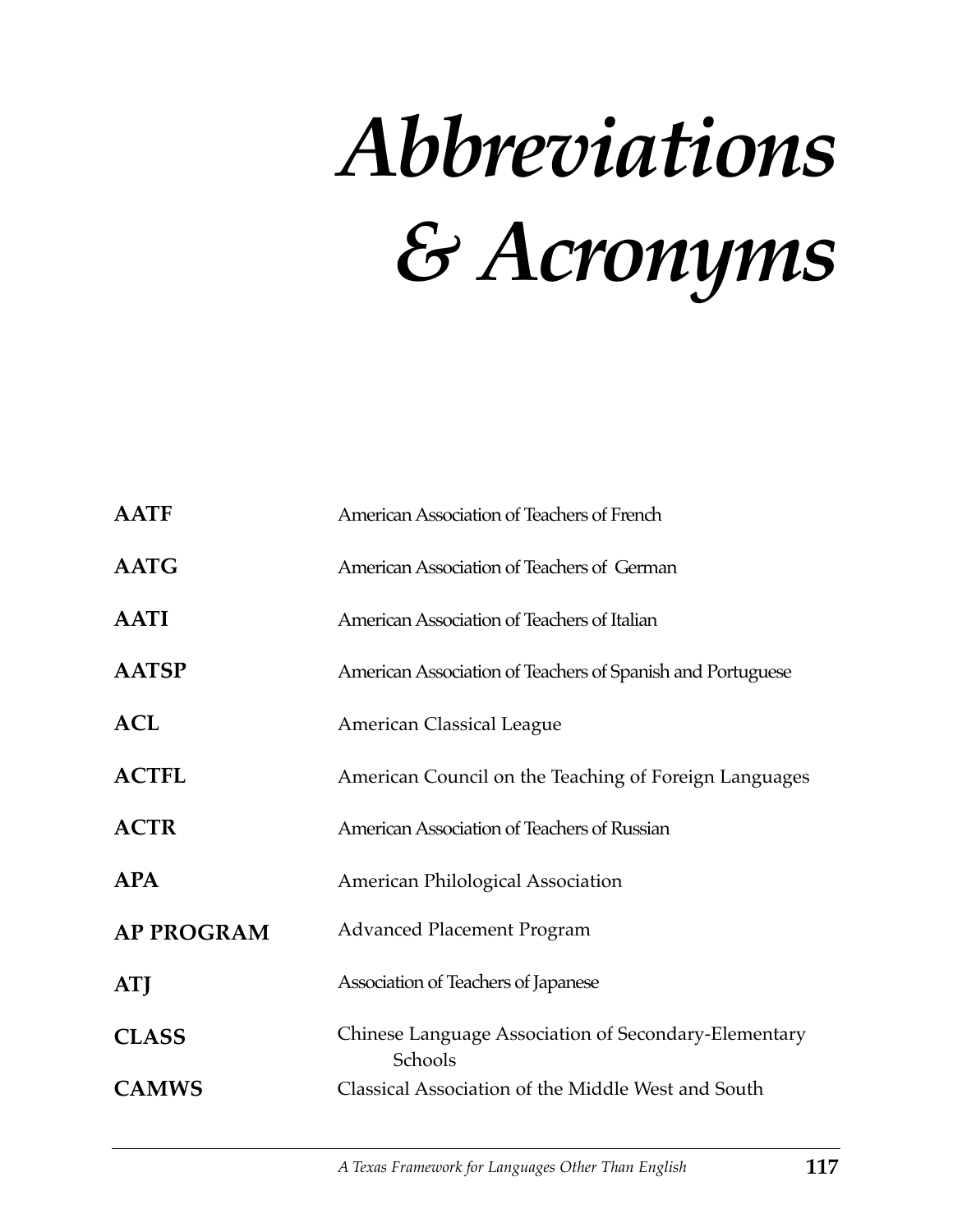# *Abbreviations & Acronyms*

| | |
|---|---|
| **AATF** | American Association of Teachers of French |
| **AATG** | American Association of Teachers of German |
| **AATI** | American Association of Teachers of Italian |
| **AATSP** | American Association of Teachers of Spanish and Portuguese |
| **ACL** | American Classical League |
| **ACTFL** | American Council on the Teaching of Foreign Languages |
| **ACTR** | American Association of Teachers of Russian |
| **APA** | American Philological Association |
| **AP PROGRAM** | Advanced Placement Program |
| **ATJ** | Association of Teachers of Japanese |
| **CLASS** | Chinese Language Association of Secondary-Elementary Schools |
| **CAMWS** | Classical Association of the Middle West and South |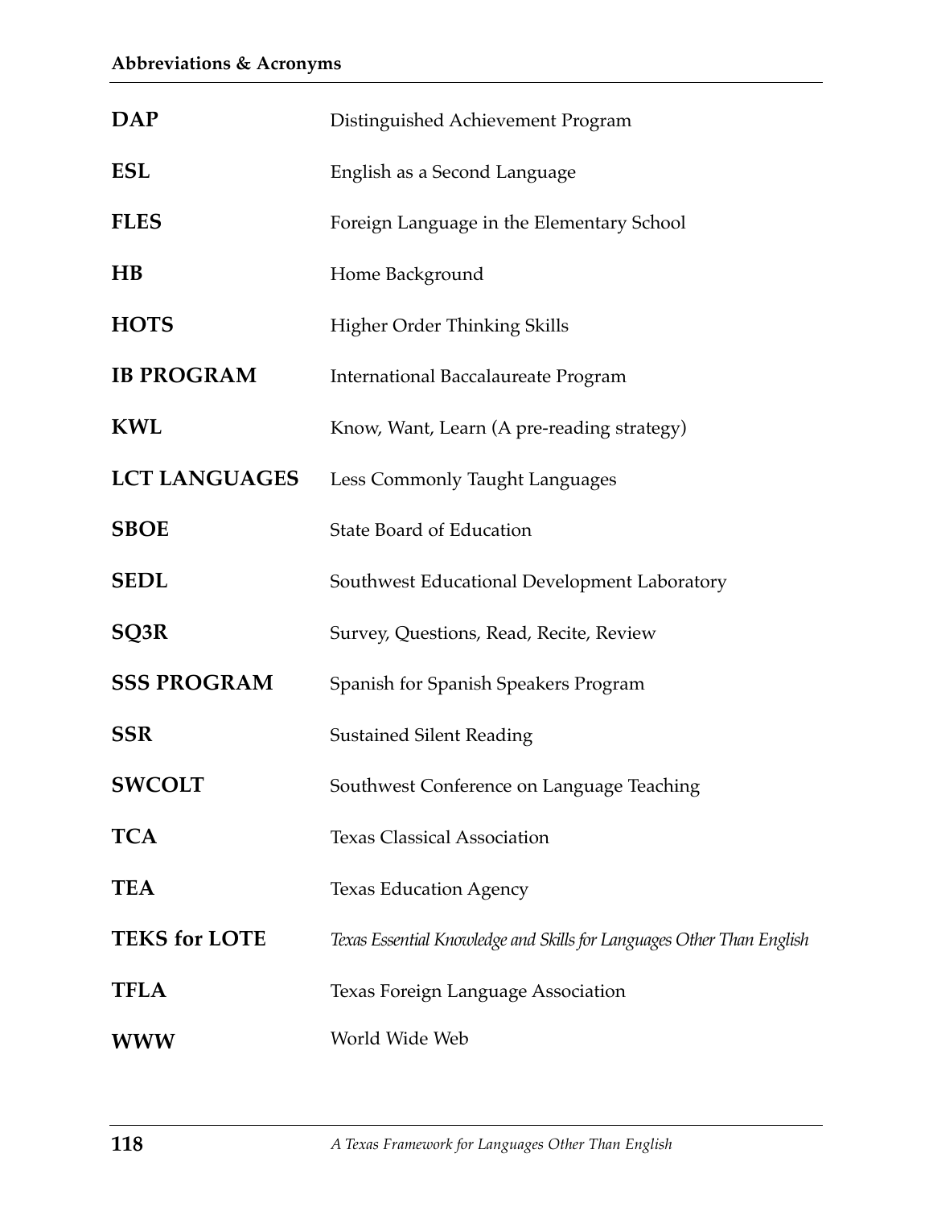| | |
|---|---|
| **DAP** | Distinguished Achievement Program |
| **ESL** | English as a Second Language |
| **FLES** | Foreign Language in the Elementary School |
| **HB** | Home Background |
| **HOTS** | Higher Order Thinking Skills |
| **IB PROGRAM** | International Baccalaureate Program |
| **KWL** | Know, Want, Learn (A pre-reading strategy) |
| **LCT LANGUAGES** | Less Commonly Taught Languages |
| **SBOE** | State Board of Education |
| **SEDL** | Southwest Educational Development Laboratory |
| **SQ3R** | Survey, Questions, Read, Recite, Review |
| **SSS PROGRAM** | Spanish for Spanish Speakers Program |
| **SSR** | Sustained Silent Reading |
| **SWCOLT** | Southwest Conference on Language Teaching |
| **TCA** | Texas Classical Association |
| **TEA** | Texas Education Agency |
| **TEKS for LOTE** | *Texas Essential Knowledge and Skills for Languages Other Than English* |
| **TFLA** | Texas Foreign Language Association |
| **WWW** | World Wide Web |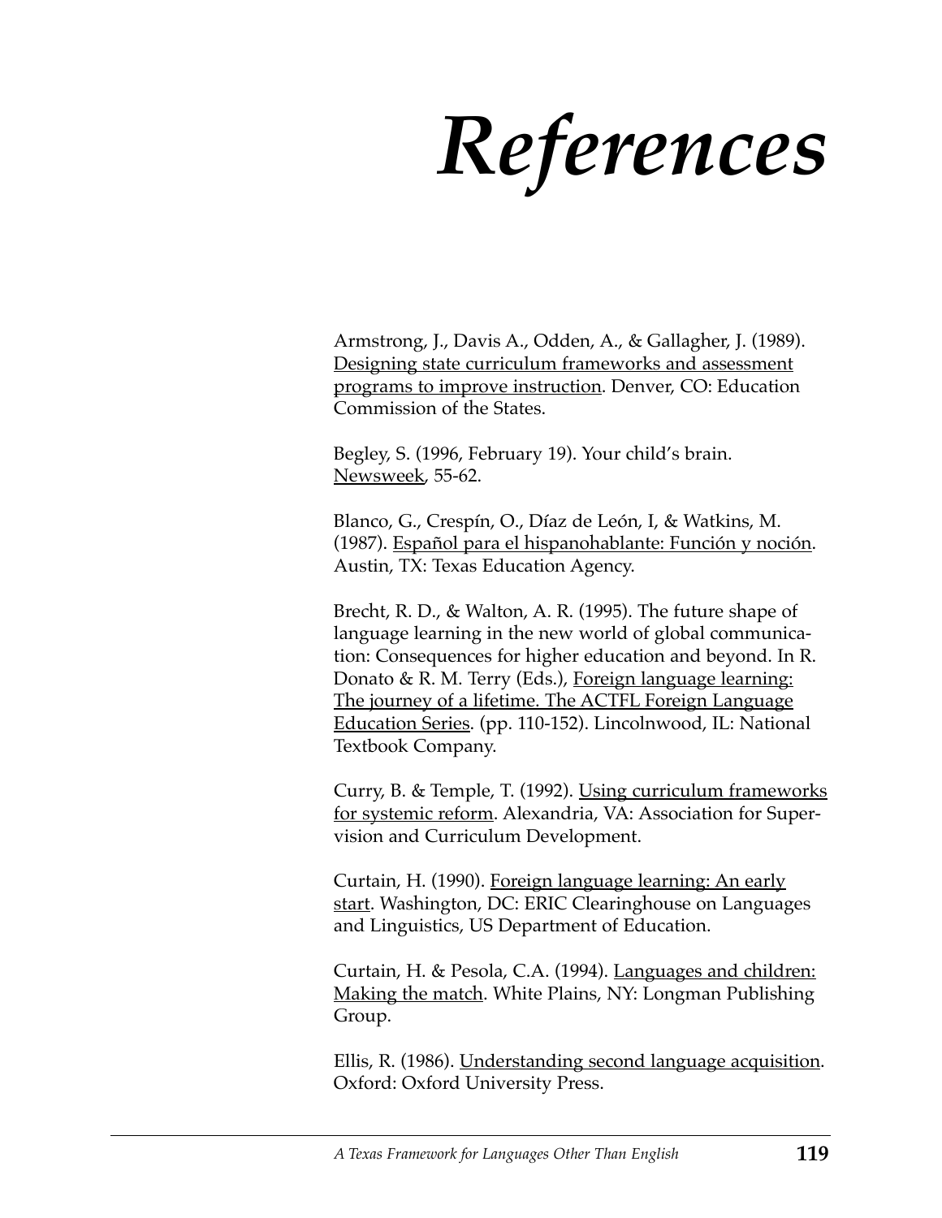# *References*

Armstrong, J., Davis A., Odden, A., & Gallagher, J. (1989). Designing state curriculum frameworks and assessment programs to improve instruction. Denver, CO: Education Commission of the States.

Begley, S. (1996, February 19). Your child's brain. Newsweek, 55-62.

Blanco, G., Crespín, O., Díaz de León, I, & Watkins, M. (1987). Español para el hispanohablante: Función y noción. Austin, TX: Texas Education Agency.

Brecht, R. D., & Walton, A. R. (1995). The future shape of language learning in the new world of global communication: Consequences for higher education and beyond. In R. Donato & R. M. Terry (Eds.), Foreign language learning: The journey of a lifetime. The ACTFL Foreign Language Education Series. (pp. 110-152). Lincolnwood, IL: National Textbook Company.

Curry, B. & Temple, T. (1992). Using curriculum frameworks for systemic reform. Alexandria, VA: Association for Supervision and Curriculum Development.

Curtain, H. (1990). Foreign language learning: An early start. Washington, DC: ERIC Clearinghouse on Languages and Linguistics, US Department of Education.

Curtain, H. & Pesola, C.A. (1994). Languages and children: Making the match. White Plains, NY: Longman Publishing Group.

Ellis, R. (1986). Understanding second language acquisition. Oxford: Oxford University Press.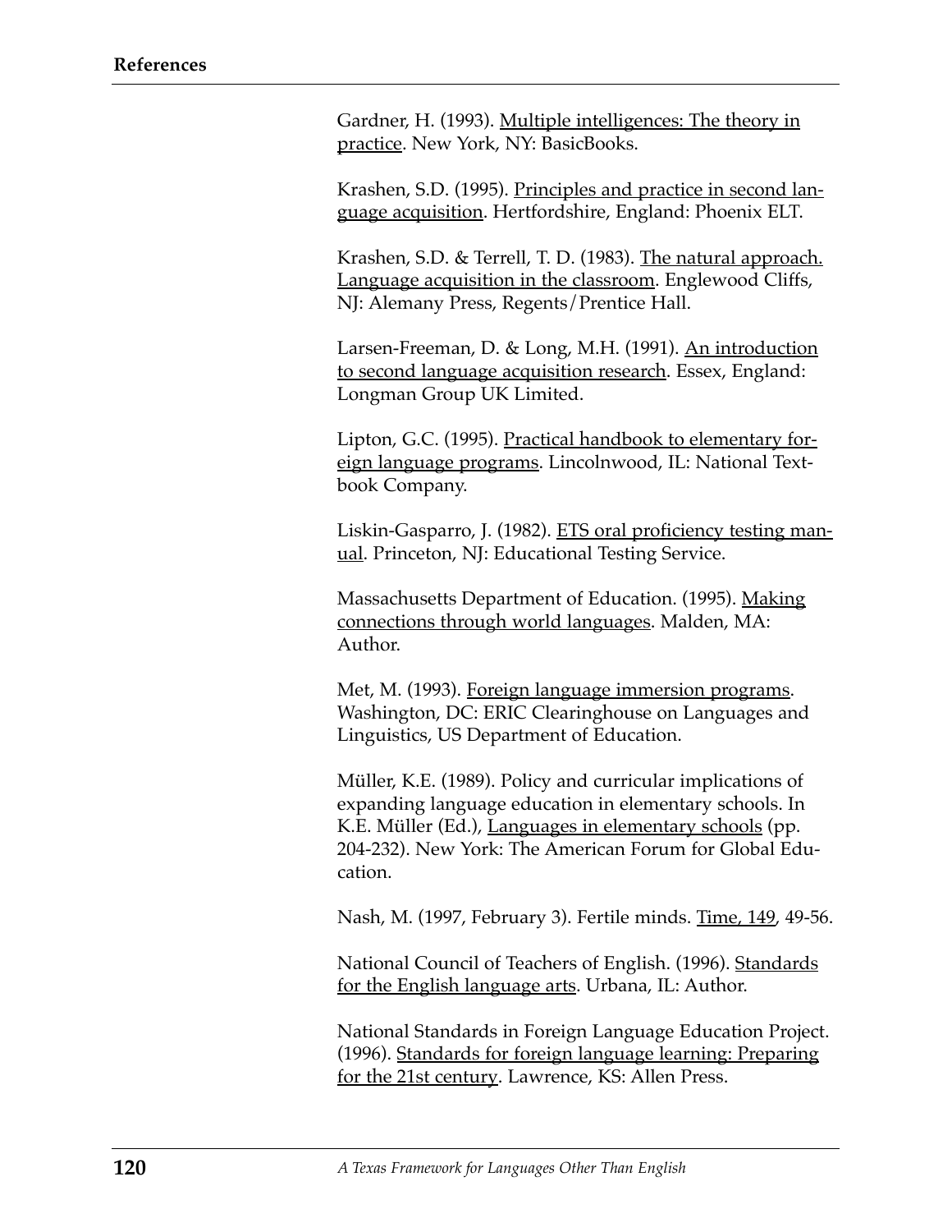Gardner, H. (1993). Multiple intelligences: The theory in practice. New York, NY: BasicBooks.

Krashen, S.D. (1995). Principles and practice in second language acquisition. Hertfordshire, England: Phoenix ELT.

Krashen, S.D. & Terrell, T. D. (1983). The natural approach. Language acquisition in the classroom. Englewood Cliffs, NJ: Alemany Press, Regents/Prentice Hall.

Larsen-Freeman, D. & Long, M.H. (1991). An introduction to second language acquisition research. Essex, England: Longman Group UK Limited.

Lipton, G.C. (1995). Practical handbook to elementary foreign language programs. Lincolnwood, IL: National Textbook Company.

Liskin-Gasparro, J. (1982). ETS oral proficiency testing manual. Princeton, NJ: Educational Testing Service.

Massachusetts Department of Education. (1995). Making connections through world languages. Malden, MA: Author.

Met, M. (1993). Foreign language immersion programs. Washington, DC: ERIC Clearinghouse on Languages and Linguistics, US Department of Education.

Müller, K.E. (1989). Policy and curricular implications of expanding language education in elementary schools. In K.E. Müller (Ed.), Languages in elementary schools (pp. 204-232). New York: The American Forum for Global Education.

Nash, M. (1997, February 3). Fertile minds. Time, 149, 49-56.

National Council of Teachers of English. (1996). Standards for the English language arts. Urbana, IL: Author.

National Standards in Foreign Language Education Project. (1996). Standards for foreign language learning: Preparing for the 21st century. Lawrence, KS: Allen Press.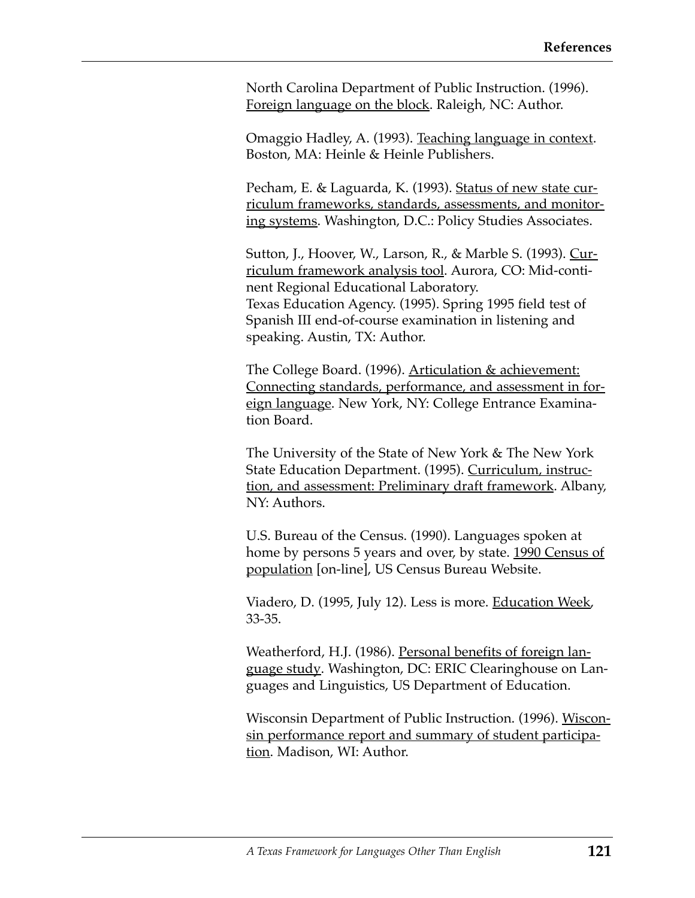North Carolina Department of Public Instruction. (1996). Foreign language on the block. Raleigh, NC: Author.

Omaggio Hadley, A. (1993). Teaching language in context. Boston, MA: Heinle & Heinle Publishers.

Pecham, E. & Laguarda, K. (1993). Status of new state curriculum frameworks, standards, assessments, and monitoring systems. Washington, D.C.: Policy Studies Associates.

Sutton, J., Hoover, W., Larson, R., & Marble S. (1993). Curriculum framework analysis tool. Aurora, CO: Mid-continent Regional Educational Laboratory.
Texas Education Agency. (1995). Spring 1995 field test of Spanish III end-of-course examination in listening and speaking. Austin, TX: Author.

The College Board. (1996). Articulation & achievement: Connecting standards, performance, and assessment in foreign language. New York, NY: College Entrance Examination Board.

The University of the State of New York & The New York State Education Department. (1995). Curriculum, instruction, and assessment: Preliminary draft framework. Albany, NY: Authors.

U.S. Bureau of the Census. (1990). Languages spoken at home by persons 5 years and over, by state. 1990 Census of population [on-line], US Census Bureau Website.

Viadero, D. (1995, July 12). Less is more. Education Week, 33-35.

Weatherford, H.J. (1986). Personal benefits of foreign language study. Washington, DC: ERIC Clearinghouse on Languages and Linguistics, US Department of Education.

Wisconsin Department of Public Instruction. (1996). Wisconsin performance report and summary of student participation. Madison, WI: Author.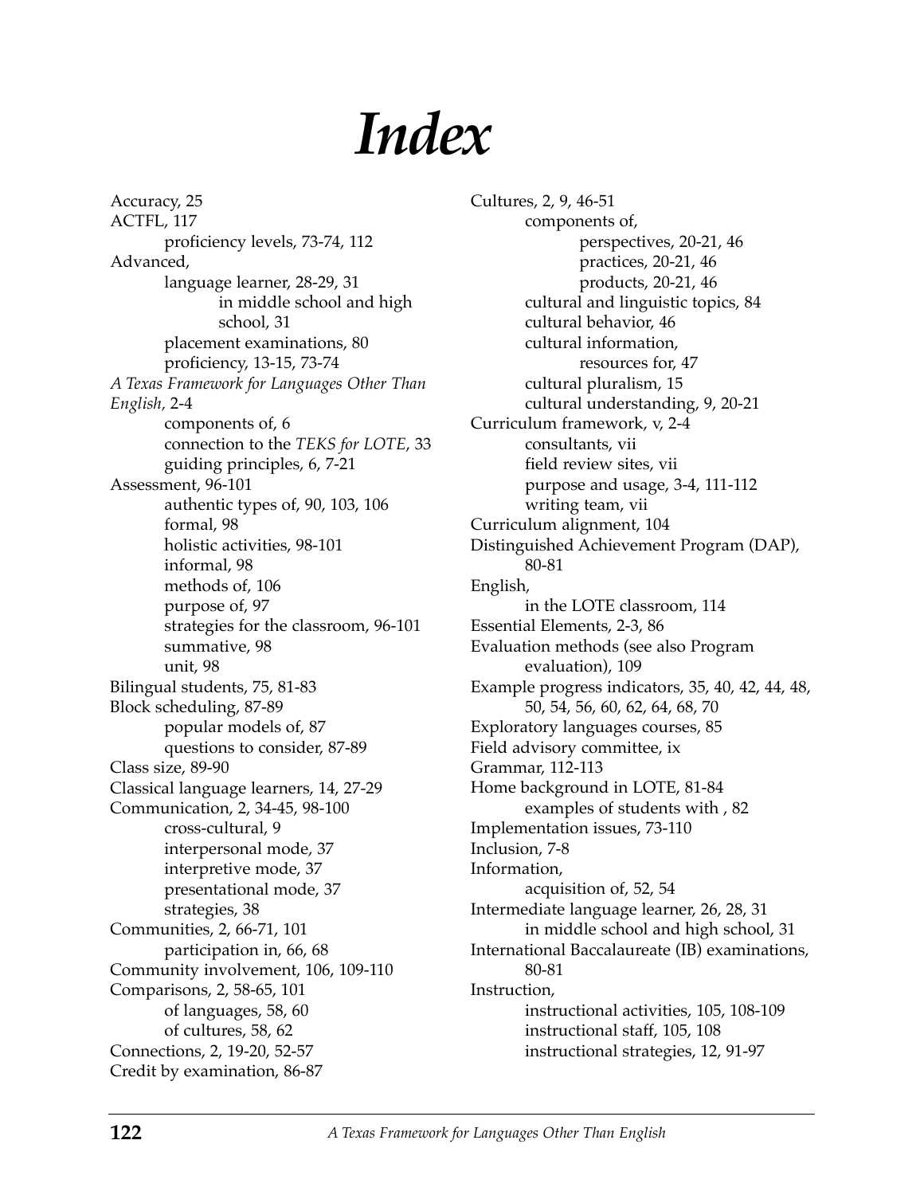# Index

Accuracy, 25
ACTFL, 117
  proficiency levels, 73-74, 112
Advanced,
  language learner, 28-29, 31
    in middle school and high school, 31
  placement examinations, 80
  proficiency, 13-15, 73-74
*A Texas Framework for Languages Other Than English,* 2-4
  components of, 6
  connection to the *TEKS for LOTE*, 33
  guiding principles, 6, 7-21
Assessment, 96-101
  authentic types of, 90, 103, 106
  formal, 98
  holistic activities, 98-101
  informal, 98
  methods of, 106
  purpose of, 97
  strategies for the classroom, 96-101
  summative, 98
  unit, 98
Bilingual students, 75, 81-83
Block scheduling, 87-89
  popular models of, 87
  questions to consider, 87-89
Class size, 89-90
Classical language learners, 14, 27-29
Communication, 2, 34-45, 98-100
  cross-cultural, 9
  interpersonal mode, 37
  interpretive mode, 37
  presentational mode, 37
  strategies, 38
Communities, 2, 66-71, 101
  participation in, 66, 68
Community involvement, 106, 109-110
Comparisons, 2, 58-65, 101
  of languages, 58, 60
  of cultures, 58, 62
Connections, 2, 19-20, 52-57
Credit by examination, 86-87

Cultures, 2, 9, 46-51
  components of,
    perspectives, 20-21, 46
    practices, 20-21, 46
    products, 20-21, 46
  cultural and linguistic topics, 84
  cultural behavior, 46
  cultural information,
    resources for, 47
  cultural pluralism, 15
  cultural understanding, 9, 20-21
Curriculum framework, v, 2-4
  consultants, vii
  field review sites, vii
  purpose and usage, 3-4, 111-112
  writing team, vii
Curriculum alignment, 104
Distinguished Achievement Program (DAP), 80-81
English,
  in the LOTE classroom, 114
Essential Elements, 2-3, 86
Evaluation methods (see also Program evaluation), 109
Example progress indicators, 35, 40, 42, 44, 48, 50, 54, 56, 60, 62, 64, 68, 70
Exploratory languages courses, 85
Field advisory committee, ix
Grammar, 112-113
Home background in LOTE, 81-84
  examples of students with , 82
Implementation issues, 73-110
Inclusion, 7-8
Information,
  acquisition of, 52, 54
Intermediate language learner, 26, 28, 31
  in middle school and high school, 31
International Baccalaureate (IB) examinations, 80-81
Instruction,
  instructional activities, 105, 108-109
  instructional staff, 105, 108
  instructional strategies, 12, 91-97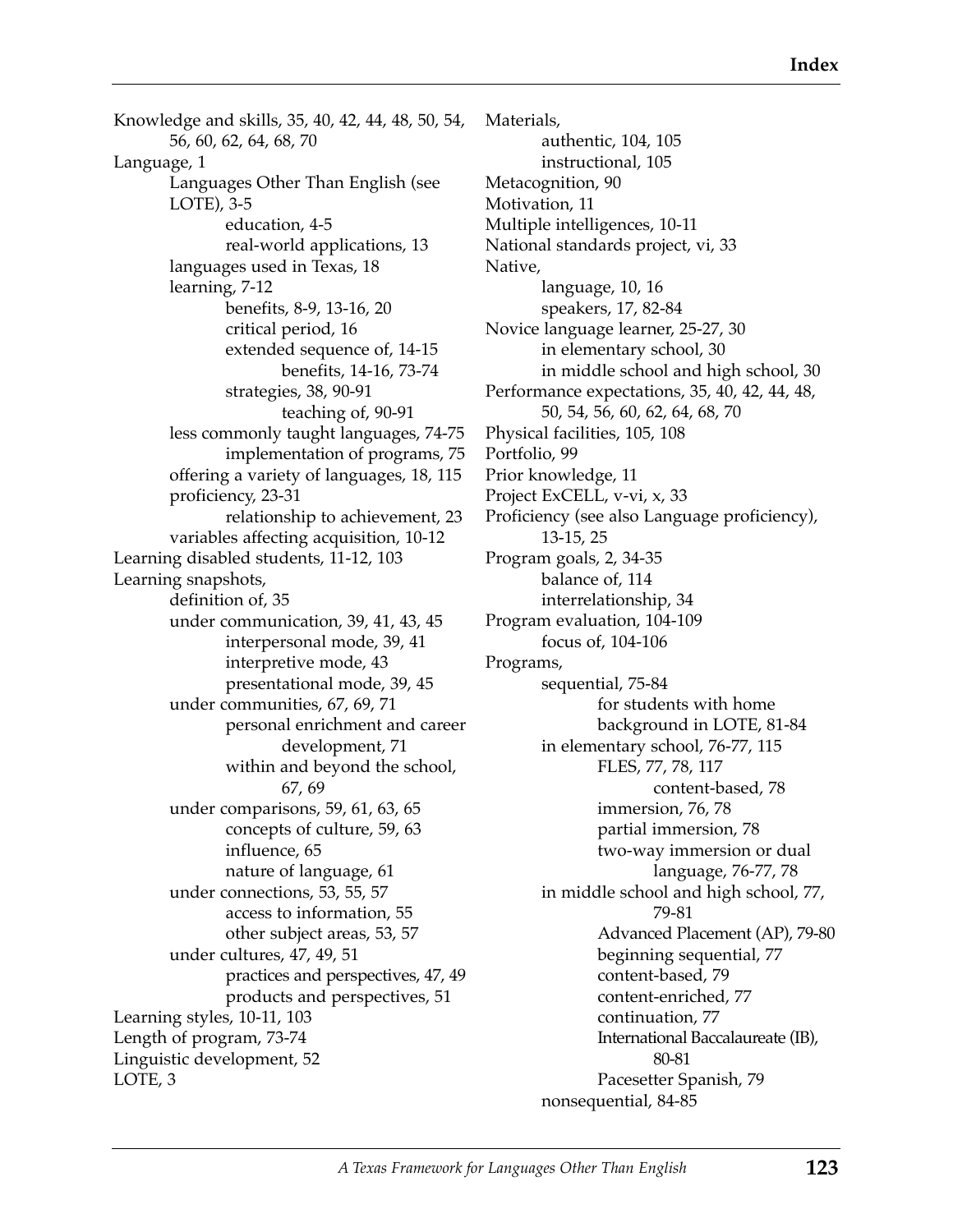Knowledge and skills, 35, 40, 42, 44, 48, 50, 54, 56, 60, 62, 64, 68, 70

Language, 1
- Languages Other Than English (see LOTE), 3-5
  - education, 4-5
  - real-world applications, 13
- languages used in Texas, 18
- learning, 7-12
  - benefits, 8-9, 13-16, 20
  - critical period, 16
  - extended sequence of, 14-15
    - benefits, 14-16, 73-74
  - strategies, 38, 90-91
    - teaching of, 90-91
- less commonly taught languages, 74-75
  - implementation of programs, 75
- offering a variety of languages, 18, 115
- proficiency, 23-31
  - relationship to achievement, 23
- variables affecting acquisition, 10-12

Learning disabled students, 11-12, 103

Learning snapshots,
- definition of, 35
- under communication, 39, 41, 43, 45
  - interpersonal mode, 39, 41
  - interpretive mode, 43
  - presentational mode, 39, 45
- under communities, 67, 69, 71
  - personal enrichment and career development, 71
  - within and beyond the school, 67, 69
- under comparisons, 59, 61, 63, 65
  - concepts of culture, 59, 63
  - influence, 65
  - nature of language, 61
- under connections, 53, 55, 57
  - access to information, 55
  - other subject areas, 53, 57
- under cultures, 47, 49, 51
  - practices and perspectives, 47, 49
  - products and perspectives, 51

Learning styles, 10-11, 103

Length of program, 73-74

Linguistic development, 52

LOTE, 3

Materials,
- authentic, 104, 105
- instructional, 105

Metacognition, 90

Motivation, 11

Multiple intelligences, 10-11

National standards project, vi, 33

Native,
- language, 10, 16
- speakers, 17, 82-84

Novice language learner, 25-27, 30
- in elementary school, 30
- in middle school and high school, 30

Performance expectations, 35, 40, 42, 44, 48, 50, 54, 56, 60, 62, 64, 68, 70

Physical facilities, 105, 108

Portfolio, 99

Prior knowledge, 11

Project ExCELL, v-vi, x, 33

Proficiency (see also Language proficiency), 13-15, 25

Program goals, 2, 34-35
- balance of, 114
- interrelationship, 34

Program evaluation, 104-109
- focus of, 104-106

Programs,
- sequential, 75-84
  - for students with home background in LOTE, 81-84
- in elementary school, 76-77, 115
  - FLES, 77, 78, 117
    - content-based, 78
  - immersion, 76, 78
  - partial immersion, 78
  - two-way immersion or dual language, 76-77, 78
- in middle school and high school, 77, 79-81
  - Advanced Placement (AP), 79-80
  - beginning sequential, 77
  - content-based, 79
  - content-enriched, 77
  - continuation, 77
  - International Baccalaureate (IB), 80-81
  - Pacesetter Spanish, 79
- nonsequential, 84-85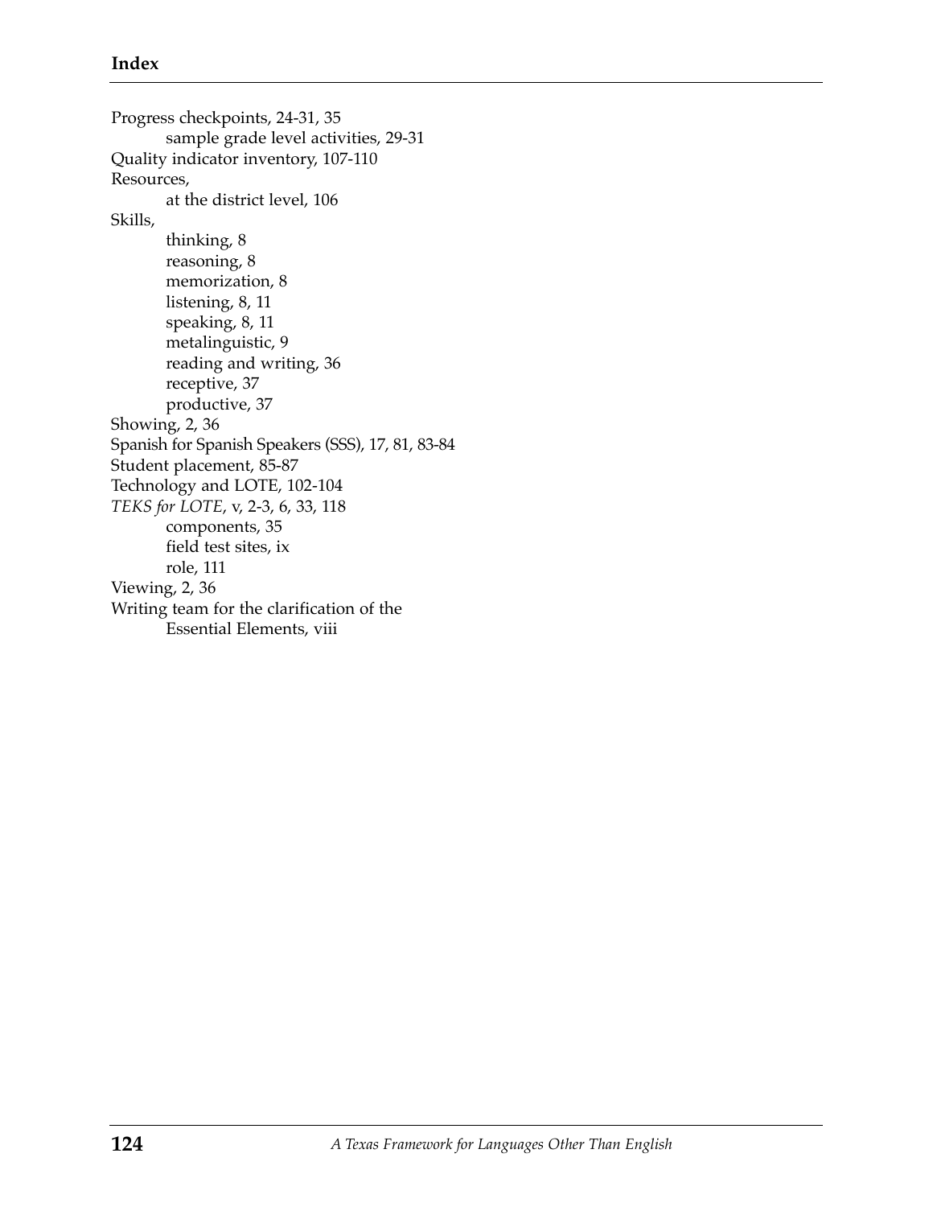Progress checkpoints, 24-31, 35
    sample grade level activities, 29-31
Quality indicator inventory, 107-110
Resources,
    at the district level, 106
Skills,
    thinking, 8
    reasoning, 8
    memorization, 8
    listening, 8, 11
    speaking, 8, 11
    metalinguistic, 9
    reading and writing, 36
    receptive, 37
    productive, 37
Showing, 2, 36
Spanish for Spanish Speakers (SSS), 17, 81, 83-84
Student placement, 85-87
Technology and LOTE, 102-104
*TEKS for LOTE*, v, 2-3, 6, 33, 118
    components, 35
    field test sites, ix
    role, 111
Viewing, 2, 36
Writing team for the clarification of the
    Essential Elements, viii